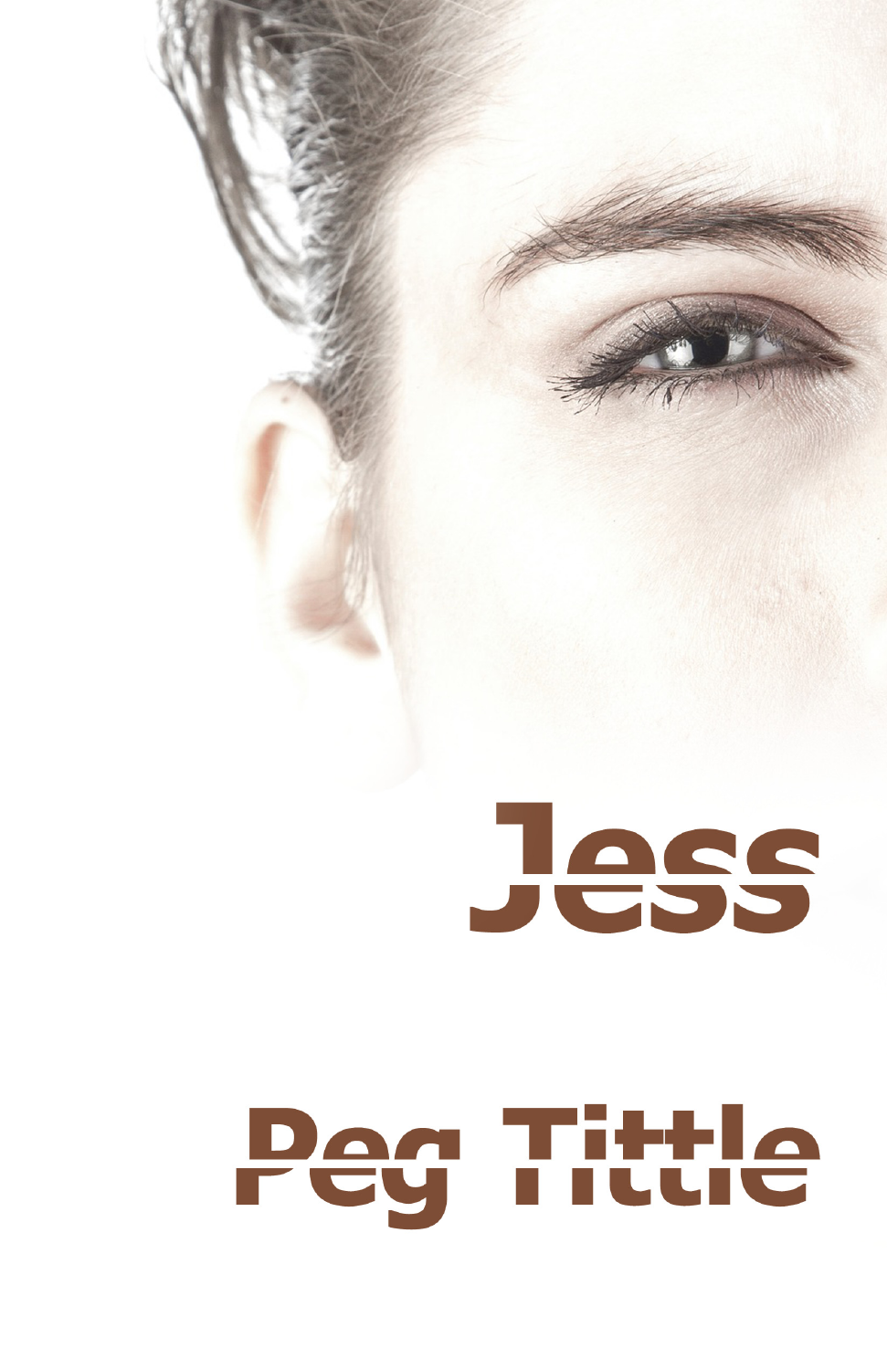# Jess

Peg Tittle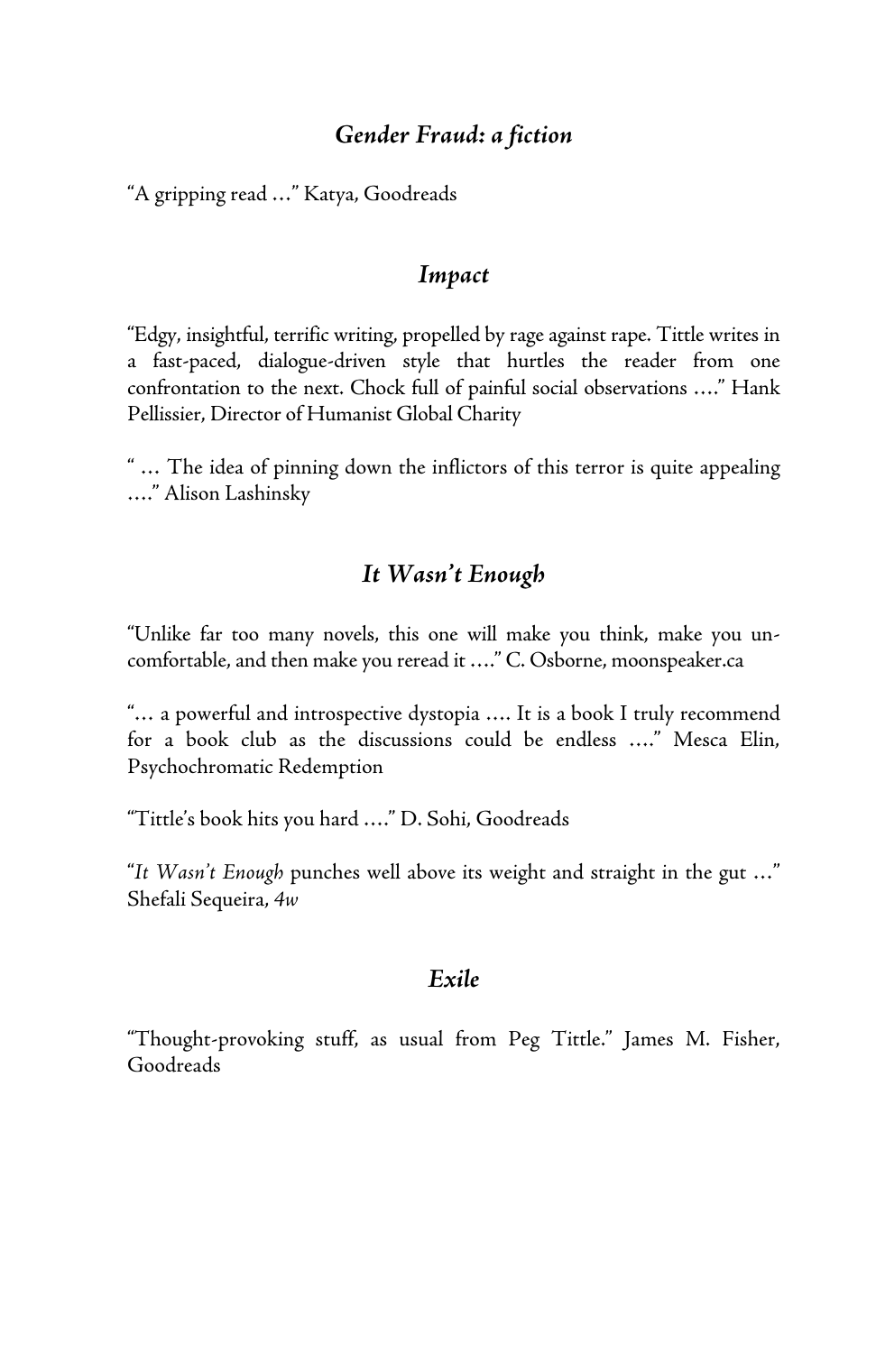## *Gender Fraud: a fiction*

"A gripping read …" Katya, Goodreads

## *Impact*

"Edgy, insightful, terrific writing, propelled by rage against rape. Tittle writes in a fast-paced, dialogue-driven style that hurtles the reader from one confrontation to the next. Chock full of painful social observations …." Hank Pellissier, Director of Humanist Global Charity

" … The idea of pinning down the inflictors of this terror is quite appealing …." Alison Lashinsky

## *It Wasn't Enough*

"Unlike far too many novels, this one will make you think, make you uncomfortable, and then make you reread it …." C. Osborne, moonspeaker.ca

"… a powerful and introspective dystopia …. It is a book I truly recommend for a book club as the discussions could be endless …." Mesca Elin, Psychochromatic Redemption

"Tittle's book hits you hard …." D. Sohi, Goodreads

"*It Wasn't Enough* punches well above its weight and straight in the gut …" Shefali Sequeira, *4w*

## *Exile*

"Thought-provoking stuff, as usual from Peg Tittle." James M. Fisher, Goodreads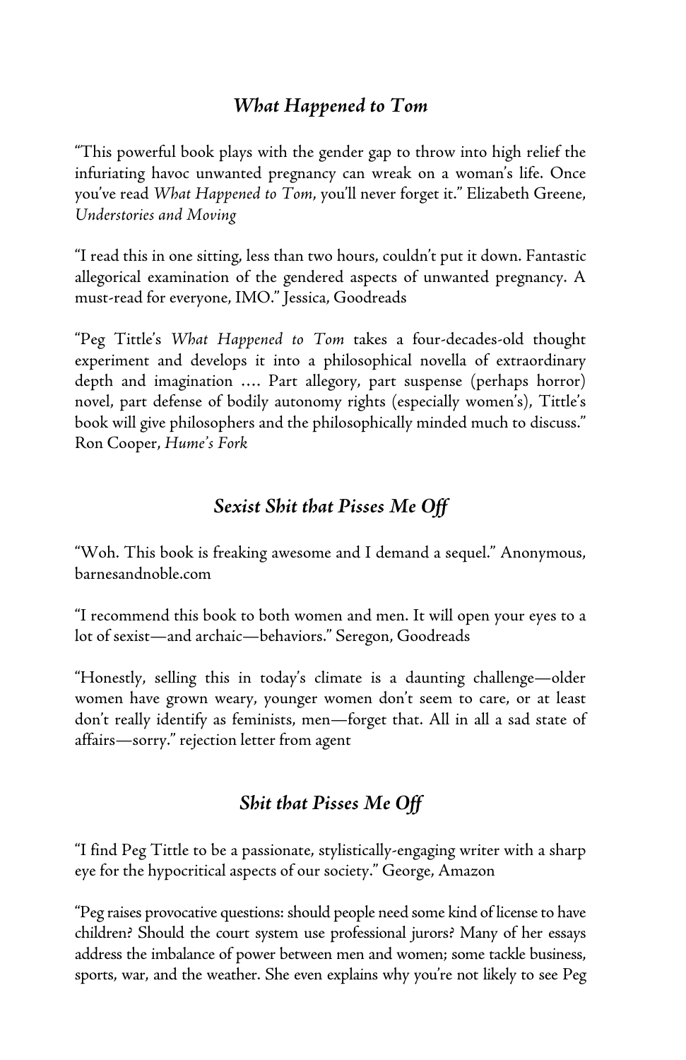## *What Happened to Tom*

"This powerful book plays with the gender gap to throw into high relief the infuriating havoc unwanted pregnancy can wreak on a woman's life. Once you've read *What Happened to Tom*, you'll never forget it." Elizabeth Greene, *Understories and Moving*

"I read this in one sitting, less than two hours, couldn't put it down. Fantastic allegorical examination of the gendered aspects of unwanted pregnancy. A must-read for everyone, IMO." Jessica, Goodreads

"Peg Tittle's *What Happened to Tom* takes a four-decades-old thought experiment and develops it into a philosophical novella of extraordinary depth and imagination …. Part allegory, part suspense (perhaps horror) novel, part defense of bodily autonomy rights (especially women's), Tittle's book will give philosophers and the philosophically minded much to discuss." Ron Cooper, *Hume's Fork*

## *Sexist Shit that Pisses Me Off*

"Woh. This book is freaking awesome and I demand a sequel." Anonymous, barnesandnoble.com

"I recommend this book to both women and men. It will open your eyes to a lot of sexist—and archaic—behaviors." Seregon, Goodreads

"Honestly, selling this in today's climate is a daunting challenge—older women have grown weary, younger women don't seem to care, or at least don't really identify as feminists, men—forget that. All in all a sad state of affairs—sorry." rejection letter from agent

## *Shit that Pisses Me Off*

"I find Peg Tittle to be a passionate, stylistically-engaging writer with a sharp eye for the hypocritical aspects of our society." George, Amazon

"Peg raises provocative questions: should people need some kind of license to have children? Should the court system use professional jurors? Many of her essays address the imbalance of power between men and women; some tackle business, sports, war, and the weather. She even explains why you're not likely to see Peg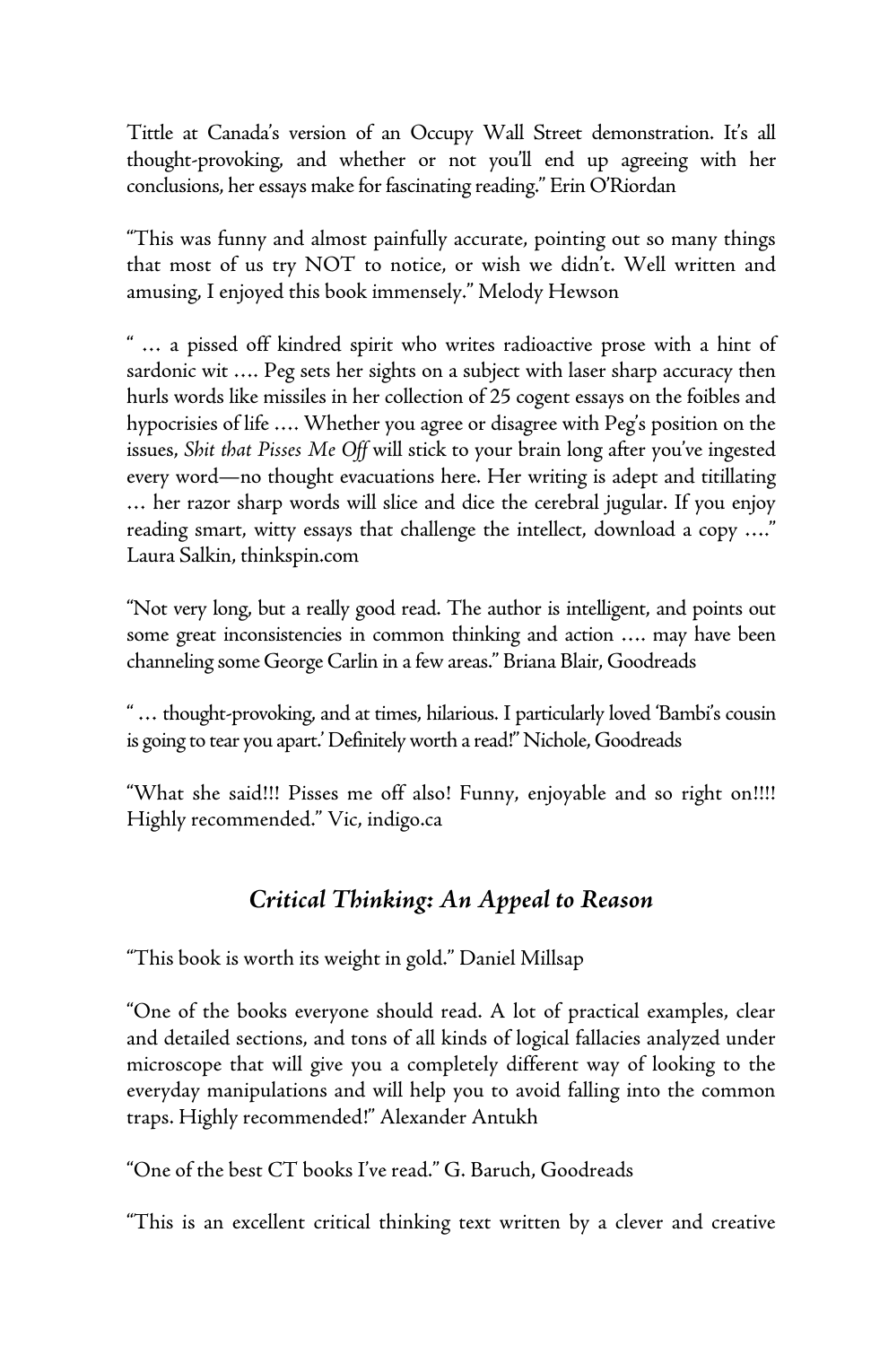Tittle at Canada's version of an Occupy Wall Street demonstration. It's all thought-provoking, and whether or not you'll end up agreeing with her conclusions, her essays make for fascinating reading." Erin O'Riordan

"This was funny and almost painfully accurate, pointing out so many things that most of us try NOT to notice, or wish we didn't. Well written and amusing, I enjoyed this book immensely." Melody Hewson

" … a pissed off kindred spirit who writes radioactive prose with a hint of sardonic wit …. Peg sets her sights on a subject with laser sharp accuracy then hurls words like missiles in her collection of 25 cogent essays on the foibles and hypocrisies of life …. Whether you agree or disagree with Peg's position on the issues, *Shit that Pisses Me Off* will stick to your brain long after you've ingested every word—no thought evacuations here. Her writing is adept and titillating … her razor sharp words will slice and dice the cerebral jugular. If you enjoy reading smart, witty essays that challenge the intellect, download a copy …." Laura Salkin, thinkspin.com

"Not very long, but a really good read. The author is intelligent, and points out some great inconsistencies in common thinking and action …. may have been channeling some George Carlin in a few areas." Briana Blair, Goodreads

" … thought-provoking, and at times, hilarious. I particularly loved 'Bambi's cousin is going to tear you apart.' Definitely worth a read!" Nichole, Goodreads

"What she said!!! Pisses me off also! Funny, enjoyable and so right on!!!! Highly recommended." Vic, indigo.ca

## *Critical Thinking: An Appeal to Reason*

"This book is worth its weight in gold." Daniel Millsap

"One of the books everyone should read. A lot of practical examples, clear and detailed sections, and tons of all kinds of logical fallacies analyzed under microscope that will give you a completely different way of looking to the everyday manipulations and will help you to avoid falling into the common traps. Highly recommended!" Alexander Antukh

"One of the best CT books I've read." G. Baruch, Goodreads

"This is an excellent critical thinking text written by a clever and creative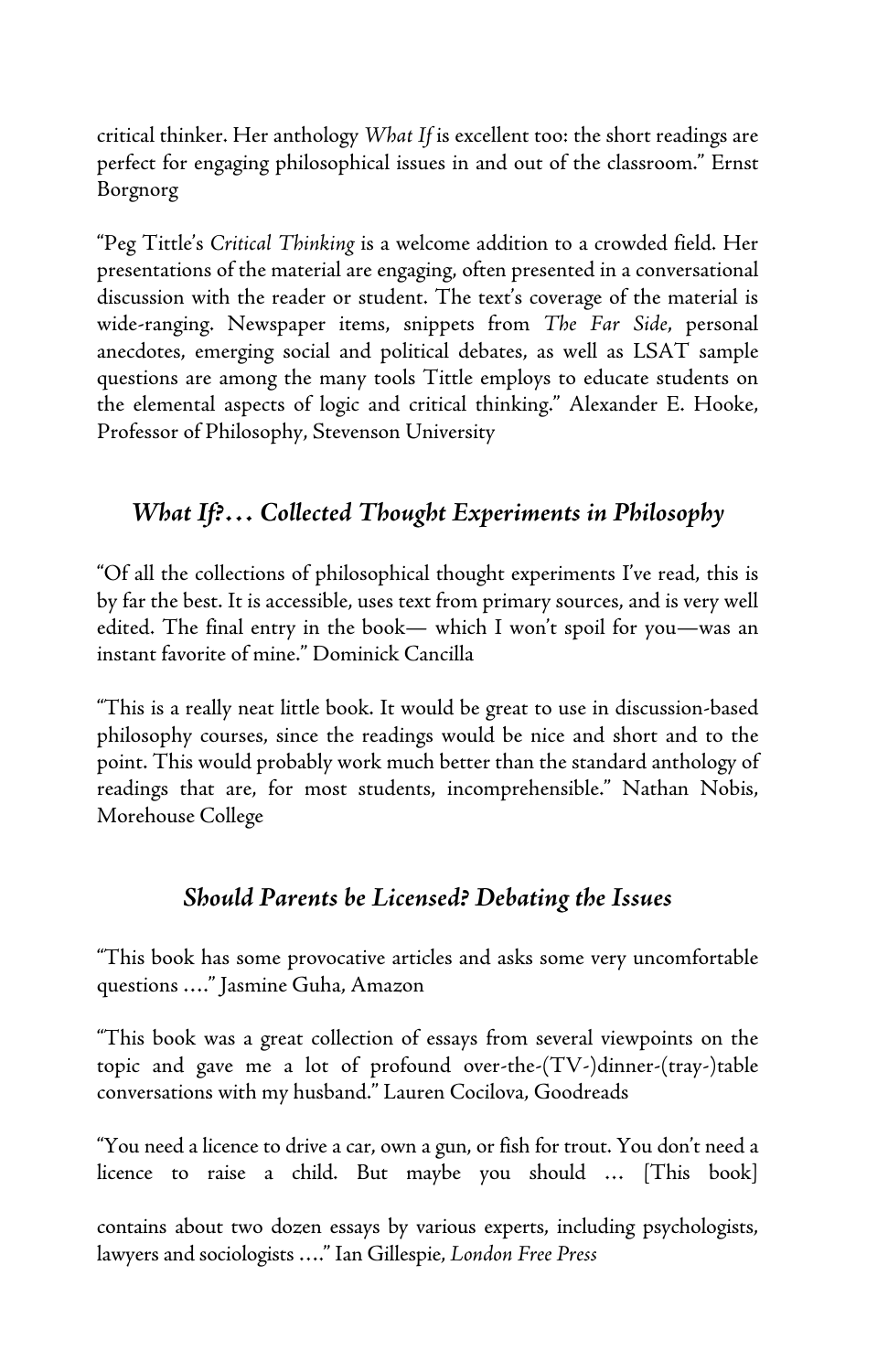critical thinker. Her anthology *What If* is excellent too: the short readings are perfect for engaging philosophical issues in and out of the classroom." Ernst Borgnorg

"Peg Tittle's *Critical Thinking* is a welcome addition to a crowded field. Her presentations of the material are engaging, often presented in a conversational discussion with the reader or student. The text's coverage of the material is wide-ranging. Newspaper items, snippets from *The Far Side*, personal anecdotes, emerging social and political debates, as well as LSAT sample questions are among the many tools Tittle employs to educate students on the elemental aspects of logic and critical thinking." Alexander E. Hooke, Professor of Philosophy, Stevenson University

## *What If?… Collected Thought Experiments in Philosophy*

"Of all the collections of philosophical thought experiments I've read, this is by far the best. It is accessible, uses text from primary sources, and is very well edited. The final entry in the book— which I won't spoil for you—was an instant favorite of mine." Dominick Cancilla

"This is a really neat little book. It would be great to use in discussion-based philosophy courses, since the readings would be nice and short and to the point. This would probably work much better than the standard anthology of readings that are, for most students, incomprehensible." Nathan Nobis, Morehouse College

## *Should Parents be Licensed? Debating the Issues*

"This book has some provocative articles and asks some very uncomfortable questions …." Jasmine Guha, Amazon

"This book was a great collection of essays from several viewpoints on the topic and gave me a lot of profound over-the-(TV-)dinner-(tray-)table conversations with my husband." Lauren Cocilova, Goodreads

"You need a licence to drive a car, own a gun, or fish for trout. You don't need a licence to raise a child. But maybe you should … [This book] contains about two dozen essays by various experts, including psychologists, lawyers and sociologists …." Ian Gillespie, *London Free Press*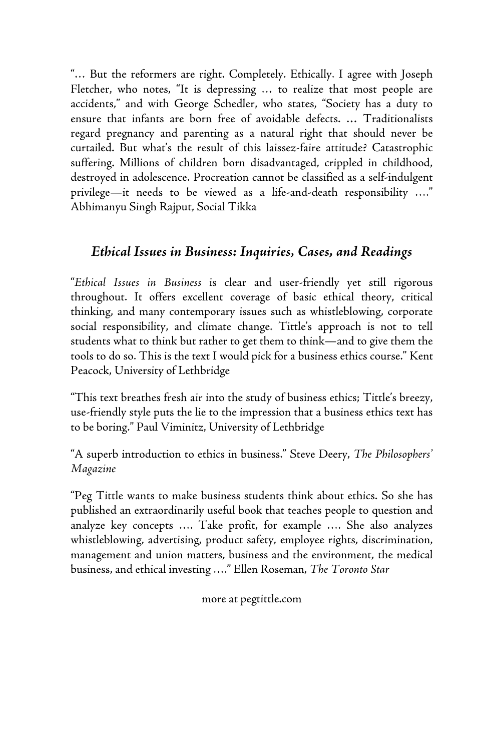"… But the reformers are right. Completely. Ethically. I agree with Joseph Fletcher, who notes, "It is depressing … to realize that most people are accidents," and with George Schedler, who states, "Society has a duty to ensure that infants are born free of avoidable defects. … Traditionalists regard pregnancy and parenting as a natural right that should never be curtailed. But what's the result of this laissez-faire attitude? Catastrophic suffering. Millions of children born disadvantaged, crippled in childhood, destroyed in adolescence. Procreation cannot be classified as a self-indulgent privilege—it needs to be viewed as a life-and-death responsibility …." Abhimanyu Singh Rajput, Social Tikka

## *Ethical Issues in Business: Inquiries, Cases, and Readings*

"*Ethical Issues in Business* is clear and user-friendly yet still rigorous throughout. It offers excellent coverage of basic ethical theory, critical thinking, and many contemporary issues such as whistleblowing, corporate social responsibility, and climate change. Tittle's approach is not to tell students what to think but rather to get them to think—and to give them the tools to do so. This is the text I would pick for a business ethics course." Kent Peacock, University of Lethbridge

"This text breathes fresh air into the study of business ethics; Tittle's breezy, use-friendly style puts the lie to the impression that a business ethics text has to be boring." Paul Viminitz, University of Lethbridge

"A superb introduction to ethics in business." Steve Deery, *The Philosophers' Magazine*

"Peg Tittle wants to make business students think about ethics. So she has published an extraordinarily useful book that teaches people to question and analyze key concepts …. Take profit, for example …. She also analyzes whistleblowing, advertising, product safety, employee rights, discrimination, management and union matters, business and the environment, the medical business, and ethical investing …." Ellen Roseman, *The Toronto Star*

more at pegtittle.com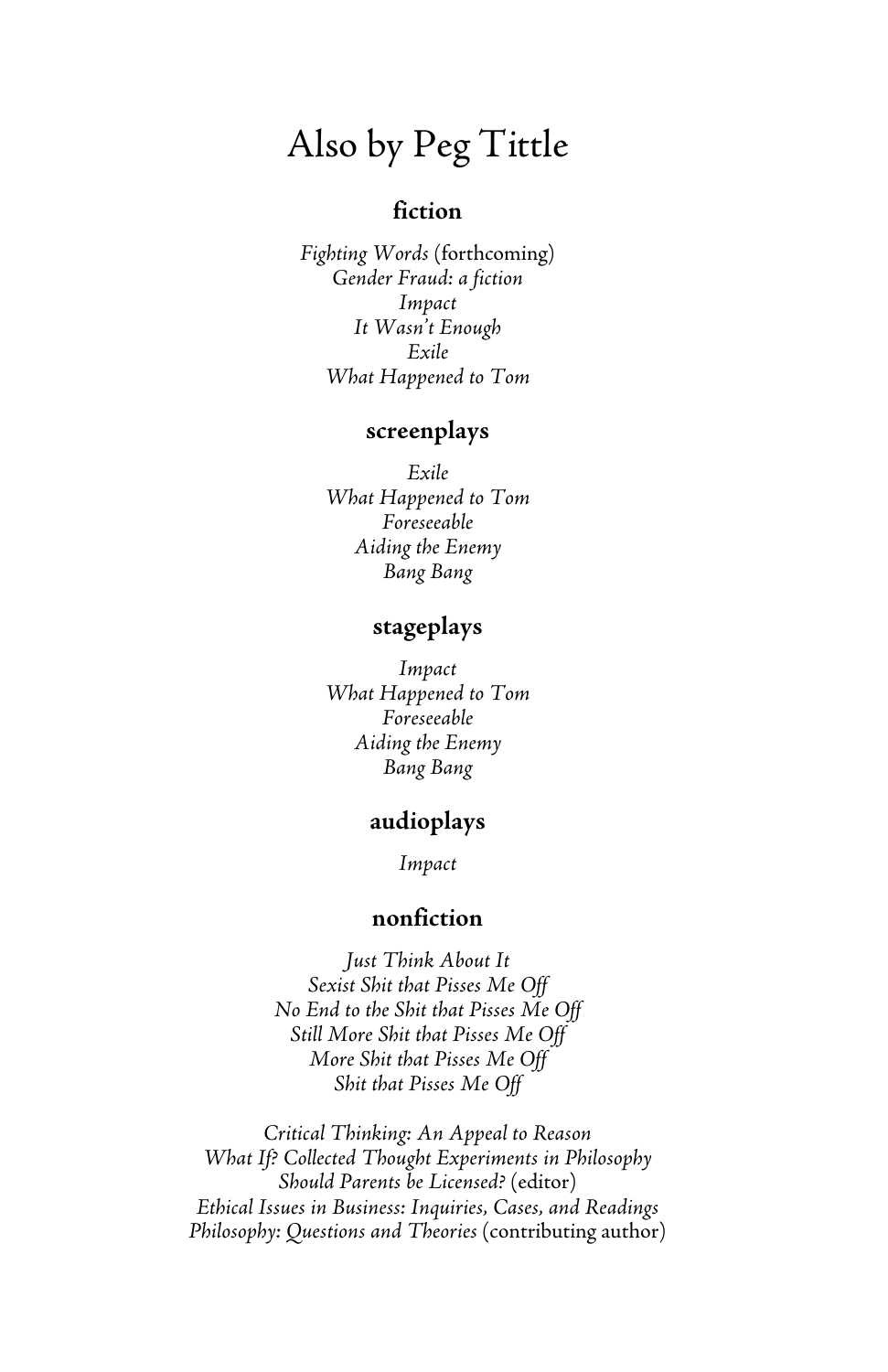# Also by Peg Tittle

## fiction

*Fighting Words* (forthcoming)
*Gender Fraud: a fiction*
*Impact*
*It Wasn't Enough*
*Exile*
*What Happened to Tom*

## screenplays

*Exile*
*What Happened to Tom*
*Foreseeable*
*Aiding the Enemy*
*Bang Bang*

## stageplays

*Impact*
*What Happened to Tom*
*Foreseeable*
*Aiding the Enemy*
*Bang Bang*

## audioplays

*Impact*

## nonfiction

*Just Think About It*
*Sexist Shit that Pisses Me Off*
*No End to the Shit that Pisses Me Off*
*Still More Shit that Pisses Me Off*
*More Shit that Pisses Me Off*
*Shit that Pisses Me Off*

*Critical Thinking: An Appeal to Reason*
*What If? Collected Thought Experiments in Philosophy*
*Should Parents be Licensed?* (editor)
*Ethical Issues in Business: Inquiries, Cases, and Readings*
*Philosophy: Questions and Theories* (contributing author)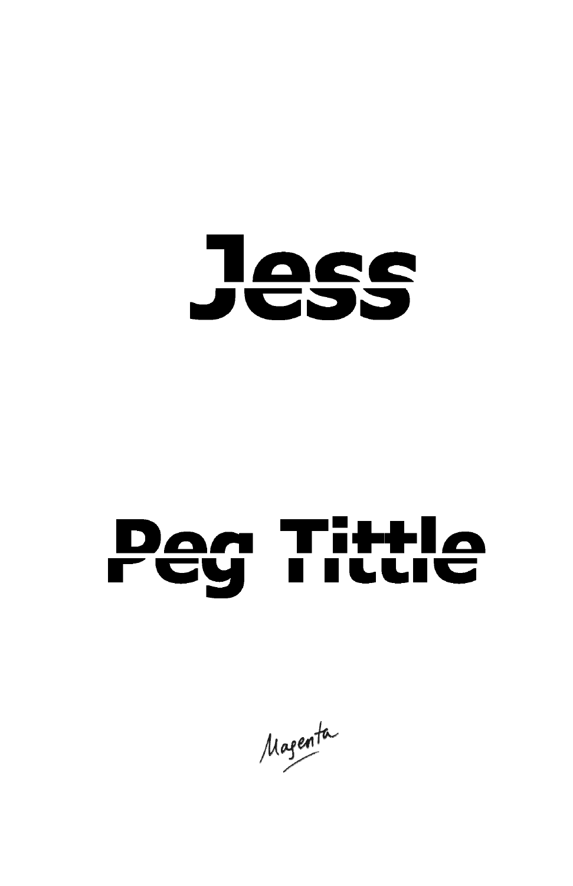# Jess

## Peg Tittle

Magenta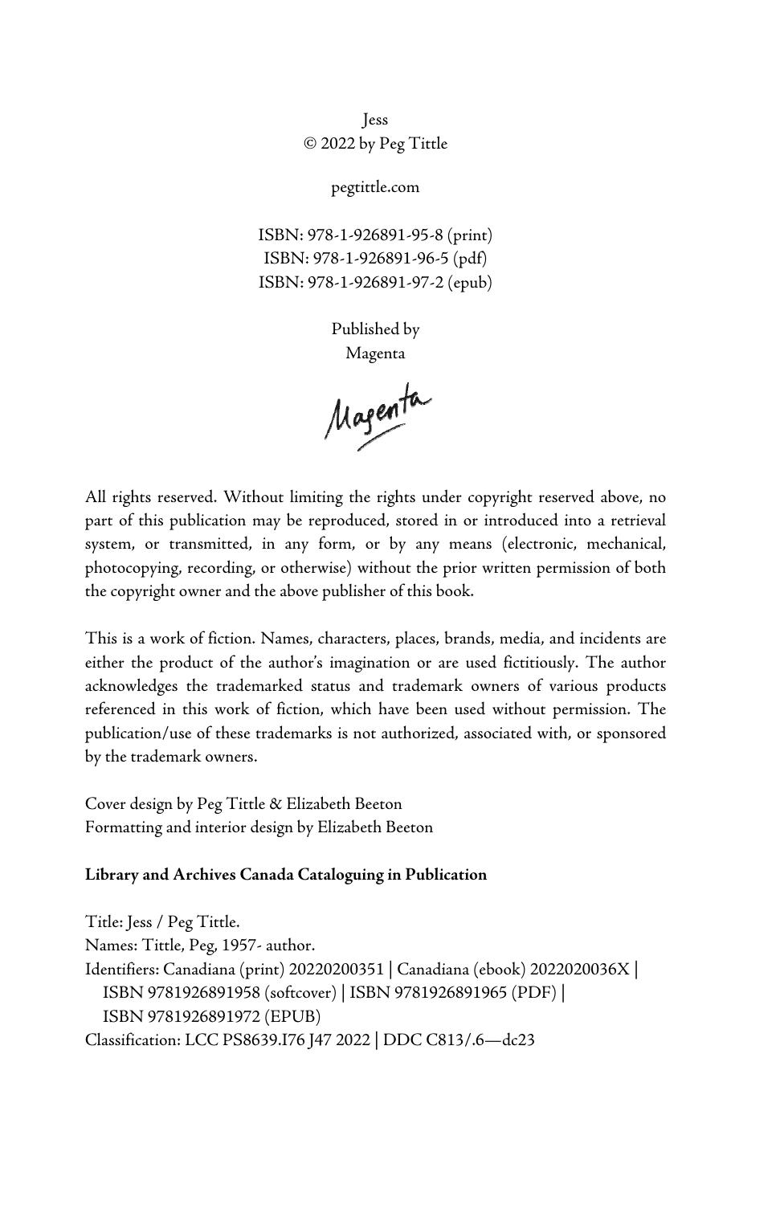Jess
© 2022 by Peg Tittle

pegtittle.com

ISBN: 978-1-926891-95-8 (print)
ISBN: 978-1-926891-96-5 (pdf)
ISBN: 978-1-926891-97-2 (epub)

Published by
Magenta

Magenta

All rights reserved. Without limiting the rights under copyright reserved above, no part of this publication may be reproduced, stored in or introduced into a retrieval system, or transmitted, in any form, or by any means (electronic, mechanical, photocopying, recording, or otherwise) without the prior written permission of both the copyright owner and the above publisher of this book.

This is a work of fiction. Names, characters, places, brands, media, and incidents are either the product of the author's imagination or are used fictitiously. The author acknowledges the trademarked status and trademark owners of various products referenced in this work of fiction, which have been used without permission. The publication/use of these trademarks is not authorized, associated with, or sponsored by the trademark owners.

Cover design by Peg Tittle & Elizabeth Beeton
Formatting and interior design by Elizabeth Beeton

**Library and Archives Canada Cataloguing in Publication**

Title: Jess / Peg Tittle.
Names: Tittle, Peg, 1957- author.
Identifiers: Canadiana (print) 20220200351 | Canadiana (ebook) 2022020036X | ISBN 9781926891958 (softcover) | ISBN 9781926891965 (PDF) | ISBN 9781926891972 (EPUB)
Classification: LCC PS8639.I76 J47 2022 | DDC C813/.6—dc23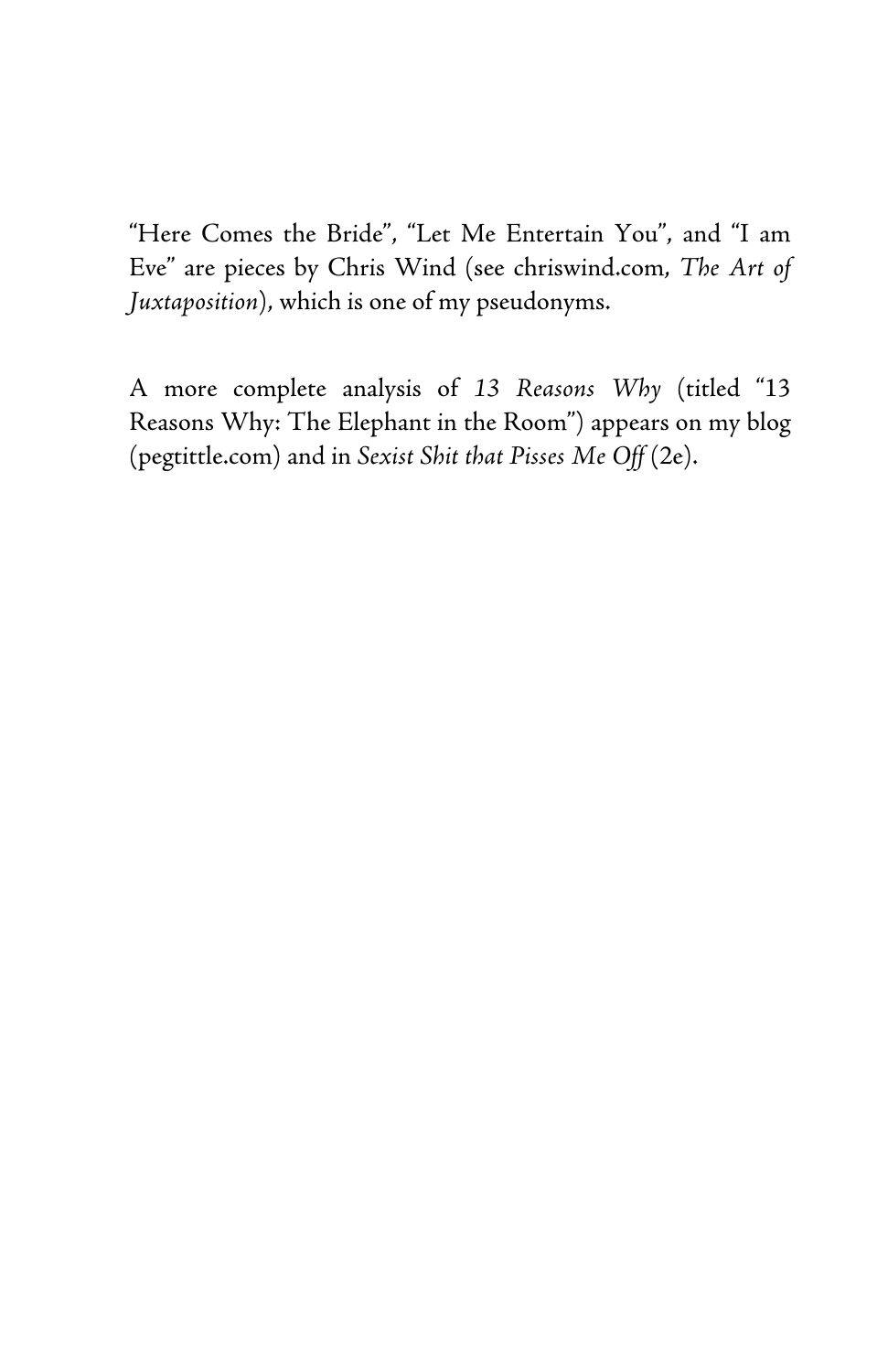"Here Comes the Bride", "Let Me Entertain You", and "I am Eve" are pieces by Chris Wind (see chriswind.com, *The Art of Juxtaposition*), which is one of my pseudonyms.

A more complete analysis of *13 Reasons Why* (titled "13 Reasons Why: The Elephant in the Room") appears on my blog (pegtittle.com) and in *Sexist Shit that Pisses Me Off* (2e).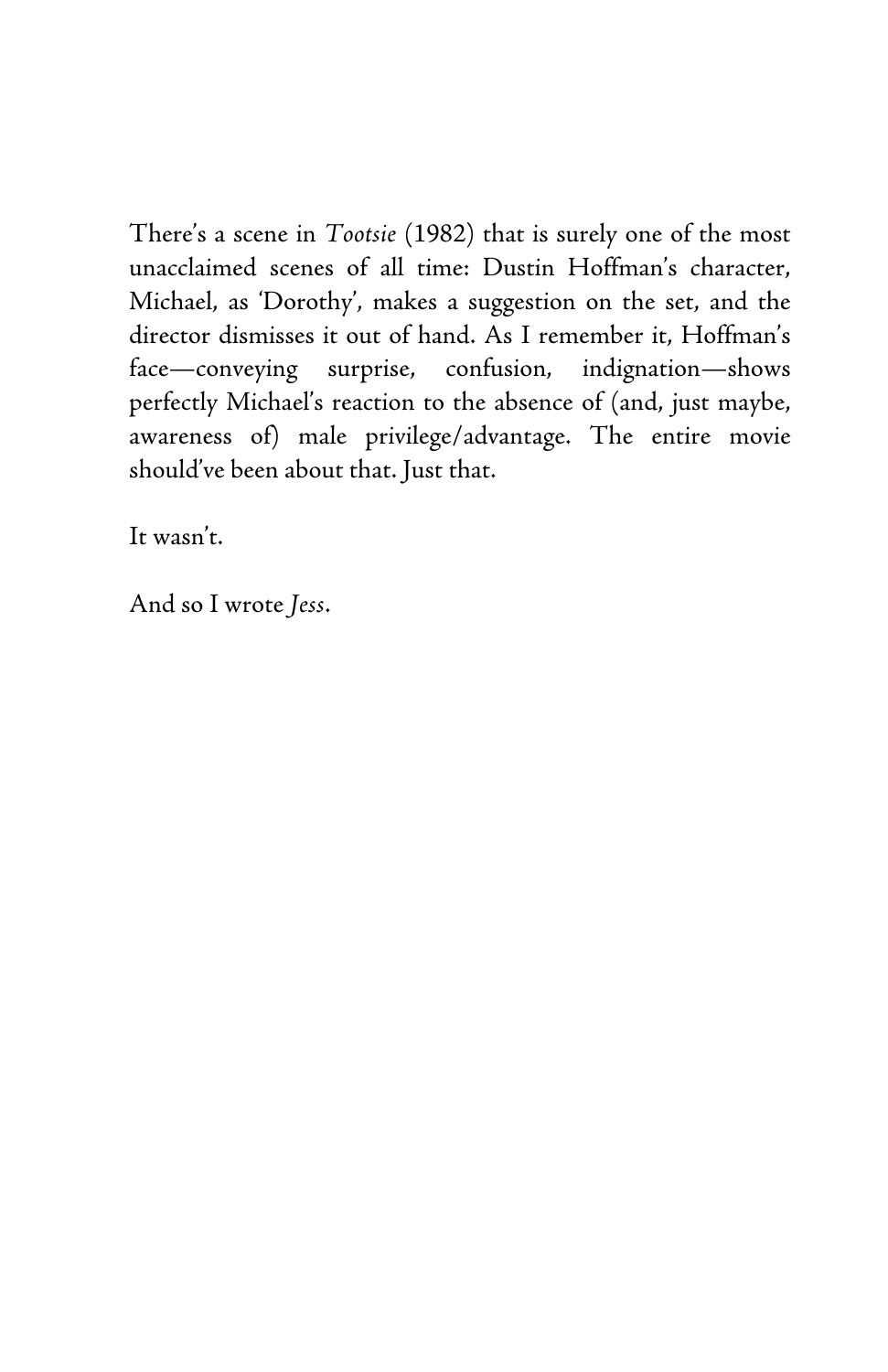There's a scene in *Tootsie* (1982) that is surely one of the most unacclaimed scenes of all time: Dustin Hoffman's character, Michael, as 'Dorothy', makes a suggestion on the set, and the director dismisses it out of hand. As I remember it, Hoffman's face—conveying surprise, confusion, indignation—shows perfectly Michael's reaction to the absence of (and, just maybe, awareness of) male privilege/advantage. The entire movie should've been about that. Just that.

It wasn't.

And so I wrote *Jess*.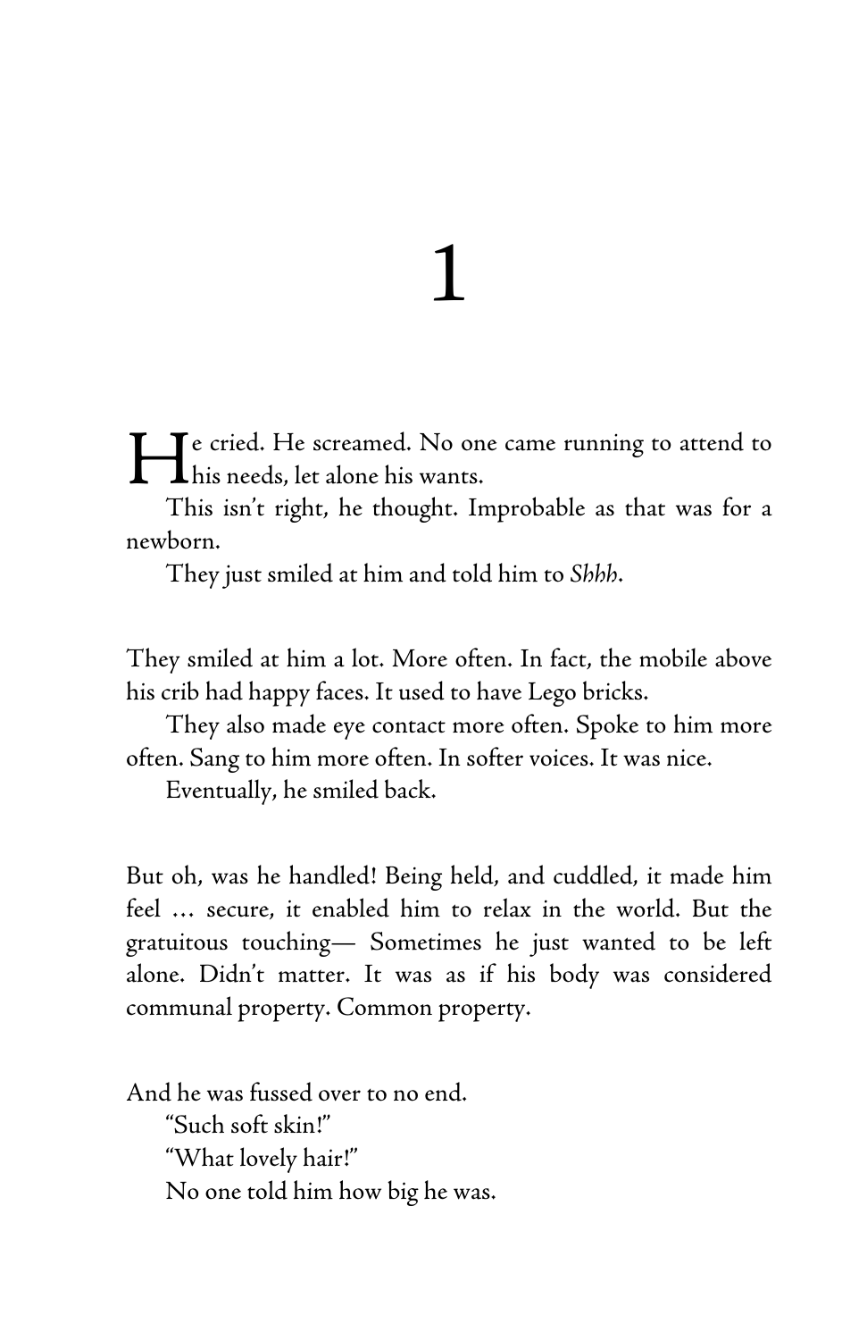# 1

He cried. He screamed. No one came running to attend to his needs, let alone his wants.

This isn't right, he thought. Improbable as that was for a newborn.

They just smiled at him and told him to *Shhh*.

They smiled at him a lot. More often. In fact, the mobile above his crib had happy faces. It used to have Lego bricks.

They also made eye contact more often. Spoke to him more often. Sang to him more often. In softer voices. It was nice.

Eventually, he smiled back.

But oh, was he handled! Being held, and cuddled, it made him feel … secure, it enabled him to relax in the world. But the gratuitous touching— Sometimes he just wanted to be left alone. Didn't matter. It was as if his body was considered communal property. Common property.

And he was fussed over to no end.

"Such soft skin!"

"What lovely hair!"

No one told him how big he was.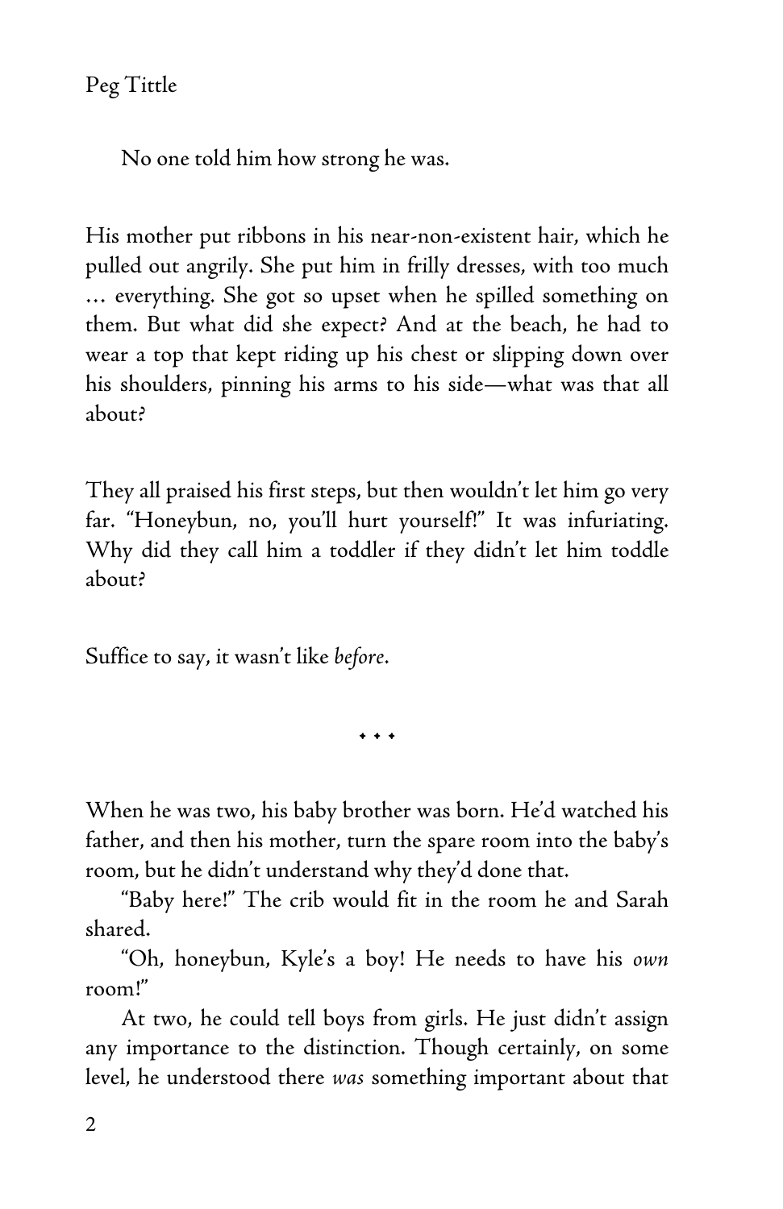No one told him how strong he was.

His mother put ribbons in his near-non-existent hair, which he pulled out angrily. She put him in frilly dresses, with too much … everything. She got so upset when he spilled something on them. But what did she expect? And at the beach, he had to wear a top that kept riding up his chest or slipping down over his shoulders, pinning his arms to his side—what was that all about?

They all praised his first steps, but then wouldn't let him go very far. "Honeybun, no, you'll hurt yourself!" It was infuriating. Why did they call him a toddler if they didn't let him toddle about?

Suffice to say, it wasn't like *before*.

\* \* \*

When he was two, his baby brother was born. He'd watched his father, and then his mother, turn the spare room into the baby's room, but he didn't understand why they'd done that.

"Baby here!" The crib would fit in the room he and Sarah shared.

"Oh, honeybun, Kyle's a boy! He needs to have his *own* room!"

At two, he could tell boys from girls. He just didn't assign any importance to the distinction. Though certainly, on some level, he understood there *was* something important about that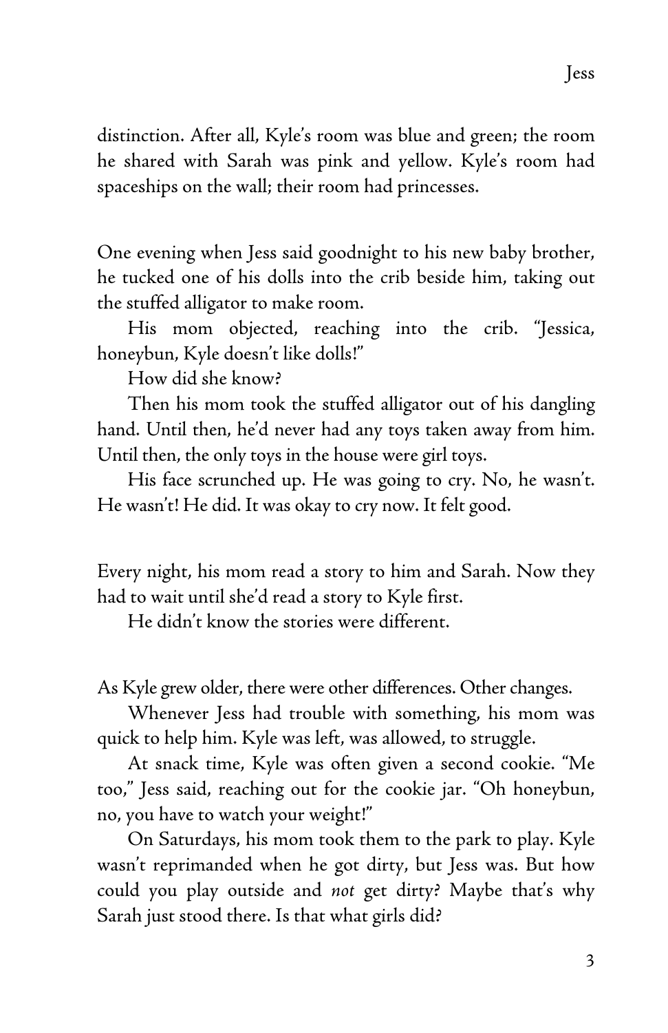distinction. After all, Kyle's room was blue and green; the room he shared with Sarah was pink and yellow. Kyle's room had spaceships on the wall; their room had princesses.

One evening when Jess said goodnight to his new baby brother, he tucked one of his dolls into the crib beside him, taking out the stuffed alligator to make room.

His mom objected, reaching into the crib. "Jessica, honeybun, Kyle doesn't like dolls!"

How did she know?

Then his mom took the stuffed alligator out of his dangling hand. Until then, he'd never had any toys taken away from him. Until then, the only toys in the house were girl toys.

His face scrunched up. He was going to cry. No, he wasn't. He wasn't! He did. It was okay to cry now. It felt good.

Every night, his mom read a story to him and Sarah. Now they had to wait until she'd read a story to Kyle first.

He didn't know the stories were different.

As Kyle grew older, there were other differences. Other changes.

Whenever Jess had trouble with something, his mom was quick to help him. Kyle was left, was allowed, to struggle.

At snack time, Kyle was often given a second cookie. "Me too," Jess said, reaching out for the cookie jar. "Oh honeybun, no, you have to watch your weight!"

On Saturdays, his mom took them to the park to play. Kyle wasn't reprimanded when he got dirty, but Jess was. But how could you play outside and *not* get dirty? Maybe that's why Sarah just stood there. Is that what girls did?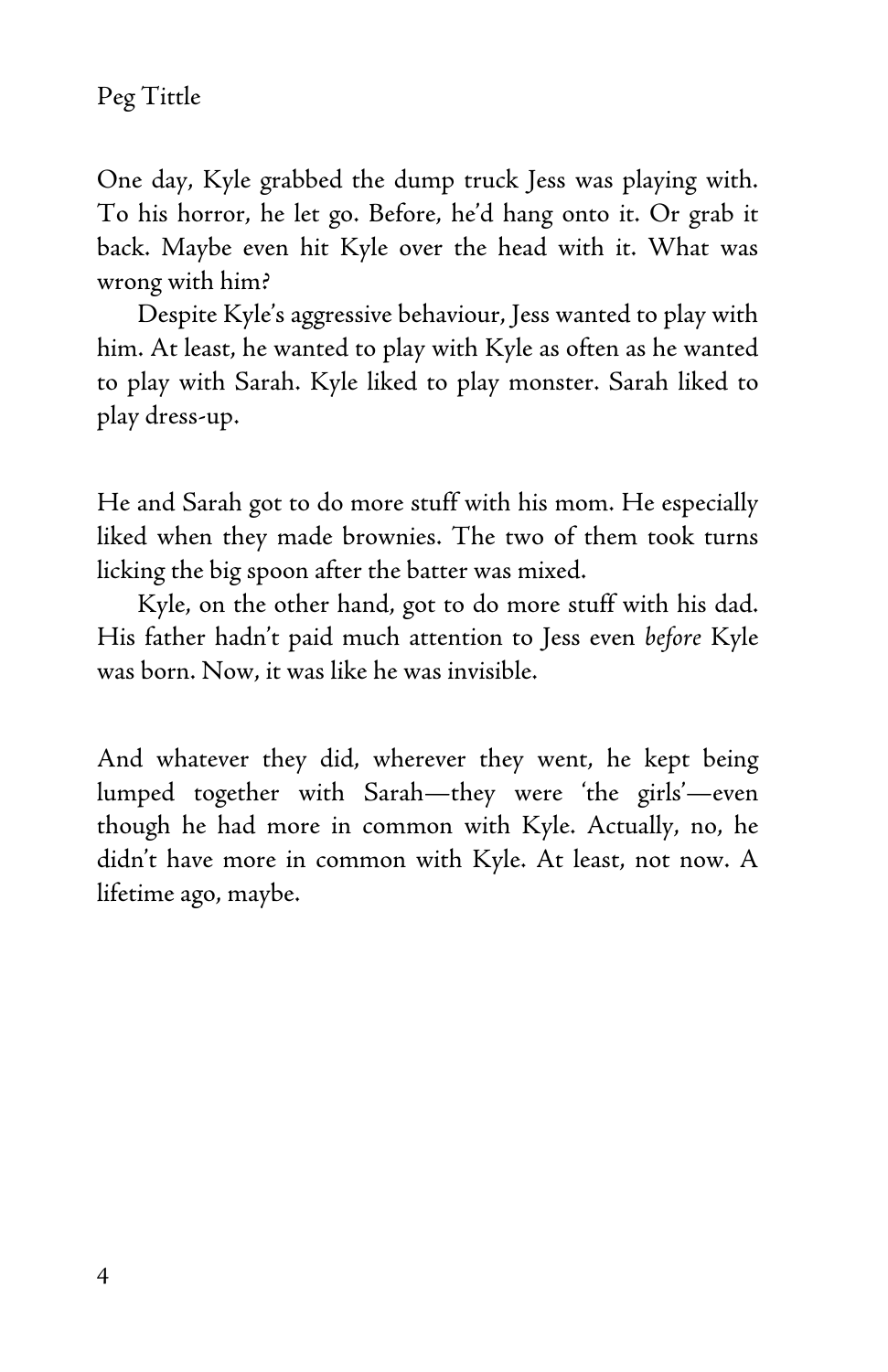One day, Kyle grabbed the dump truck Jess was playing with. To his horror, he let go. Before, he'd hang onto it. Or grab it back. Maybe even hit Kyle over the head with it. What was wrong with him?

Despite Kyle's aggressive behaviour, Jess wanted to play with him. At least, he wanted to play with Kyle as often as he wanted to play with Sarah. Kyle liked to play monster. Sarah liked to play dress-up.

He and Sarah got to do more stuff with his mom. He especially liked when they made brownies. The two of them took turns licking the big spoon after the batter was mixed.

Kyle, on the other hand, got to do more stuff with his dad. His father hadn't paid much attention to Jess even *before* Kyle was born. Now, it was like he was invisible.

And whatever they did, wherever they went, he kept being lumped together with Sarah—they were 'the girls'—even though he had more in common with Kyle. Actually, no, he didn't have more in common with Kyle. At least, not now. A lifetime ago, maybe.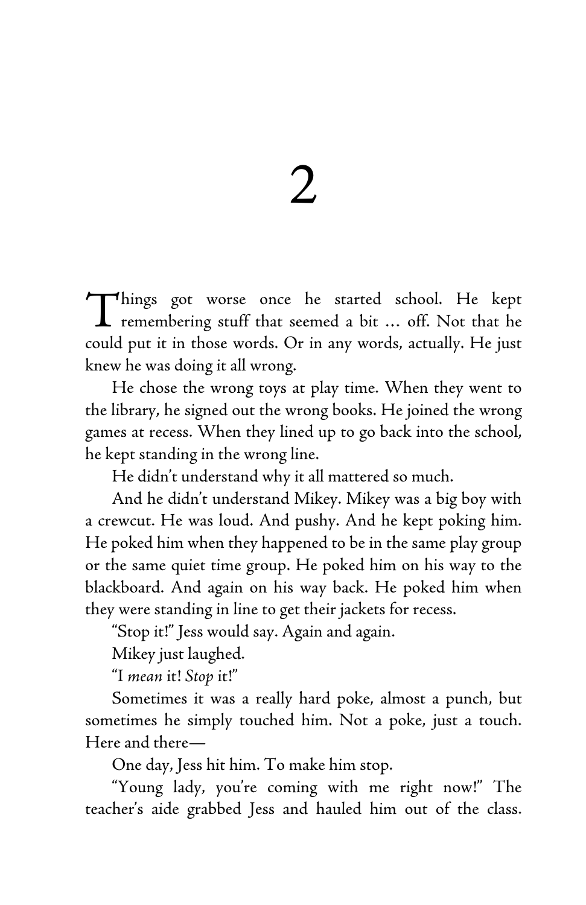# 2

Things got worse once he started school. He kept remembering stuff that seemed a bit … off. Not that he could put it in those words. Or in any words, actually. He just knew he was doing it all wrong.

He chose the wrong toys at play time. When they went to the library, he signed out the wrong books. He joined the wrong games at recess. When they lined up to go back into the school, he kept standing in the wrong line.

He didn't understand why it all mattered so much.

And he didn't understand Mikey. Mikey was a big boy with a crewcut. He was loud. And pushy. And he kept poking him. He poked him when they happened to be in the same play group or the same quiet time group. He poked him on his way to the blackboard. And again on his way back. He poked him when they were standing in line to get their jackets for recess.

"Stop it!" Jess would say. Again and again.

Mikey just laughed.

"I *mean* it! *Stop* it!"

Sometimes it was a really hard poke, almost a punch, but sometimes he simply touched him. Not a poke, just a touch. Here and there—

One day, Jess hit him. To make him stop.

"Young lady, you're coming with me right now!" The teacher's aide grabbed Jess and hauled him out of the class.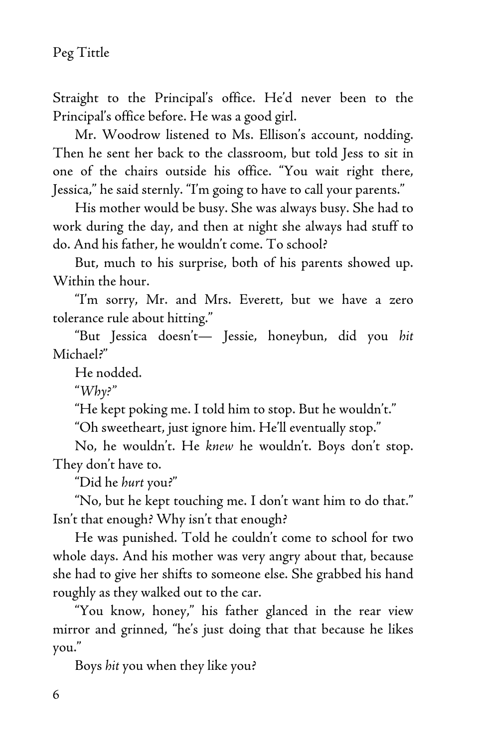Straight to the Principal's office. He'd never been to the Principal's office before. He was a good girl.

Mr. Woodrow listened to Ms. Ellison's account, nodding. Then he sent her back to the classroom, but told Jess to sit in one of the chairs outside his office. "You wait right there, Jessica," he said sternly. "I'm going to have to call your parents."

His mother would be busy. She was always busy. She had to work during the day, and then at night she always had stuff to do. And his father, he wouldn't come. To school?

But, much to his surprise, both of his parents showed up. Within the hour.

"I'm sorry, Mr. and Mrs. Everett, but we have a zero tolerance rule about hitting."

"But Jessica doesn't— Jessie, honeybun, did you *hit* Michael?"

He nodded.

"*Why?*"

"He kept poking me. I told him to stop. But he wouldn't."

"Oh sweetheart, just ignore him. He'll eventually stop."

No, he wouldn't. He *knew* he wouldn't. Boys don't stop. They don't have to.

"Did he *hurt* you?"

"No, but he kept touching me. I don't want him to do that." Isn't that enough? Why isn't that enough?

He was punished. Told he couldn't come to school for two whole days. And his mother was very angry about that, because she had to give her shifts to someone else. She grabbed his hand roughly as they walked out to the car.

"You know, honey," his father glanced in the rear view mirror and grinned, "he's just doing that that because he likes you."

Boys *hit* you when they like you?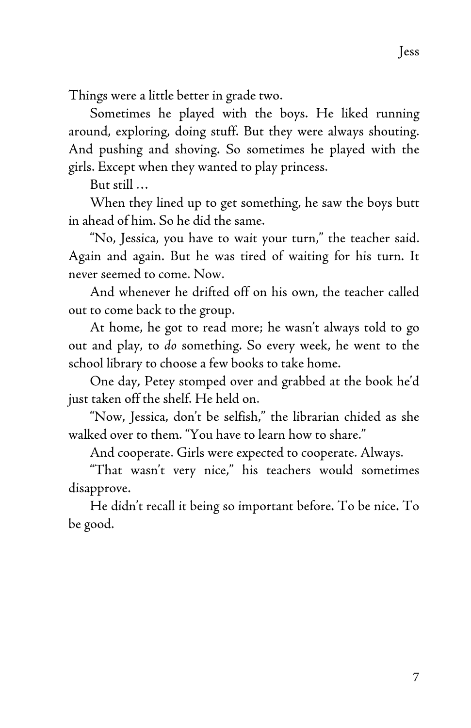Things were a little better in grade two.

Sometimes he played with the boys. He liked running around, exploring, doing stuff. But they were always shouting. And pushing and shoving. So sometimes he played with the girls. Except when they wanted to play princess.

But still …

When they lined up to get something, he saw the boys butt in ahead of him. So he did the same.

"No, Jessica, you have to wait your turn," the teacher said. Again and again. But he was tired of waiting for his turn. It never seemed to come. Now.

And whenever he drifted off on his own, the teacher called out to come back to the group.

At home, he got to read more; he wasn't always told to go out and play, to *do* something. So every week, he went to the school library to choose a few books to take home.

One day, Petey stomped over and grabbed at the book he'd just taken off the shelf. He held on.

"Now, Jessica, don't be selfish," the librarian chided as she walked over to them. "You have to learn how to share."

And cooperate. Girls were expected to cooperate. Always.

"That wasn't very nice," his teachers would sometimes disapprove.

He didn't recall it being so important before. To be nice. To be good.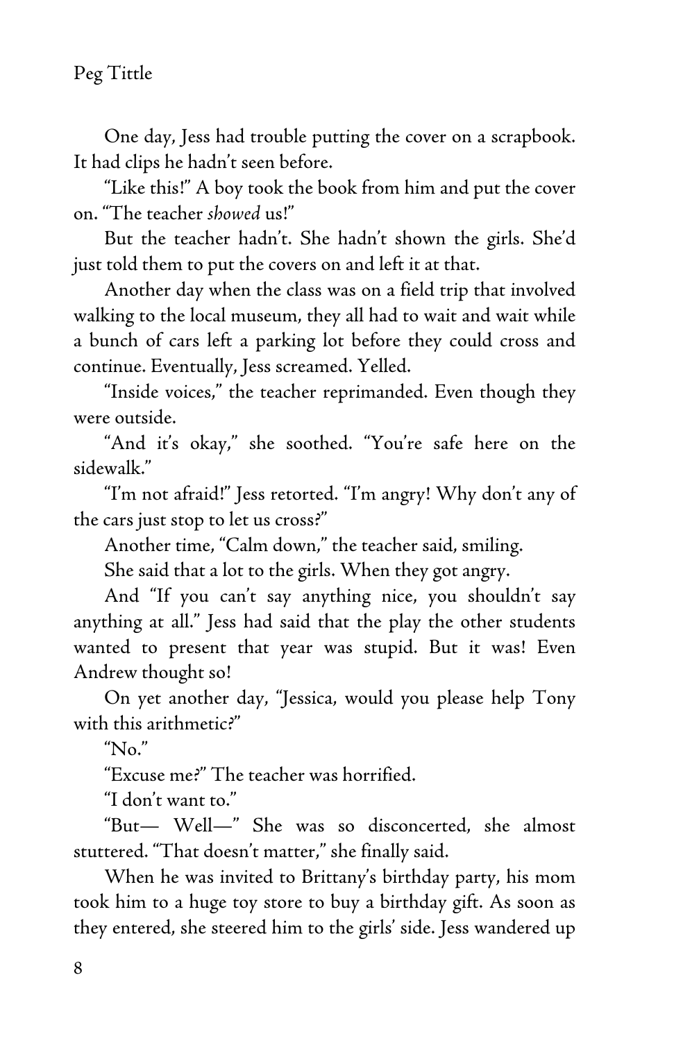One day, Jess had trouble putting the cover on a scrapbook. It had clips he hadn't seen before.

"Like this!" A boy took the book from him and put the cover on. "The teacher *showed* us!"

But the teacher hadn't. She hadn't shown the girls. She'd just told them to put the covers on and left it at that.

Another day when the class was on a field trip that involved walking to the local museum, they all had to wait and wait while a bunch of cars left a parking lot before they could cross and continue. Eventually, Jess screamed. Yelled.

"Inside voices," the teacher reprimanded. Even though they were outside.

"And it's okay," she soothed. "You're safe here on the sidewalk."

"I'm not afraid!" Jess retorted. "I'm angry! Why don't any of the cars just stop to let us cross?"

Another time, "Calm down," the teacher said, smiling.

She said that a lot to the girls. When they got angry.

And "If you can't say anything nice, you shouldn't say anything at all." Jess had said that the play the other students wanted to present that year was stupid. But it was! Even Andrew thought so!

On yet another day, "Jessica, would you please help Tony with this arithmetic?"

"No."

"Excuse me?" The teacher was horrified.

"I don't want to."

"But— Well—" She was so disconcerted, she almost stuttered. "That doesn't matter," she finally said.

When he was invited to Brittany's birthday party, his mom took him to a huge toy store to buy a birthday gift. As soon as they entered, she steered him to the girls' side. Jess wandered up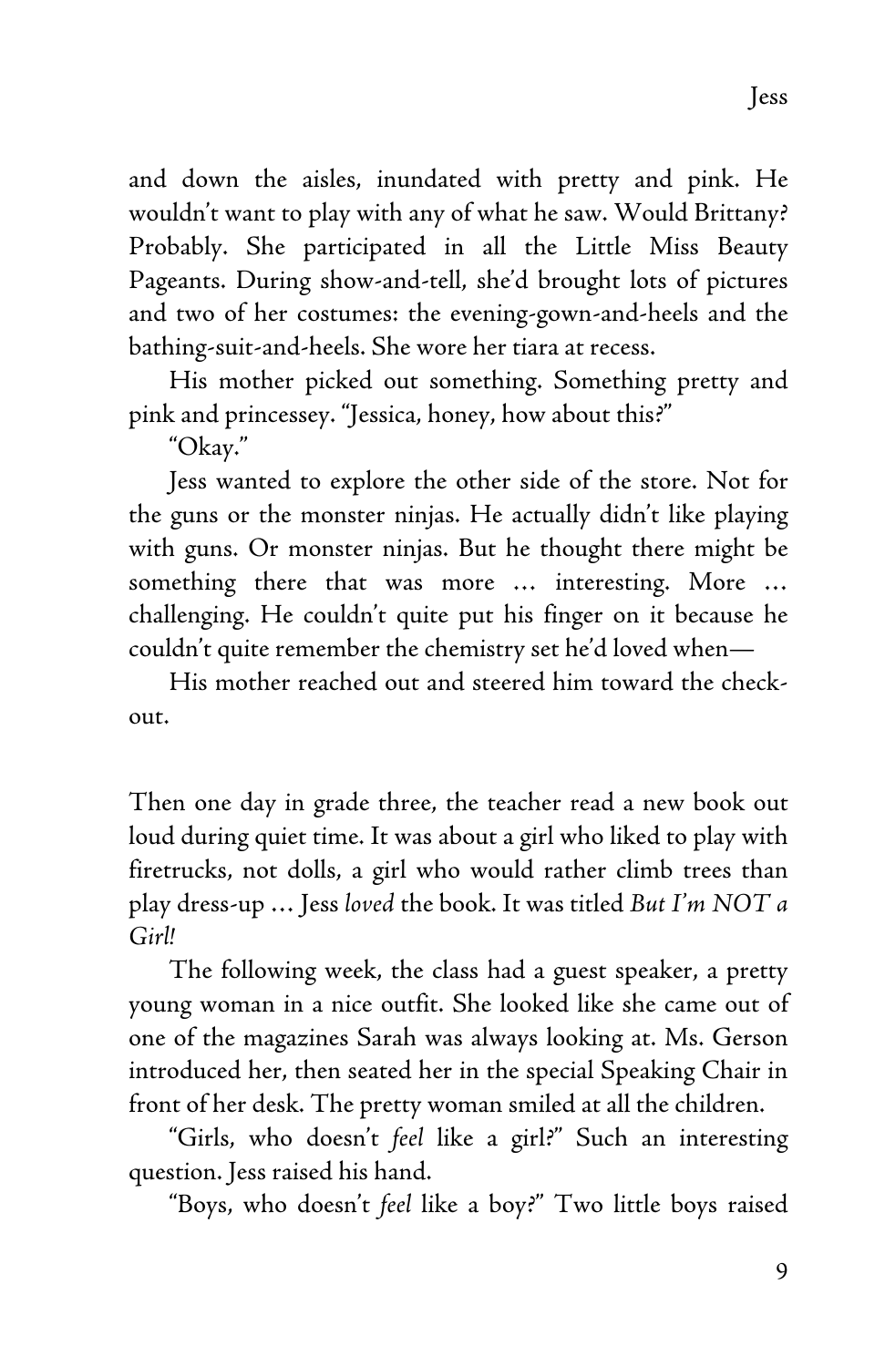and down the aisles, inundated with pretty and pink. He wouldn't want to play with any of what he saw. Would Brittany? Probably. She participated in all the Little Miss Beauty Pageants. During show-and-tell, she'd brought lots of pictures and two of her costumes: the evening-gown-and-heels and the bathing-suit-and-heels. She wore her tiara at recess.

His mother picked out something. Something pretty and pink and princessey. "Jessica, honey, how about this?"

"Okay."

Jess wanted to explore the other side of the store. Not for the guns or the monster ninjas. He actually didn't like playing with guns. Or monster ninjas. But he thought there might be something there that was more … interesting. More … challenging. He couldn't quite put his finger on it because he couldn't quite remember the chemistry set he'd loved when—

His mother reached out and steered him toward the check-out.

Then one day in grade three, the teacher read a new book out loud during quiet time. It was about a girl who liked to play with firetrucks, not dolls, a girl who would rather climb trees than play dress-up … Jess *loved* the book. It was titled *But I'm NOT a Girl!*

The following week, the class had a guest speaker, a pretty young woman in a nice outfit. She looked like she came out of one of the magazines Sarah was always looking at. Ms. Gerson introduced her, then seated her in the special Speaking Chair in front of her desk. The pretty woman smiled at all the children.

"Girls, who doesn't *feel* like a girl?" Such an interesting question. Jess raised his hand.

"Boys, who doesn't *feel* like a boy?" Two little boys raised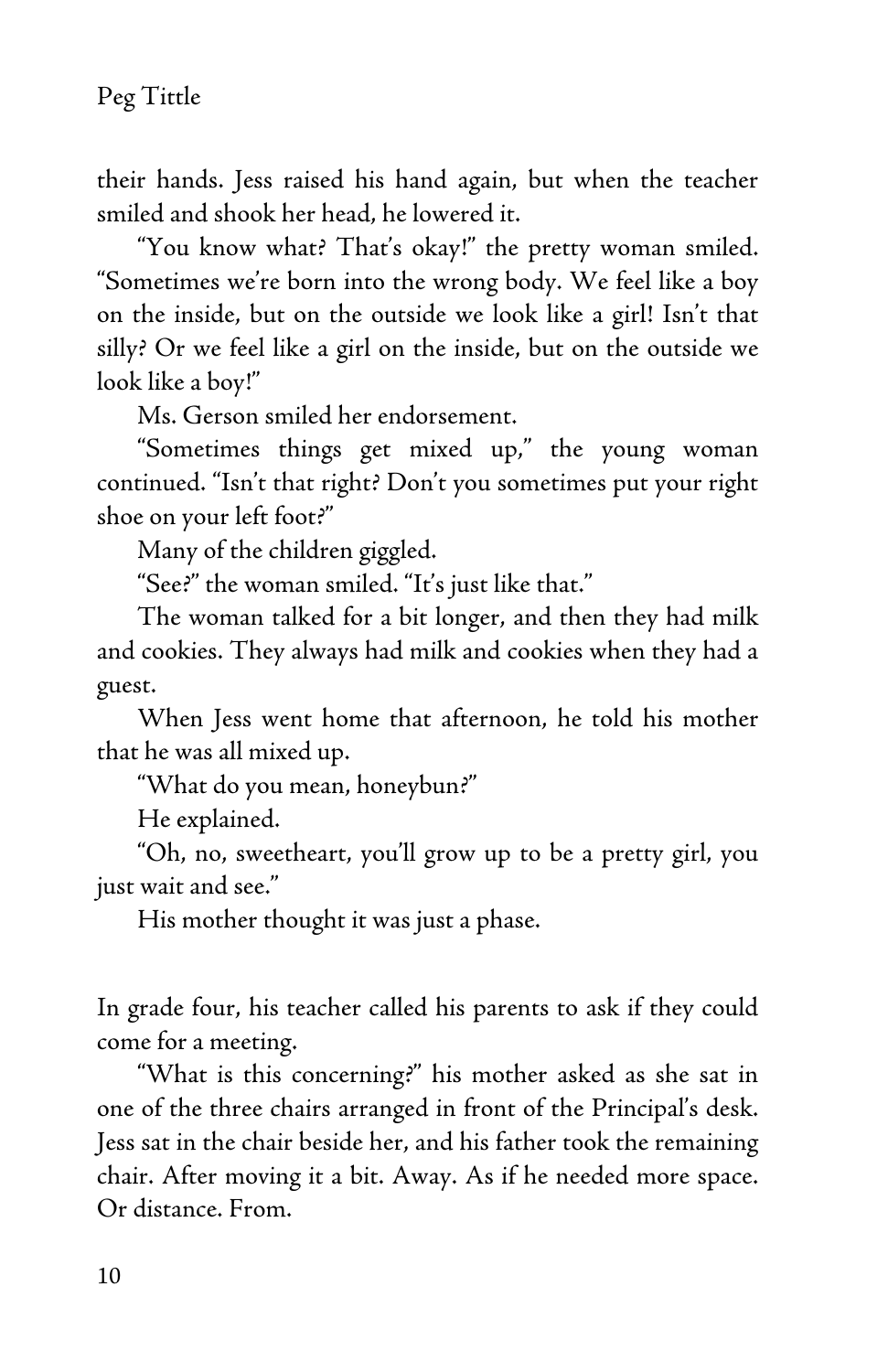their hands. Jess raised his hand again, but when the teacher smiled and shook her head, he lowered it.

"You know what? That's okay!" the pretty woman smiled. "Sometimes we're born into the wrong body. We feel like a boy on the inside, but on the outside we look like a girl! Isn't that silly? Or we feel like a girl on the inside, but on the outside we look like a boy!"

Ms. Gerson smiled her endorsement.

"Sometimes things get mixed up," the young woman continued. "Isn't that right? Don't you sometimes put your right shoe on your left foot?"

Many of the children giggled.

"See?" the woman smiled. "It's just like that."

The woman talked for a bit longer, and then they had milk and cookies. They always had milk and cookies when they had a guest.

When Jess went home that afternoon, he told his mother that he was all mixed up.

"What do you mean, honeybun?"

He explained.

"Oh, no, sweetheart, you'll grow up to be a pretty girl, you just wait and see."

His mother thought it was just a phase.

In grade four, his teacher called his parents to ask if they could come for a meeting.

"What is this concerning?" his mother asked as she sat in one of the three chairs arranged in front of the Principal's desk. Jess sat in the chair beside her, and his father took the remaining chair. After moving it a bit. Away. As if he needed more space. Or distance. From.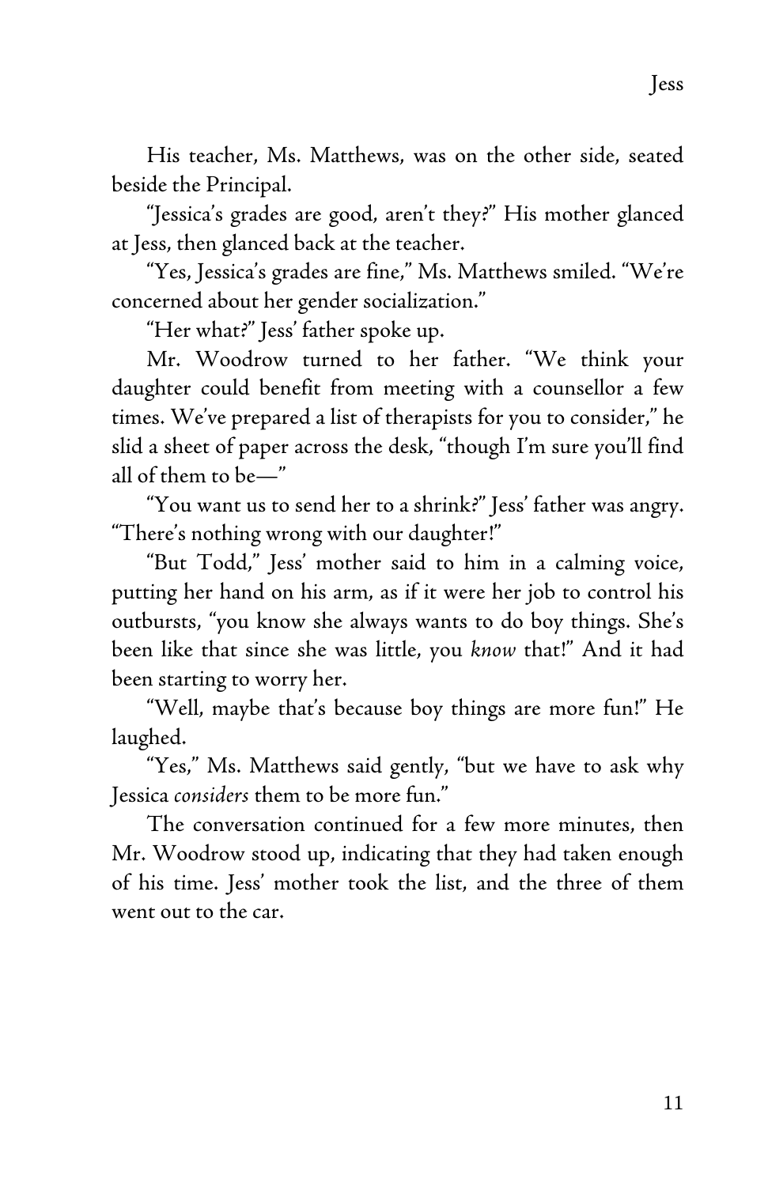His teacher, Ms. Matthews, was on the other side, seated beside the Principal.

"Jessica's grades are good, aren't they?" His mother glanced at Jess, then glanced back at the teacher.

"Yes, Jessica's grades are fine," Ms. Matthews smiled. "We're concerned about her gender socialization."

"Her what?" Jess' father spoke up.

Mr. Woodrow turned to her father. "We think your daughter could benefit from meeting with a counsellor a few times. We've prepared a list of therapists for you to consider," he slid a sheet of paper across the desk, "though I'm sure you'll find all of them to be—"

"You want us to send her to a shrink?" Jess' father was angry. "There's nothing wrong with our daughter!"

"But Todd," Jess' mother said to him in a calming voice, putting her hand on his arm, as if it were her job to control his outbursts, "you know she always wants to do boy things. She's been like that since she was little, you *know* that!" And it had been starting to worry her.

"Well, maybe that's because boy things are more fun!" He laughed.

"Yes," Ms. Matthews said gently, "but we have to ask why Jessica *considers* them to be more fun."

The conversation continued for a few more minutes, then Mr. Woodrow stood up, indicating that they had taken enough of his time. Jess' mother took the list, and the three of them went out to the car.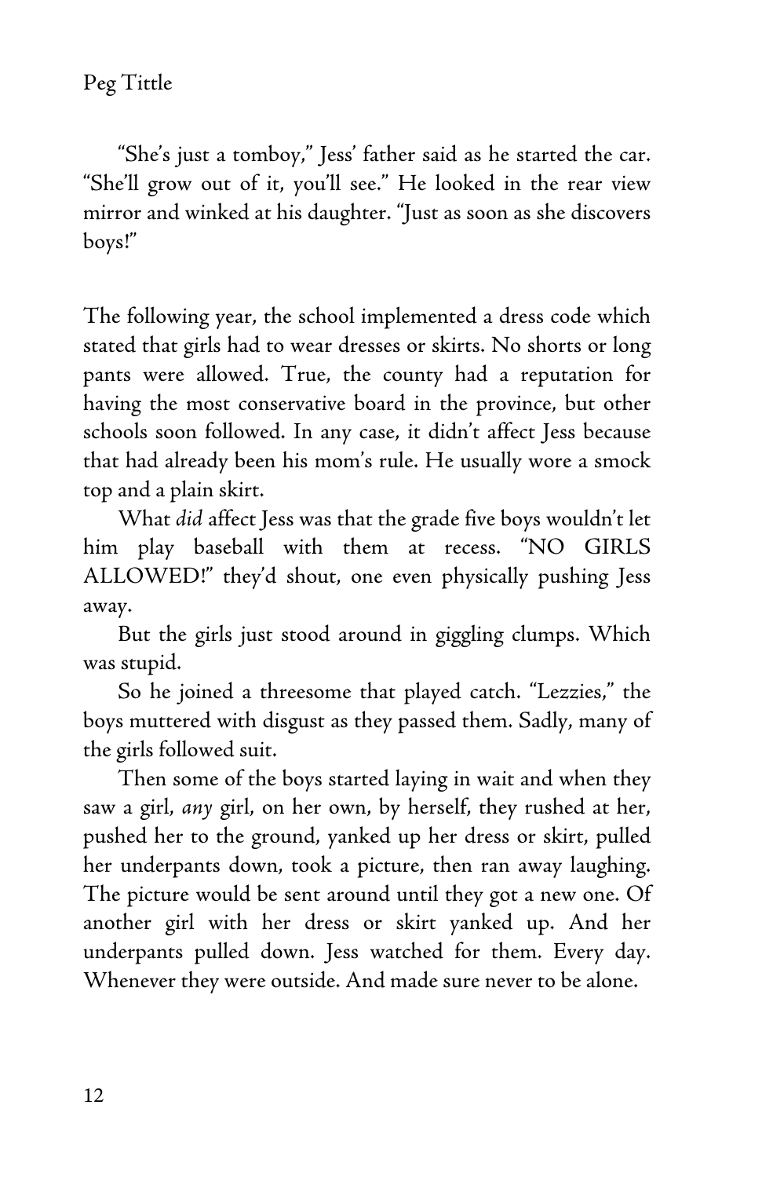"She's just a tomboy," Jess' father said as he started the car. "She'll grow out of it, you'll see." He looked in the rear view mirror and winked at his daughter. "Just as soon as she discovers boys!"

The following year, the school implemented a dress code which stated that girls had to wear dresses or skirts. No shorts or long pants were allowed. True, the county had a reputation for having the most conservative board in the province, but other schools soon followed. In any case, it didn't affect Jess because that had already been his mom's rule. He usually wore a smock top and a plain skirt.

What *did* affect Jess was that the grade five boys wouldn't let him play baseball with them at recess. "NO GIRLS ALLOWED!" they'd shout, one even physically pushing Jess away.

But the girls just stood around in giggling clumps. Which was stupid.

So he joined a threesome that played catch. "Lezzies," the boys muttered with disgust as they passed them. Sadly, many of the girls followed suit.

Then some of the boys started laying in wait and when they saw a girl, *any* girl, on her own, by herself, they rushed at her, pushed her to the ground, yanked up her dress or skirt, pulled her underpants down, took a picture, then ran away laughing. The picture would be sent around until they got a new one. Of another girl with her dress or skirt yanked up. And her underpants pulled down. Jess watched for them. Every day. Whenever they were outside. And made sure never to be alone.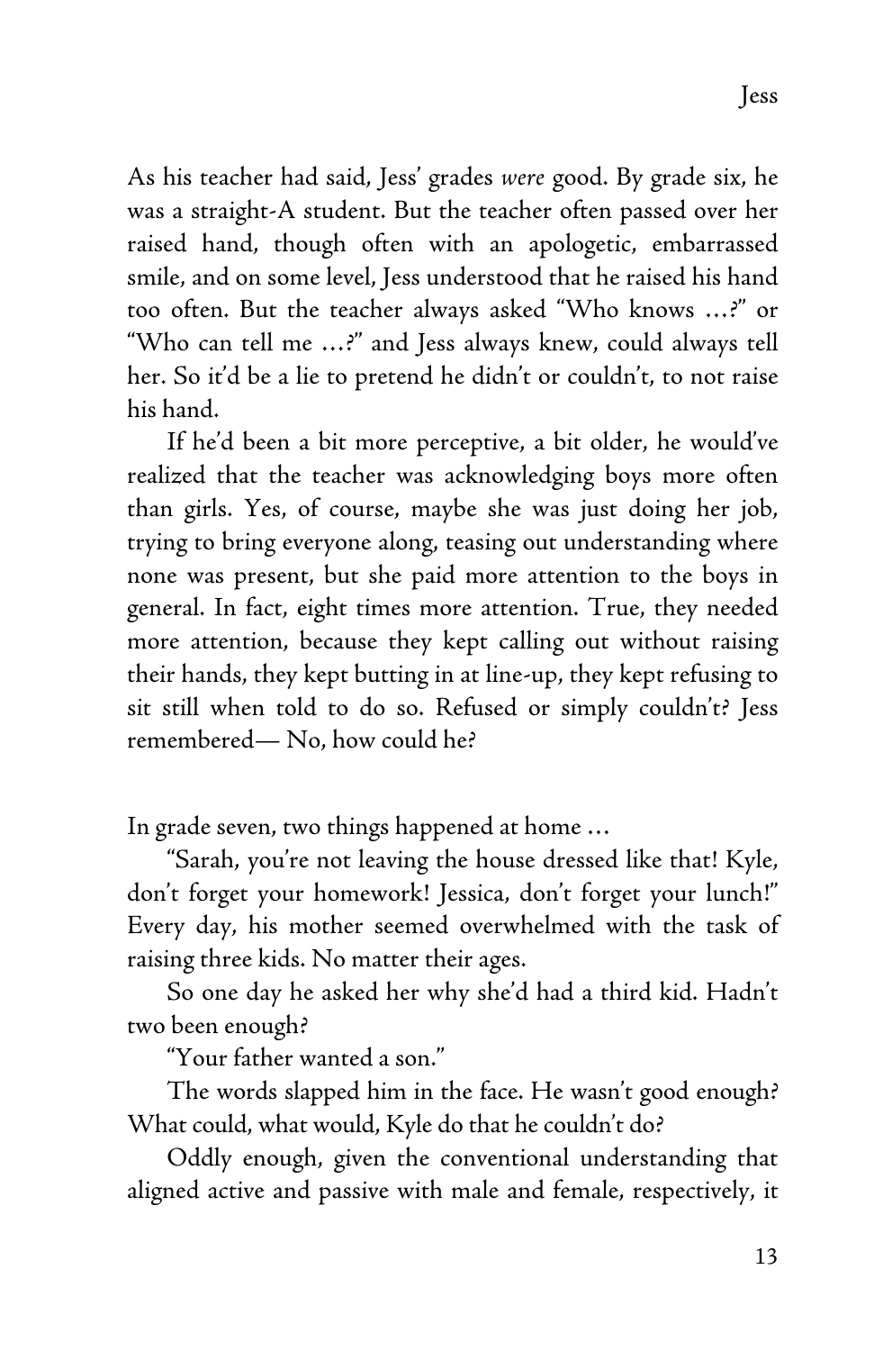As his teacher had said, Jess' grades *were* good. By grade six, he was a straight-A student. But the teacher often passed over her raised hand, though often with an apologetic, embarrassed smile, and on some level, Jess understood that he raised his hand too often. But the teacher always asked "Who knows …?" or "Who can tell me …?" and Jess always knew, could always tell her. So it'd be a lie to pretend he didn't or couldn't, to not raise his hand.

If he'd been a bit more perceptive, a bit older, he would've realized that the teacher was acknowledging boys more often than girls. Yes, of course, maybe she was just doing her job, trying to bring everyone along, teasing out understanding where none was present, but she paid more attention to the boys in general. In fact, eight times more attention. True, they needed more attention, because they kept calling out without raising their hands, they kept butting in at line-up, they kept refusing to sit still when told to do so. Refused or simply couldn't? Jess remembered— No, how could he?

In grade seven, two things happened at home …

"Sarah, you're not leaving the house dressed like that! Kyle, don't forget your homework! Jessica, don't forget your lunch!" Every day, his mother seemed overwhelmed with the task of raising three kids. No matter their ages.

So one day he asked her why she'd had a third kid. Hadn't two been enough?

"Your father wanted a son."

The words slapped him in the face. He wasn't good enough? What could, what would, Kyle do that he couldn't do?

Oddly enough, given the conventional understanding that aligned active and passive with male and female, respectively, it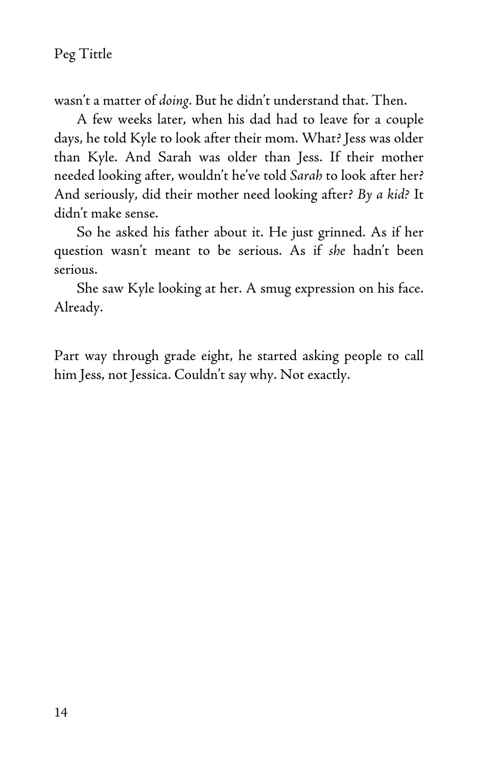wasn't a matter of *doing*. But he didn't understand that. Then.

A few weeks later, when his dad had to leave for a couple days, he told Kyle to look after their mom. What? Jess was older than Kyle. And Sarah was older than Jess. If their mother needed looking after, wouldn't he've told *Sarah* to look after her? And seriously, did their mother need looking after? *By a kid?* It didn't make sense.

So he asked his father about it. He just grinned. As if her question wasn't meant to be serious. As if *she* hadn't been serious.

She saw Kyle looking at her. A smug expression on his face. Already.

Part way through grade eight, he started asking people to call him Jess, not Jessica. Couldn't say why. Not exactly.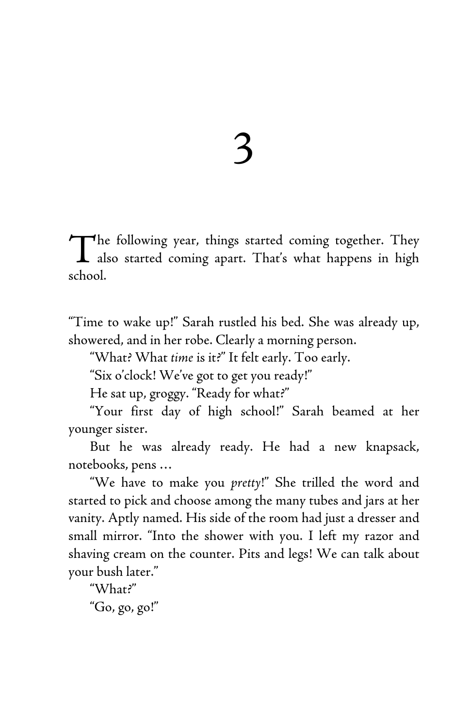# 3

The following year, things started coming together. They also started coming apart. That's what happens in high school.

"Time to wake up!" Sarah rustled his bed. She was already up, showered, and in her robe. Clearly a morning person.

"What? What *time* is it?" It felt early. Too early.

"Six o'clock! We've got to get you ready!"

He sat up, groggy. "Ready for what?"

"Your first day of high school!" Sarah beamed at her younger sister.

But he was already ready. He had a new knapsack, notebooks, pens …

"We have to make you *pretty*!" She trilled the word and started to pick and choose among the many tubes and jars at her vanity. Aptly named. His side of the room had just a dresser and small mirror. "Into the shower with you. I left my razor and shaving cream on the counter. Pits and legs! We can talk about your bush later."

"What?"

"Go, go, go!"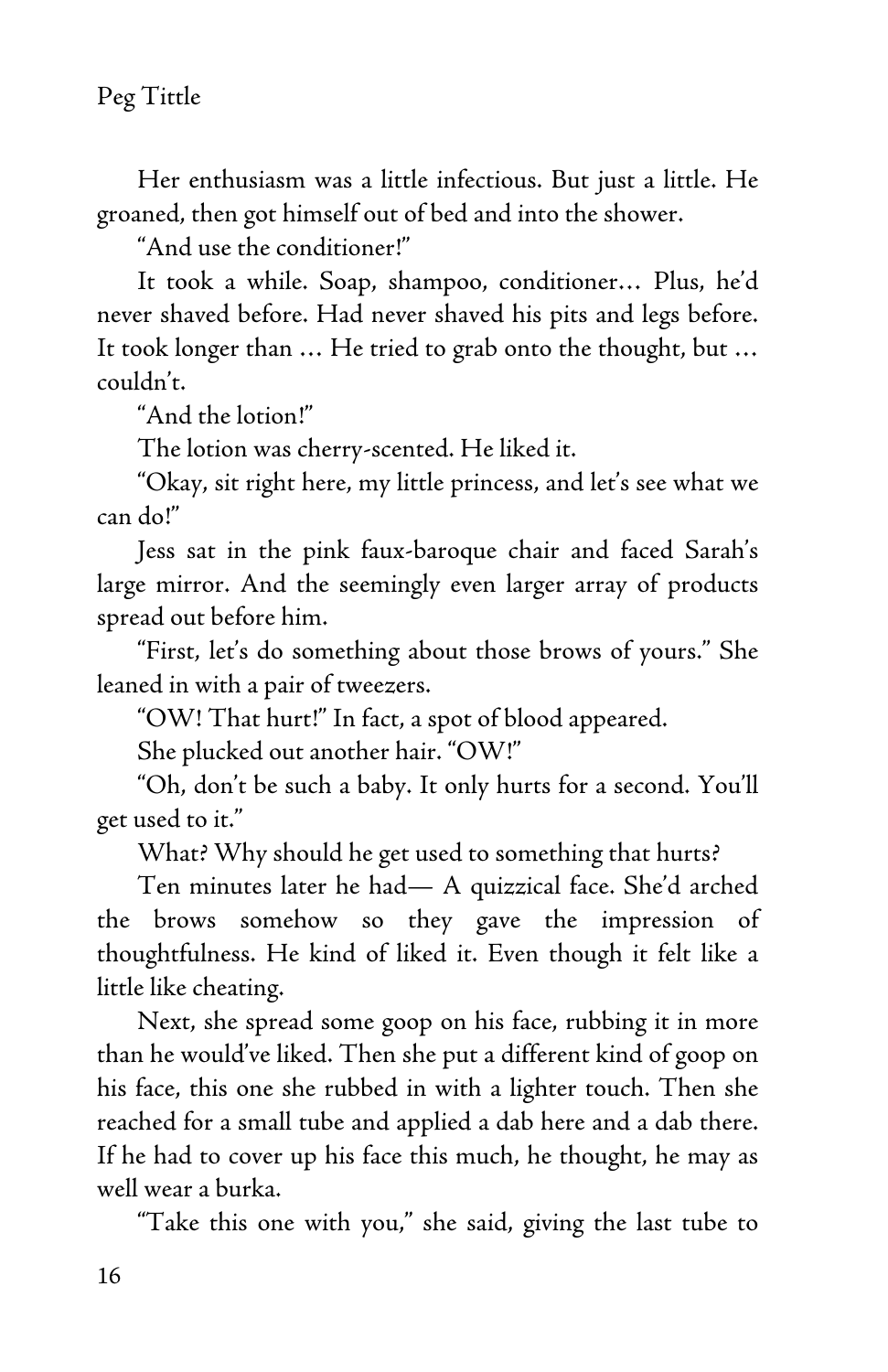Her enthusiasm was a little infectious. But just a little. He groaned, then got himself out of bed and into the shower.

"And use the conditioner!"

It took a while. Soap, shampoo, conditioner… Plus, he'd never shaved before. Had never shaved his pits and legs before. It took longer than … He tried to grab onto the thought, but … couldn't.

"And the lotion!"

The lotion was cherry-scented. He liked it.

"Okay, sit right here, my little princess, and let's see what we can do!"

Jess sat in the pink faux-baroque chair and faced Sarah's large mirror. And the seemingly even larger array of products spread out before him.

"First, let's do something about those brows of yours." She leaned in with a pair of tweezers.

"OW! That hurt!" In fact, a spot of blood appeared.

She plucked out another hair. "OW!"

"Oh, don't be such a baby. It only hurts for a second. You'll get used to it."

What? Why should he get used to something that hurts?

Ten minutes later he had— A quizzical face. She'd arched the brows somehow so they gave the impression of thoughtfulness. He kind of liked it. Even though it felt like a little like cheating.

Next, she spread some goop on his face, rubbing it in more than he would've liked. Then she put a different kind of goop on his face, this one she rubbed in with a lighter touch. Then she reached for a small tube and applied a dab here and a dab there. If he had to cover up his face this much, he thought, he may as well wear a burka.

"Take this one with you," she said, giving the last tube to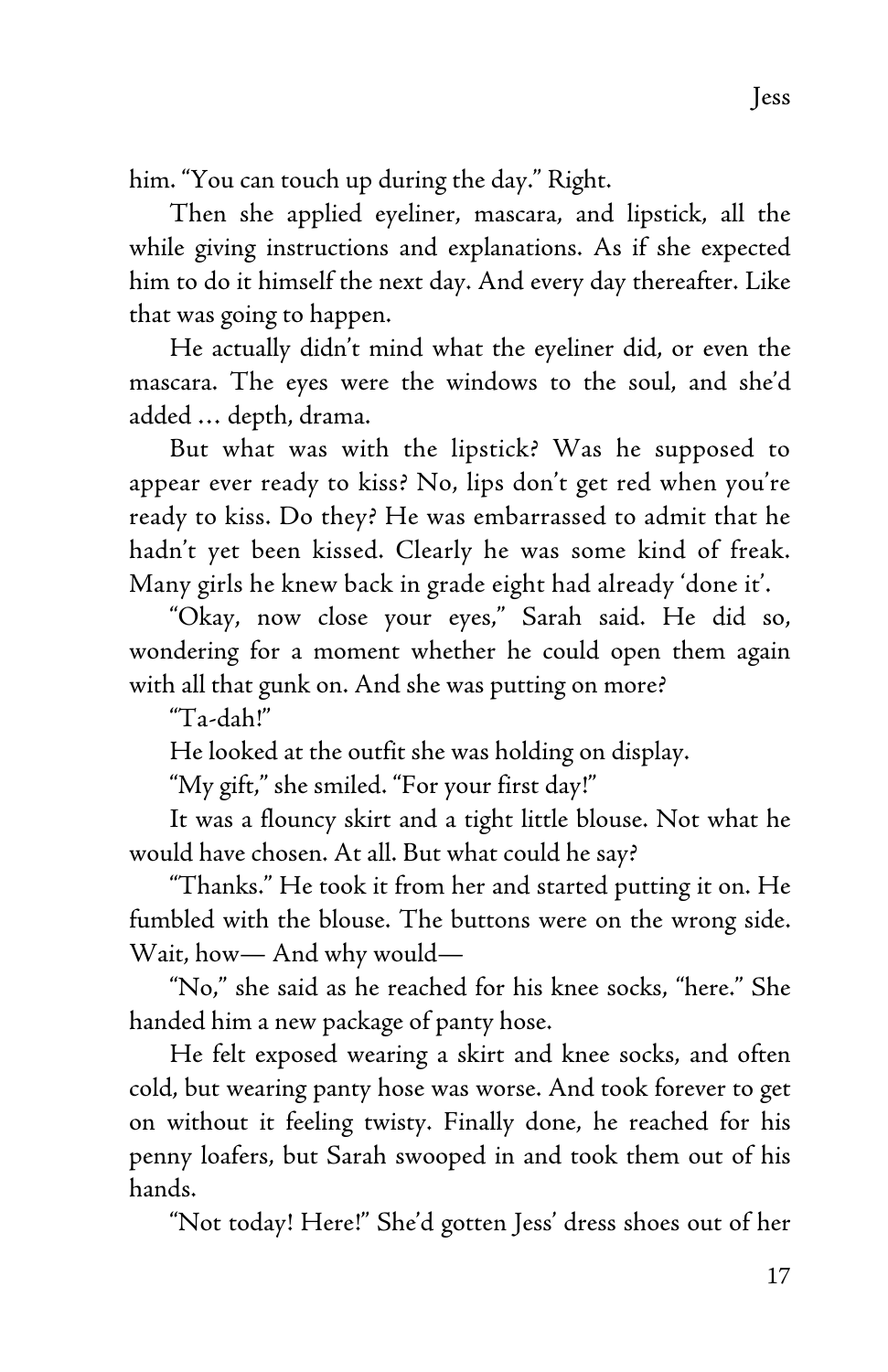him. “You can touch up during the day.” Right.

Then she applied eyeliner, mascara, and lipstick, all the while giving instructions and explanations. As if she expected him to do it himself the next day. And every day thereafter. Like that was going to happen.

He actually didn’t mind what the eyeliner did, or even the mascara. The eyes were the windows to the soul, and she’d added … depth, drama.

But what was with the lipstick? Was he supposed to appear ever ready to kiss? No, lips don’t get red when you’re ready to kiss. Do they? He was embarrassed to admit that he hadn’t yet been kissed. Clearly he was some kind of freak. Many girls he knew back in grade eight had already ‘done it’.

“Okay, now close your eyes,” Sarah said. He did so, wondering for a moment whether he could open them again with all that gunk on. And she was putting on more?

“Ta-dah!”

He looked at the outfit she was holding on display.

“My gift,” she smiled. “For your first day!”

It was a flouncy skirt and a tight little blouse. Not what he would have chosen. At all. But what could he say?

“Thanks.” He took it from her and started putting it on. He fumbled with the blouse. The buttons were on the wrong side. Wait, how— And why would—

“No,” she said as he reached for his knee socks, “here.” She handed him a new package of panty hose.

He felt exposed wearing a skirt and knee socks, and often cold, but wearing panty hose was worse. And took forever to get on without it feeling twisty. Finally done, he reached for his penny loafers, but Sarah swooped in and took them out of his hands.

“Not today! Here!” She’d gotten Jess’ dress shoes out of her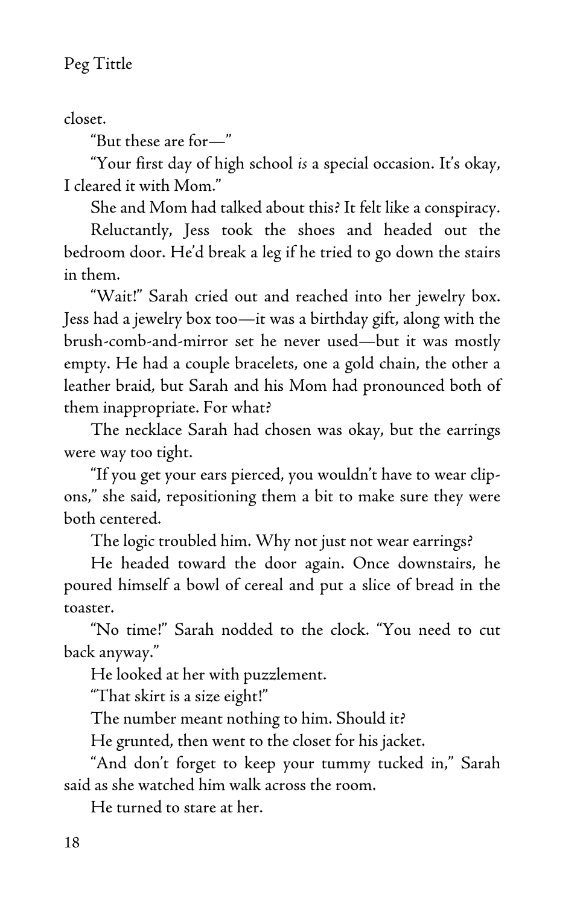closet.

"But these are for—"

"Your first day of high school *is* a special occasion. It's okay, I cleared it with Mom."

She and Mom had talked about this? It felt like a conspiracy.

Reluctantly, Jess took the shoes and headed out the bedroom door. He'd break a leg if he tried to go down the stairs in them.

"Wait!" Sarah cried out and reached into her jewelry box. Jess had a jewelry box too—it was a birthday gift, along with the brush-comb-and-mirror set he never used—but it was mostly empty. He had a couple bracelets, one a gold chain, the other a leather braid, but Sarah and his Mom had pronounced both of them inappropriate. For what?

The necklace Sarah had chosen was okay, but the earrings were way too tight.

"If you get your ears pierced, you wouldn't have to wear clip-ons," she said, repositioning them a bit to make sure they were both centered.

The logic troubled him. Why not just not wear earrings?

He headed toward the door again. Once downstairs, he poured himself a bowl of cereal and put a slice of bread in the toaster.

"No time!" Sarah nodded to the clock. "You need to cut back anyway."

He looked at her with puzzlement.

"That skirt is a size eight!"

The number meant nothing to him. Should it?

He grunted, then went to the closet for his jacket.

"And don't forget to keep your tummy tucked in," Sarah said as she watched him walk across the room.

He turned to stare at her.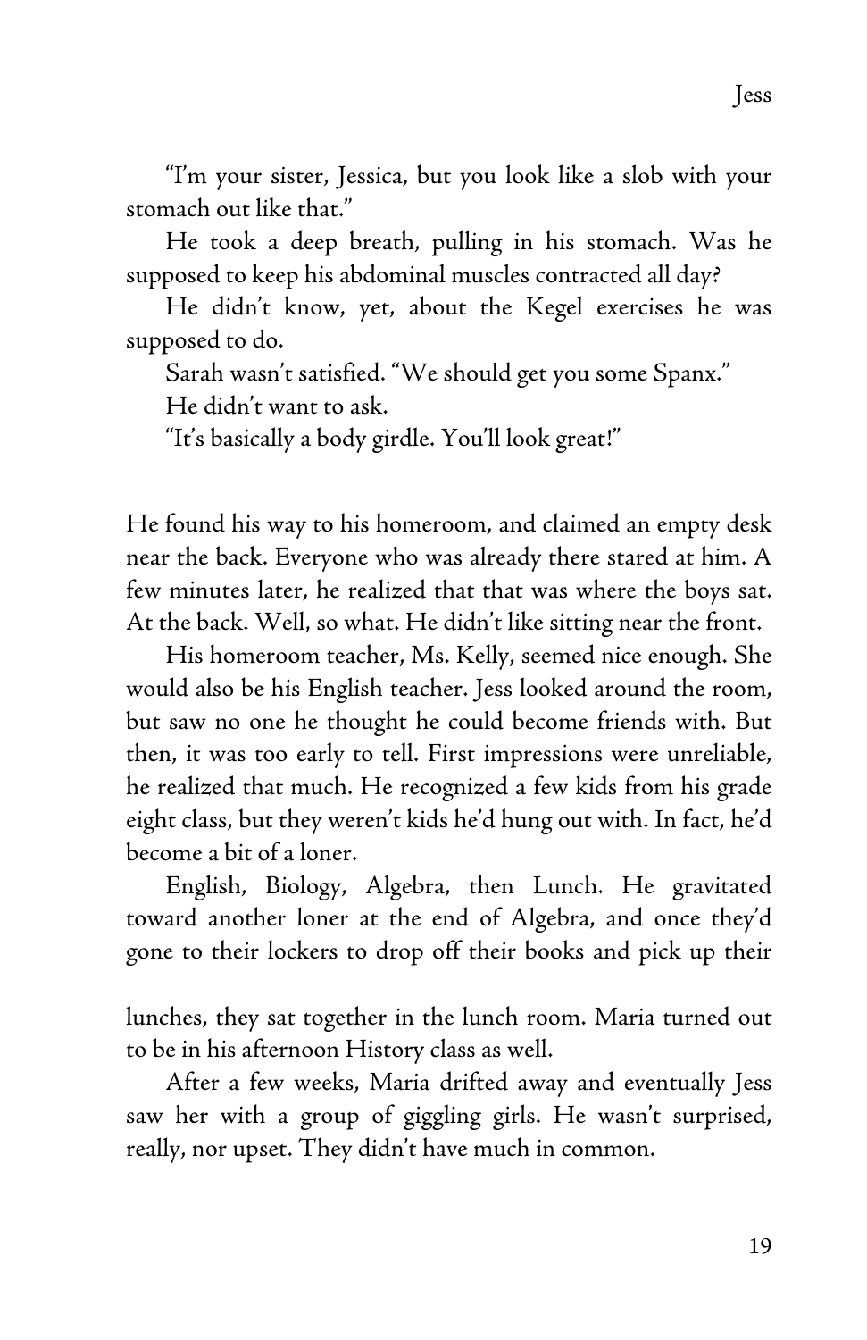"I'm your sister, Jessica, but you look like a slob with your stomach out like that."

He took a deep breath, pulling in his stomach. Was he supposed to keep his abdominal muscles contracted all day?

He didn't know, yet, about the Kegel exercises he was supposed to do.

Sarah wasn't satisfied. "We should get you some Spanx."

He didn't want to ask.

"It's basically a body girdle. You'll look great!"

He found his way to his homeroom, and claimed an empty desk near the back. Everyone who was already there stared at him. A few minutes later, he realized that that was where the boys sat. At the back. Well, so what. He didn't like sitting near the front.

His homeroom teacher, Ms. Kelly, seemed nice enough. She would also be his English teacher. Jess looked around the room, but saw no one he thought he could become friends with. But then, it was too early to tell. First impressions were unreliable, he realized that much. He recognized a few kids from his grade eight class, but they weren't kids he'd hung out with. In fact, he'd become a bit of a loner.

English, Biology, Algebra, then Lunch. He gravitated toward another loner at the end of Algebra, and once they'd gone to their lockers to drop off their books and pick up their lunches, they sat together in the lunch room. Maria turned out to be in his afternoon History class as well.

After a few weeks, Maria drifted away and eventually Jess saw her with a group of giggling girls. He wasn't surprised, really, nor upset. They didn't have much in common.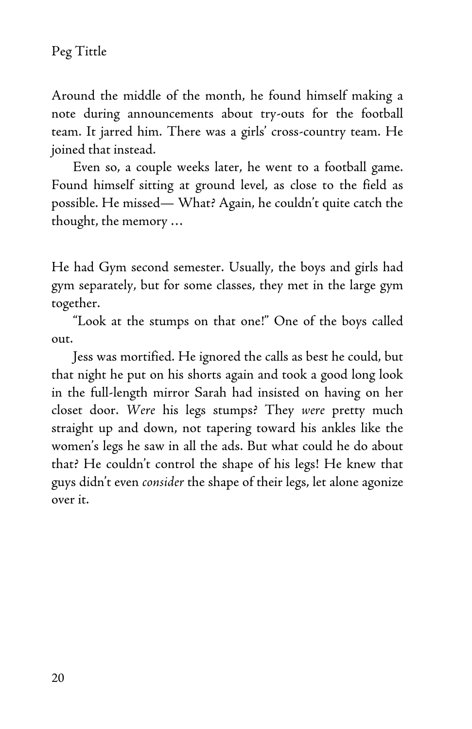Around the middle of the month, he found himself making a note during announcements about try-outs for the football team. It jarred him. There was a girls' cross-country team. He joined that instead.

Even so, a couple weeks later, he went to a football game. Found himself sitting at ground level, as close to the field as possible. He missed— What? Again, he couldn't quite catch the thought, the memory …

He had Gym second semester. Usually, the boys and girls had gym separately, but for some classes, they met in the large gym together.

"Look at the stumps on that one!" One of the boys called out.

Jess was mortified. He ignored the calls as best he could, but that night he put on his shorts again and took a good long look in the full-length mirror Sarah had insisted on having on her closet door. *Were* his legs stumps? They *were* pretty much straight up and down, not tapering toward his ankles like the women's legs he saw in all the ads. But what could he do about that? He couldn't control the shape of his legs! He knew that guys didn't even *consider* the shape of their legs, let alone agonize over it.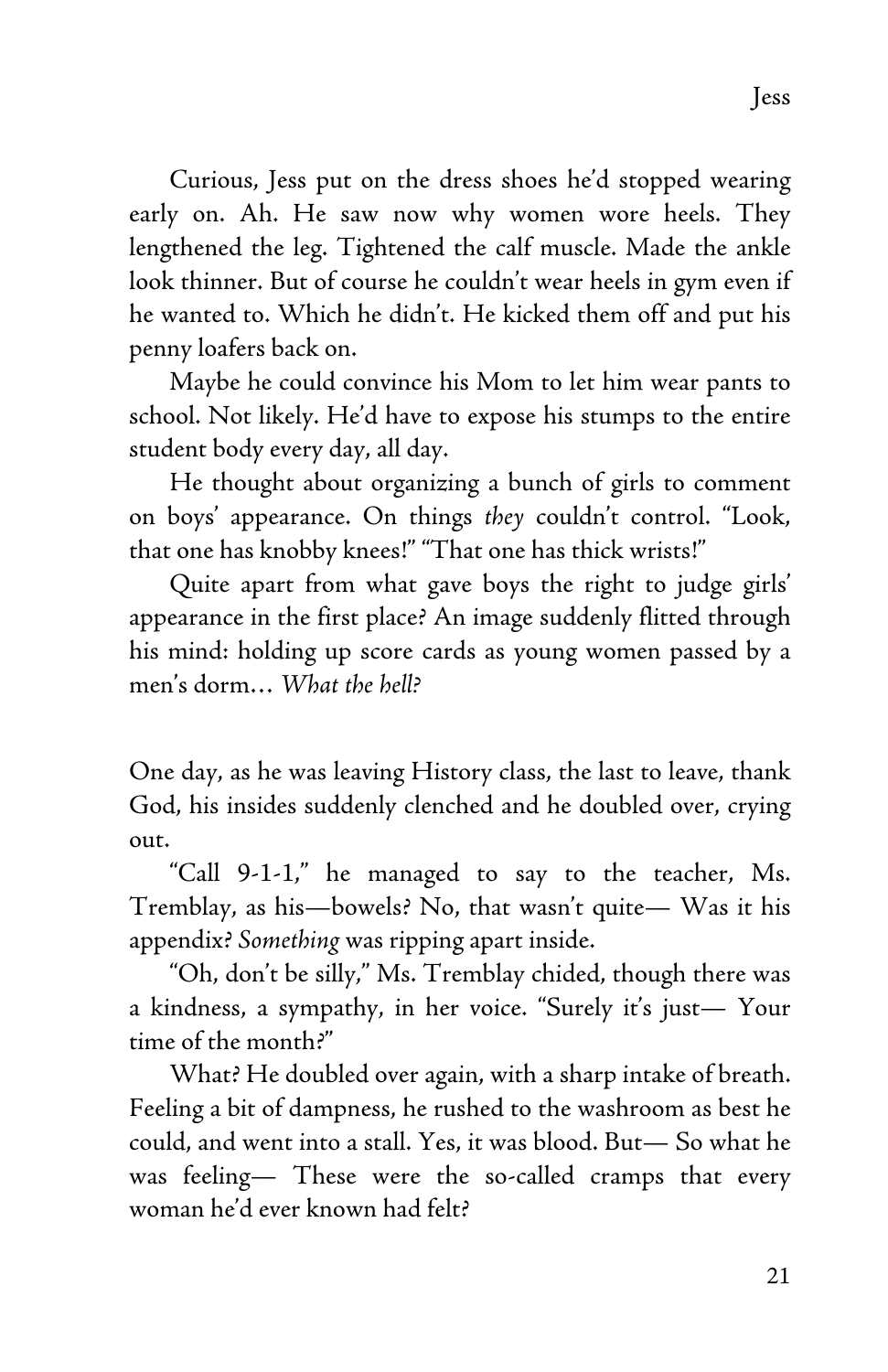Curious, Jess put on the dress shoes he'd stopped wearing early on. Ah. He saw now why women wore heels. They lengthened the leg. Tightened the calf muscle. Made the ankle look thinner. But of course he couldn't wear heels in gym even if he wanted to. Which he didn't. He kicked them off and put his penny loafers back on.

Maybe he could convince his Mom to let him wear pants to school. Not likely. He'd have to expose his stumps to the entire student body every day, all day.

He thought about organizing a bunch of girls to comment on boys' appearance. On things *they* couldn't control. "Look, that one has knobby knees!" "That one has thick wrists!"

Quite apart from what gave boys the right to judge girls' appearance in the first place? An image suddenly flitted through his mind: holding up score cards as young women passed by a men's dorm… *What the hell?*

One day, as he was leaving History class, the last to leave, thank God, his insides suddenly clenched and he doubled over, crying out.

"Call 9-1-1," he managed to say to the teacher, Ms. Tremblay, as his—bowels? No, that wasn't quite— Was it his appendix? *Something* was ripping apart inside.

"Oh, don't be silly," Ms. Tremblay chided, though there was a kindness, a sympathy, in her voice. "Surely it's just— Your time of the month?"

What? He doubled over again, with a sharp intake of breath. Feeling a bit of dampness, he rushed to the washroom as best he could, and went into a stall. Yes, it was blood. But— So what he was feeling— These were the so-called cramps that every woman he'd ever known had felt?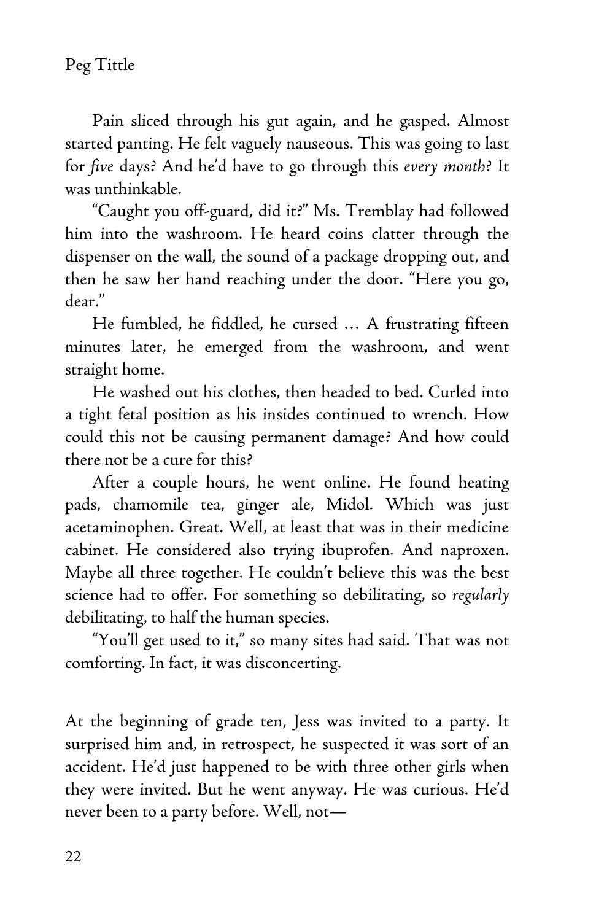Pain sliced through his gut again, and he gasped. Almost started panting. He felt vaguely nauseous. This was going to last for *five* days? And he'd have to go through this *every month*? It was unthinkable.

"Caught you off-guard, did it?" Ms. Tremblay had followed him into the washroom. He heard coins clatter through the dispenser on the wall, the sound of a package dropping out, and then he saw her hand reaching under the door. "Here you go, dear."

He fumbled, he fiddled, he cursed … A frustrating fifteen minutes later, he emerged from the washroom, and went straight home.

He washed out his clothes, then headed to bed. Curled into a tight fetal position as his insides continued to wrench. How could this not be causing permanent damage? And how could there not be a cure for this?

After a couple hours, he went online. He found heating pads, chamomile tea, ginger ale, Midol. Which was just acetaminophen. Great. Well, at least that was in their medicine cabinet. He considered also trying ibuprofen. And naproxen. Maybe all three together. He couldn't believe this was the best science had to offer. For something so debilitating, so *regularly* debilitating, to half the human species.

"You'll get used to it," so many sites had said. That was not comforting. In fact, it was disconcerting.

At the beginning of grade ten, Jess was invited to a party. It surprised him and, in retrospect, he suspected it was sort of an accident. He'd just happened to be with three other girls when they were invited. But he went anyway. He was curious. He'd never been to a party before. Well, not—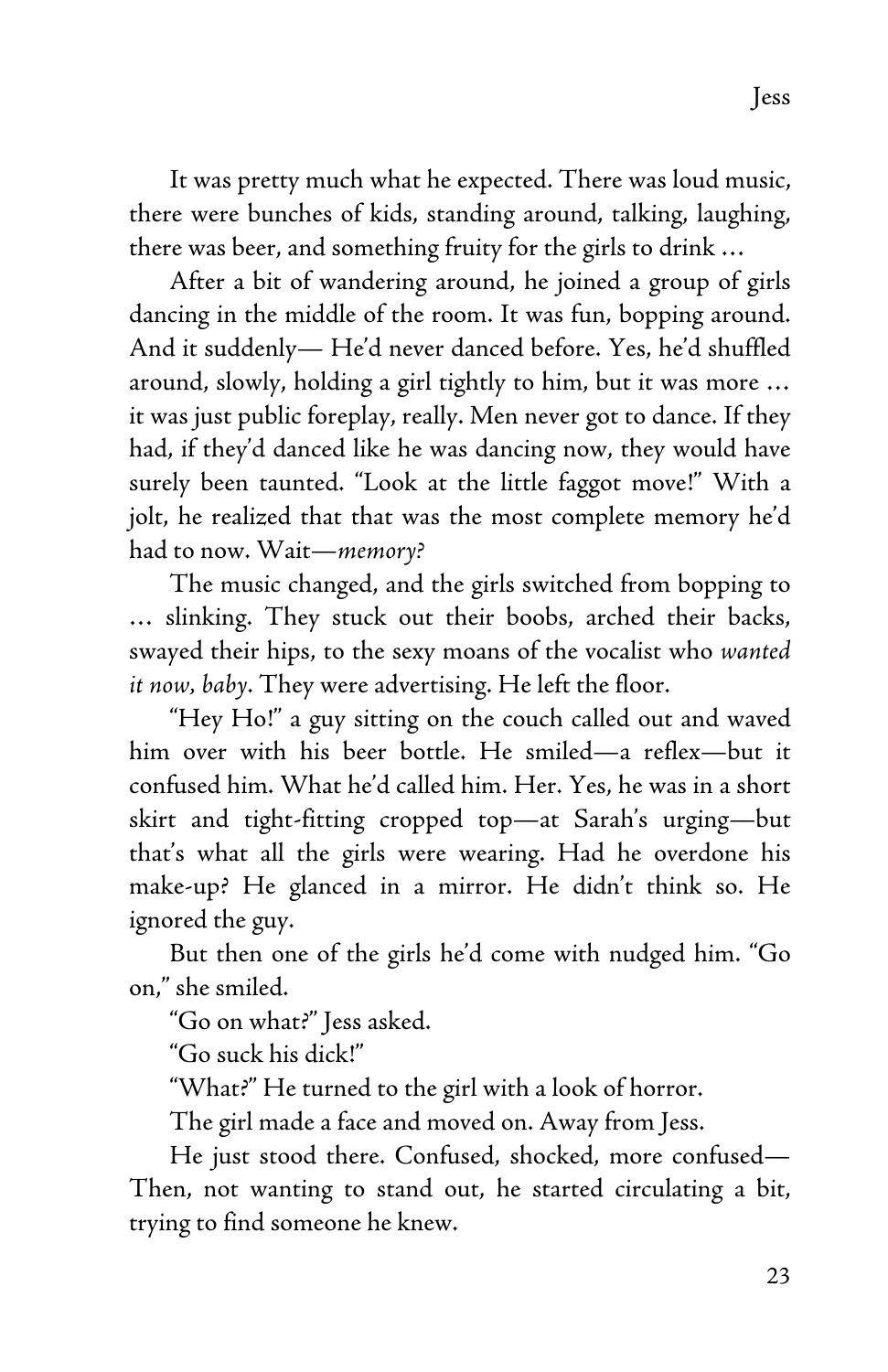It was pretty much what he expected. There was loud music, there were bunches of kids, standing around, talking, laughing, there was beer, and something fruity for the girls to drink …

After a bit of wandering around, he joined a group of girls dancing in the middle of the room. It was fun, bopping around. And it suddenly— He'd never danced before. Yes, he'd shuffled around, slowly, holding a girl tightly to him, but it was more … it was just public foreplay, really. Men never got to dance. If they had, if they'd danced like he was dancing now, they would have surely been taunted. "Look at the little faggot move!" With a jolt, he realized that that was the most complete memory he'd had to now. Wait—*memory?*

The music changed, and the girls switched from bopping to … slinking. They stuck out their boobs, arched their backs, swayed their hips, to the sexy moans of the vocalist who *wanted it now, baby*. They were advertising. He left the floor.

"Hey Ho!" a guy sitting on the couch called out and waved him over with his beer bottle. He smiled—a reflex—but it confused him. What he'd called him. Her. Yes, he was in a short skirt and tight-fitting cropped top—at Sarah's urging—but that's what all the girls were wearing. Had he overdone his make-up? He glanced in a mirror. He didn't think so. He ignored the guy.

But then one of the girls he'd come with nudged him. "Go on," she smiled.

"Go on what?" Jess asked.

"Go suck his dick!"

"What?" He turned to the girl with a look of horror.

The girl made a face and moved on. Away from Jess.

He just stood there. Confused, shocked, more confused— Then, not wanting to stand out, he started circulating a bit, trying to find someone he knew.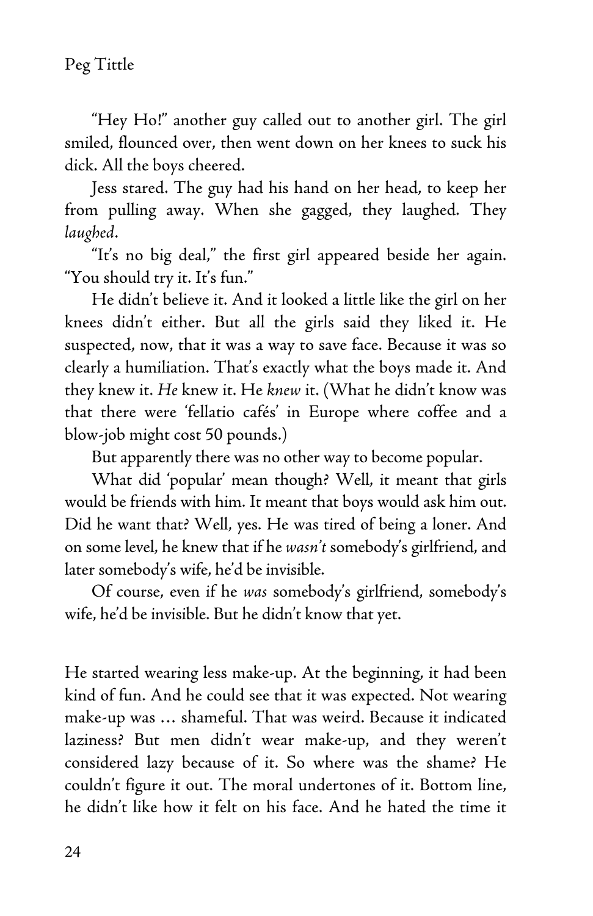"Hey Ho!" another guy called out to another girl. The girl smiled, flounced over, then went down on her knees to suck his dick. All the boys cheered.

Jess stared. The guy had his hand on her head, to keep her from pulling away. When she gagged, they laughed. They *laughed*.

"It's no big deal," the first girl appeared beside her again. "You should try it. It's fun."

He didn't believe it. And it looked a little like the girl on her knees didn't either. But all the girls said they liked it. He suspected, now, that it was a way to save face. Because it was so clearly a humiliation. That's exactly what the boys made it. And they knew it. *He* knew it. He *knew* it. (What he didn't know was that there were 'fellatio cafés' in Europe where coffee and a blow-job might cost 50 pounds.)

But apparently there was no other way to become popular.

What did 'popular' mean though? Well, it meant that girls would be friends with him. It meant that boys would ask him out. Did he want that? Well, yes. He was tired of being a loner. And on some level, he knew that if he *wasn't* somebody's girlfriend, and later somebody's wife, he'd be invisible.

Of course, even if he *was* somebody's girlfriend, somebody's wife, he'd be invisible. But he didn't know that yet.

He started wearing less make-up. At the beginning, it had been kind of fun. And he could see that it was expected. Not wearing make-up was … shameful. That was weird. Because it indicated laziness? But men didn't wear make-up, and they weren't considered lazy because of it. So where was the shame? He couldn't figure it out. The moral undertones of it. Bottom line, he didn't like how it felt on his face. And he hated the time it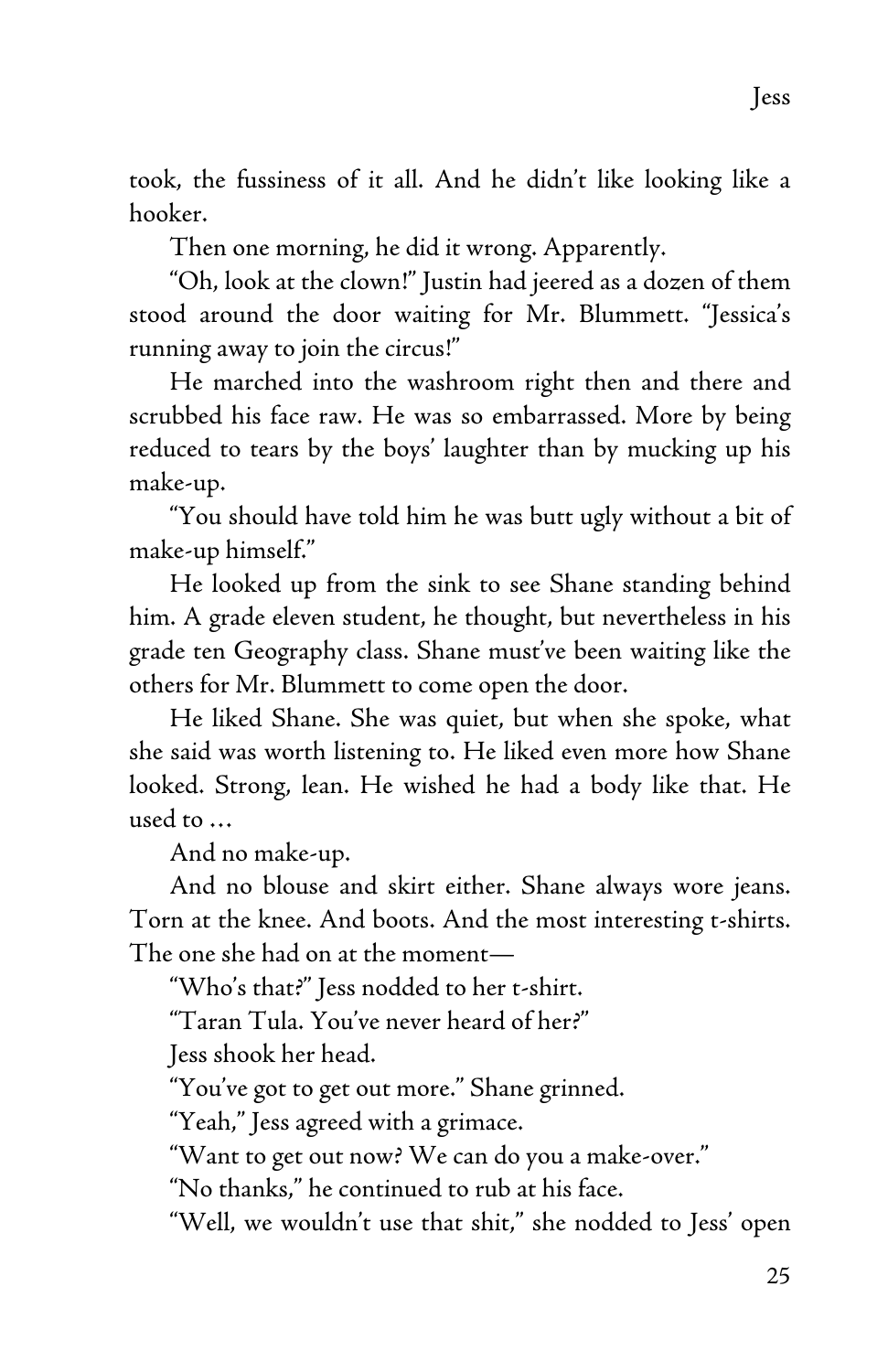took, the fussiness of it all. And he didn't like looking like a hooker.

Then one morning, he did it wrong. Apparently.

"Oh, look at the clown!" Justin had jeered as a dozen of them stood around the door waiting for Mr. Blummett. "Jessica's running away to join the circus!"

He marched into the washroom right then and there and scrubbed his face raw. He was so embarrassed. More by being reduced to tears by the boys' laughter than by mucking up his make-up.

"You should have told him he was butt ugly without a bit of make-up himself."

He looked up from the sink to see Shane standing behind him. A grade eleven student, he thought, but nevertheless in his grade ten Geography class. Shane must've been waiting like the others for Mr. Blummett to come open the door.

He liked Shane. She was quiet, but when she spoke, what she said was worth listening to. He liked even more how Shane looked. Strong, lean. He wished he had a body like that. He used to …

And no make-up.

And no blouse and skirt either. Shane always wore jeans. Torn at the knee. And boots. And the most interesting t-shirts. The one she had on at the moment—

"Who's that?" Jess nodded to her t-shirt.

"Taran Tula. You've never heard of her?"

Jess shook her head.

"You've got to get out more." Shane grinned.

"Yeah," Jess agreed with a grimace.

"Want to get out now? We can do you a make-over."

"No thanks," he continued to rub at his face.

"Well, we wouldn't use that shit," she nodded to Jess' open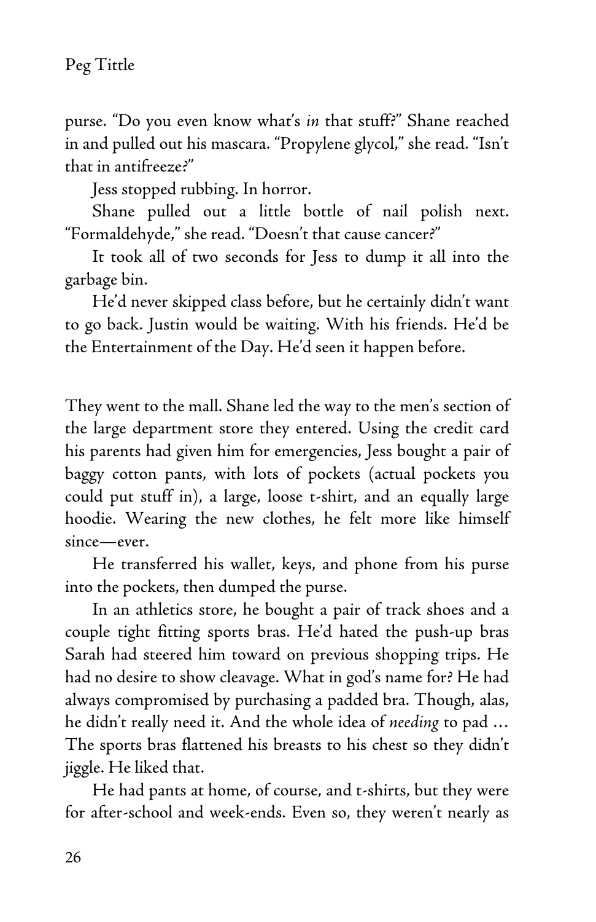purse. "Do you even know what's *in* that stuff?" Shane reached in and pulled out his mascara. "Propylene glycol," she read. "Isn't that in antifreeze?"

Jess stopped rubbing. In horror.

Shane pulled out a little bottle of nail polish next. "Formaldehyde," she read. "Doesn't that cause cancer?"

It took all of two seconds for Jess to dump it all into the garbage bin.

He'd never skipped class before, but he certainly didn't want to go back. Justin would be waiting. With his friends. He'd be the Entertainment of the Day. He'd seen it happen before.

They went to the mall. Shane led the way to the men's section of the large department store they entered. Using the credit card his parents had given him for emergencies, Jess bought a pair of baggy cotton pants, with lots of pockets (actual pockets you could put stuff in), a large, loose t-shirt, and an equally large hoodie. Wearing the new clothes, he felt more like himself since—ever.

He transferred his wallet, keys, and phone from his purse into the pockets, then dumped the purse.

In an athletics store, he bought a pair of track shoes and a couple tight fitting sports bras. He'd hated the push-up bras Sarah had steered him toward on previous shopping trips. He had no desire to show cleavage. What in god's name for? He had always compromised by purchasing a padded bra. Though, alas, he didn't really need it. And the whole idea of *needing* to pad … The sports bras flattened his breasts to his chest so they didn't jiggle. He liked that.

He had pants at home, of course, and t-shirts, but they were for after-school and week-ends. Even so, they weren't nearly as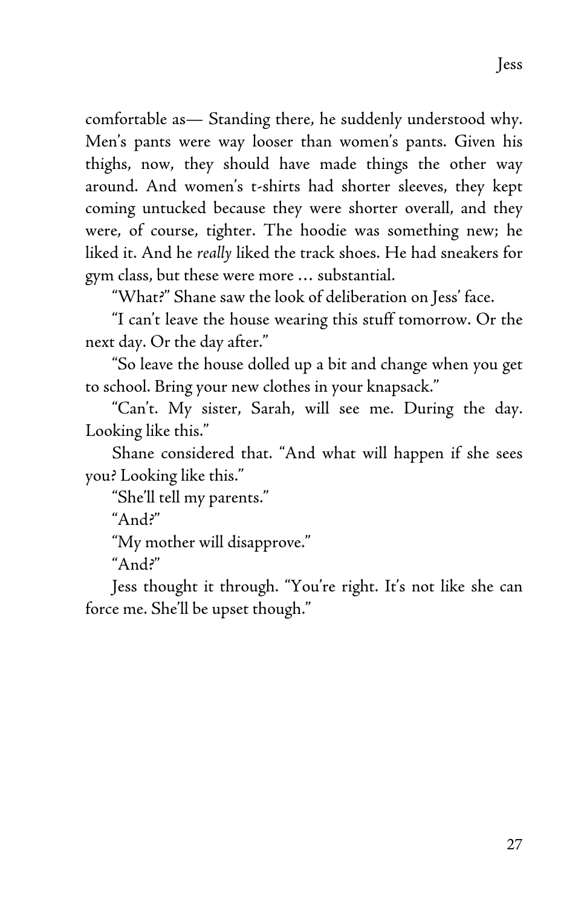comfortable as— Standing there, he suddenly understood why. Men's pants were way looser than women's pants. Given his thighs, now, they should have made things the other way around. And women's t-shirts had shorter sleeves, they kept coming untucked because they were shorter overall, and they were, of course, tighter. The hoodie was something new; he liked it. And he *really* liked the track shoes. He had sneakers for gym class, but these were more … substantial.

"What?" Shane saw the look of deliberation on Jess' face.

"I can't leave the house wearing this stuff tomorrow. Or the next day. Or the day after."

"So leave the house dolled up a bit and change when you get to school. Bring your new clothes in your knapsack."

"Can't. My sister, Sarah, will see me. During the day. Looking like this."

Shane considered that. "And what will happen if she sees you? Looking like this."

"She'll tell my parents."

"And?"

"My mother will disapprove."

"And?"

Jess thought it through. "You're right. It's not like she can force me. She'll be upset though."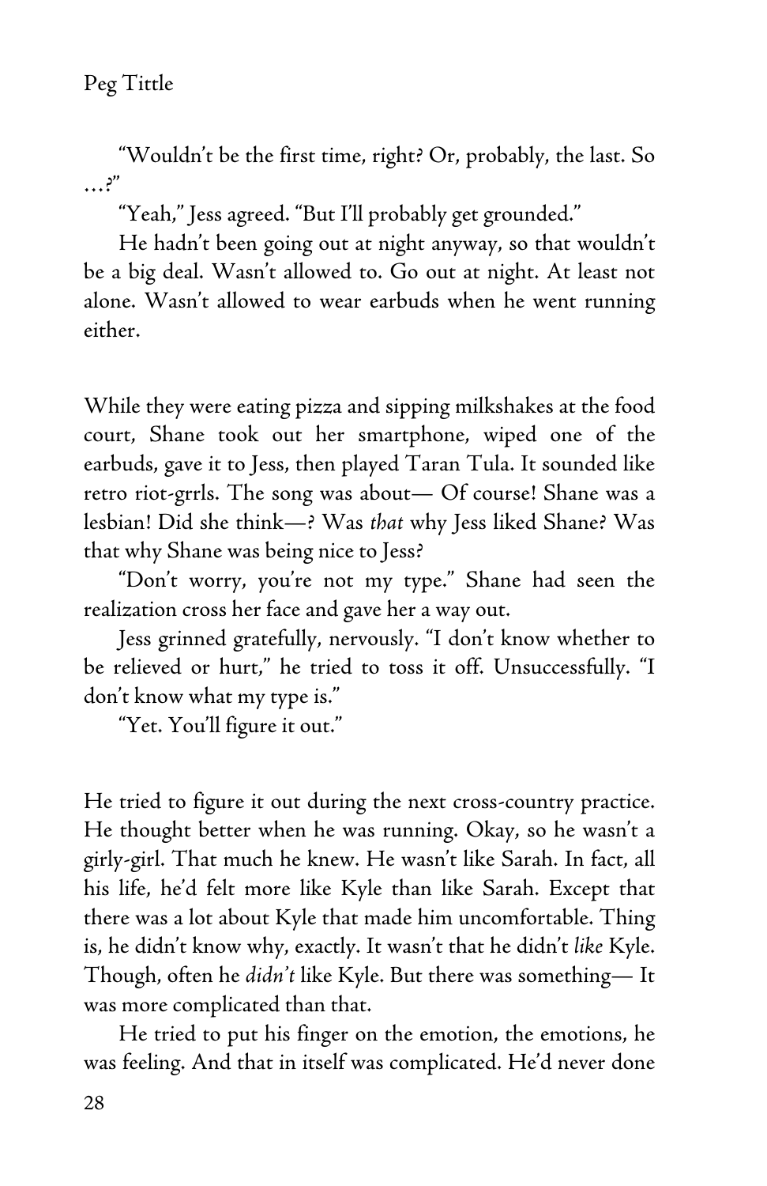"Wouldn't be the first time, right? Or, probably, the last. So …?"

"Yeah," Jess agreed. "But I'll probably get grounded."

He hadn't been going out at night anyway, so that wouldn't be a big deal. Wasn't allowed to. Go out at night. At least not alone. Wasn't allowed to wear earbuds when he went running either.

While they were eating pizza and sipping milkshakes at the food court, Shane took out her smartphone, wiped one of the earbuds, gave it to Jess, then played Taran Tula. It sounded like retro riot-grrls. The song was about— Of course! Shane was a lesbian! Did she think—? Was *that* why Jess liked Shane? Was that why Shane was being nice to Jess?

"Don't worry, you're not my type." Shane had seen the realization cross her face and gave her a way out.

Jess grinned gratefully, nervously. "I don't know whether to be relieved or hurt," he tried to toss it off. Unsuccessfully. "I don't know what my type is."

"Yet. You'll figure it out."

He tried to figure it out during the next cross-country practice. He thought better when he was running. Okay, so he wasn't a girly-girl. That much he knew. He wasn't like Sarah. In fact, all his life, he'd felt more like Kyle than like Sarah. Except that there was a lot about Kyle that made him uncomfortable. Thing is, he didn't know why, exactly. It wasn't that he didn't *like* Kyle. Though, often he *didn't* like Kyle. But there was something— It was more complicated than that.

He tried to put his finger on the emotion, the emotions, he was feeling. And that in itself was complicated. He'd never done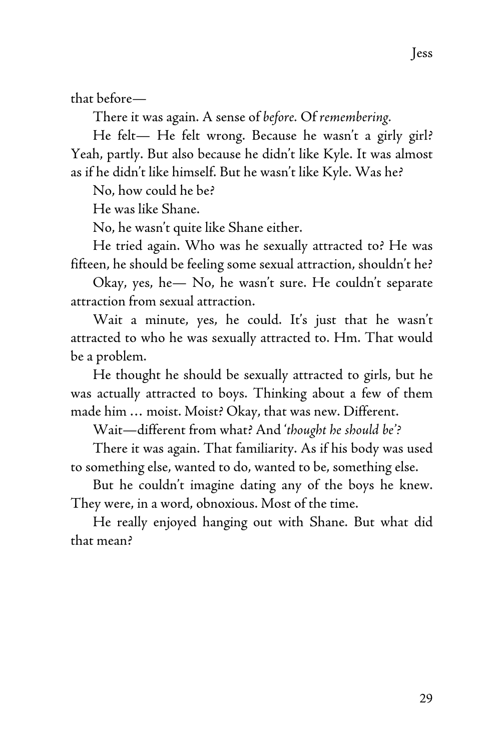that before—

There it was again. A sense of *before*. Of *remembering*.

He felt— He felt wrong. Because he wasn't a girly girl? Yeah, partly. But also because he didn't like Kyle. It was almost as if he didn't like himself. But he wasn't like Kyle. Was he?

No, how could he be?

He was like Shane.

No, he wasn't quite like Shane either.

He tried again. Who was he sexually attracted to? He was fifteen, he should be feeling some sexual attraction, shouldn't he?

Okay, yes, he— No, he wasn't sure. He couldn't separate attraction from sexual attraction.

Wait a minute, yes, he could. It's just that he wasn't attracted to who he was sexually attracted to. Hm. That would be a problem.

He thought he should be sexually attracted to girls, but he was actually attracted to boys. Thinking about a few of them made him … moist. Moist? Okay, that was new. Different.

Wait—different from what? And '*thought he should be*'?

There it was again. That familiarity. As if his body was used to something else, wanted to do, wanted to be, something else.

But he couldn't imagine dating any of the boys he knew. They were, in a word, obnoxious. Most of the time.

He really enjoyed hanging out with Shane. But what did that mean?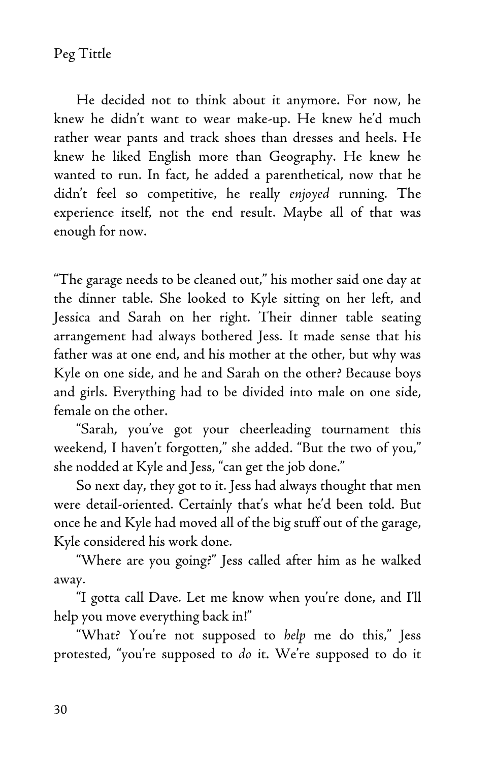He decided not to think about it anymore. For now, he knew he didn't want to wear make-up. He knew he'd much rather wear pants and track shoes than dresses and heels. He knew he liked English more than Geography. He knew he wanted to run. In fact, he added a parenthetical, now that he didn't feel so competitive, he really *enjoyed* running. The experience itself, not the end result. Maybe all of that was enough for now.

"The garage needs to be cleaned out," his mother said one day at the dinner table. She looked to Kyle sitting on her left, and Jessica and Sarah on her right. Their dinner table seating arrangement had always bothered Jess. It made sense that his father was at one end, and his mother at the other, but why was Kyle on one side, and he and Sarah on the other? Because boys and girls. Everything had to be divided into male on one side, female on the other.

"Sarah, you've got your cheerleading tournament this weekend, I haven't forgotten," she added. "But the two of you," she nodded at Kyle and Jess, "can get the job done."

So next day, they got to it. Jess had always thought that men were detail-oriented. Certainly that's what he'd been told. But once he and Kyle had moved all of the big stuff out of the garage, Kyle considered his work done.

"Where are you going?" Jess called after him as he walked away.

"I gotta call Dave. Let me know when you're done, and I'll help you move everything back in!"

"What? You're not supposed to *help* me do this," Jess protested, "you're supposed to *do* it. We're supposed to do it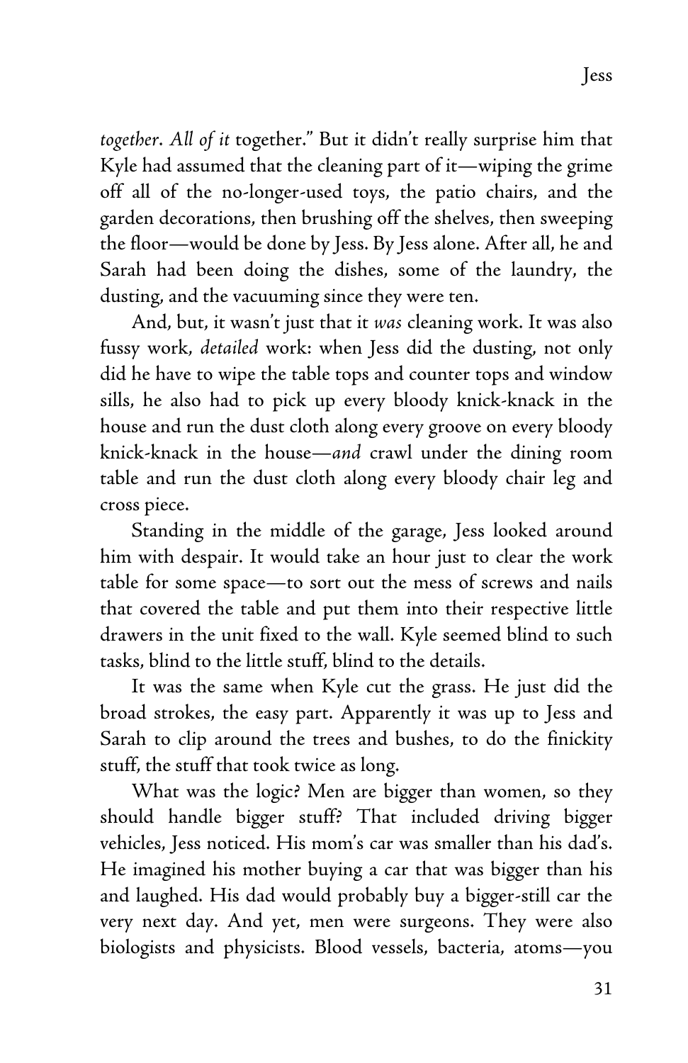*together*. *All of it* together." But it didn't really surprise him that Kyle had assumed that the cleaning part of it—wiping the grime off all of the no-longer-used toys, the patio chairs, and the garden decorations, then brushing off the shelves, then sweeping the floor—would be done by Jess. By Jess alone. After all, he and Sarah had been doing the dishes, some of the laundry, the dusting, and the vacuuming since they were ten.

And, but, it wasn't just that it *was* cleaning work. It was also fussy work, *detailed* work: when Jess did the dusting, not only did he have to wipe the table tops and counter tops and window sills, he also had to pick up every bloody knick-knack in the house and run the dust cloth along every groove on every bloody knick-knack in the house—*and* crawl under the dining room table and run the dust cloth along every bloody chair leg and cross piece.

Standing in the middle of the garage, Jess looked around him with despair. It would take an hour just to clear the work table for some space—to sort out the mess of screws and nails that covered the table and put them into their respective little drawers in the unit fixed to the wall. Kyle seemed blind to such tasks, blind to the little stuff, blind to the details.

It was the same when Kyle cut the grass. He just did the broad strokes, the easy part. Apparently it was up to Jess and Sarah to clip around the trees and bushes, to do the finickity stuff, the stuff that took twice as long.

What was the logic? Men are bigger than women, so they should handle bigger stuff? That included driving bigger vehicles, Jess noticed. His mom's car was smaller than his dad's. He imagined his mother buying a car that was bigger than his and laughed. His dad would probably buy a bigger-still car the very next day. And yet, men were surgeons. They were also biologists and physicists. Blood vessels, bacteria, atoms—you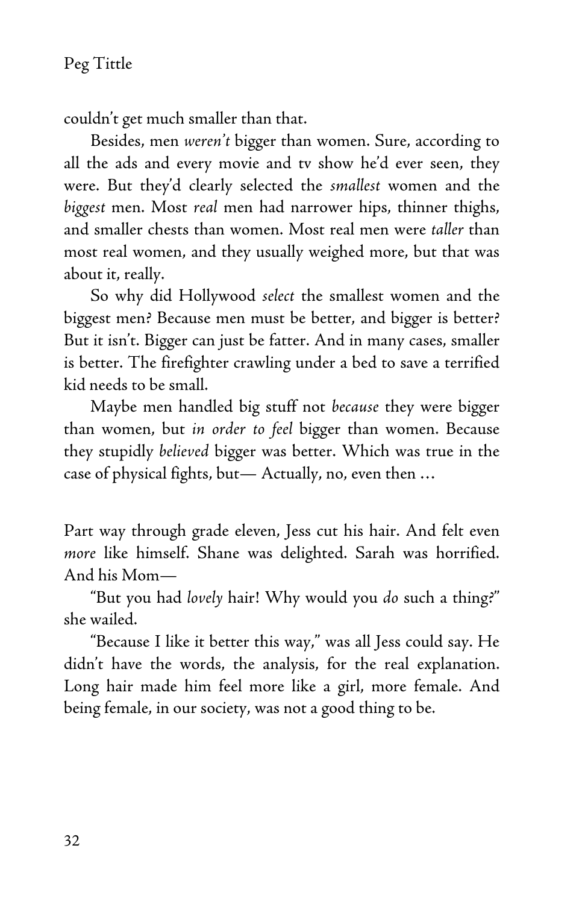couldn't get much smaller than that.

Besides, men *weren't* bigger than women. Sure, according to all the ads and every movie and tv show he'd ever seen, they were. But they'd clearly selected the *smallest* women and the *biggest* men. Most *real* men had narrower hips, thinner thighs, and smaller chests than women. Most real men were *taller* than most real women, and they usually weighed more, but that was about it, really.

So why did Hollywood *select* the smallest women and the biggest men? Because men must be better, and bigger is better? But it isn't. Bigger can just be fatter. And in many cases, smaller is better. The firefighter crawling under a bed to save a terrified kid needs to be small.

Maybe men handled big stuff not *because* they were bigger than women, but *in order to feel* bigger than women. Because they stupidly *believed* bigger was better. Which was true in the case of physical fights, but— Actually, no, even then …

Part way through grade eleven, Jess cut his hair. And felt even *more* like himself. Shane was delighted. Sarah was horrified. And his Mom—

"But you had *lovely* hair! Why would you *do* such a thing?" she wailed.

"Because I like it better this way," was all Jess could say. He didn't have the words, the analysis, for the real explanation. Long hair made him feel more like a girl, more female. And being female, in our society, was not a good thing to be.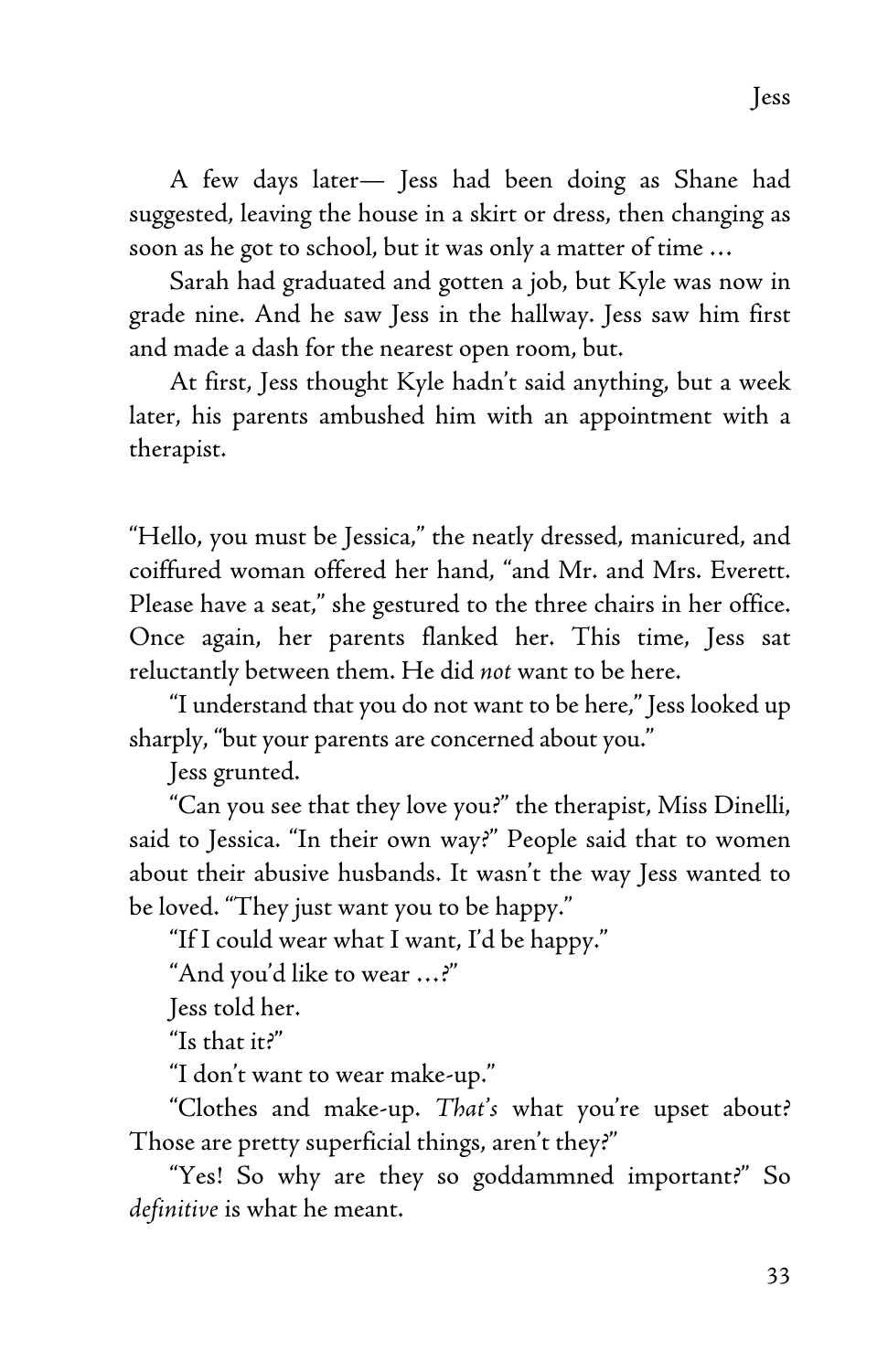A few days later— Jess had been doing as Shane had suggested, leaving the house in a skirt or dress, then changing as soon as he got to school, but it was only a matter of time …

Sarah had graduated and gotten a job, but Kyle was now in grade nine. And he saw Jess in the hallway. Jess saw him first and made a dash for the nearest open room, but.

At first, Jess thought Kyle hadn't said anything, but a week later, his parents ambushed him with an appointment with a therapist.

"Hello, you must be Jessica," the neatly dressed, manicured, and coiffured woman offered her hand, "and Mr. and Mrs. Everett. Please have a seat," she gestured to the three chairs in her office. Once again, her parents flanked her. This time, Jess sat reluctantly between them. He did *not* want to be here.

"I understand that you do not want to be here," Jess looked up sharply, "but your parents are concerned about you."

Jess grunted.

"Can you see that they love you?" the therapist, Miss Dinelli, said to Jessica. "In their own way?" People said that to women about their abusive husbands. It wasn't the way Jess wanted to be loved. "They just want you to be happy."

"If I could wear what I want, I'd be happy."

"And you'd like to wear …?"

Jess told her.

"Is that it?"

"I don't want to wear make-up."

"Clothes and make-up. *That's* what you're upset about? Those are pretty superficial things, aren't they?"

"Yes! So why are they so goddammned important?" So *definitive* is what he meant.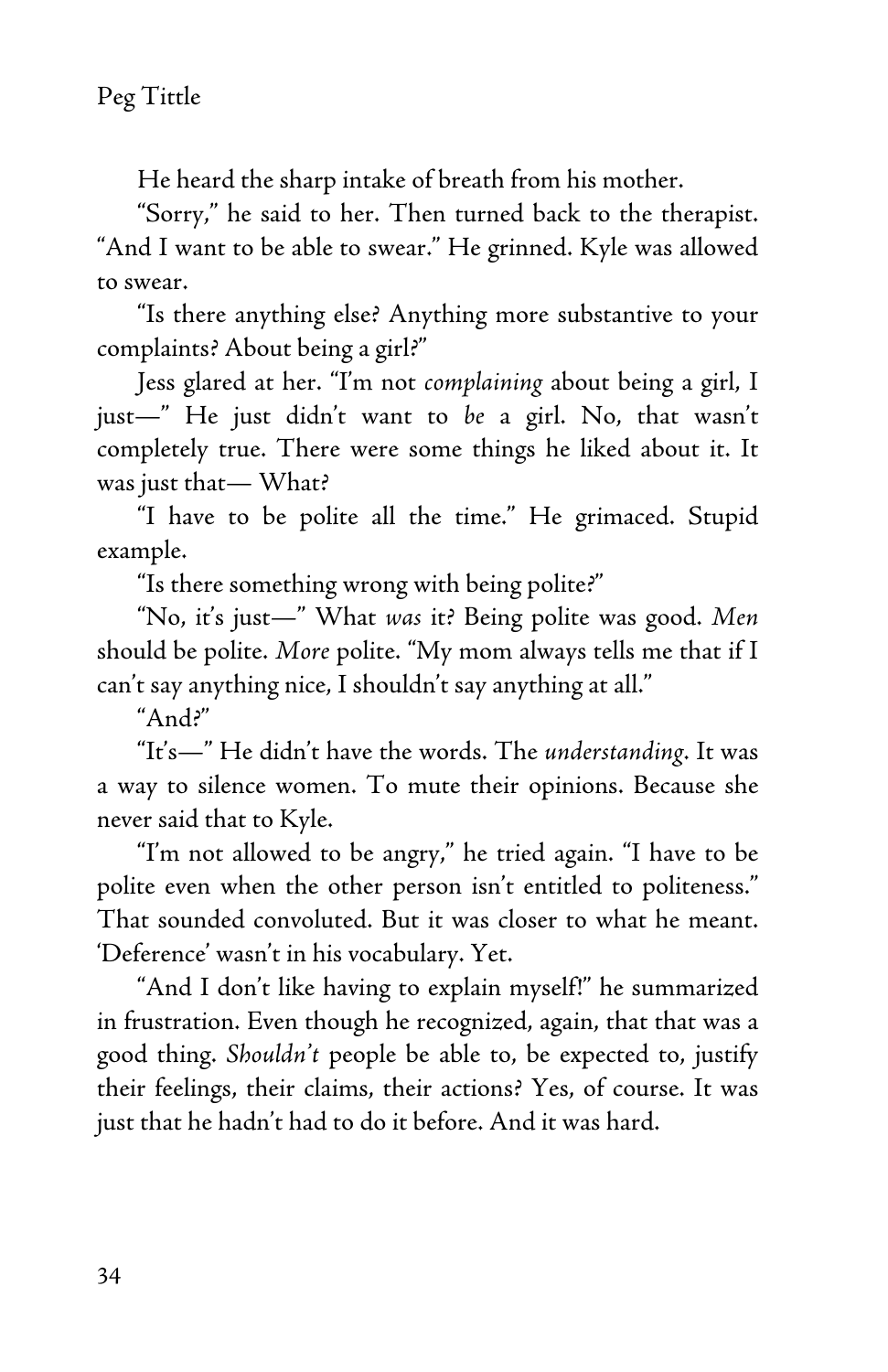He heard the sharp intake of breath from his mother.

"Sorry," he said to her. Then turned back to the therapist. "And I want to be able to swear." He grinned. Kyle was allowed to swear.

"Is there anything else? Anything more substantive to your complaints? About being a girl?"

Jess glared at her. "I'm not *complaining* about being a girl, I just—" He just didn't want to *be* a girl. No, that wasn't completely true. There were some things he liked about it. It was just that— What?

"I have to be polite all the time." He grimaced. Stupid example.

"Is there something wrong with being polite?"

"No, it's just—" What *was* it? Being polite was good. *Men* should be polite. *More* polite. "My mom always tells me that if I can't say anything nice, I shouldn't say anything at all."

"And?"

"It's—" He didn't have the words. The *understanding*. It was a way to silence women. To mute their opinions. Because she never said that to Kyle.

"I'm not allowed to be angry," he tried again. "I have to be polite even when the other person isn't entitled to politeness." That sounded convoluted. But it was closer to what he meant. 'Deference' wasn't in his vocabulary. Yet.

"And I don't like having to explain myself!" he summarized in frustration. Even though he recognized, again, that that was a good thing. *Shouldn't* people be able to, be expected to, justify their feelings, their claims, their actions? Yes, of course. It was just that he hadn't had to do it before. And it was hard.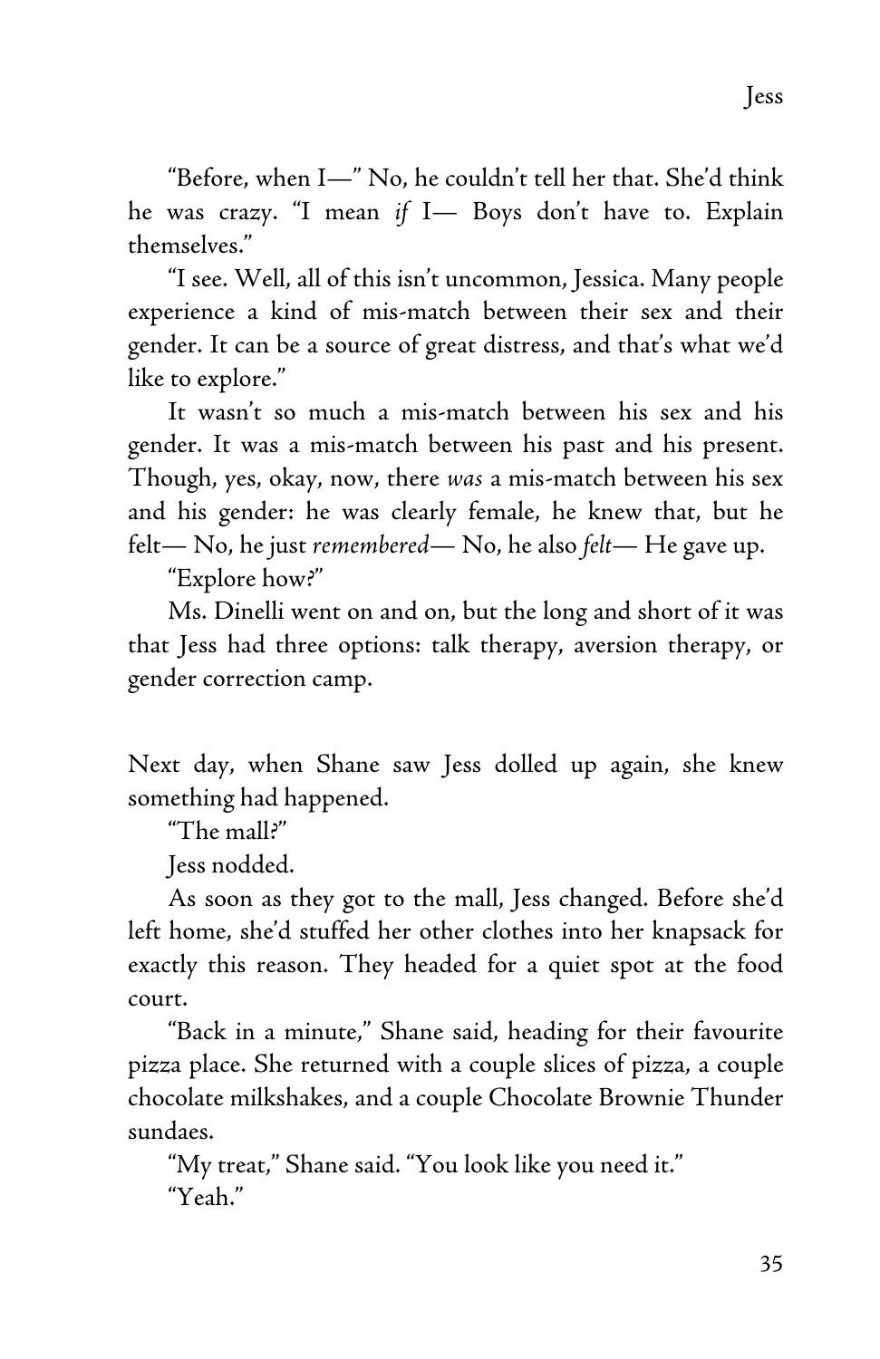"Before, when I—" No, he couldn't tell her that. She'd think he was crazy. "I mean *if* I— Boys don't have to. Explain themselves."

"I see. Well, all of this isn't uncommon, Jessica. Many people experience a kind of mis-match between their sex and their gender. It can be a source of great distress, and that's what we'd like to explore."

It wasn't so much a mis-match between his sex and his gender. It was a mis-match between his past and his present. Though, yes, okay, now, there *was* a mis-match between his sex and his gender: he was clearly female, he knew that, but he felt— No, he just *remembered*— No, he also *felt*— He gave up.

"Explore how?"

Ms. Dinelli went on and on, but the long and short of it was that Jess had three options: talk therapy, aversion therapy, or gender correction camp.

Next day, when Shane saw Jess dolled up again, she knew something had happened.

"The mall?"

Jess nodded.

As soon as they got to the mall, Jess changed. Before she'd left home, she'd stuffed her other clothes into her knapsack for exactly this reason. They headed for a quiet spot at the food court.

"Back in a minute," Shane said, heading for their favourite pizza place. She returned with a couple slices of pizza, a couple chocolate milkshakes, and a couple Chocolate Brownie Thunder sundaes.

"My treat," Shane said. "You look like you need it."

"Yeah."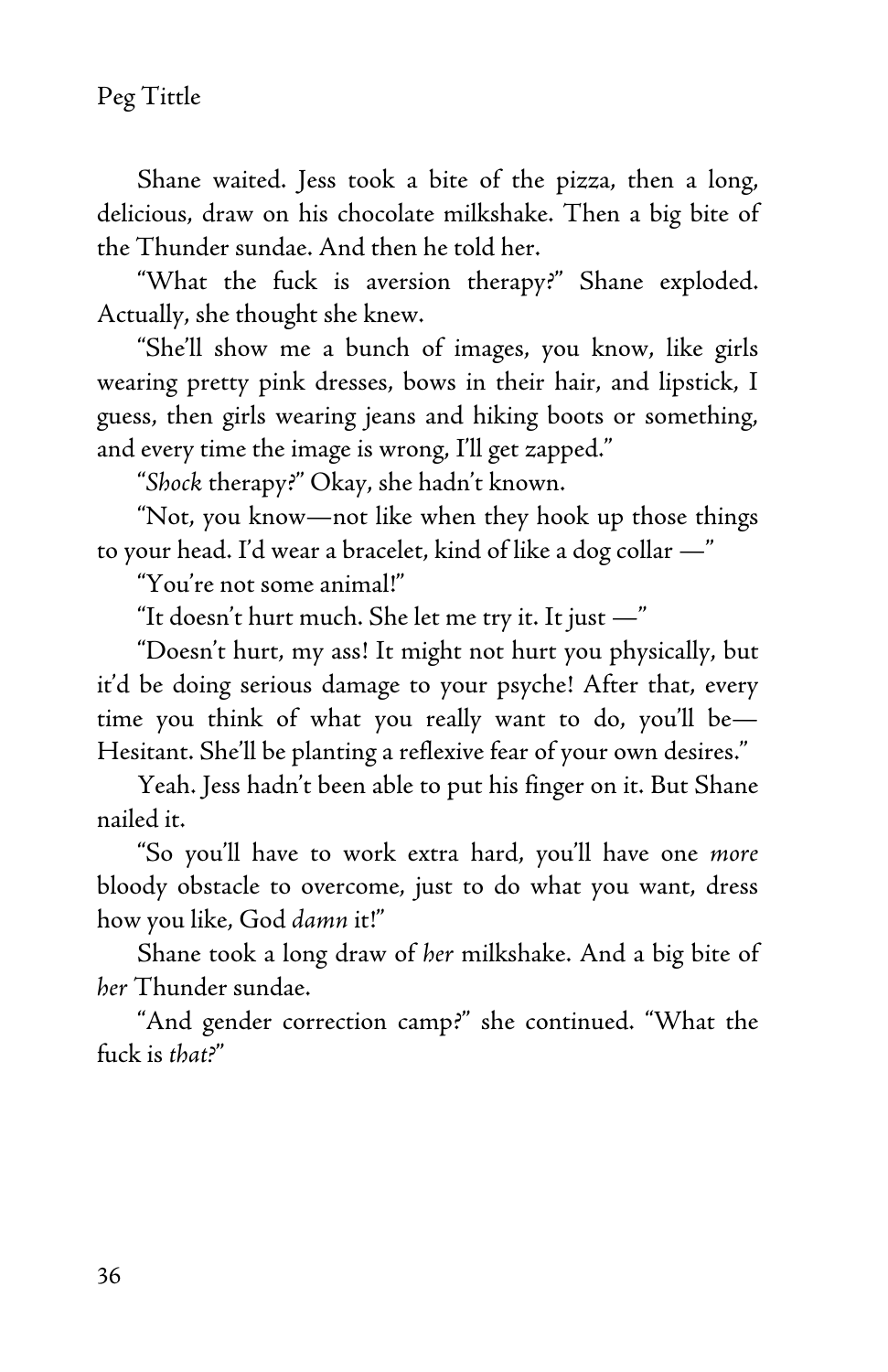Shane waited. Jess took a bite of the pizza, then a long, delicious, draw on his chocolate milkshake. Then a big bite of the Thunder sundae. And then he told her.

"What the fuck is aversion therapy?" Shane exploded. Actually, she thought she knew.

"She'll show me a bunch of images, you know, like girls wearing pretty pink dresses, bows in their hair, and lipstick, I guess, then girls wearing jeans and hiking boots or something, and every time the image is wrong, I'll get zapped."

"*Shock* therapy?" Okay, she hadn't known.

"Not, you know—not like when they hook up those things to your head. I'd wear a bracelet, kind of like a dog collar —"

"You're not some animal!"

"It doesn't hurt much. She let me try it. It just —"

"Doesn't hurt, my ass! It might not hurt you physically, but it'd be doing serious damage to your psyche! After that, every time you think of what you really want to do, you'll be—Hesitant. She'll be planting a reflexive fear of your own desires."

Yeah. Jess hadn't been able to put his finger on it. But Shane nailed it.

"So you'll have to work extra hard, you'll have one *more* bloody obstacle to overcome, just to do what you want, dress how you like, God *damn* it!"

Shane took a long draw of *her* milkshake. And a big bite of *her* Thunder sundae.

"And gender correction camp?" she continued. "What the fuck is *that?*"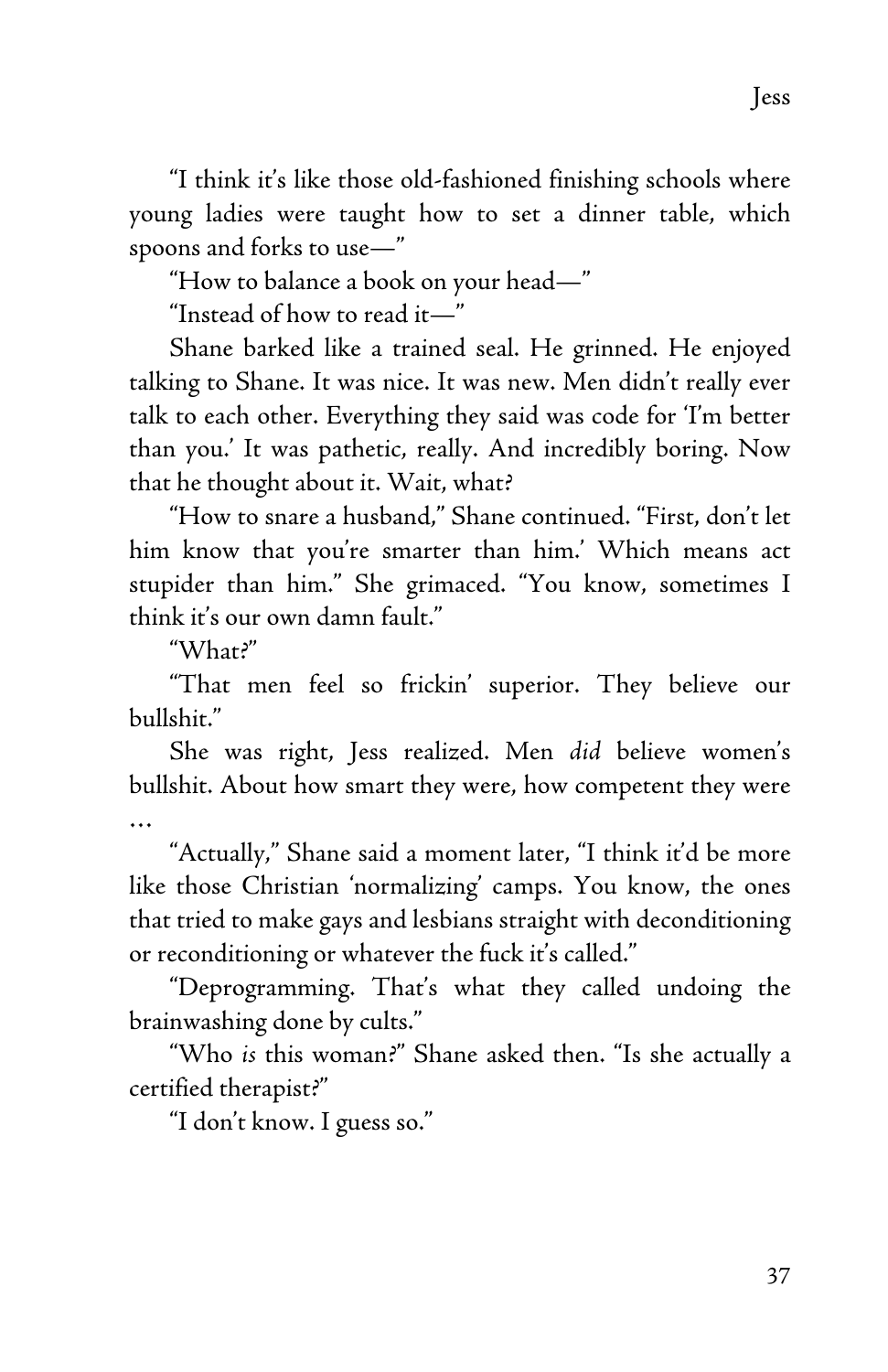“I think it’s like those old-fashioned finishing schools where young ladies were taught how to set a dinner table, which spoons and forks to use—”

“How to balance a book on your head—”

“Instead of how to read it—”

Shane barked like a trained seal. He grinned. He enjoyed talking to Shane. It was nice. It was new. Men didn’t really ever talk to each other. Everything they said was code for ‘I’m better than you.’ It was pathetic, really. And incredibly boring. Now that he thought about it. Wait, what?

“How to snare a husband,” Shane continued. “First, don’t let him know that you’re smarter than him.’ Which means act stupider than him.” She grimaced. “You know, sometimes I think it’s our own damn fault.”

“What?”

“That men feel so frickin’ superior. They believe our bullshit.”

She was right, Jess realized. Men *did* believe women’s bullshit. About how smart they were, how competent they were …

“Actually,” Shane said a moment later, “I think it’d be more like those Christian ‘normalizing’ camps. You know, the ones that tried to make gays and lesbians straight with deconditioning or reconditioning or whatever the fuck it’s called.”

“Deprogramming. That’s what they called undoing the brainwashing done by cults.”

“Who *is* this woman?” Shane asked then. “Is she actually a certified therapist?”

“I don’t know. I guess so.”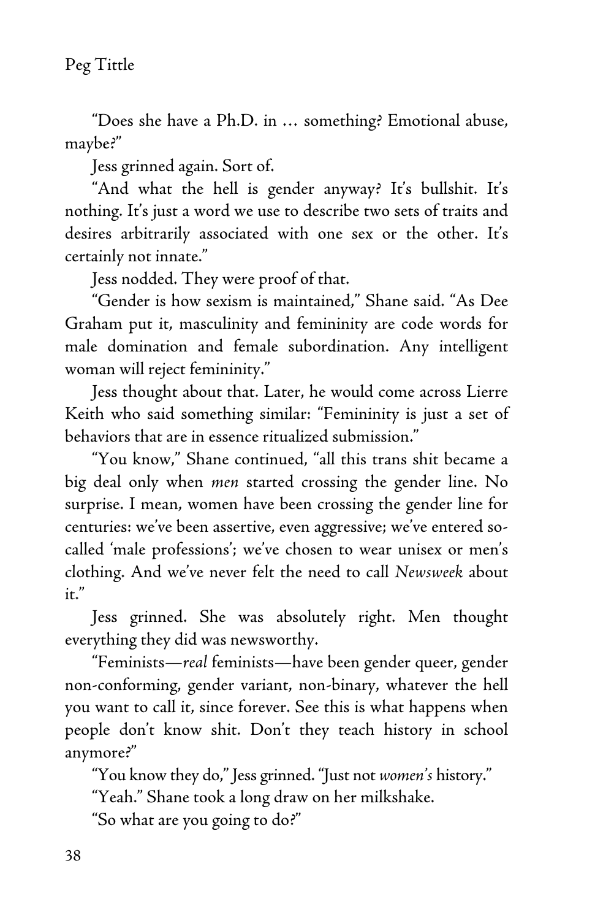"Does she have a Ph.D. in … something? Emotional abuse, maybe?"

Jess grinned again. Sort of.

"And what the hell is gender anyway? It's bullshit. It's nothing. It's just a word we use to describe two sets of traits and desires arbitrarily associated with one sex or the other. It's certainly not innate."

Jess nodded. They were proof of that.

"Gender is how sexism is maintained," Shane said. "As Dee Graham put it, masculinity and femininity are code words for male domination and female subordination. Any intelligent woman will reject femininity."

Jess thought about that. Later, he would come across Lierre Keith who said something similar: "Femininity is just a set of behaviors that are in essence ritualized submission."

"You know," Shane continued, "all this trans shit became a big deal only when *men* started crossing the gender line. No surprise. I mean, women have been crossing the gender line for centuries: we've been assertive, even aggressive; we've entered so-called 'male professions'; we've chosen to wear unisex or men's clothing. And we've never felt the need to call *Newsweek* about it."

Jess grinned. She was absolutely right. Men thought everything they did was newsworthy.

"Feminists—*real* feminists—have been gender queer, gender non-conforming, gender variant, non-binary, whatever the hell you want to call it, since forever. See this is what happens when people don't know shit. Don't they teach history in school anymore?"

"You know they do," Jess grinned. "Just not *women's* history."

"Yeah." Shane took a long draw on her milkshake.

"So what are you going to do?"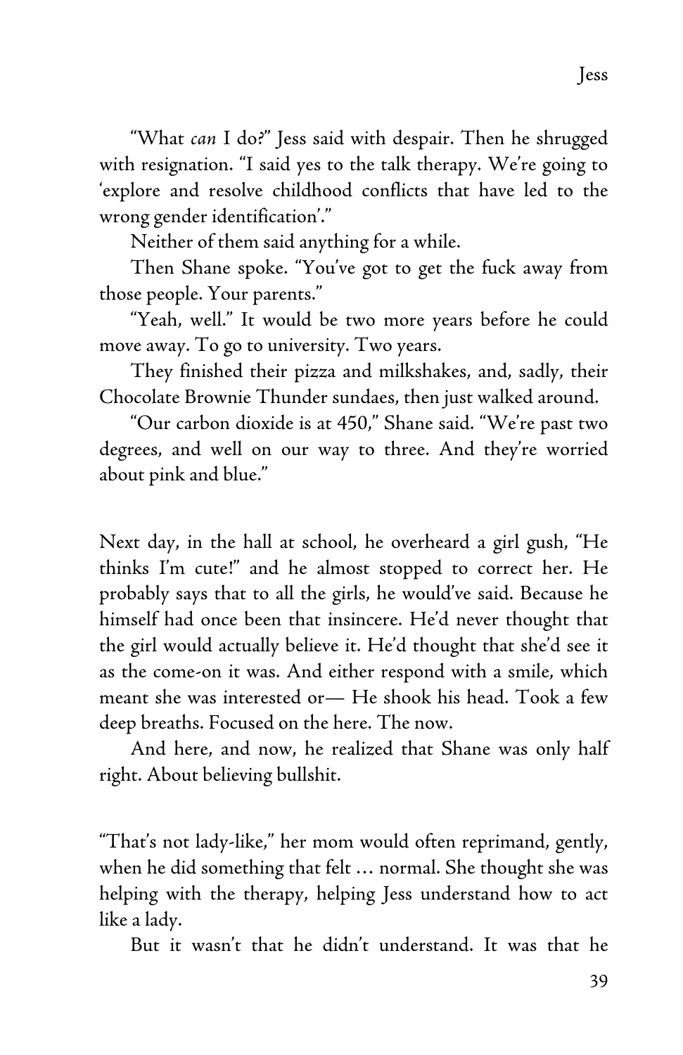"What *can* I do?" Jess said with despair. Then he shrugged with resignation. "I said yes to the talk therapy. We're going to 'explore and resolve childhood conflicts that have led to the wrong gender identification'."

Neither of them said anything for a while.

Then Shane spoke. "You've got to get the fuck away from those people. Your parents."

"Yeah, well." It would be two more years before he could move away. To go to university. Two years.

They finished their pizza and milkshakes, and, sadly, their Chocolate Brownie Thunder sundaes, then just walked around.

"Our carbon dioxide is at 450," Shane said. "We're past two degrees, and well on our way to three. And they're worried about pink and blue."

Next day, in the hall at school, he overheard a girl gush, "He thinks I'm cute!" and he almost stopped to correct her. He probably says that to all the girls, he would've said. Because he himself had once been that insincere. He'd never thought that the girl would actually believe it. He'd thought that she'd see it as the come-on it was. And either respond with a smile, which meant she was interested or— He shook his head. Took a few deep breaths. Focused on the here. The now.

And here, and now, he realized that Shane was only half right. About believing bullshit.

"That's not lady-like," her mom would often reprimand, gently, when he did something that felt … normal. She thought she was helping with the therapy, helping Jess understand how to act like a lady.

But it wasn't that he didn't understand. It was that he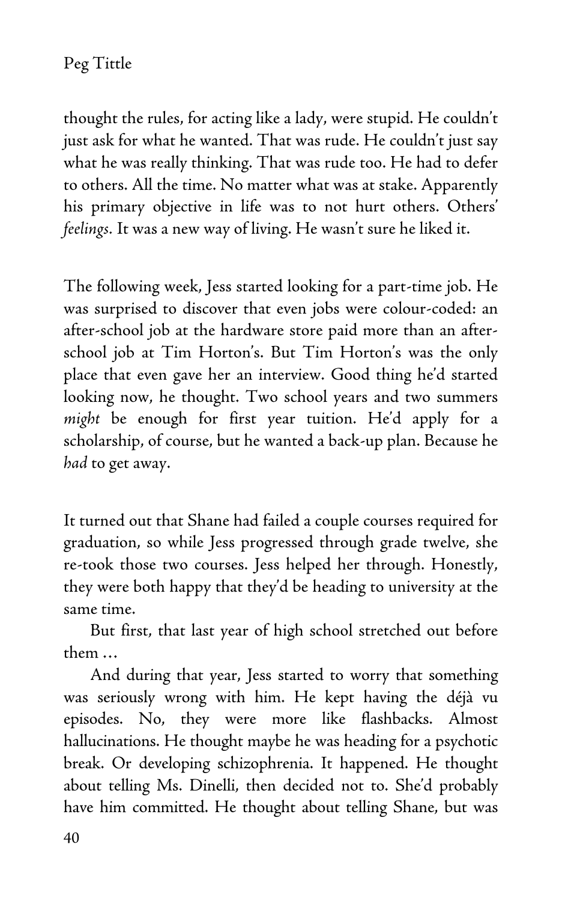thought the rules, for acting like a lady, were stupid. He couldn't just ask for what he wanted. That was rude. He couldn't just say what he was really thinking. That was rude too. He had to defer to others. All the time. No matter what was at stake. Apparently his primary objective in life was to not hurt others. Others' *feelings*. It was a new way of living. He wasn't sure he liked it.

The following week, Jess started looking for a part-time job. He was surprised to discover that even jobs were colour-coded: an after-school job at the hardware store paid more than an after-school job at Tim Horton's. But Tim Horton's was the only place that even gave her an interview. Good thing he'd started looking now, he thought. Two school years and two summers *might* be enough for first year tuition. He'd apply for a scholarship, of course, but he wanted a back-up plan. Because he *had* to get away.

It turned out that Shane had failed a couple courses required for graduation, so while Jess progressed through grade twelve, she re-took those two courses. Jess helped her through. Honestly, they were both happy that they'd be heading to university at the same time.

But first, that last year of high school stretched out before them …

And during that year, Jess started to worry that something was seriously wrong with him. He kept having the déjà vu episodes. No, they were more like flashbacks. Almost hallucinations. He thought maybe he was heading for a psychotic break. Or developing schizophrenia. It happened. He thought about telling Ms. Dinelli, then decided not to. She'd probably have him committed. He thought about telling Shane, but was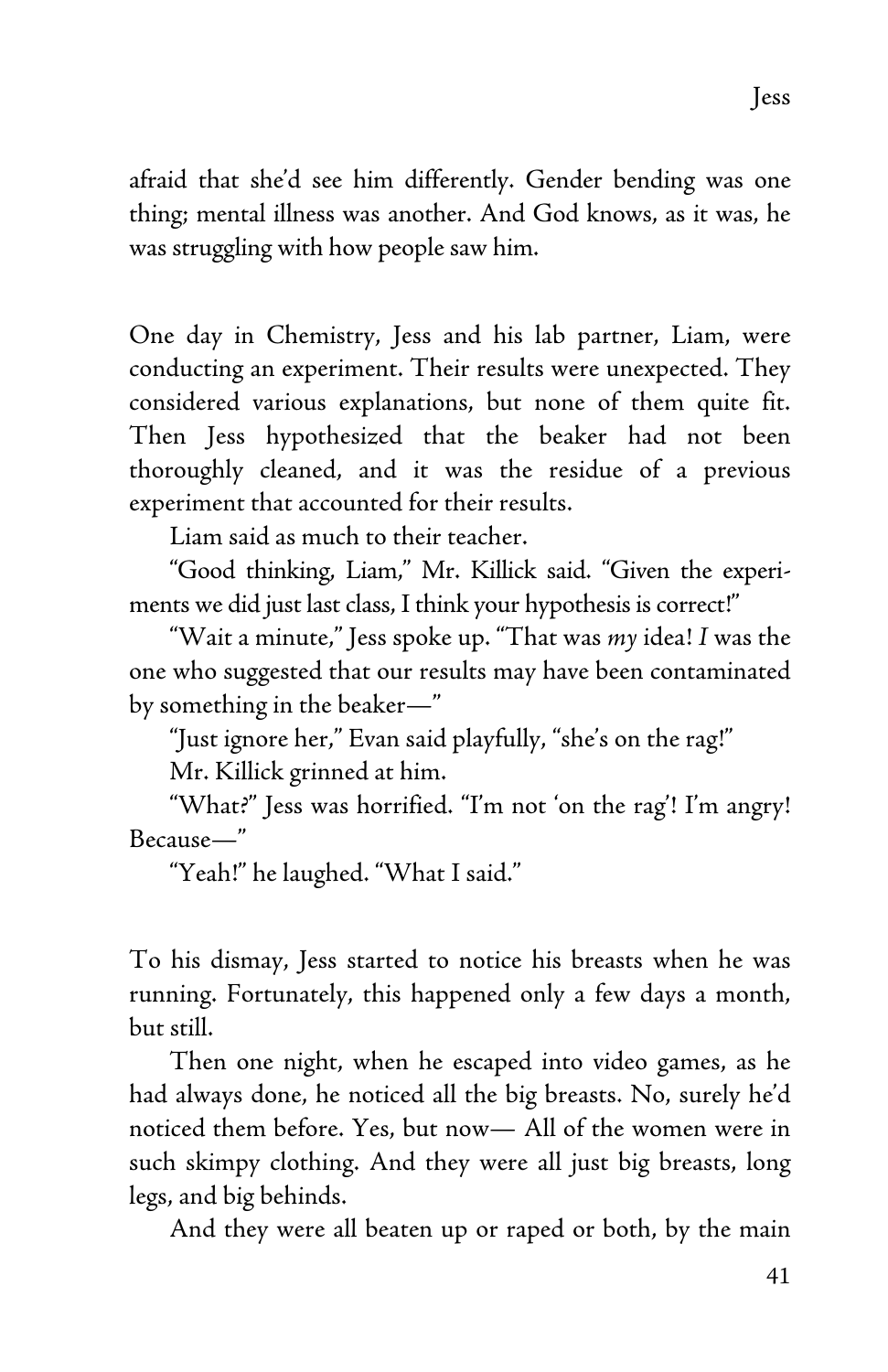afraid that she'd see him differently. Gender bending was one thing; mental illness was another. And God knows, as it was, he was struggling with how people saw him.

One day in Chemistry, Jess and his lab partner, Liam, were conducting an experiment. Their results were unexpected. They considered various explanations, but none of them quite fit. Then Jess hypothesized that the beaker had not been thoroughly cleaned, and it was the residue of a previous experiment that accounted for their results.

Liam said as much to their teacher.

"Good thinking, Liam," Mr. Killick said. "Given the experiments we did just last class, I think your hypothesis is correct!"

"Wait a minute," Jess spoke up. "That was *my* idea! *I* was the one who suggested that our results may have been contaminated by something in the beaker—"

"Just ignore her," Evan said playfully, "she's on the rag!"

Mr. Killick grinned at him.

"What?" Jess was horrified. "I'm not 'on the rag'! I'm angry! Because—"

"Yeah!" he laughed. "What I said."

To his dismay, Jess started to notice his breasts when he was running. Fortunately, this happened only a few days a month, but still.

Then one night, when he escaped into video games, as he had always done, he noticed all the big breasts. No, surely he'd noticed them before. Yes, but now— All of the women were in such skimpy clothing. And they were all just big breasts, long legs, and big behinds.

And they were all beaten up or raped or both, by the main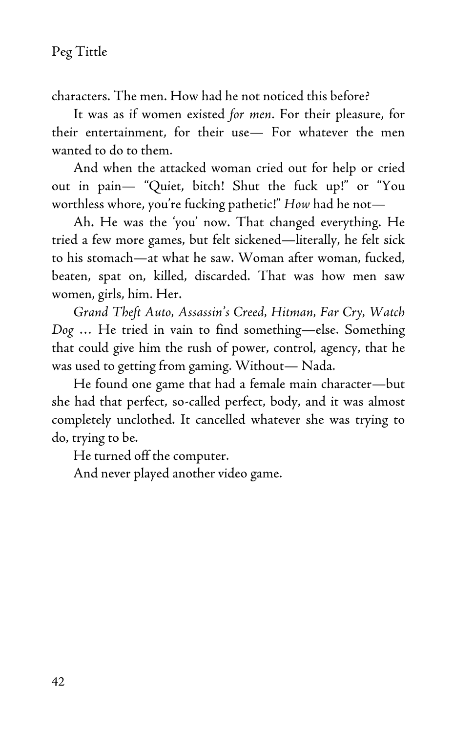characters. The men. How had he not noticed this before?

It was as if women existed *for men*. For their pleasure, for their entertainment, for their use— For whatever the men wanted to do to them.

And when the attacked woman cried out for help or cried out in pain— "Quiet, bitch! Shut the fuck up!" or "You worthless whore, you're fucking pathetic!" *How* had he not—

Ah. He was the 'you' now. That changed everything. He tried a few more games, but felt sickened—literally, he felt sick to his stomach—at what he saw. Woman after woman, fucked, beaten, spat on, killed, discarded. That was how men saw women, girls, him. Her.

*Grand Theft Auto, Assassin's Creed, Hitman, Far Cry, Watch Dog* … He tried in vain to find something—else. Something that could give him the rush of power, control, agency, that he was used to getting from gaming. Without— Nada.

He found one game that had a female main character—but she had that perfect, so-called perfect, body, and it was almost completely unclothed. It cancelled whatever she was trying to do, trying to be.

He turned off the computer.

And never played another video game.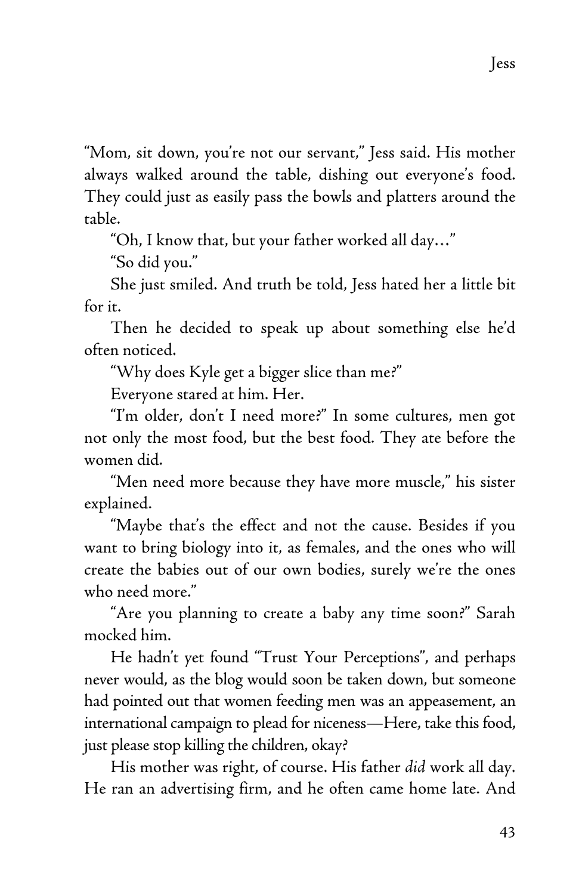"Mom, sit down, you're not our servant," Jess said. His mother always walked around the table, dishing out everyone's food. They could just as easily pass the bowls and platters around the table.

"Oh, I know that, but your father worked all day…"

"So did you."

She just smiled. And truth be told, Jess hated her a little bit for it.

Then he decided to speak up about something else he'd often noticed.

"Why does Kyle get a bigger slice than me?"

Everyone stared at him. Her.

"I'm older, don't I need more?" In some cultures, men got not only the most food, but the best food. They ate before the women did.

"Men need more because they have more muscle," his sister explained.

"Maybe that's the effect and not the cause. Besides if you want to bring biology into it, as females, and the ones who will create the babies out of our own bodies, surely we're the ones who need more."

"Are you planning to create a baby any time soon?" Sarah mocked him.

He hadn't yet found "Trust Your Perceptions", and perhaps never would, as the blog would soon be taken down, but someone had pointed out that women feeding men was an appeasement, an international campaign to plead for niceness—Here, take this food, just please stop killing the children, okay?

His mother was right, of course. His father *did* work all day. He ran an advertising firm, and he often came home late. And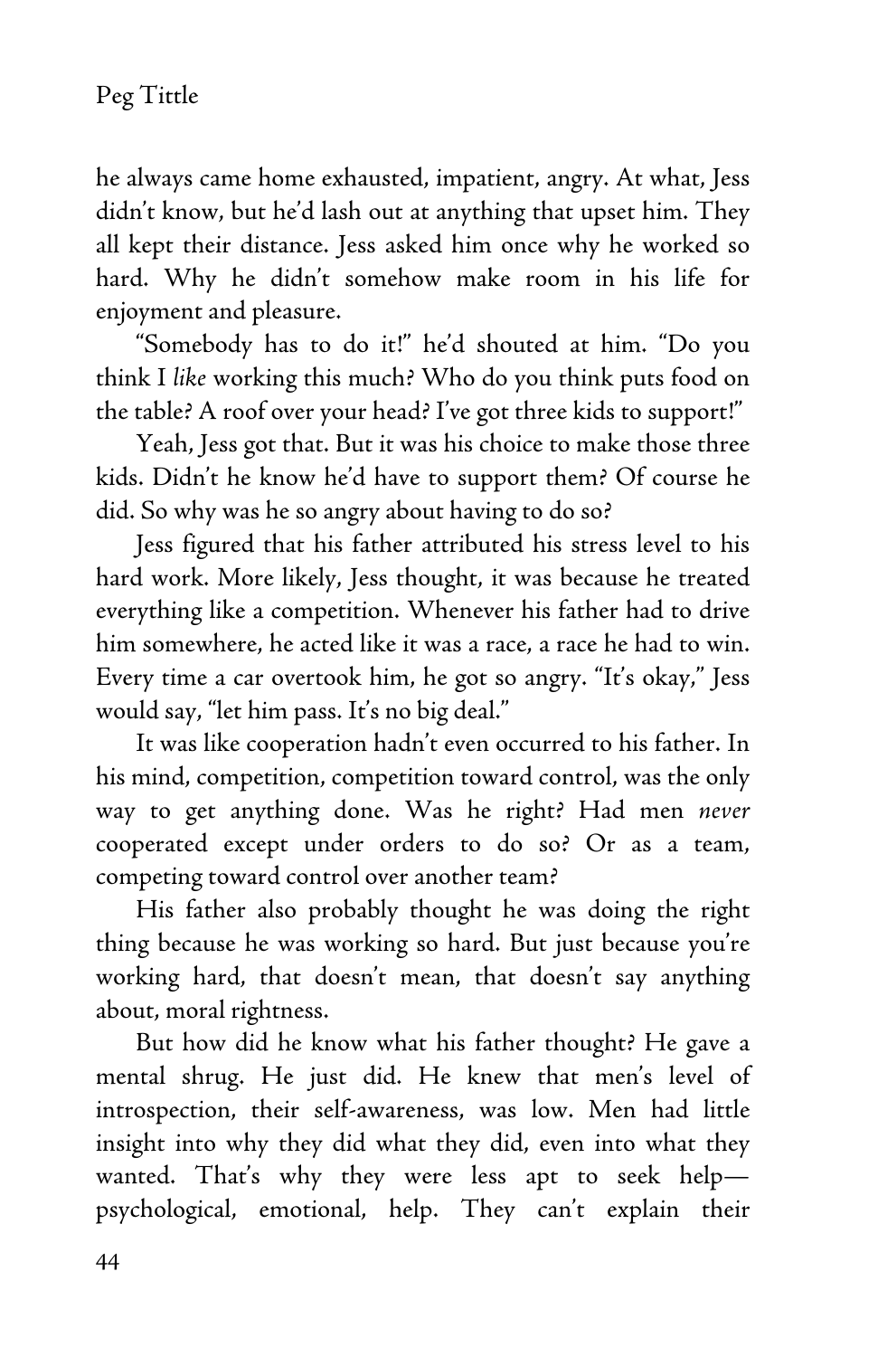he always came home exhausted, impatient, angry. At what, Jess didn't know, but he'd lash out at anything that upset him. They all kept their distance. Jess asked him once why he worked so hard. Why he didn't somehow make room in his life for enjoyment and pleasure.

"Somebody has to do it!" he'd shouted at him. "Do you think I *like* working this much? Who do you think puts food on the table? A roof over your head? I've got three kids to support!"

Yeah, Jess got that. But it was his choice to make those three kids. Didn't he know he'd have to support them? Of course he did. So why was he so angry about having to do so?

Jess figured that his father attributed his stress level to his hard work. More likely, Jess thought, it was because he treated everything like a competition. Whenever his father had to drive him somewhere, he acted like it was a race, a race he had to win. Every time a car overtook him, he got so angry. "It's okay," Jess would say, "let him pass. It's no big deal."

It was like cooperation hadn't even occurred to his father. In his mind, competition, competition toward control, was the only way to get anything done. Was he right? Had men *never* cooperated except under orders to do so? Or as a team, competing toward control over another team?

His father also probably thought he was doing the right thing because he was working so hard. But just because you're working hard, that doesn't mean, that doesn't say anything about, moral rightness.

But how did he know what his father thought? He gave a mental shrug. He just did. He knew that men's level of introspection, their self-awareness, was low. Men had little insight into why they did what they did, even into what they wanted. That's why they were less apt to seek help—psychological, emotional, help. They can't explain their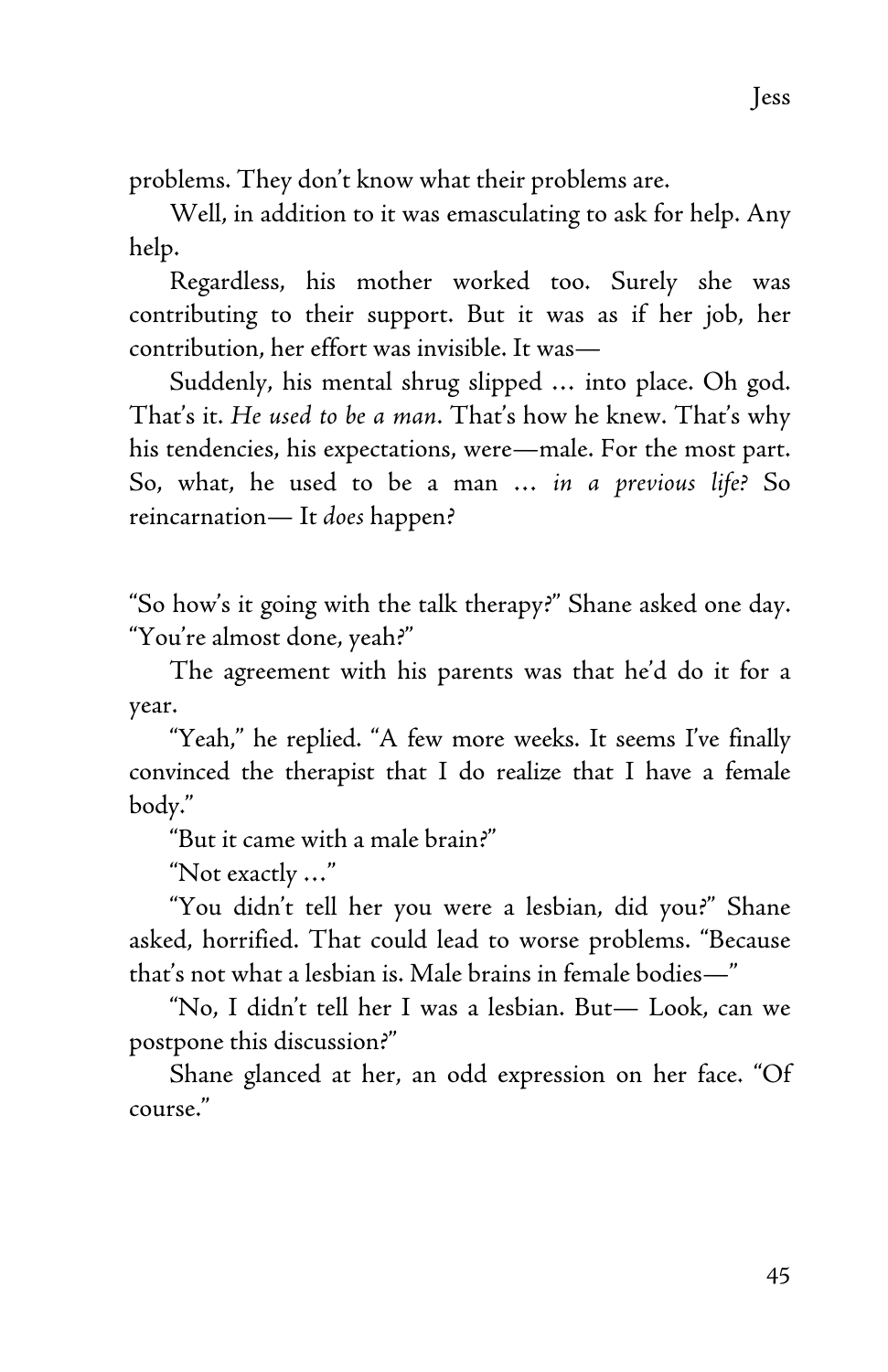problems. They don't know what their problems are.

Well, in addition to it was emasculating to ask for help. Any help.

Regardless, his mother worked too. Surely she was contributing to their support. But it was as if her job, her contribution, her effort was invisible. It was—

Suddenly, his mental shrug slipped … into place. Oh god. That's it. *He used to be a man*. That's how he knew. That's why his tendencies, his expectations, were—male. For the most part. So, what, he used to be a man … *in a previous life?* So reincarnation— It *does* happen?

"So how's it going with the talk therapy?" Shane asked one day. "You're almost done, yeah?"

The agreement with his parents was that he'd do it for a year.

"Yeah," he replied. "A few more weeks. It seems I've finally convinced the therapist that I do realize that I have a female body."

"But it came with a male brain?"

"Not exactly …"

"You didn't tell her you were a lesbian, did you?" Shane asked, horrified. That could lead to worse problems. "Because that's not what a lesbian is. Male brains in female bodies—"

"No, I didn't tell her I was a lesbian. But— Look, can we postpone this discussion?"

Shane glanced at her, an odd expression on her face. "Of course."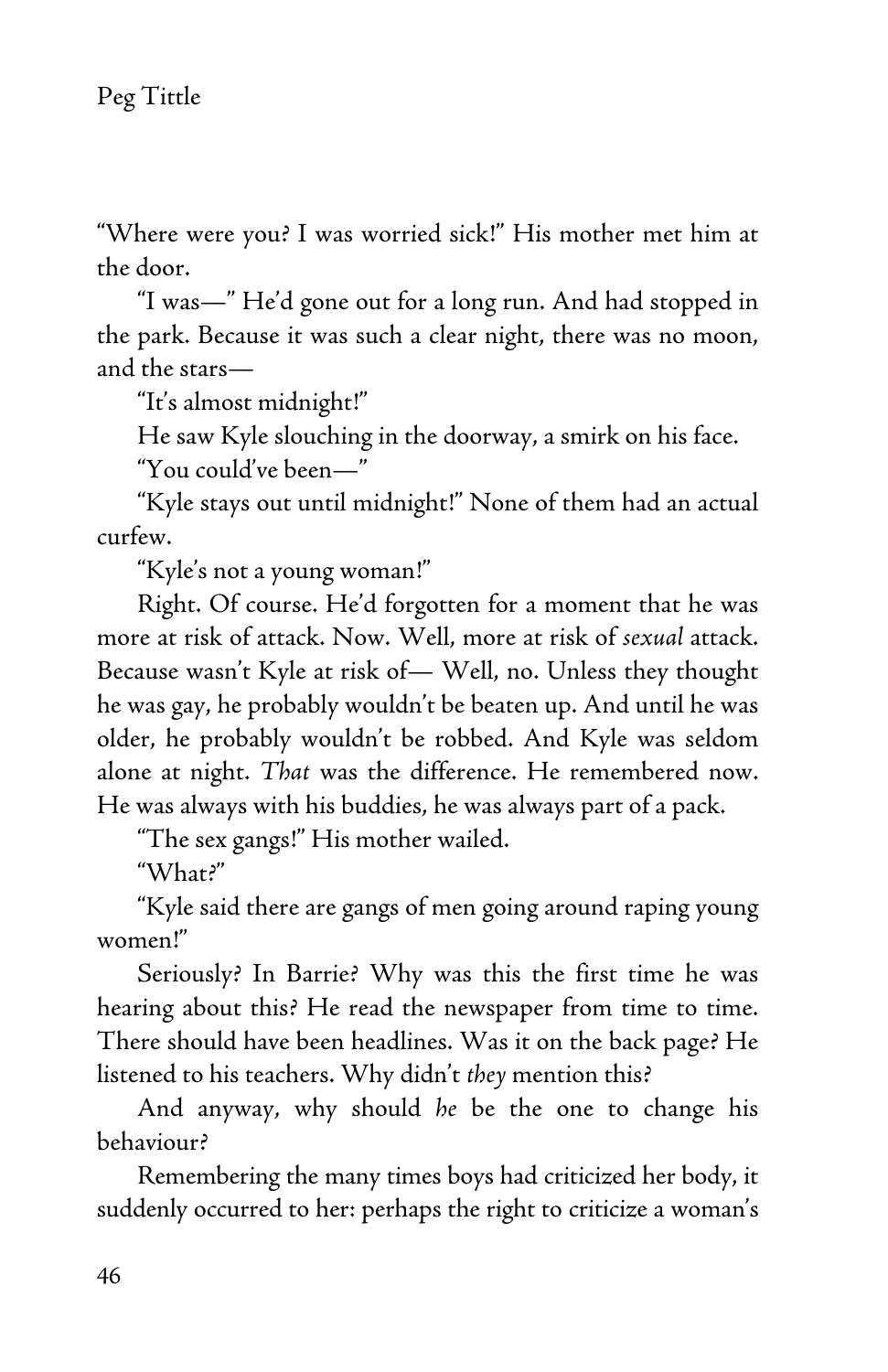"Where were you? I was worried sick!" His mother met him at the door.

"I was—" He'd gone out for a long run. And had stopped in the park. Because it was such a clear night, there was no moon, and the stars—

"It's almost midnight!"

He saw Kyle slouching in the doorway, a smirk on his face.

"You could've been—"

"Kyle stays out until midnight!" None of them had an actual curfew.

"Kyle's not a young woman!"

Right. Of course. He'd forgotten for a moment that he was more at risk of attack. Now. Well, more at risk of *sexual* attack. Because wasn't Kyle at risk of— Well, no. Unless they thought he was gay, he probably wouldn't be beaten up. And until he was older, he probably wouldn't be robbed. And Kyle was seldom alone at night. *That* was the difference. He remembered now. He was always with his buddies, he was always part of a pack.

"The sex gangs!" His mother wailed.

"What?"

"Kyle said there are gangs of men going around raping young women!"

Seriously? In Barrie? Why was this the first time he was hearing about this? He read the newspaper from time to time. There should have been headlines. Was it on the back page? He listened to his teachers. Why didn't *they* mention this?

And anyway, why should *he* be the one to change his behaviour?

Remembering the many times boys had criticized her body, it suddenly occurred to her: perhaps the right to criticize a woman's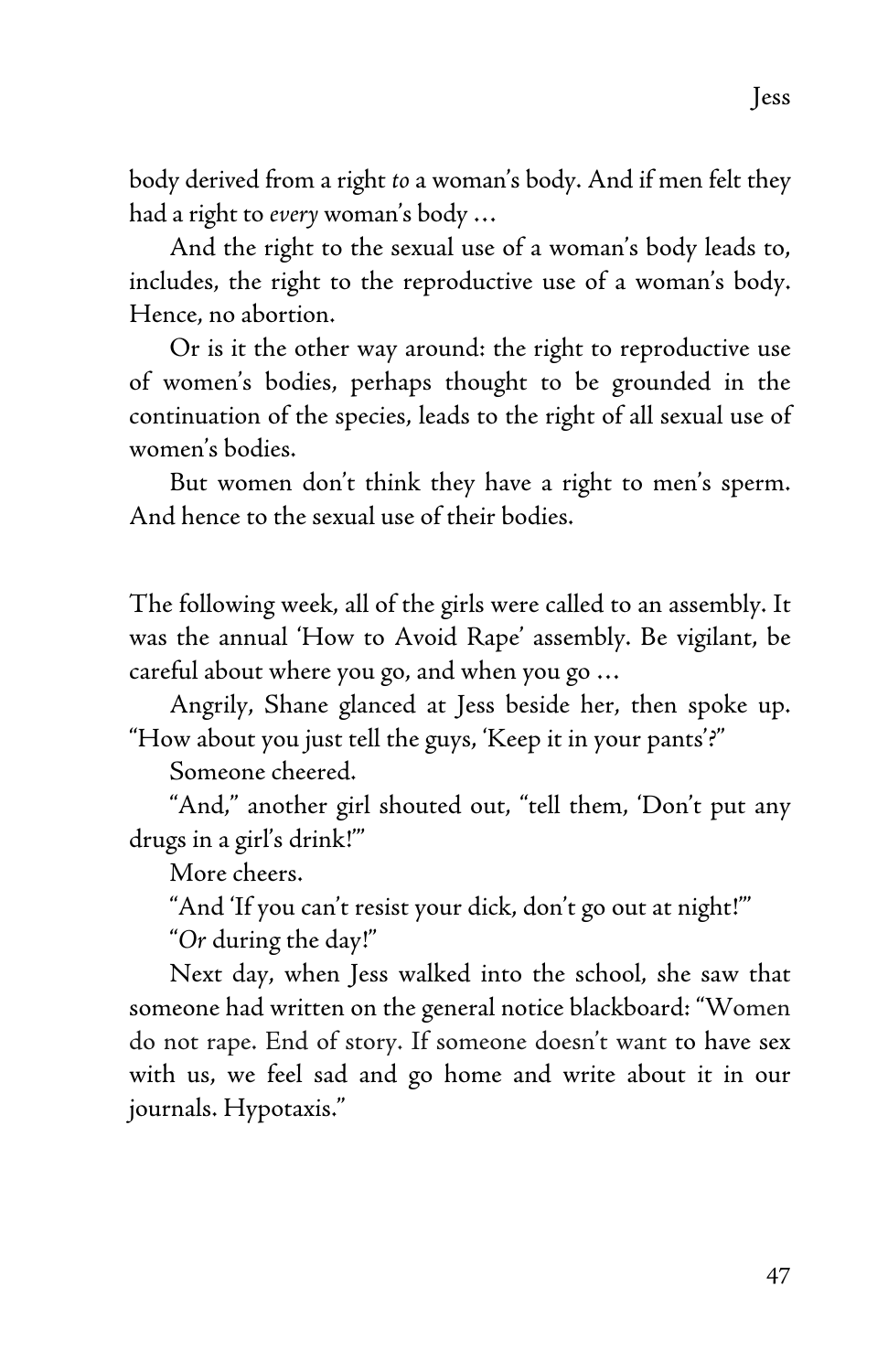body derived from a right *to* a woman's body. And if men felt they had a right to *every* woman's body …

And the right to the sexual use of a woman's body leads to, includes, the right to the reproductive use of a woman's body. Hence, no abortion.

Or is it the other way around: the right to reproductive use of women's bodies, perhaps thought to be grounded in the continuation of the species, leads to the right of all sexual use of women's bodies.

But women don't think they have a right to men's sperm. And hence to the sexual use of their bodies.

The following week, all of the girls were called to an assembly. It was the annual 'How to Avoid Rape' assembly. Be vigilant, be careful about where you go, and when you go …

Angrily, Shane glanced at Jess beside her, then spoke up. "How about you just tell the guys, 'Keep it in your pants'?"

Someone cheered.

"And," another girl shouted out, "tell them, 'Don't put any drugs in a girl's drink!'"

More cheers.

"And 'If you can't resist your dick, don't go out at night!'"

"*Or* during the day!"

Next day, when Jess walked into the school, she saw that someone had written on the general notice blackboard: "Women do not rape. End of story. If someone doesn't want to have sex with us, we feel sad and go home and write about it in our journals. Hypotaxis."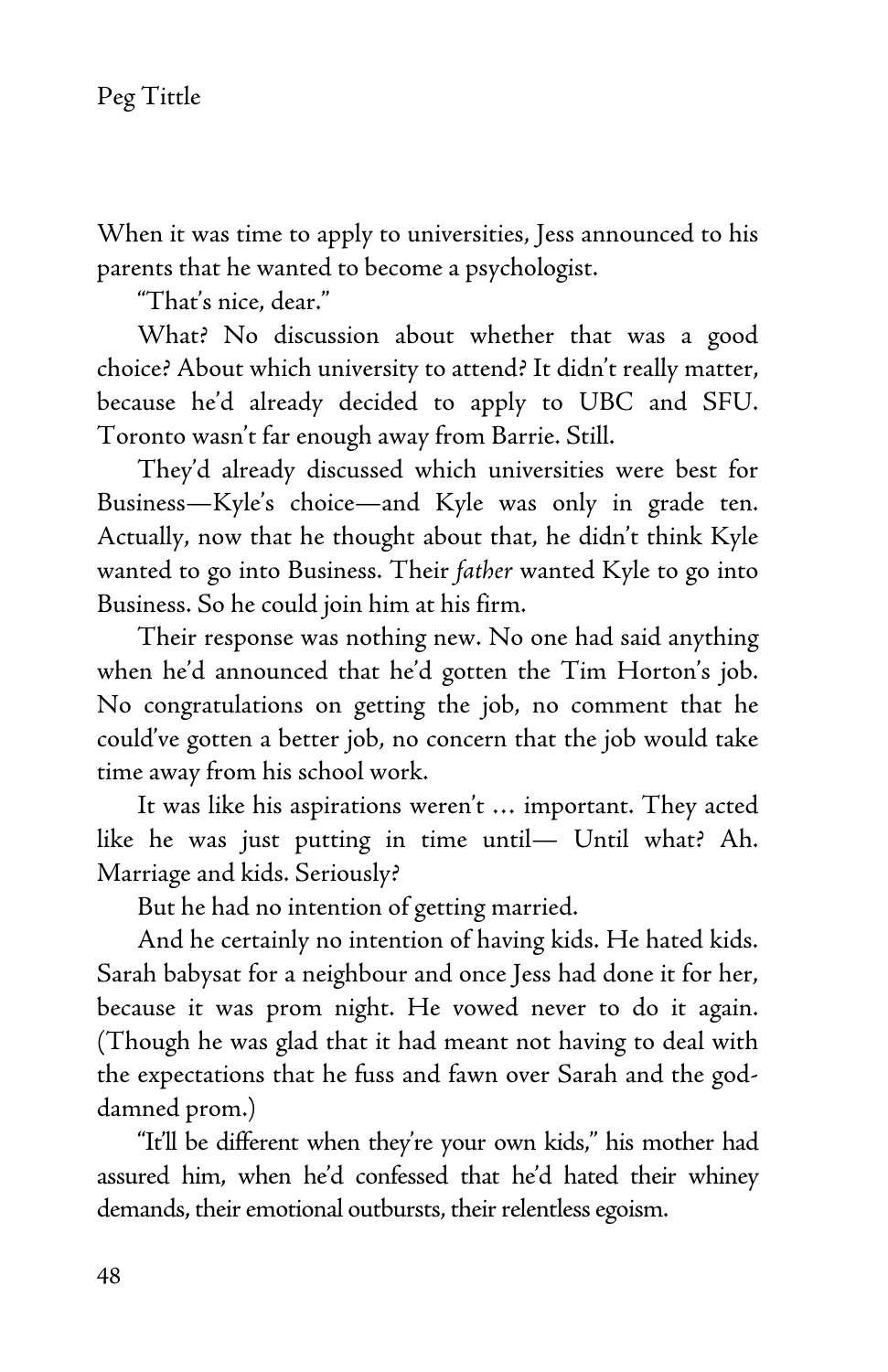When it was time to apply to universities, Jess announced to his parents that he wanted to become a psychologist.

"That's nice, dear."

What? No discussion about whether that was a good choice? About which university to attend? It didn't really matter, because he'd already decided to apply to UBC and SFU. Toronto wasn't far enough away from Barrie. Still.

They'd already discussed which universities were best for Business—Kyle's choice—and Kyle was only in grade ten. Actually, now that he thought about that, he didn't think Kyle wanted to go into Business. Their *father* wanted Kyle to go into Business. So he could join him at his firm.

Their response was nothing new. No one had said anything when he'd announced that he'd gotten the Tim Horton's job. No congratulations on getting the job, no comment that he could've gotten a better job, no concern that the job would take time away from his school work.

It was like his aspirations weren't … important. They acted like he was just putting in time until— Until what? Ah. Marriage and kids. Seriously?

But he had no intention of getting married.

And he certainly no intention of having kids. He hated kids. Sarah babysat for a neighbour and once Jess had done it for her, because it was prom night. He vowed never to do it again. (Though he was glad that it had meant not having to deal with the expectations that he fuss and fawn over Sarah and the god-damned prom.)

"It'll be different when they're your own kids," his mother had assured him, when he'd confessed that he'd hated their whiney demands, their emotional outbursts, their relentless egoism.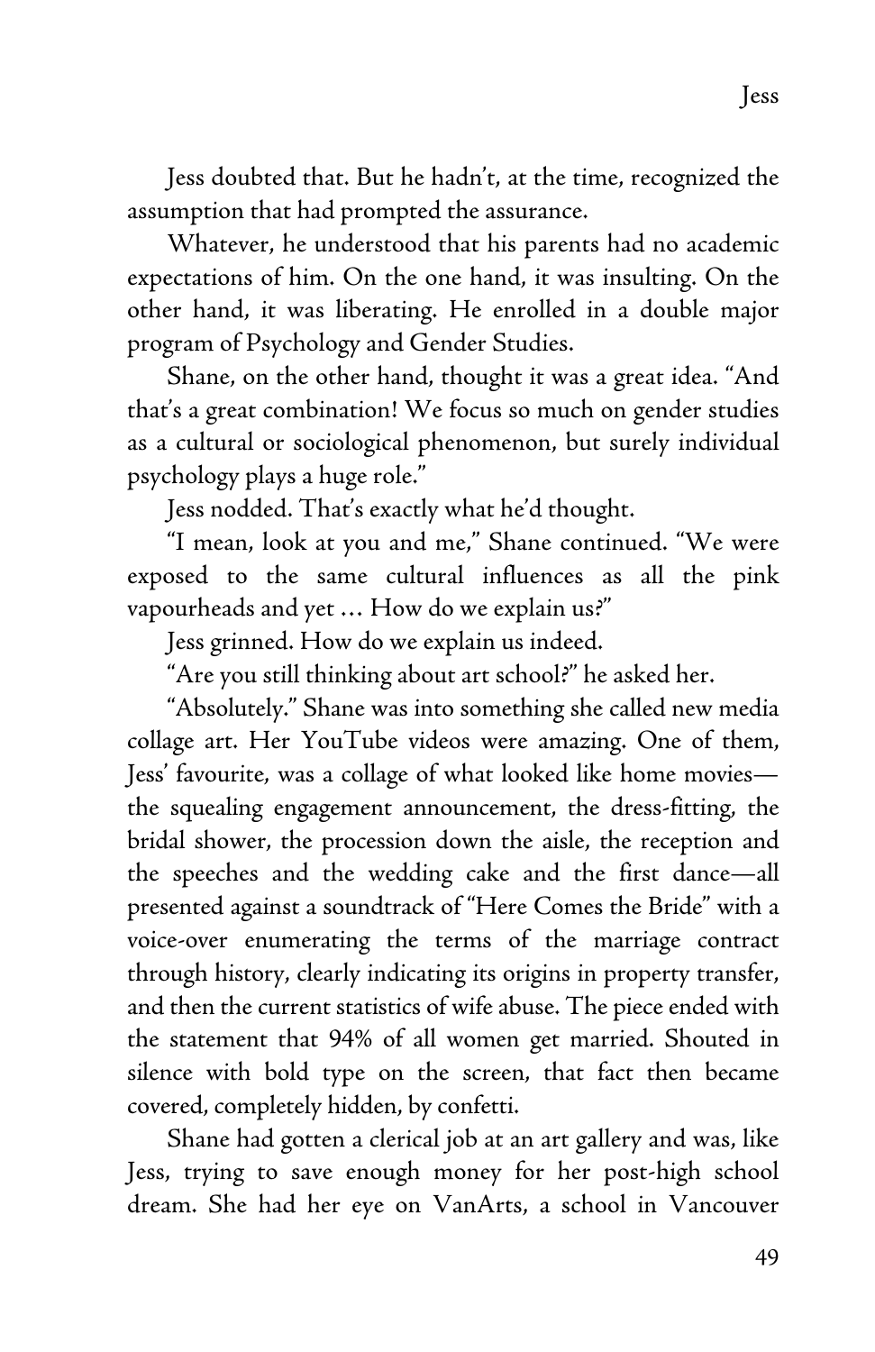Jess doubted that. But he hadn't, at the time, recognized the assumption that had prompted the assurance.

Whatever, he understood that his parents had no academic expectations of him. On the one hand, it was insulting. On the other hand, it was liberating. He enrolled in a double major program of Psychology and Gender Studies.

Shane, on the other hand, thought it was a great idea. "And that's a great combination! We focus so much on gender studies as a cultural or sociological phenomenon, but surely individual psychology plays a huge role."

Jess nodded. That's exactly what he'd thought.

"I mean, look at you and me," Shane continued. "We were exposed to the same cultural influences as all the pink vapourheads and yet … How do we explain us?"

Jess grinned. How do we explain us indeed.

"Are you still thinking about art school?" he asked her.

"Absolutely." Shane was into something she called new media collage art. Her YouTube videos were amazing. One of them, Jess' favourite, was a collage of what looked like home movies—the squealing engagement announcement, the dress-fitting, the bridal shower, the procession down the aisle, the reception and the speeches and the wedding cake and the first dance—all presented against a soundtrack of "Here Comes the Bride" with a voice-over enumerating the terms of the marriage contract through history, clearly indicating its origins in property transfer, and then the current statistics of wife abuse. The piece ended with the statement that 94% of all women get married. Shouted in silence with bold type on the screen, that fact then became covered, completely hidden, by confetti.

Shane had gotten a clerical job at an art gallery and was, like Jess, trying to save enough money for her post-high school dream. She had her eye on VanArts, a school in Vancouver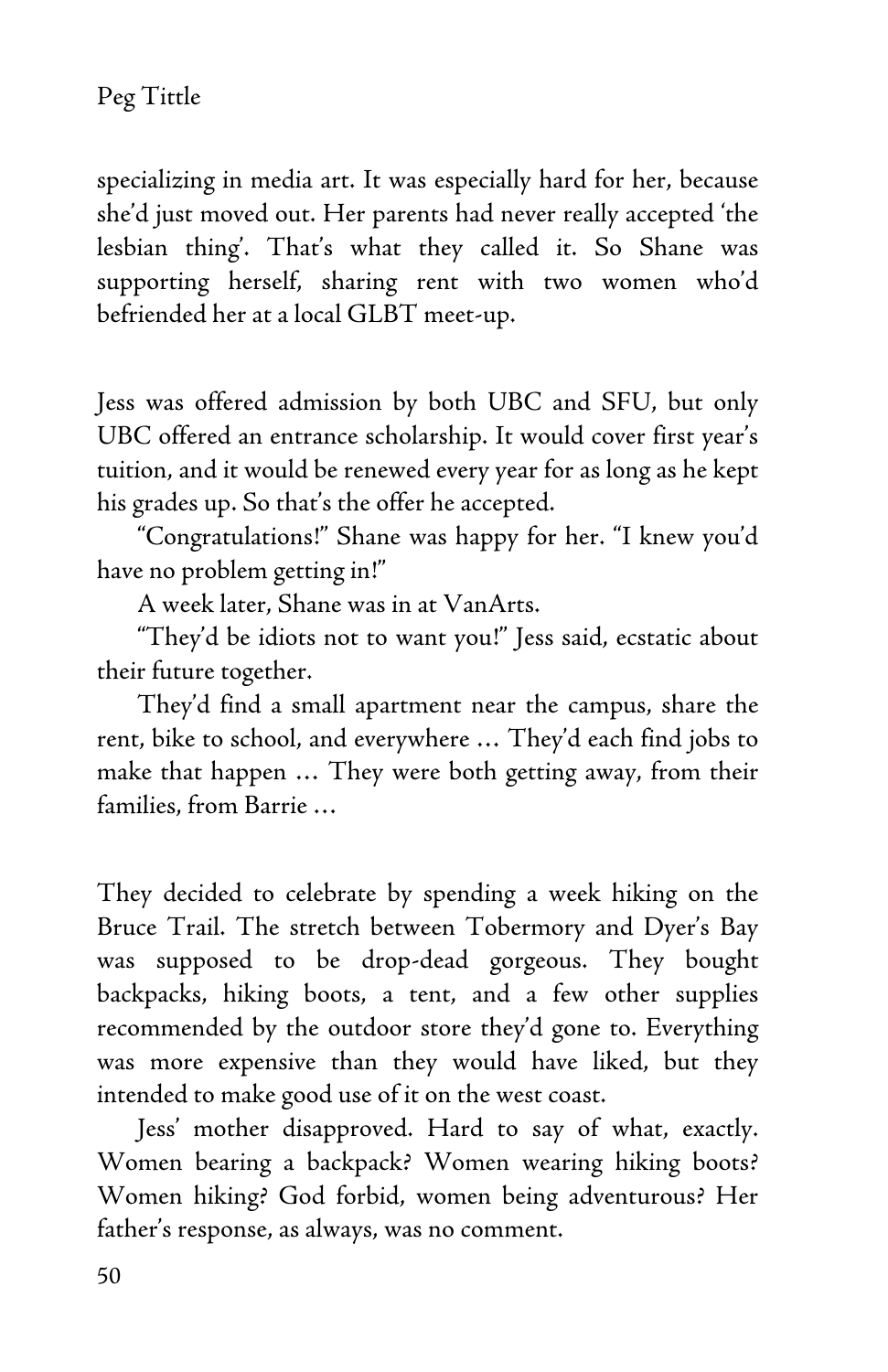specializing in media art. It was especially hard for her, because she'd just moved out. Her parents had never really accepted 'the lesbian thing'. That's what they called it. So Shane was supporting herself, sharing rent with two women who'd befriended her at a local GLBT meet-up.

Jess was offered admission by both UBC and SFU, but only UBC offered an entrance scholarship. It would cover first year's tuition, and it would be renewed every year for as long as he kept his grades up. So that's the offer he accepted.

"Congratulations!" Shane was happy for her. "I knew you'd have no problem getting in!"

A week later, Shane was in at VanArts.

"They'd be idiots not to want you!" Jess said, ecstatic about their future together.

They'd find a small apartment near the campus, share the rent, bike to school, and everywhere … They'd each find jobs to make that happen … They were both getting away, from their families, from Barrie …

They decided to celebrate by spending a week hiking on the Bruce Trail. The stretch between Tobermory and Dyer's Bay was supposed to be drop-dead gorgeous. They bought backpacks, hiking boots, a tent, and a few other supplies recommended by the outdoor store they'd gone to. Everything was more expensive than they would have liked, but they intended to make good use of it on the west coast.

Jess' mother disapproved. Hard to say of what, exactly. Women bearing a backpack? Women wearing hiking boots? Women hiking? God forbid, women being adventurous? Her father's response, as always, was no comment.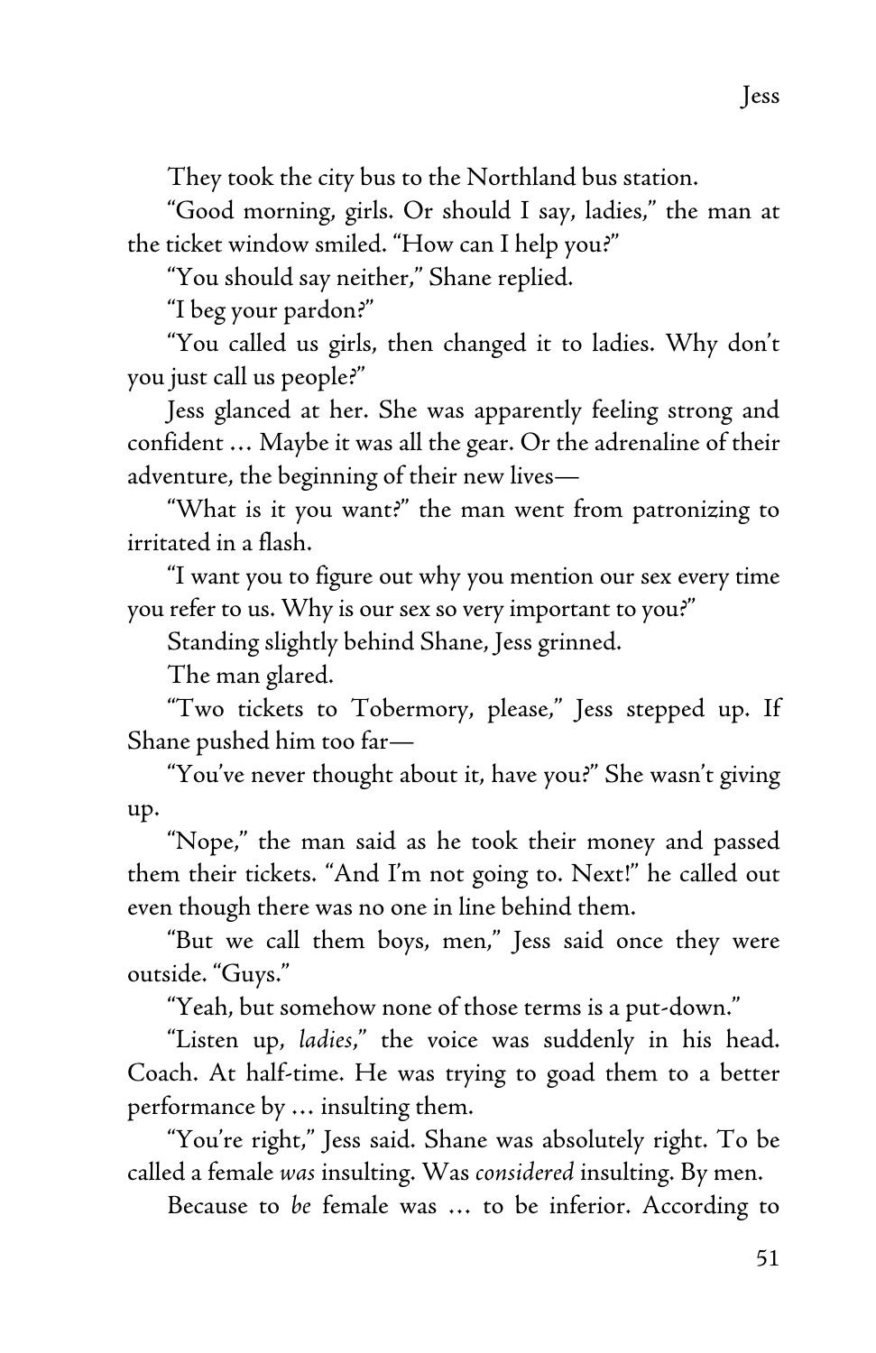They took the city bus to the Northland bus station.

"Good morning, girls. Or should I say, ladies," the man at the ticket window smiled. "How can I help you?"

"You should say neither," Shane replied.

"I beg your pardon?"

"You called us girls, then changed it to ladies. Why don't you just call us people?"

Jess glanced at her. She was apparently feeling strong and confident … Maybe it was all the gear. Or the adrenaline of their adventure, the beginning of their new lives—

"What is it you want?" the man went from patronizing to irritated in a flash.

"I want you to figure out why you mention our sex every time you refer to us. Why is our sex so very important to you?"

Standing slightly behind Shane, Jess grinned.

The man glared.

"Two tickets to Tobermory, please," Jess stepped up. If Shane pushed him too far—

"You've never thought about it, have you?" She wasn't giving up.

"Nope," the man said as he took their money and passed them their tickets. "And I'm not going to. Next!" he called out even though there was no one in line behind them.

"But we call them boys, men," Jess said once they were outside. "Guys."

"Yeah, but somehow none of those terms is a put-down."

"Listen up, *ladies*," the voice was suddenly in his head. Coach. At half-time. He was trying to goad them to a better performance by … insulting them.

"You're right," Jess said. Shane was absolutely right. To be called a female *was* insulting. Was *considered* insulting. By men.

Because to *be* female was … to be inferior. According to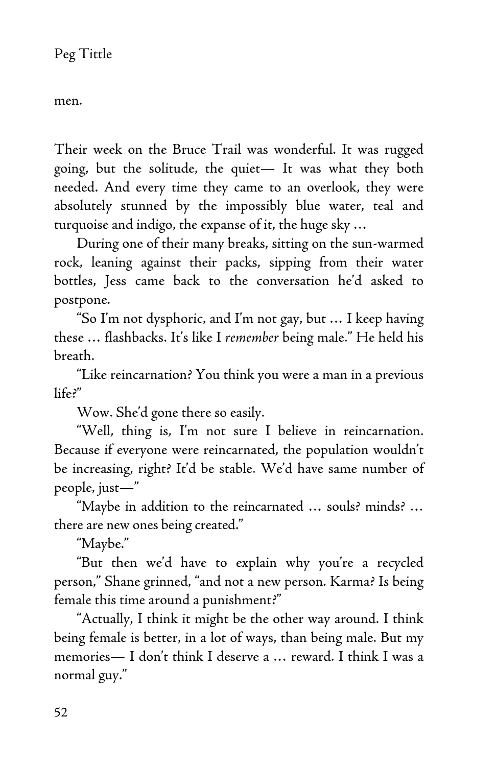men.

Their week on the Bruce Trail was wonderful. It was rugged going, but the solitude, the quiet— It was what they both needed. And every time they came to an overlook, they were absolutely stunned by the impossibly blue water, teal and turquoise and indigo, the expanse of it, the huge sky …

During one of their many breaks, sitting on the sun-warmed rock, leaning against their packs, sipping from their water bottles, Jess came back to the conversation he'd asked to postpone.

"So I'm not dysphoric, and I'm not gay, but … I keep having these … flashbacks. It's like I *remember* being male." He held his breath.

"Like reincarnation? You think you were a man in a previous life?"

Wow. She'd gone there so easily.

"Well, thing is, I'm not sure I believe in reincarnation. Because if everyone were reincarnated, the population wouldn't be increasing, right? It'd be stable. We'd have same number of people, just—"

"Maybe in addition to the reincarnated … souls? minds? … there are new ones being created."

"Maybe."

"But then we'd have to explain why you're a recycled person," Shane grinned, "and not a new person. Karma? Is being female this time around a punishment?"

"Actually, I think it might be the other way around. I think being female is better, in a lot of ways, than being male. But my memories— I don't think I deserve a … reward. I think I was a normal guy."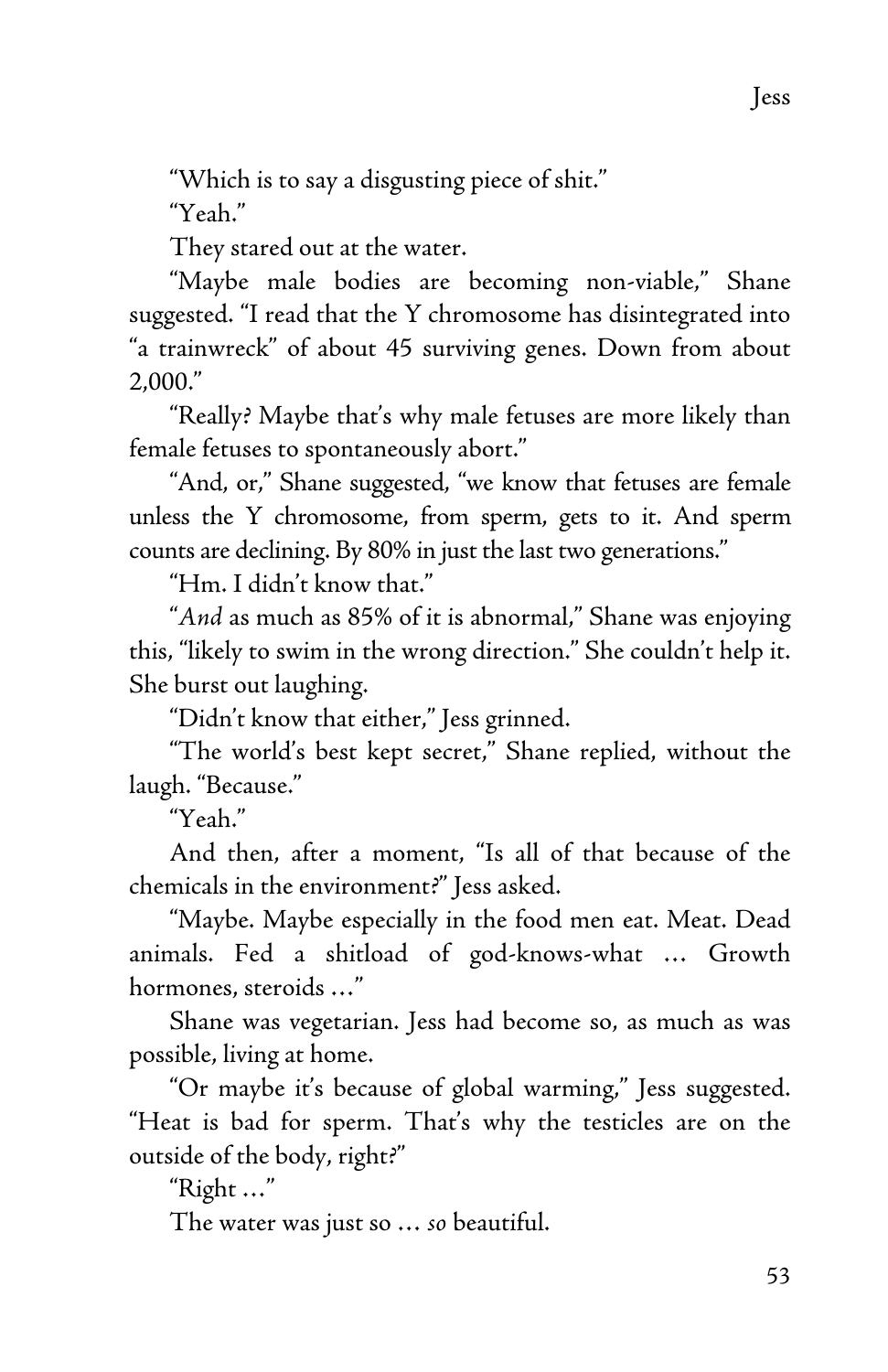"Which is to say a disgusting piece of shit."

"Yeah."

They stared out at the water.

"Maybe male bodies are becoming non-viable," Shane suggested. "I read that the Y chromosome has disintegrated into "a trainwreck" of about 45 surviving genes. Down from about 2,000."

"Really? Maybe that's why male fetuses are more likely than female fetuses to spontaneously abort."

"And, or," Shane suggested, "we know that fetuses are female unless the Y chromosome, from sperm, gets to it. And sperm counts are declining. By 80% in just the last two generations."

"Hm. I didn't know that."

"*And* as much as 85% of it is abnormal," Shane was enjoying this, "likely to swim in the wrong direction." She couldn't help it. She burst out laughing.

"Didn't know that either," Jess grinned.

"The world's best kept secret," Shane replied, without the laugh. "Because."

"Yeah."

And then, after a moment, "Is all of that because of the chemicals in the environment?" Jess asked.

"Maybe. Maybe especially in the food men eat. Meat. Dead animals. Fed a shitload of god-knows-what … Growth hormones, steroids …"

Shane was vegetarian. Jess had become so, as much as was possible, living at home.

"Or maybe it's because of global warming," Jess suggested. "Heat is bad for sperm. That's why the testicles are on the outside of the body, right?"

"Right …"

The water was just so … *so* beautiful.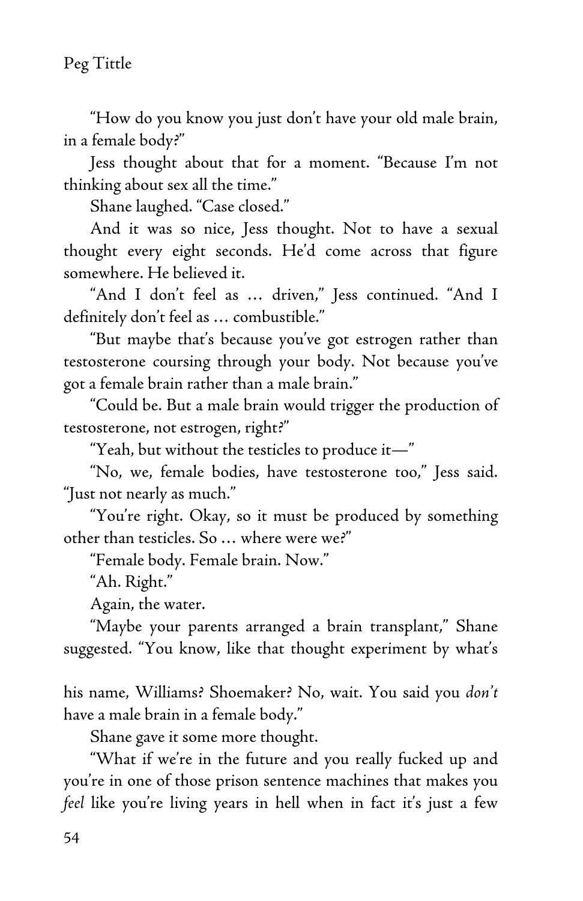"How do you know you just don't have your old male brain, in a female body?"

Jess thought about that for a moment. "Because I'm not thinking about sex all the time."

Shane laughed. "Case closed."

And it was so nice, Jess thought. Not to have a sexual thought every eight seconds. He'd come across that figure somewhere. He believed it.

"And I don't feel as … driven," Jess continued. "And I definitely don't feel as … combustible."

"But maybe that's because you've got estrogen rather than testosterone coursing through your body. Not because you've got a female brain rather than a male brain."

"Could be. But a male brain would trigger the production of testosterone, not estrogen, right?"

"Yeah, but without the testicles to produce it—"

"No, we, female bodies, have testosterone too," Jess said. "Just not nearly as much."

"You're right. Okay, so it must be produced by something other than testicles. So … where were we?"

"Female body. Female brain. Now."

"Ah. Right."

Again, the water.

"Maybe your parents arranged a brain transplant," Shane suggested. "You know, like that thought experiment by what's his name, Williams? Shoemaker? No, wait. You said you *don't* have a male brain in a female body."

Shane gave it some more thought.

"What if we're in the future and you really fucked up and you're in one of those prison sentence machines that makes you *feel* like you're living years in hell when in fact it's just a few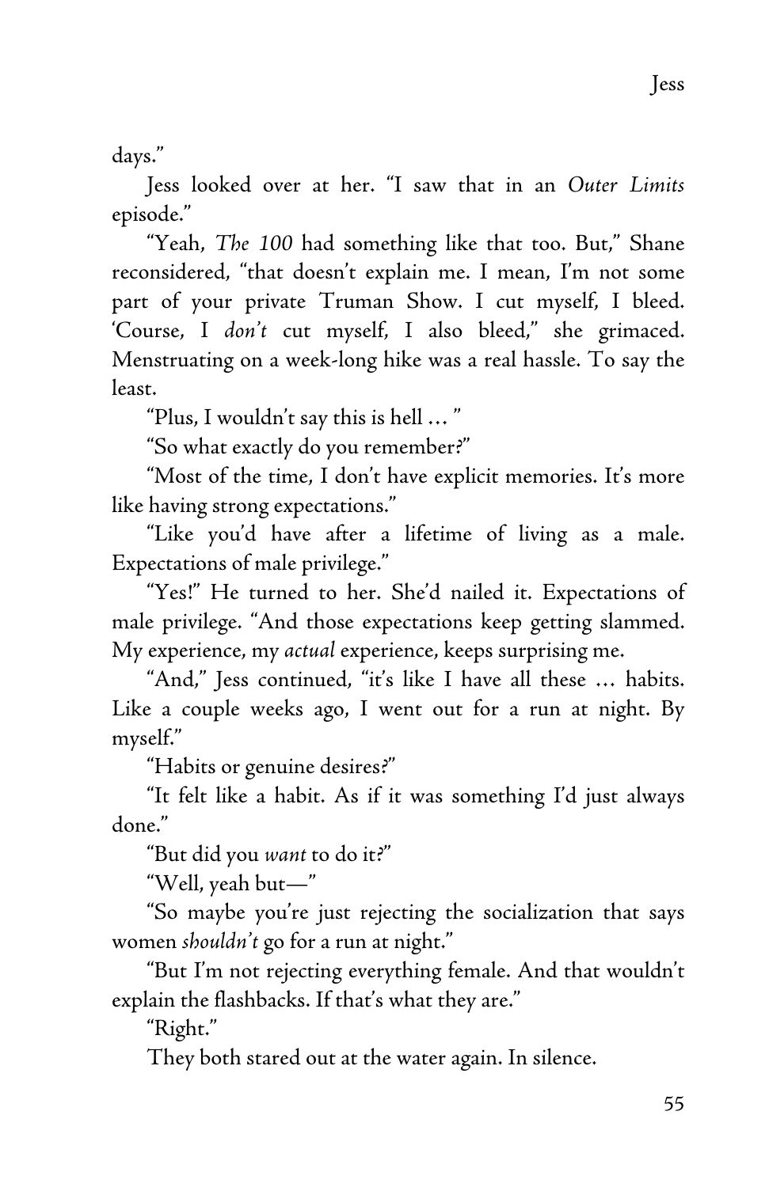days."

Jess looked over at her. "I saw that in an *Outer Limits* episode."

"Yeah, *The 100* had something like that too. But," Shane reconsidered, "that doesn't explain me. I mean, I'm not some part of your private Truman Show. I cut myself, I bleed. 'Course, I *don't* cut myself, I also bleed," she grimaced. Menstruating on a week-long hike was a real hassle. To say the least.

"Plus, I wouldn't say this is hell … "

"So what exactly do you remember?"

"Most of the time, I don't have explicit memories. It's more like having strong expectations."

"Like you'd have after a lifetime of living as a male. Expectations of male privilege."

"Yes!" He turned to her. She'd nailed it. Expectations of male privilege. "And those expectations keep getting slammed. My experience, my *actual* experience, keeps surprising me.

"And," Jess continued, "it's like I have all these … habits. Like a couple weeks ago, I went out for a run at night. By myself."

"Habits or genuine desires?"

"It felt like a habit. As if it was something I'd just always done."

"But did you *want* to do it?"

"Well, yeah but—"

"So maybe you're just rejecting the socialization that says women *shouldn't* go for a run at night."

"But I'm not rejecting everything female. And that wouldn't explain the flashbacks. If that's what they are."

"Right."

They both stared out at the water again. In silence.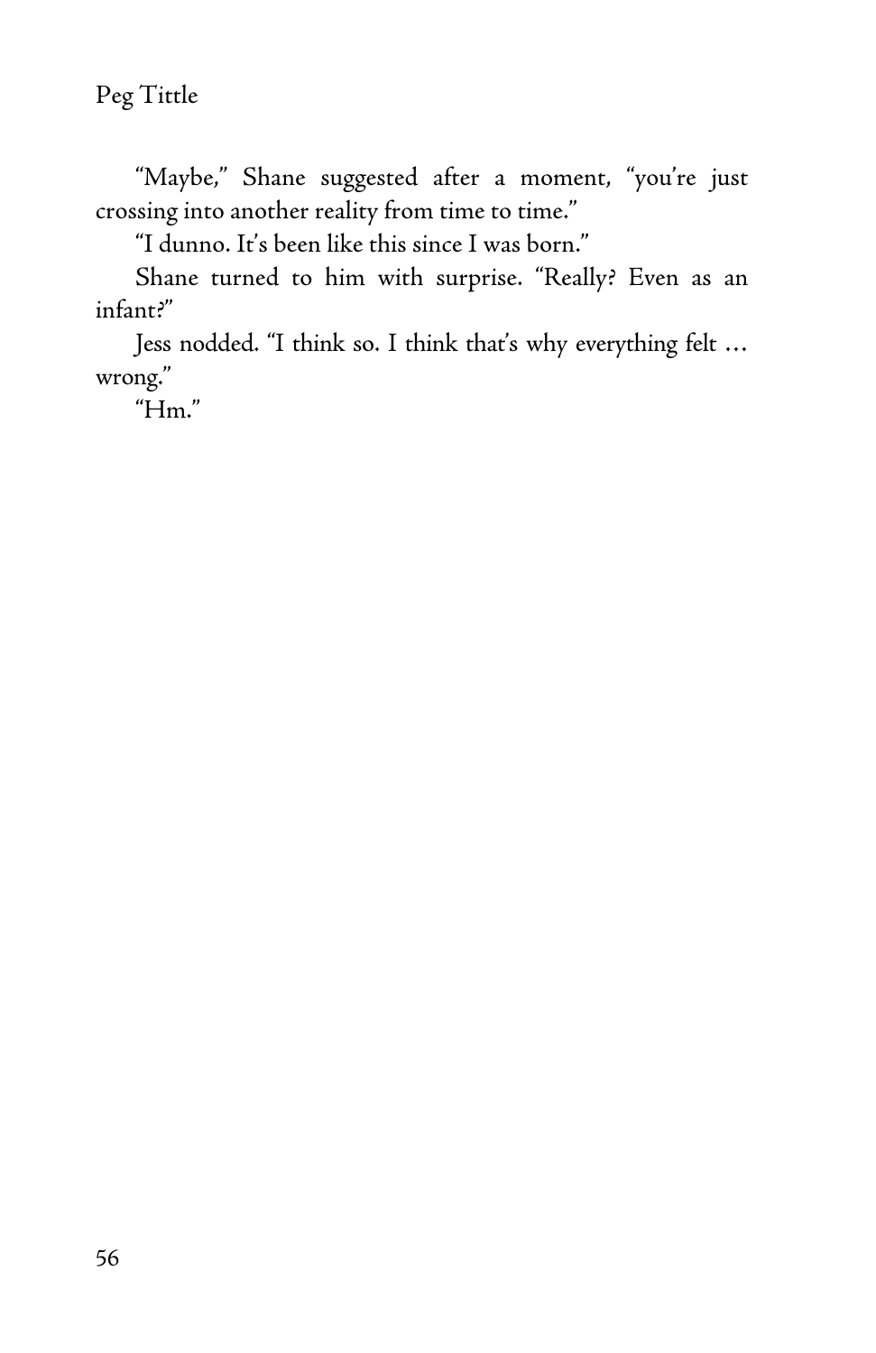"Maybe," Shane suggested after a moment, "you're just crossing into another reality from time to time."

"I dunno. It's been like this since I was born."

Shane turned to him with surprise. "Really? Even as an infant?"

Jess nodded. "I think so. I think that's why everything felt … wrong."

"Hm."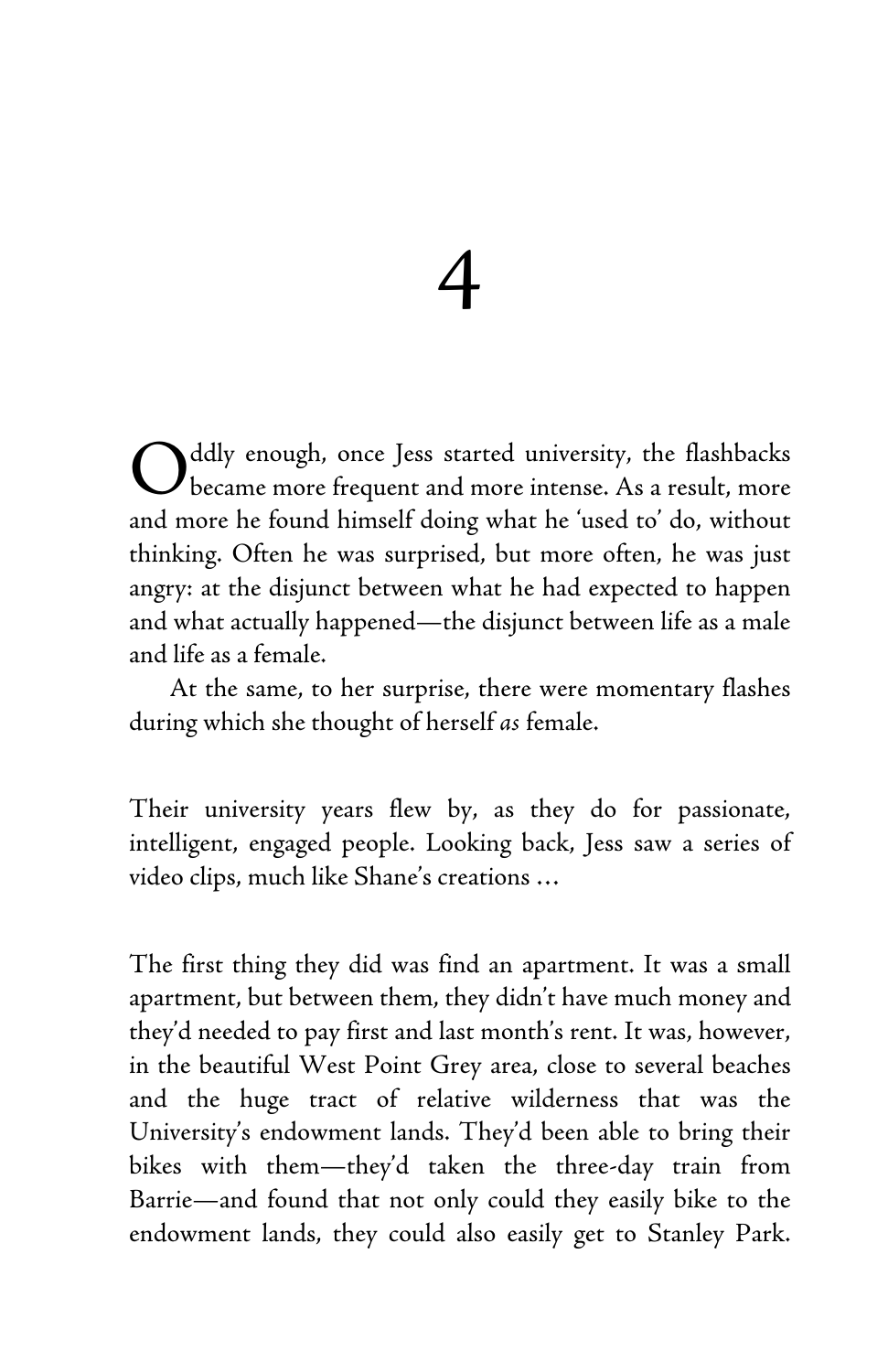# 4

Oddly enough, once Jess started university, the flashbacks became more frequent and more intense. As a result, more and more he found himself doing what he 'used to' do, without thinking. Often he was surprised, but more often, he was just angry: at the disjunct between what he had expected to happen and what actually happened—the disjunct between life as a male and life as a female.

At the same, to her surprise, there were momentary flashes during which she thought of herself *as* female.

Their university years flew by, as they do for passionate, intelligent, engaged people. Looking back, Jess saw a series of video clips, much like Shane's creations …

The first thing they did was find an apartment. It was a small apartment, but between them, they didn't have much money and they'd needed to pay first and last month's rent. It was, however, in the beautiful West Point Grey area, close to several beaches and the huge tract of relative wilderness that was the University's endowment lands. They'd been able to bring their bikes with them—they'd taken the three-day train from Barrie—and found that not only could they easily bike to the endowment lands, they could also easily get to Stanley Park.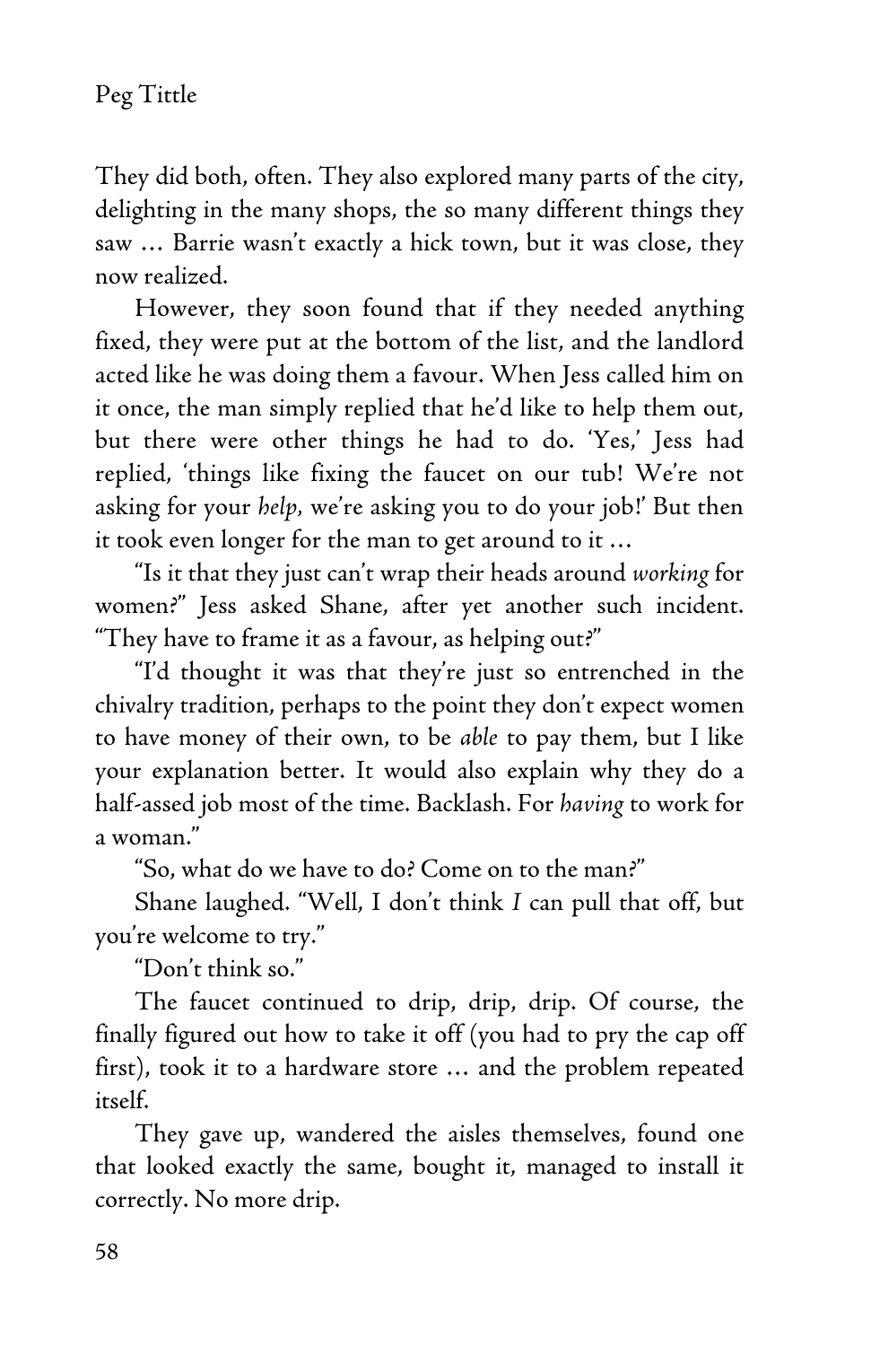They did both, often. They also explored many parts of the city, delighting in the many shops, the so many different things they saw … Barrie wasn't exactly a hick town, but it was close, they now realized.

However, they soon found that if they needed anything fixed, they were put at the bottom of the list, and the landlord acted like he was doing them a favour. When Jess called him on it once, the man simply replied that he'd like to help them out, but there were other things he had to do. 'Yes,' Jess had replied, 'things like fixing the faucet on our tub! We're not asking for your *help*, we're asking you to do your job!' But then it took even longer for the man to get around to it …

"Is it that they just can't wrap their heads around *working* for women?" Jess asked Shane, after yet another such incident. "They have to frame it as a favour, as helping out?"

"I'd thought it was that they're just so entrenched in the chivalry tradition, perhaps to the point they don't expect women to have money of their own, to be *able* to pay them, but I like your explanation better. It would also explain why they do a half-assed job most of the time. Backlash. For *having* to work for a woman."

"So, what do we have to do? Come on to the man?"

Shane laughed. "Well, I don't think *I* can pull that off, but you're welcome to try."

"Don't think so."

The faucet continued to drip, drip, drip. Of course, the finally figured out how to take it off (you had to pry the cap off first), took it to a hardware store … and the problem repeated itself.

They gave up, wandered the aisles themselves, found one that looked exactly the same, bought it, managed to install it correctly. No more drip.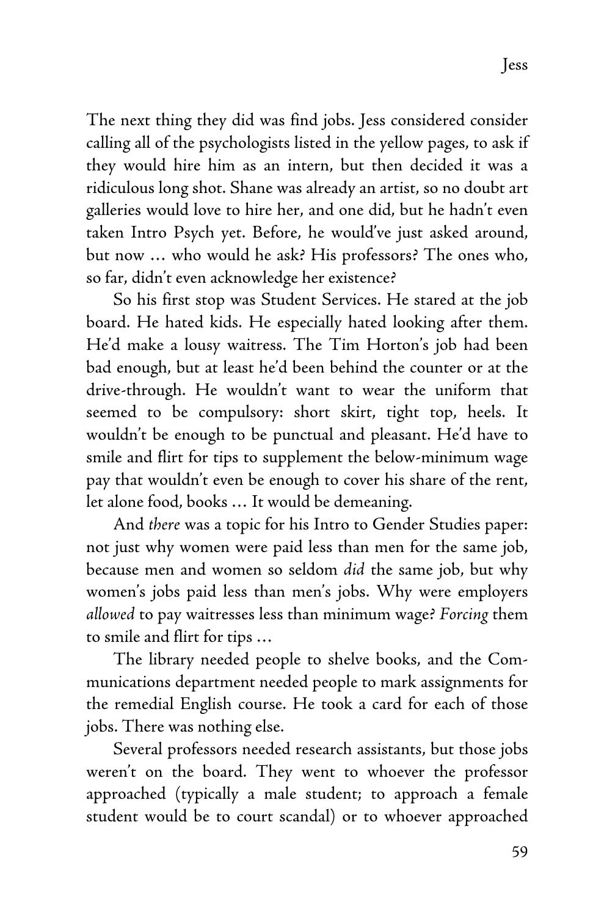The next thing they did was find jobs. Jess considered consider calling all of the psychologists listed in the yellow pages, to ask if they would hire him as an intern, but then decided it was a ridiculous long shot. Shane was already an artist, so no doubt art galleries would love to hire her, and one did, but he hadn't even taken Intro Psych yet. Before, he would've just asked around, but now … who would he ask? His professors? The ones who, so far, didn't even acknowledge her existence?

So his first stop was Student Services. He stared at the job board. He hated kids. He especially hated looking after them. He'd make a lousy waitress. The Tim Horton's job had been bad enough, but at least he'd been behind the counter or at the drive-through. He wouldn't want to wear the uniform that seemed to be compulsory: short skirt, tight top, heels. It wouldn't be enough to be punctual and pleasant. He'd have to smile and flirt for tips to supplement the below-minimum wage pay that wouldn't even be enough to cover his share of the rent, let alone food, books … It would be demeaning.

And *there* was a topic for his Intro to Gender Studies paper: not just why women were paid less than men for the same job, because men and women so seldom *did* the same job, but why women's jobs paid less than men's jobs. Why were employers *allowed* to pay waitresses less than minimum wage? *Forcing* them to smile and flirt for tips …

The library needed people to shelve books, and the Communications department needed people to mark assignments for the remedial English course. He took a card for each of those jobs. There was nothing else.

Several professors needed research assistants, but those jobs weren't on the board. They went to whoever the professor approached (typically a male student; to approach a female student would be to court scandal) or to whoever approached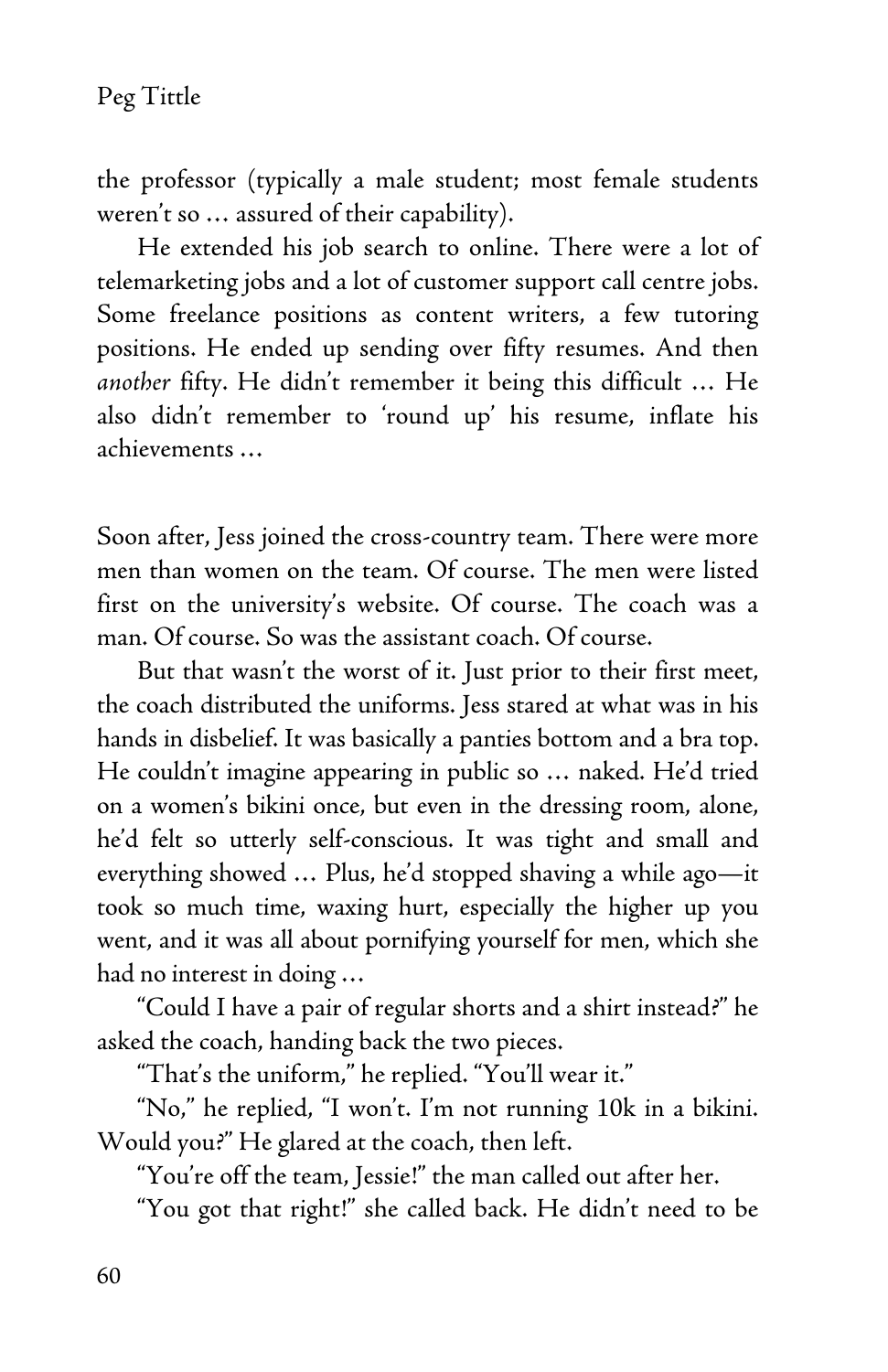the professor (typically a male student; most female students weren't so … assured of their capability).

He extended his job search to online. There were a lot of telemarketing jobs and a lot of customer support call centre jobs. Some freelance positions as content writers, a few tutoring positions. He ended up sending over fifty resumes. And then *another* fifty. He didn't remember it being this difficult … He also didn't remember to 'round up' his resume, inflate his achievements …

Soon after, Jess joined the cross-country team. There were more men than women on the team. Of course. The men were listed first on the university's website. Of course. The coach was a man. Of course. So was the assistant coach. Of course.

But that wasn't the worst of it. Just prior to their first meet, the coach distributed the uniforms. Jess stared at what was in his hands in disbelief. It was basically a panties bottom and a bra top. He couldn't imagine appearing in public so … naked. He'd tried on a women's bikini once, but even in the dressing room, alone, he'd felt so utterly self-conscious. It was tight and small and everything showed … Plus, he'd stopped shaving a while ago—it took so much time, waxing hurt, especially the higher up you went, and it was all about pornifying yourself for men, which she had no interest in doing …

"Could I have a pair of regular shorts and a shirt instead?" he asked the coach, handing back the two pieces.

"That's the uniform," he replied. "You'll wear it."

"No," he replied, "I won't. I'm not running 10k in a bikini. Would you?" He glared at the coach, then left.

"You're off the team, Jessie!" the man called out after her.

"You got that right!" she called back. He didn't need to be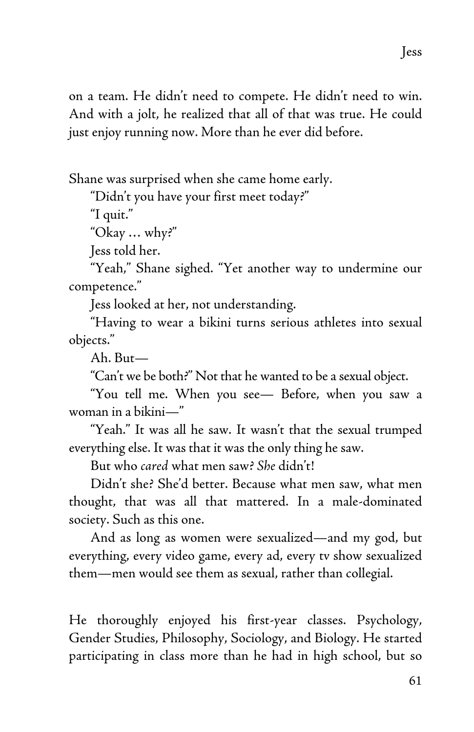on a team. He didn't need to compete. He didn't need to win. And with a jolt, he realized that all of that was true. He could just enjoy running now. More than he ever did before.

Shane was surprised when she came home early.

"Didn't you have your first meet today?"

"I quit."

"Okay … why?"

Jess told her.

"Yeah," Shane sighed. "Yet another way to undermine our competence."

Jess looked at her, not understanding.

"Having to wear a bikini turns serious athletes into sexual objects."

Ah. But—

"Can't we be both?" Not that he wanted to be a sexual object.

"You tell me. When you see— Before, when you saw a woman in a bikini—"

"Yeah." It was all he saw. It wasn't that the sexual trumped everything else. It was that it was the only thing he saw.

But who *cared* what men saw? *She* didn't!

Didn't she? She'd better. Because what men saw, what men thought, that was all that mattered. In a male-dominated society. Such as this one.

And as long as women were sexualized—and my god, but everything, every video game, every ad, every tv show sexualized them—men would see them as sexual, rather than collegial.

He thoroughly enjoyed his first-year classes. Psychology, Gender Studies, Philosophy, Sociology, and Biology. He started participating in class more than he had in high school, but so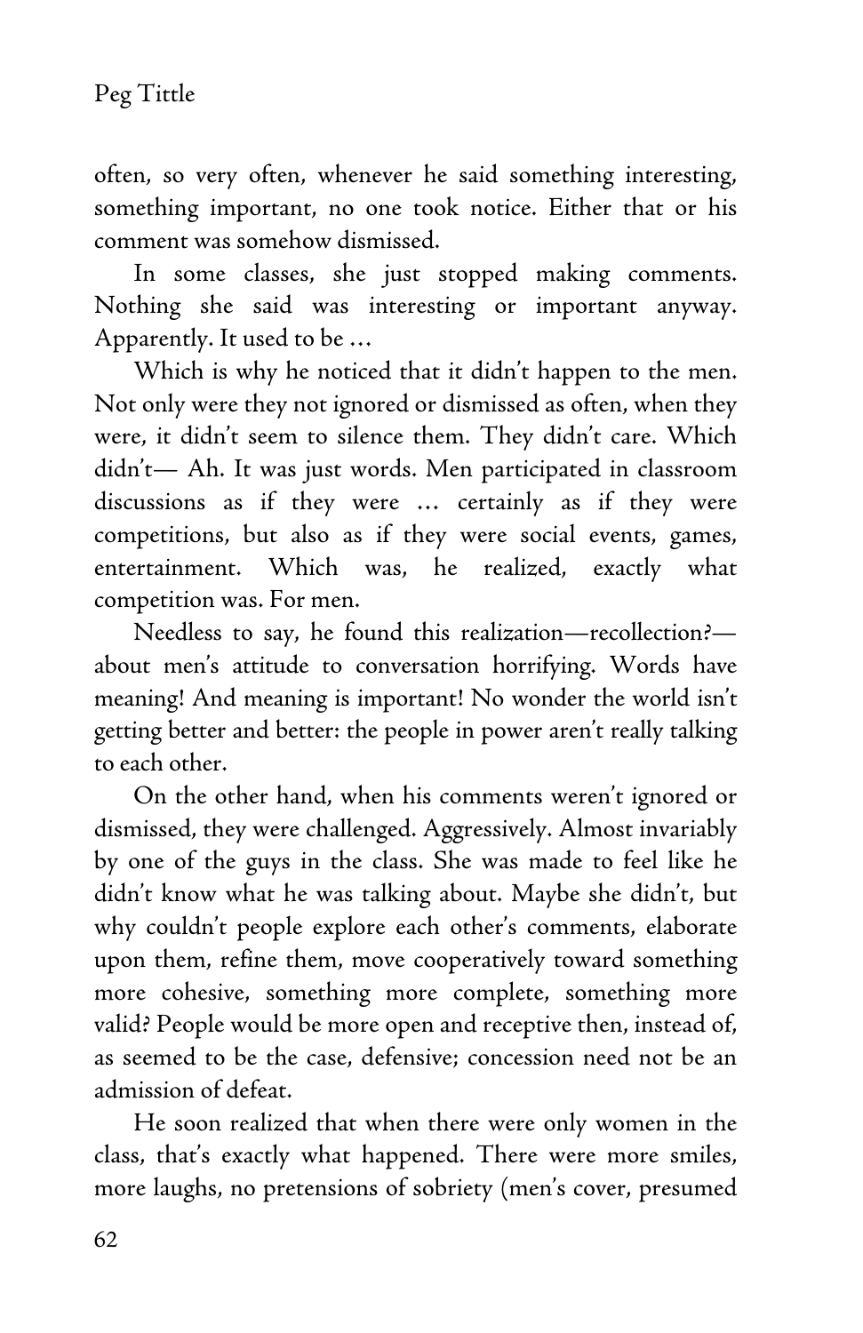often, so very often, whenever he said something interesting, something important, no one took notice. Either that or his comment was somehow dismissed.

In some classes, she just stopped making comments. Nothing she said was interesting or important anyway. Apparently. It used to be …

Which is why he noticed that it didn't happen to the men. Not only were they not ignored or dismissed as often, when they were, it didn't seem to silence them. They didn't care. Which didn't— Ah. It was just words. Men participated in classroom discussions as if they were … certainly as if they were competitions, but also as if they were social events, games, entertainment. Which was, he realized, exactly what competition was. For men.

Needless to say, he found this realization—recollection?—about men's attitude to conversation horrifying. Words have meaning! And meaning is important! No wonder the world isn't getting better and better: the people in power aren't really talking to each other.

On the other hand, when his comments weren't ignored or dismissed, they were challenged. Aggressively. Almost invariably by one of the guys in the class. She was made to feel like he didn't know what he was talking about. Maybe she didn't, but why couldn't people explore each other's comments, elaborate upon them, refine them, move cooperatively toward something more cohesive, something more complete, something more valid? People would be more open and receptive then, instead of, as seemed to be the case, defensive; concession need not be an admission of defeat.

He soon realized that when there were only women in the class, that's exactly what happened. There were more smiles, more laughs, no pretensions of sobriety (men's cover, presumed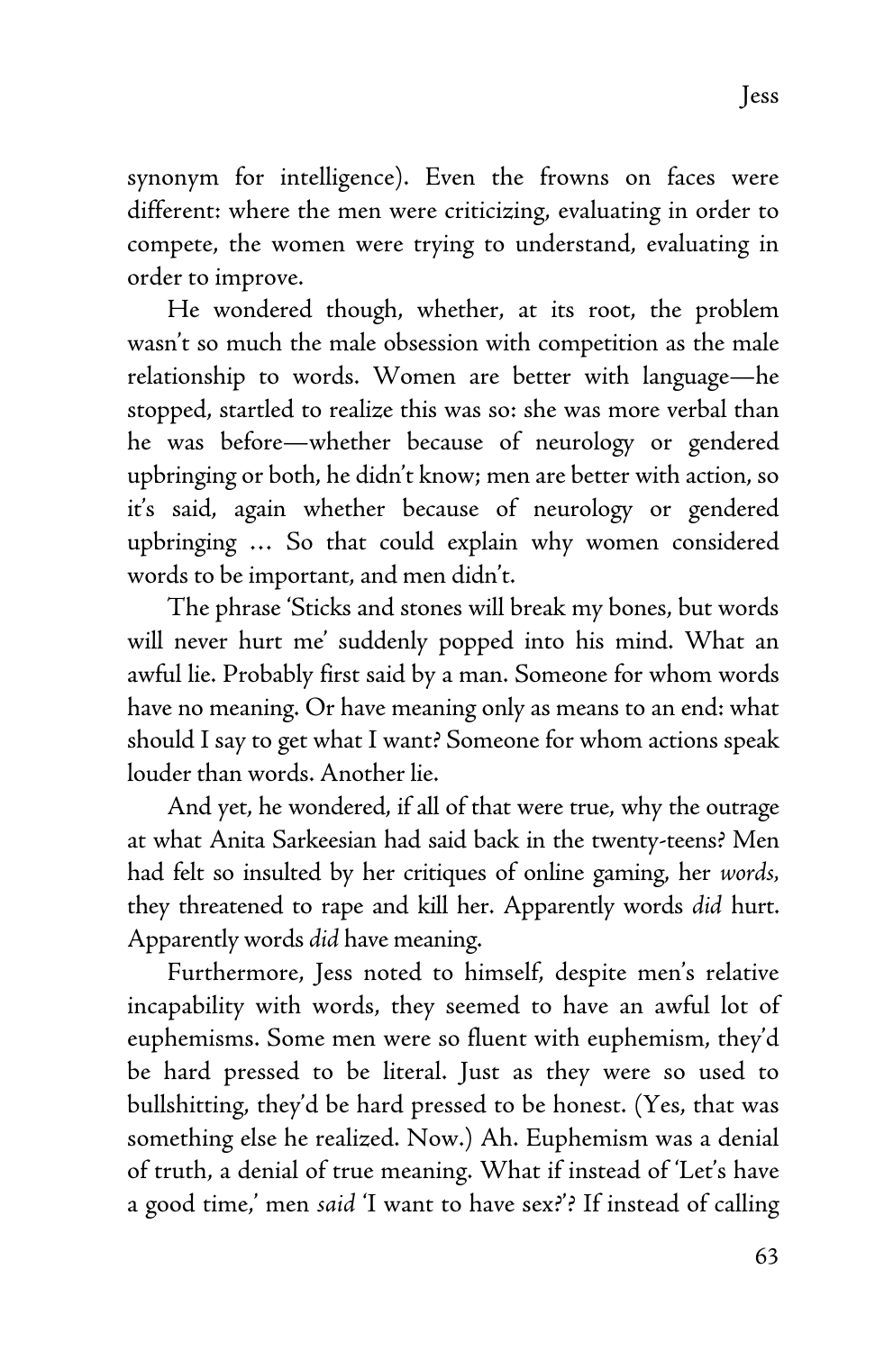synonym for intelligence). Even the frowns on faces were different: where the men were criticizing, evaluating in order to compete, the women were trying to understand, evaluating in order to improve.

He wondered though, whether, at its root, the problem wasn't so much the male obsession with competition as the male relationship to words. Women are better with language—he stopped, startled to realize this was so: she was more verbal than he was before—whether because of neurology or gendered upbringing or both, he didn't know; men are better with action, so it's said, again whether because of neurology or gendered upbringing … So that could explain why women considered words to be important, and men didn't.

The phrase 'Sticks and stones will break my bones, but words will never hurt me' suddenly popped into his mind. What an awful lie. Probably first said by a man. Someone for whom words have no meaning. Or have meaning only as means to an end: what should I say to get what I want? Someone for whom actions speak louder than words. Another lie.

And yet, he wondered, if all of that were true, why the outrage at what Anita Sarkeesian had said back in the twenty-teens? Men had felt so insulted by her critiques of online gaming, her *words,* they threatened to rape and kill her. Apparently words *did* hurt. Apparently words *did* have meaning.

Furthermore, Jess noted to himself, despite men's relative incapability with words, they seemed to have an awful lot of euphemisms. Some men were so fluent with euphemism, they'd be hard pressed to be literal. Just as they were so used to bullshitting, they'd be hard pressed to be honest. (Yes, that was something else he realized. Now.) Ah. Euphemism was a denial of truth, a denial of true meaning. What if instead of 'Let's have a good time,' men *said* 'I want to have sex?'? If instead of calling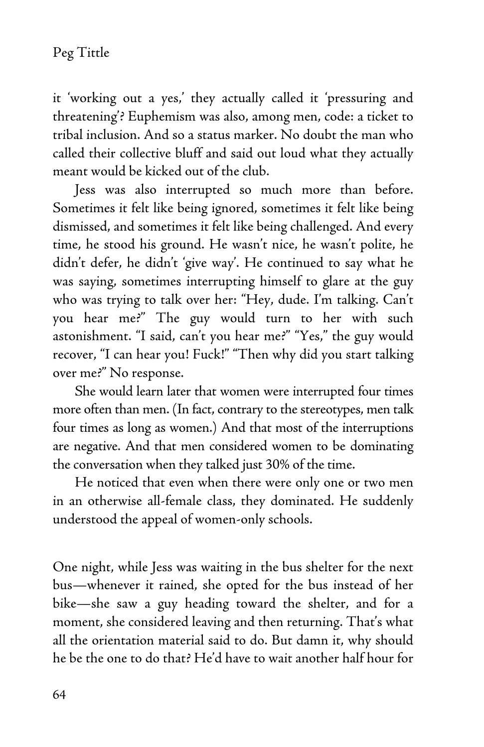it 'working out a yes,' they actually called it 'pressuring and threatening'? Euphemism was also, among men, code: a ticket to tribal inclusion. And so a status marker. No doubt the man who called their collective bluff and said out loud what they actually meant would be kicked out of the club.

Jess was also interrupted so much more than before. Sometimes it felt like being ignored, sometimes it felt like being dismissed, and sometimes it felt like being challenged. And every time, he stood his ground. He wasn't nice, he wasn't polite, he didn't defer, he didn't 'give way'. He continued to say what he was saying, sometimes interrupting himself to glare at the guy who was trying to talk over her: "Hey, dude. I'm talking. Can't you hear me?" The guy would turn to her with such astonishment. "I said, can't you hear me?" "Yes," the guy would recover, "I can hear you! Fuck!" "Then why did you start talking over me?" No response.

She would learn later that women were interrupted four times more often than men. (In fact, contrary to the stereotypes, men talk four times as long as women.) And that most of the interruptions are negative. And that men considered women to be dominating the conversation when they talked just 30% of the time.

He noticed that even when there were only one or two men in an otherwise all-female class, they dominated. He suddenly understood the appeal of women-only schools.

One night, while Jess was waiting in the bus shelter for the next bus—whenever it rained, she opted for the bus instead of her bike—she saw a guy heading toward the shelter, and for a moment, she considered leaving and then returning. That's what all the orientation material said to do. But damn it, why should he be the one to do that? He'd have to wait another half hour for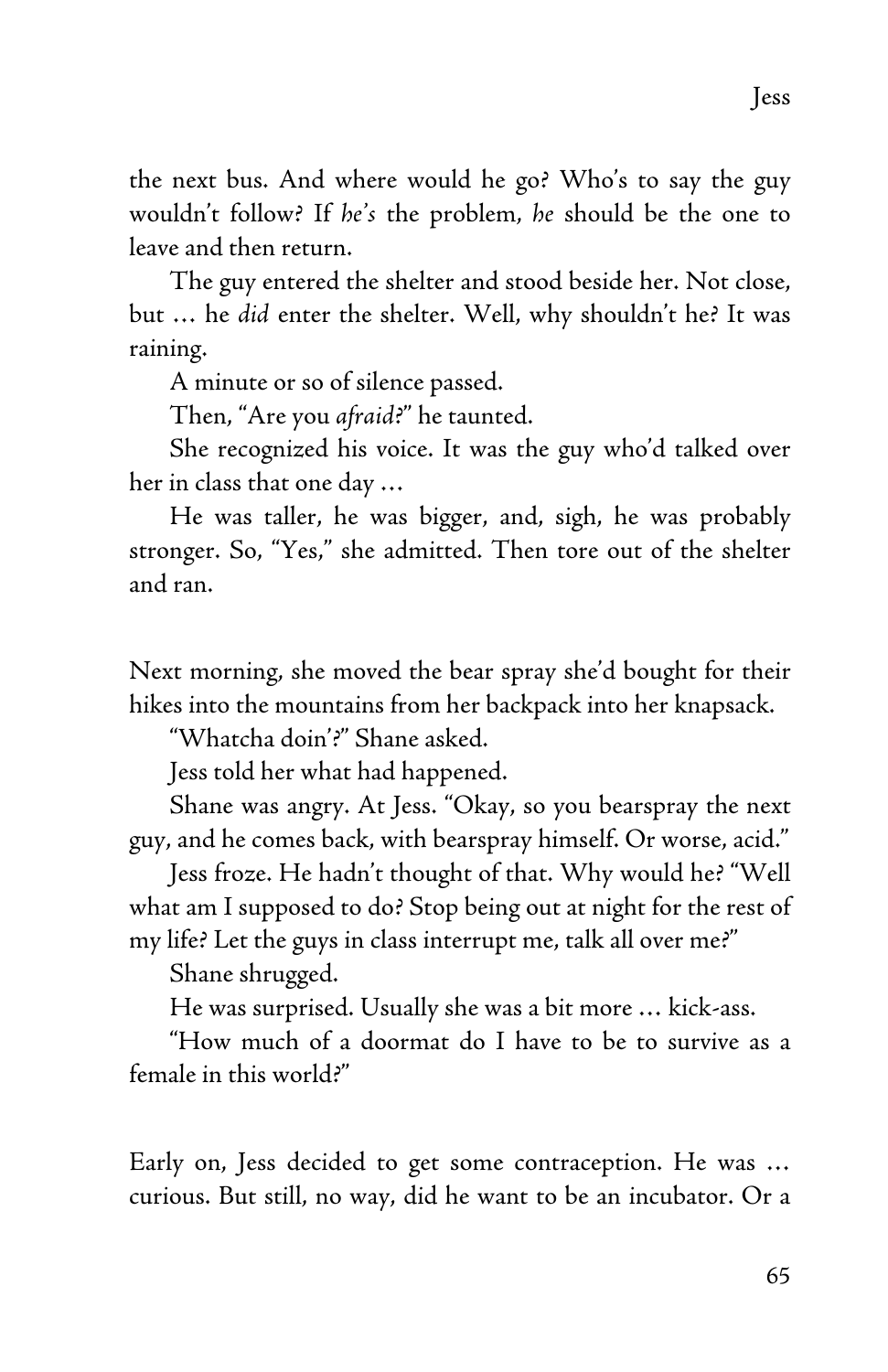the next bus. And where would he go? Who's to say the guy wouldn't follow? If *he's* the problem, *he* should be the one to leave and then return.

The guy entered the shelter and stood beside her. Not close, but … he *did* enter the shelter. Well, why shouldn't he? It was raining.

A minute or so of silence passed.

Then, "Are you *afraid*?" he taunted.

She recognized his voice. It was the guy who'd talked over her in class that one day …

He was taller, he was bigger, and, sigh, he was probably stronger. So, "Yes," she admitted. Then tore out of the shelter and ran.

Next morning, she moved the bear spray she'd bought for their hikes into the mountains from her backpack into her knapsack.

"Whatcha doin'?" Shane asked.

Jess told her what had happened.

Shane was angry. At Jess. "Okay, so you bearspray the next guy, and he comes back, with bearspray himself. Or worse, acid."

Jess froze. He hadn't thought of that. Why would he? "Well what am I supposed to do? Stop being out at night for the rest of my life? Let the guys in class interrupt me, talk all over me?"

Shane shrugged.

He was surprised. Usually she was a bit more … kick-ass.

"How much of a doormat do I have to be to survive as a female in this world?"

Early on, Jess decided to get some contraception. He was … curious. But still, no way, did he want to be an incubator. Or a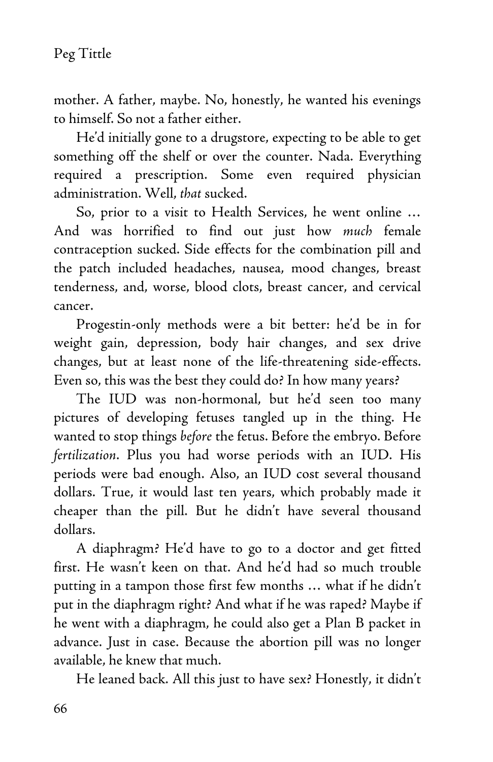mother. A father, maybe. No, honestly, he wanted his evenings to himself. So not a father either.

He'd initially gone to a drugstore, expecting to be able to get something off the shelf or over the counter. Nada. Everything required a prescription. Some even required physician administration. Well, *that* sucked.

So, prior to a visit to Health Services, he went online … And was horrified to find out just how *much* female contraception sucked. Side effects for the combination pill and the patch included headaches, nausea, mood changes, breast tenderness, and, worse, blood clots, breast cancer, and cervical cancer.

Progestin-only methods were a bit better: he'd be in for weight gain, depression, body hair changes, and sex drive changes, but at least none of the life-threatening side-effects. Even so, this was the best they could do? In how many years?

The IUD was non-hormonal, but he'd seen too many pictures of developing fetuses tangled up in the thing. He wanted to stop things *before* the fetus. Before the embryo. Before *fertilization*. Plus you had worse periods with an IUD. His periods were bad enough. Also, an IUD cost several thousand dollars. True, it would last ten years, which probably made it cheaper than the pill. But he didn't have several thousand dollars.

A diaphragm? He'd have to go to a doctor and get fitted first. He wasn't keen on that. And he'd had so much trouble putting in a tampon those first few months … what if he didn't put in the diaphragm right? And what if he was raped? Maybe if he went with a diaphragm, he could also get a Plan B packet in advance. Just in case. Because the abortion pill was no longer available, he knew that much.

He leaned back. All this just to have sex? Honestly, it didn't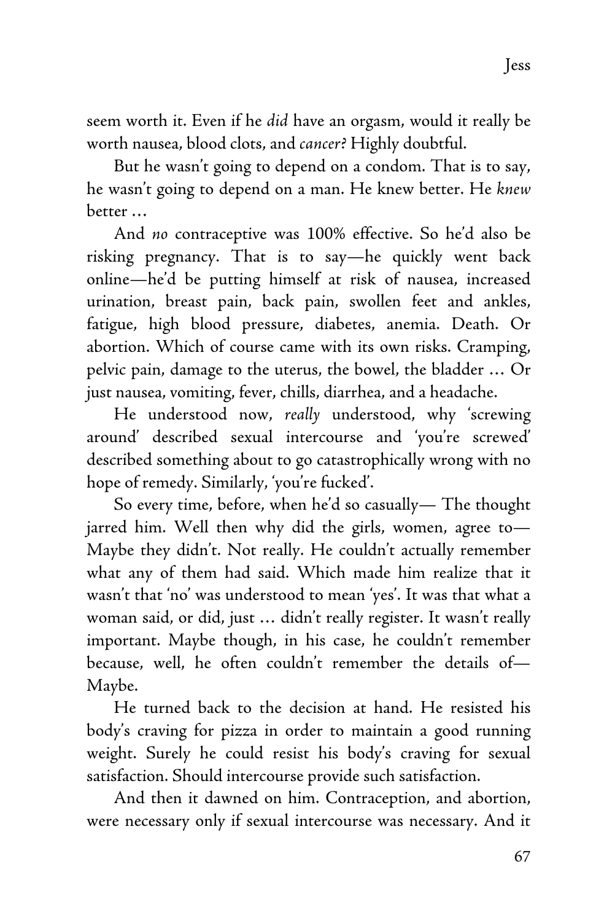seem worth it. Even if he *did* have an orgasm, would it really be worth nausea, blood clots, and *cancer*? Highly doubtful.

But he wasn't going to depend on a condom. That is to say, he wasn't going to depend on a man. He knew better. He *knew* better …

And *no* contraceptive was 100% effective. So he'd also be risking pregnancy. That is to say—he quickly went back online—he'd be putting himself at risk of nausea, increased urination, breast pain, back pain, swollen feet and ankles, fatigue, high blood pressure, diabetes, anemia. Death. Or abortion. Which of course came with its own risks. Cramping, pelvic pain, damage to the uterus, the bowel, the bladder … Or just nausea, vomiting, fever, chills, diarrhea, and a headache.

He understood now, *really* understood, why 'screwing around' described sexual intercourse and 'you're screwed' described something about to go catastrophically wrong with no hope of remedy. Similarly, 'you're fucked'.

So every time, before, when he'd so casually— The thought jarred him. Well then why did the girls, women, agree to— Maybe they didn't. Not really. He couldn't actually remember what any of them had said. Which made him realize that it wasn't that 'no' was understood to mean 'yes'. It was that what a woman said, or did, just … didn't really register. It wasn't really important. Maybe though, in his case, he couldn't remember because, well, he often couldn't remember the details of— Maybe.

He turned back to the decision at hand. He resisted his body's craving for pizza in order to maintain a good running weight. Surely he could resist his body's craving for sexual satisfaction. Should intercourse provide such satisfaction.

And then it dawned on him. Contraception, and abortion, were necessary only if sexual intercourse was necessary. And it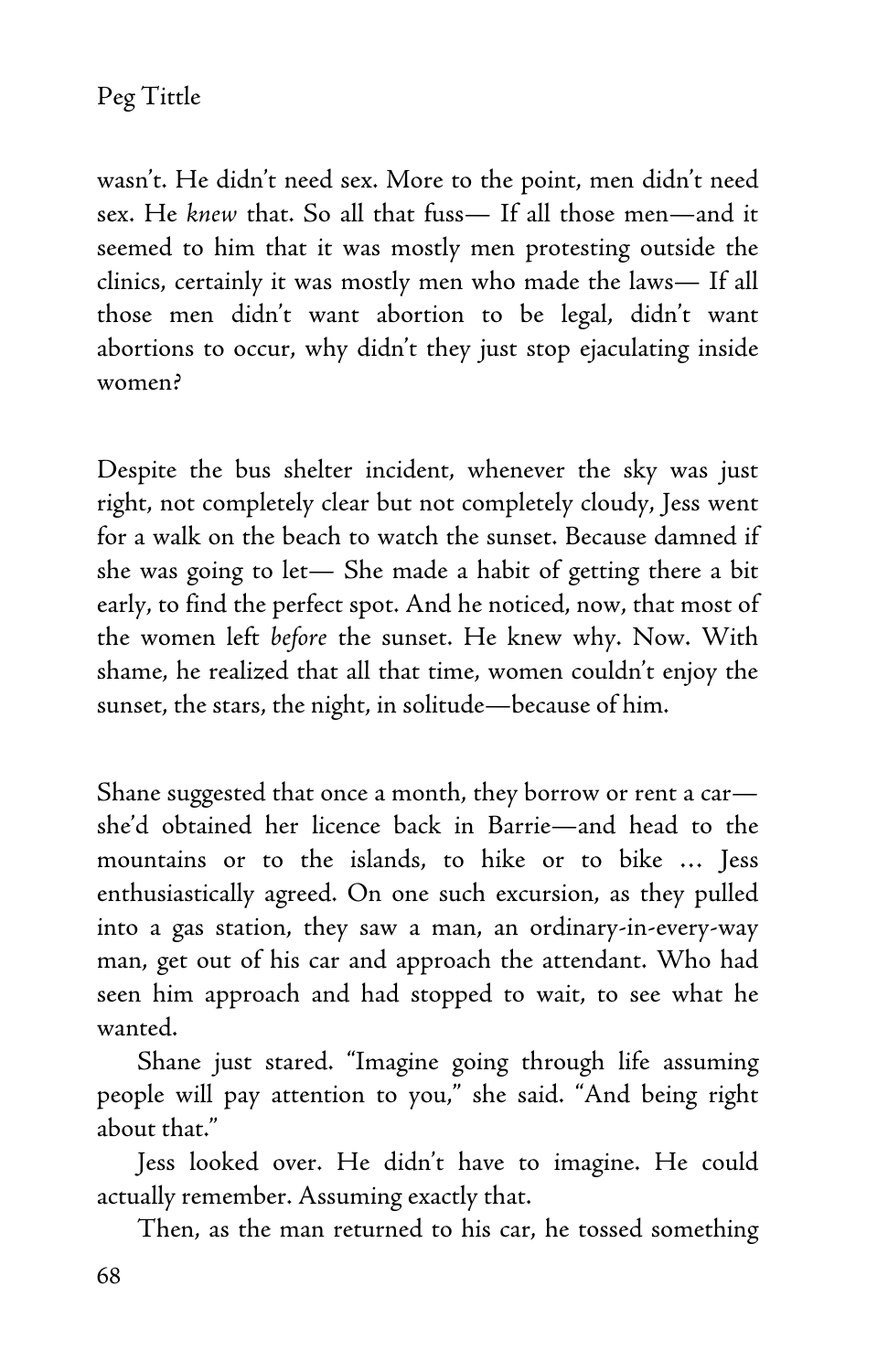wasn't. He didn't need sex. More to the point, men didn't need sex. He *knew* that. So all that fuss— If all those men—and it seemed to him that it was mostly men protesting outside the clinics, certainly it was mostly men who made the laws— If all those men didn't want abortion to be legal, didn't want abortions to occur, why didn't they just stop ejaculating inside women?

Despite the bus shelter incident, whenever the sky was just right, not completely clear but not completely cloudy, Jess went for a walk on the beach to watch the sunset. Because damned if she was going to let— She made a habit of getting there a bit early, to find the perfect spot. And he noticed, now, that most of the women left *before* the sunset. He knew why. Now. With shame, he realized that all that time, women couldn't enjoy the sunset, the stars, the night, in solitude—because of him.

Shane suggested that once a month, they borrow or rent a car—she'd obtained her licence back in Barrie—and head to the mountains or to the islands, to hike or to bike … Jess enthusiastically agreed. On one such excursion, as they pulled into a gas station, they saw a man, an ordinary-in-every-way man, get out of his car and approach the attendant. Who had seen him approach and had stopped to wait, to see what he wanted.

Shane just stared. "Imagine going through life assuming people will pay attention to you," she said. "And being right about that."

Jess looked over. He didn't have to imagine. He could actually remember. Assuming exactly that.

Then, as the man returned to his car, he tossed something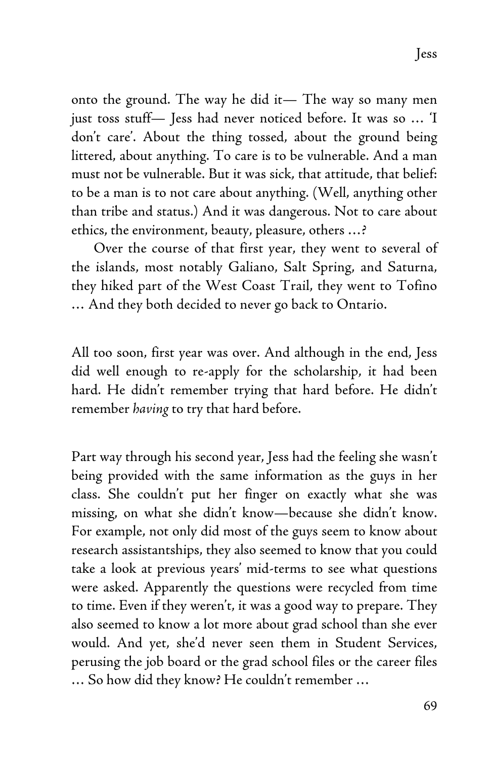onto the ground. The way he did it— The way so many men just toss stuff— Jess had never noticed before. It was so … 'I don't care'. About the thing tossed, about the ground being littered, about anything. To care is to be vulnerable. And a man must not be vulnerable. But it was sick, that attitude, that belief: to be a man is to not care about anything. (Well, anything other than tribe and status.) And it was dangerous. Not to care about ethics, the environment, beauty, pleasure, others …?

Over the course of that first year, they went to several of the islands, most notably Galiano, Salt Spring, and Saturna, they hiked part of the West Coast Trail, they went to Tofino … And they both decided to never go back to Ontario.

All too soon, first year was over. And although in the end, Jess did well enough to re-apply for the scholarship, it had been hard. He didn't remember trying that hard before. He didn't remember *having* to try that hard before.

Part way through his second year, Jess had the feeling she wasn't being provided with the same information as the guys in her class. She couldn't put her finger on exactly what she was missing, on what she didn't know—because she didn't know. For example, not only did most of the guys seem to know about research assistantships, they also seemed to know that you could take a look at previous years' mid-terms to see what questions were asked. Apparently the questions were recycled from time to time. Even if they weren't, it was a good way to prepare. They also seemed to know a lot more about grad school than she ever would. And yet, she'd never seen them in Student Services, perusing the job board or the grad school files or the career files … So how did they know? He couldn't remember …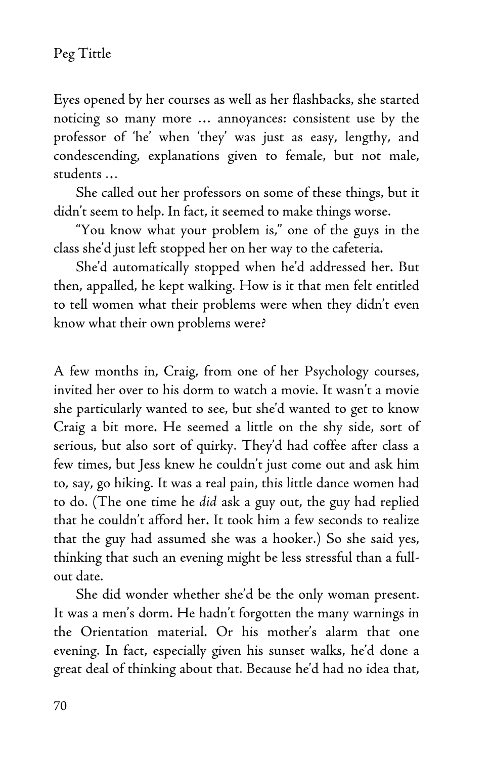Eyes opened by her courses as well as her flashbacks, she started noticing so many more … annoyances: consistent use by the professor of 'he' when 'they' was just as easy, lengthy, and condescending, explanations given to female, but not male, students …

She called out her professors on some of these things, but it didn't seem to help. In fact, it seemed to make things worse.

"You know what your problem is," one of the guys in the class she'd just left stopped her on her way to the cafeteria.

She'd automatically stopped when he'd addressed her. But then, appalled, he kept walking. How is it that men felt entitled to tell women what their problems were when they didn't even know what their own problems were?

A few months in, Craig, from one of her Psychology courses, invited her over to his dorm to watch a movie. It wasn't a movie she particularly wanted to see, but she'd wanted to get to know Craig a bit more. He seemed a little on the shy side, sort of serious, but also sort of quirky. They'd had coffee after class a few times, but Jess knew he couldn't just come out and ask him to, say, go hiking. It was a real pain, this little dance women had to do. (The one time he *did* ask a guy out, the guy had replied that he couldn't afford her. It took him a few seconds to realize that the guy had assumed she was a hooker.) So she said yes, thinking that such an evening might be less stressful than a full-out date.

She did wonder whether she'd be the only woman present. It was a men's dorm. He hadn't forgotten the many warnings in the Orientation material. Or his mother's alarm that one evening. In fact, especially given his sunset walks, he'd done a great deal of thinking about that. Because he'd had no idea that,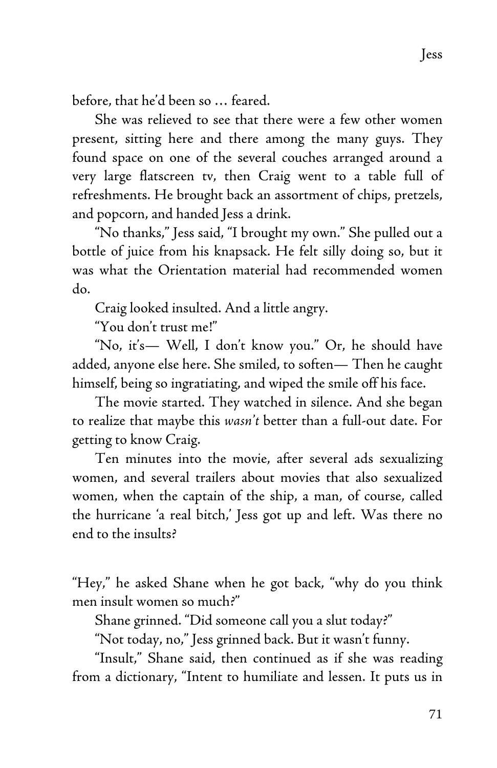before, that he'd been so … feared.

She was relieved to see that there were a few other women present, sitting here and there among the many guys. They found space on one of the several couches arranged around a very large flatscreen tv, then Craig went to a table full of refreshments. He brought back an assortment of chips, pretzels, and popcorn, and handed Jess a drink.

"No thanks," Jess said, "I brought my own." She pulled out a bottle of juice from his knapsack. He felt silly doing so, but it was what the Orientation material had recommended women do.

Craig looked insulted. And a little angry.

"You don't trust me!"

"No, it's— Well, I don't know you." Or, he should have added, anyone else here. She smiled, to soften— Then he caught himself, being so ingratiating, and wiped the smile off his face.

The movie started. They watched in silence. And she began to realize that maybe this *wasn't* better than a full-out date. For getting to know Craig.

Ten minutes into the movie, after several ads sexualizing women, and several trailers about movies that also sexualized women, when the captain of the ship, a man, of course, called the hurricane 'a real bitch,' Jess got up and left. Was there no end to the insults?

"Hey," he asked Shane when he got back, "why do you think men insult women so much?"

Shane grinned. "Did someone call you a slut today?"

"Not today, no," Jess grinned back. But it wasn't funny.

"Insult," Shane said, then continued as if she was reading from a dictionary, "Intent to humiliate and lessen. It puts us in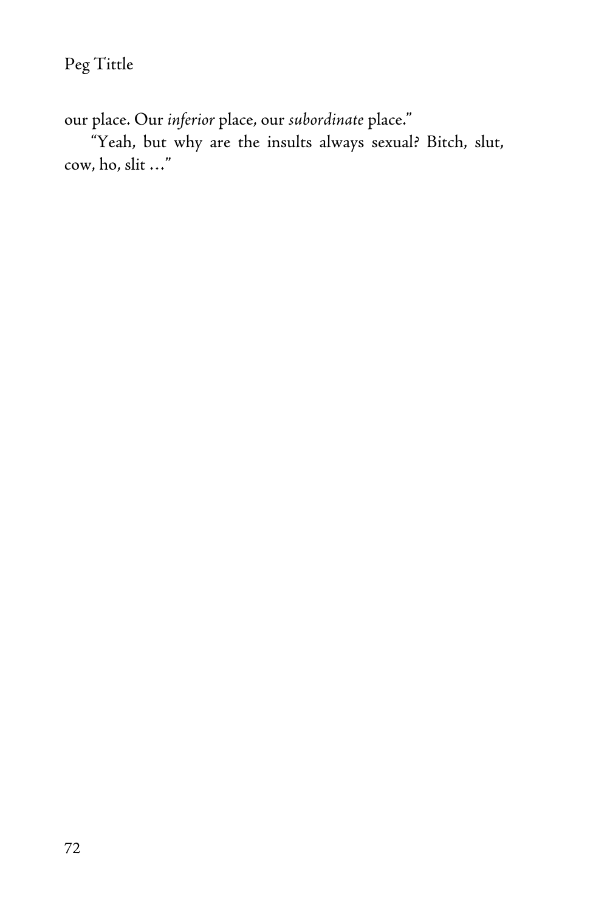our place. Our *inferior* place, our *subordinate* place."

"Yeah, but why are the insults always sexual? Bitch, slut, cow, ho, slit ..."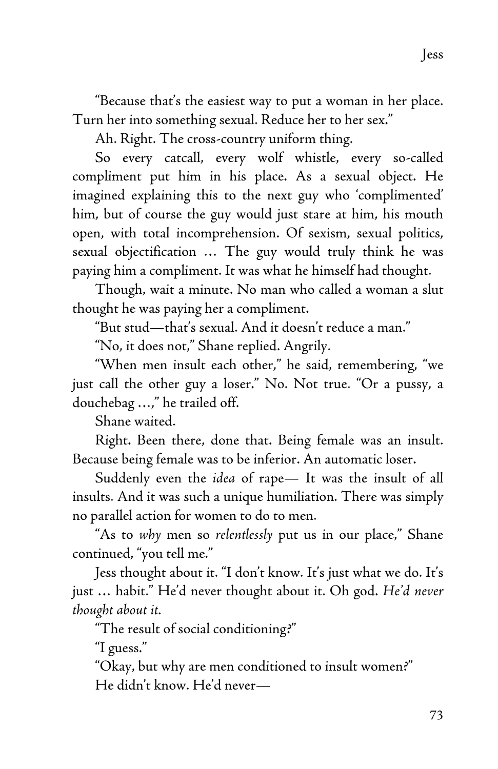"Because that's the easiest way to put a woman in her place. Turn her into something sexual. Reduce her to her sex."

Ah. Right. The cross-country uniform thing.

So every catcall, every wolf whistle, every so-called compliment put him in his place. As a sexual object. He imagined explaining this to the next guy who 'complimented' him, but of course the guy would just stare at him, his mouth open, with total incomprehension. Of sexism, sexual politics, sexual objectification … The guy would truly think he was paying him a compliment. It was what he himself had thought.

Though, wait a minute. No man who called a woman a slut thought he was paying her a compliment.

"But stud—that's sexual. And it doesn't reduce a man."

"No, it does not," Shane replied. Angrily.

"When men insult each other," he said, remembering, "we just call the other guy a loser." No. Not true. "Or a pussy, a douchebag …," he trailed off.

Shane waited.

Right. Been there, done that. Being female was an insult. Because being female was to be inferior. An automatic loser.

Suddenly even the *idea* of rape— It was the insult of all insults. And it was such a unique humiliation. There was simply no parallel action for women to do to men.

"As to *why* men so *relentlessly* put us in our place," Shane continued, "you tell me."

Jess thought about it. "I don't know. It's just what we do. It's just … habit." He'd never thought about it. Oh god. *He'd never thought about it.*

"The result of social conditioning?"

"I guess."

"Okay, but why are men conditioned to insult women?"

He didn't know. He'd never—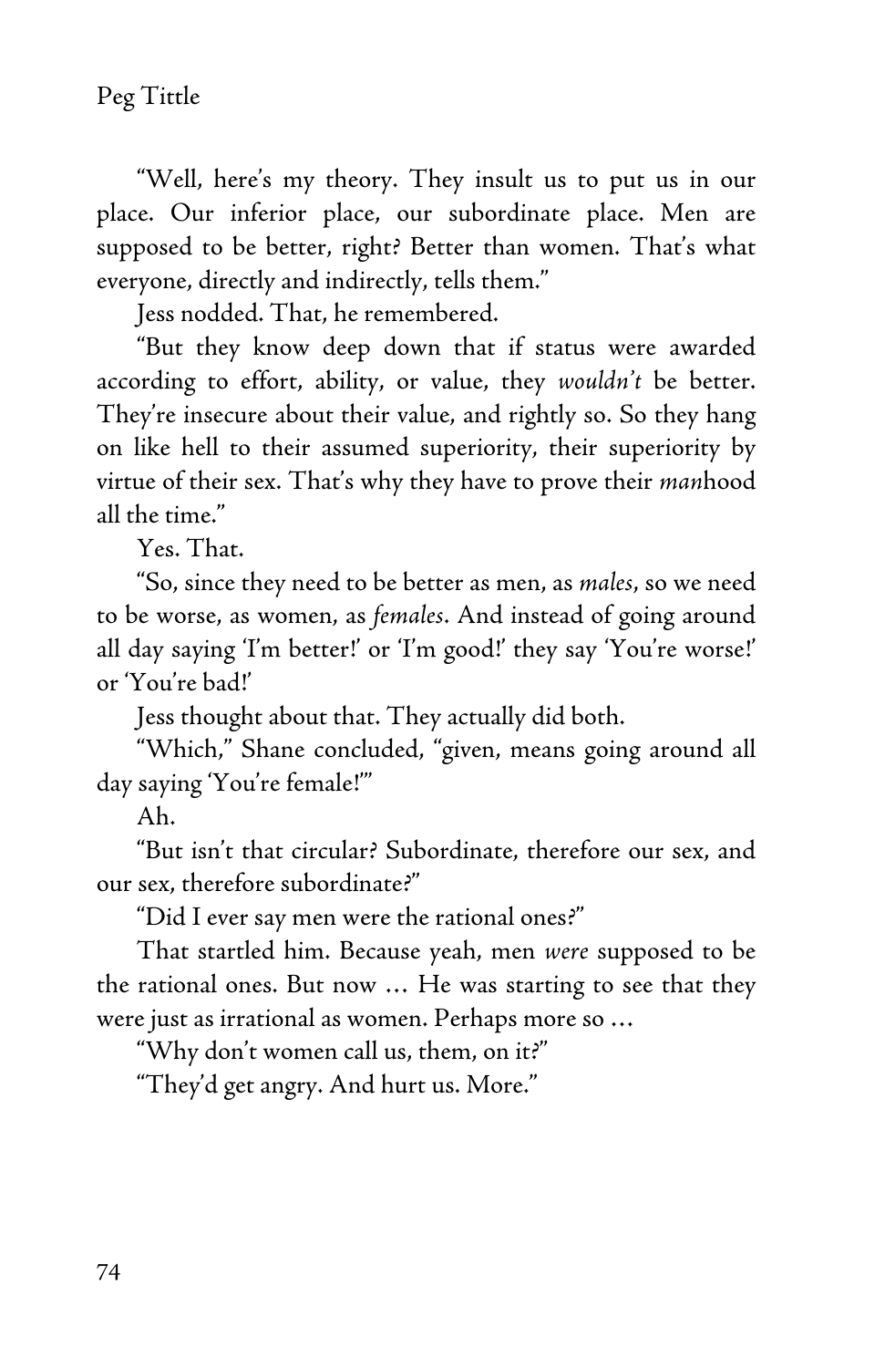"Well, here's my theory. They insult us to put us in our place. Our inferior place, our subordinate place. Men are supposed to be better, right? Better than women. That's what everyone, directly and indirectly, tells them."

Jess nodded. That, he remembered.

"But they know deep down that if status were awarded according to effort, ability, or value, they *wouldn't* be better. They're insecure about their value, and rightly so. So they hang on like hell to their assumed superiority, their superiority by virtue of their sex. That's why they have to prove their *man*hood all the time."

Yes. That.

"So, since they need to be better as men, as *males*, so we need to be worse, as women, as *females*. And instead of going around all day saying 'I'm better!' or 'I'm good!' they say 'You're worse!' or 'You're bad!'

Jess thought about that. They actually did both.

"Which," Shane concluded, "given, means going around all day saying 'You're female!'"

Ah.

"But isn't that circular? Subordinate, therefore our sex, and our sex, therefore subordinate?"

"Did I ever say men were the rational ones?"

That startled him. Because yeah, men *were* supposed to be the rational ones. But now … He was starting to see that they were just as irrational as women. Perhaps more so …

"Why don't women call us, them, on it?"

"They'd get angry. And hurt us. More."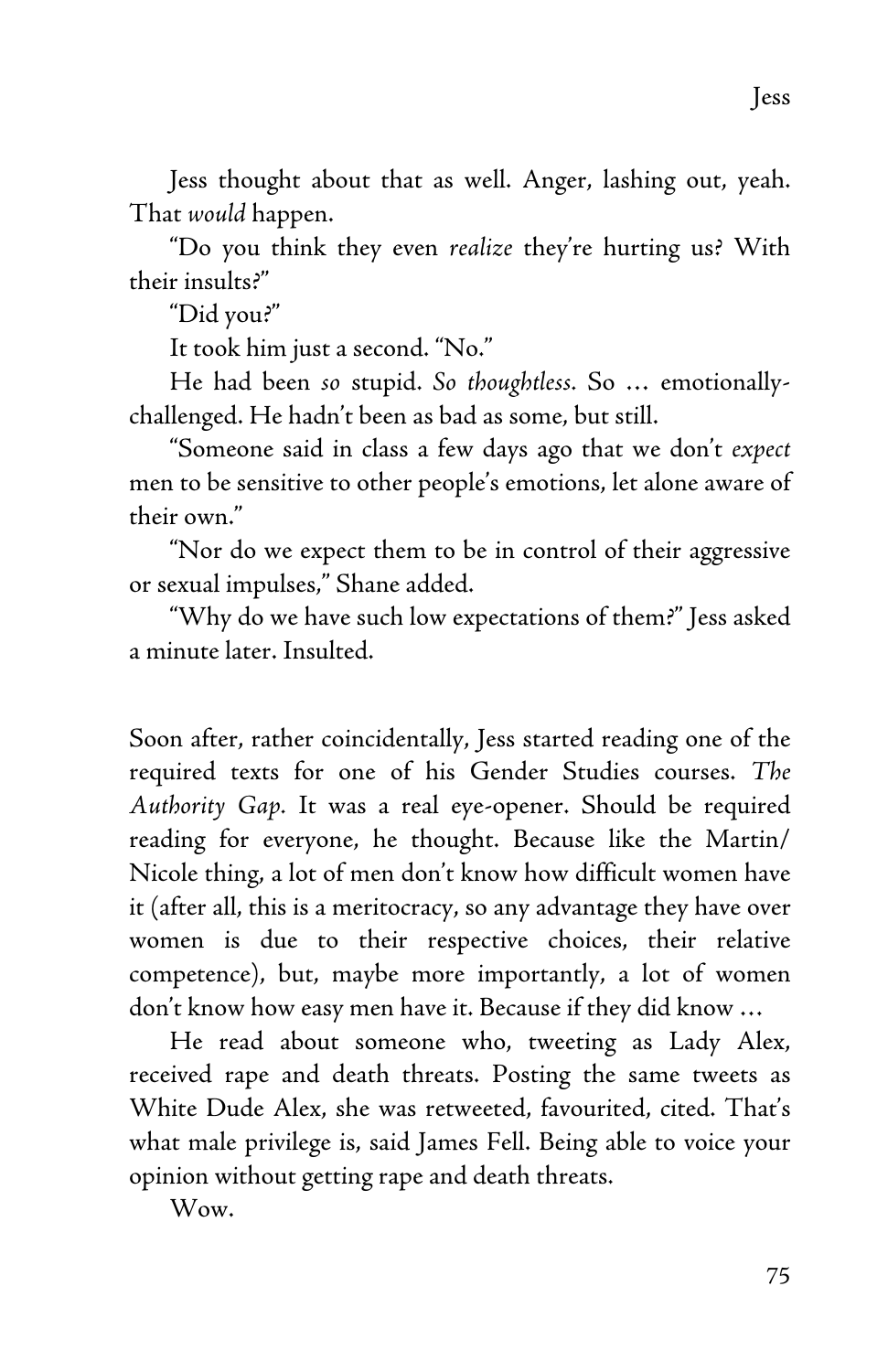Jess thought about that as well. Anger, lashing out, yeah. That *would* happen.

"Do you think they even *realize* they're hurting us? With their insults?"

"Did you?"

It took him just a second. "No."

He had been *so* stupid. *So thoughtless.* So … emotionally-challenged. He hadn't been as bad as some, but still.

"Someone said in class a few days ago that we don't *expect* men to be sensitive to other people's emotions, let alone aware of their own."

"Nor do we expect them to be in control of their aggressive or sexual impulses," Shane added.

"Why do we have such low expectations of them?" Jess asked a minute later. Insulted.

Soon after, rather coincidentally, Jess started reading one of the required texts for one of his Gender Studies courses. *The Authority Gap.* It was a real eye-opener. Should be required reading for everyone, he thought. Because like the Martin/ Nicole thing, a lot of men don't know how difficult women have it (after all, this is a meritocracy, so any advantage they have over women is due to their respective choices, their relative competence), but, maybe more importantly, a lot of women don't know how easy men have it. Because if they did know …

He read about someone who, tweeting as Lady Alex, received rape and death threats. Posting the same tweets as White Dude Alex, she was retweeted, favourited, cited. That's what male privilege is, said James Fell. Being able to voice your opinion without getting rape and death threats.

Wow.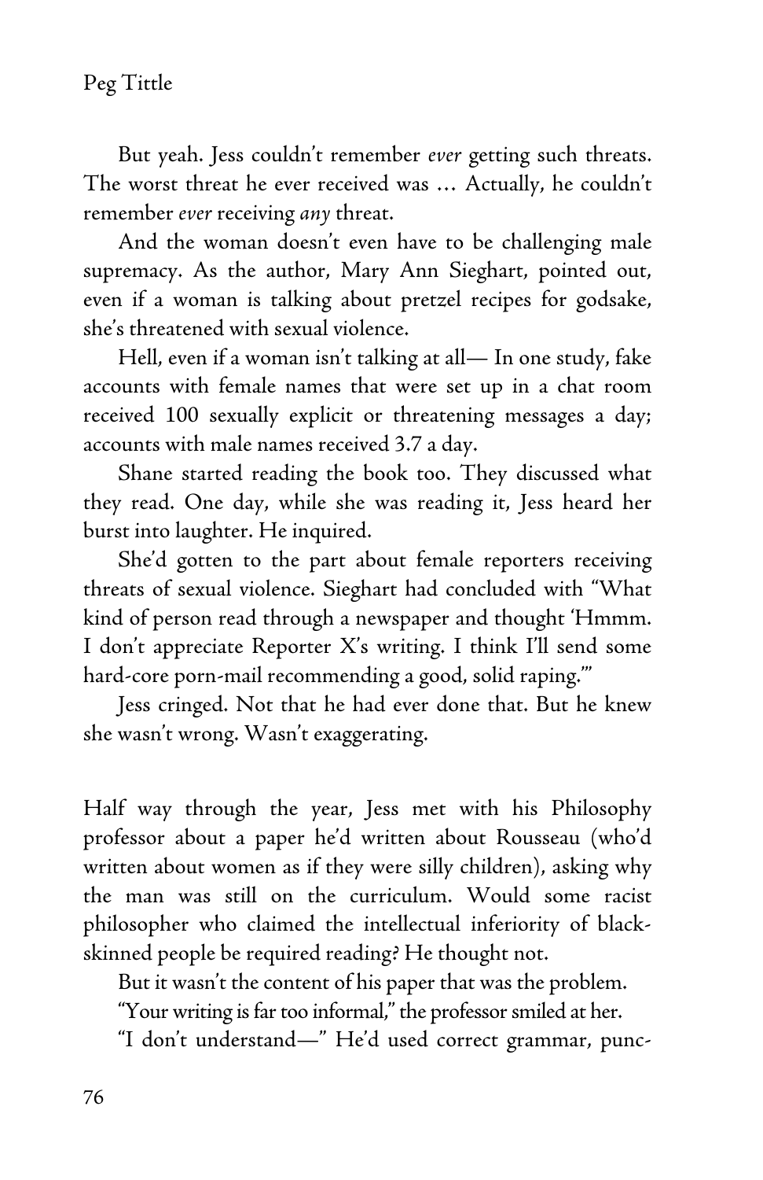But yeah. Jess couldn't remember *ever* getting such threats. The worst threat he ever received was … Actually, he couldn't remember *ever* receiving *any* threat.

And the woman doesn't even have to be challenging male supremacy. As the author, Mary Ann Sieghart, pointed out, even if a woman is talking about pretzel recipes for godsake, she's threatened with sexual violence.

Hell, even if a woman isn't talking at all— In one study, fake accounts with female names that were set up in a chat room received 100 sexually explicit or threatening messages a day; accounts with male names received 3.7 a day.

Shane started reading the book too. They discussed what they read. One day, while she was reading it, Jess heard her burst into laughter. He inquired.

She'd gotten to the part about female reporters receiving threats of sexual violence. Sieghart had concluded with "What kind of person read through a newspaper and thought 'Hmmm. I don't appreciate Reporter X's writing. I think I'll send some hard-core porn-mail recommending a good, solid raping.'"

Jess cringed. Not that he had ever done that. But he knew she wasn't wrong. Wasn't exaggerating.

Half way through the year, Jess met with his Philosophy professor about a paper he'd written about Rousseau (who'd written about women as if they were silly children), asking why the man was still on the curriculum. Would some racist philosopher who claimed the intellectual inferiority of black-skinned people be required reading? He thought not.

But it wasn't the content of his paper that was the problem.

"Your writing is far too informal," the professor smiled at her.

"I don't understand—" He'd used correct grammar, punc-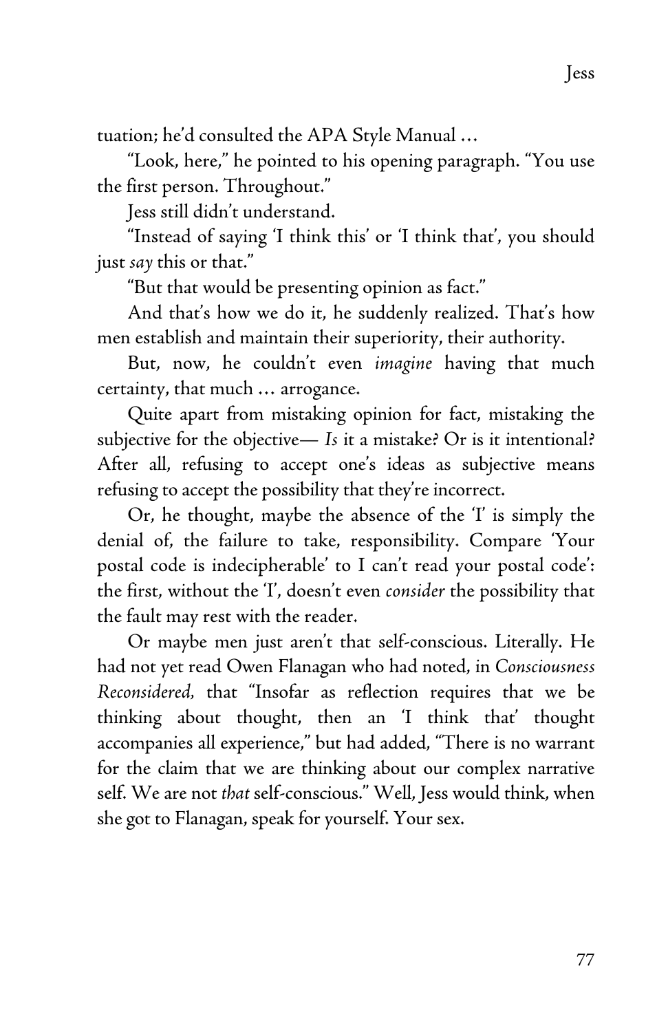tuation; he'd consulted the APA Style Manual …

"Look, here," he pointed to his opening paragraph. "You use the first person. Throughout."

Jess still didn't understand.

"Instead of saying 'I think this' or 'I think that', you should just *say* this or that."

"But that would be presenting opinion as fact."

And that's how we do it, he suddenly realized. That's how men establish and maintain their superiority, their authority.

But, now, he couldn't even *imagine* having that much certainty, that much … arrogance.

Quite apart from mistaking opinion for fact, mistaking the subjective for the objective— *Is* it a mistake? Or is it intentional? After all, refusing to accept one's ideas as subjective means refusing to accept the possibility that they're incorrect.

Or, he thought, maybe the absence of the 'I' is simply the denial of, the failure to take, responsibility. Compare 'Your postal code is indecipherable' to I can't read your postal code': the first, without the 'I', doesn't even *consider* the possibility that the fault may rest with the reader.

Or maybe men just aren't that self-conscious. Literally. He had not yet read Owen Flanagan who had noted, in *Consciousness Reconsidered*, that "Insofar as reflection requires that we be thinking about thought, then an 'I think that' thought accompanies all experience," but had added, "There is no warrant for the claim that we are thinking about our complex narrative self. We are not *that* self-conscious." Well, Jess would think, when she got to Flanagan, speak for yourself. Your sex.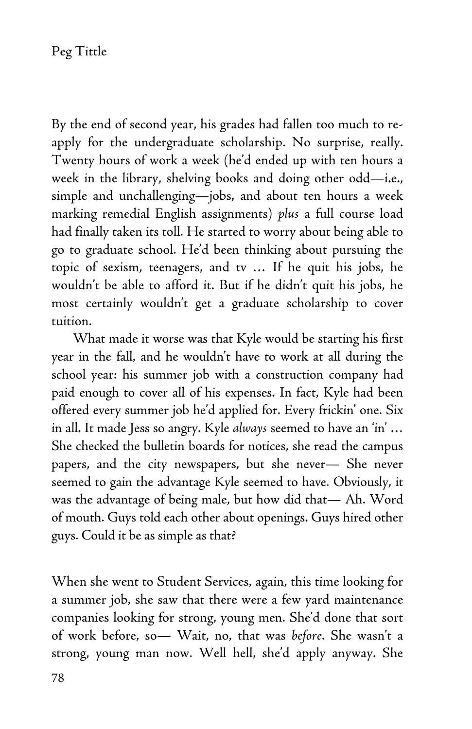By the end of second year, his grades had fallen too much to re-apply for the undergraduate scholarship. No surprise, really. Twenty hours of work a week (he'd ended up with ten hours a week in the library, shelving books and doing other odd—i.e., simple and unchallenging—jobs, and about ten hours a week marking remedial English assignments) *plus* a full course load had finally taken its toll. He started to worry about being able to go to graduate school. He'd been thinking about pursuing the topic of sexism, teenagers, and tv … If he quit his jobs, he wouldn't be able to afford it. But if he didn't quit his jobs, he most certainly wouldn't get a graduate scholarship to cover tuition.

What made it worse was that Kyle would be starting his first year in the fall, and he wouldn't have to work at all during the school year: his summer job with a construction company had paid enough to cover all of his expenses. In fact, Kyle had been offered every summer job he'd applied for. Every frickin' one. Six in all. It made Jess so angry. Kyle *always* seemed to have an 'in' … She checked the bulletin boards for notices, she read the campus papers, and the city newspapers, but she never— She never seemed to gain the advantage Kyle seemed to have. Obviously, it was the advantage of being male, but how did that— Ah. Word of mouth. Guys told each other about openings. Guys hired other guys. Could it be as simple as that?

When she went to Student Services, again, this time looking for a summer job, she saw that there were a few yard maintenance companies looking for strong, young men. She'd done that sort of work before, so— Wait, no, that was *before*. She wasn't a strong, young man now. Well hell, she'd apply anyway. She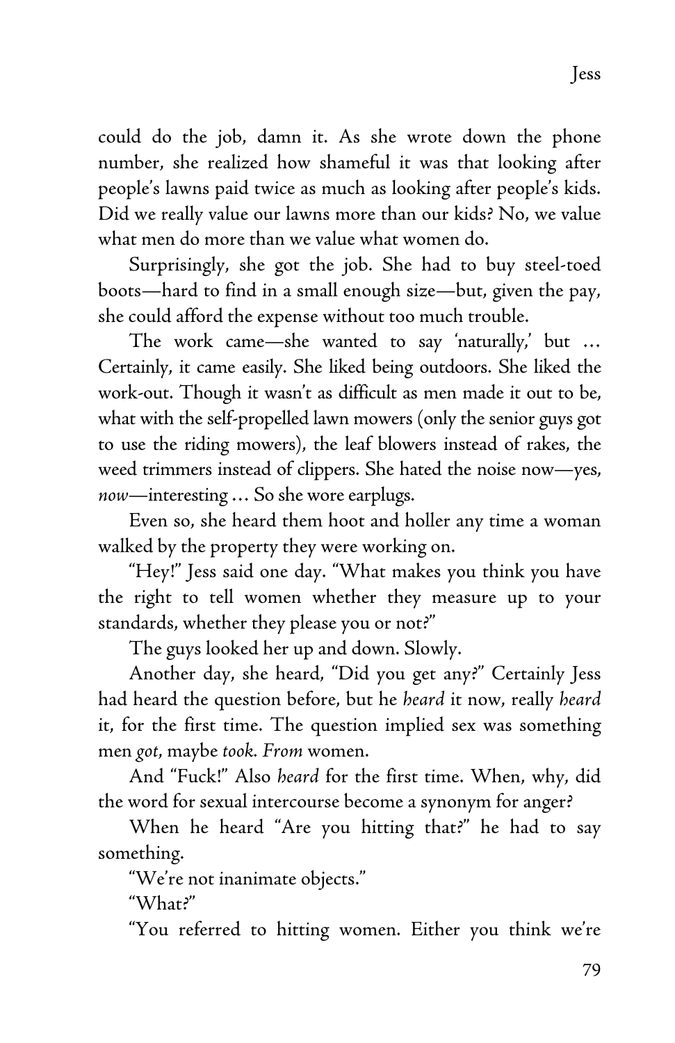could do the job, damn it. As she wrote down the phone number, she realized how shameful it was that looking after people's lawns paid twice as much as looking after people's kids. Did we really value our lawns more than our kids? No, we value what men do more than we value what women do.

Surprisingly, she got the job. She had to buy steel-toed boots—hard to find in a small enough size—but, given the pay, she could afford the expense without too much trouble.

The work came—she wanted to say 'naturally,' but … Certainly, it came easily. She liked being outdoors. She liked the work-out. Though it wasn't as difficult as men made it out to be, what with the self-propelled lawn mowers (only the senior guys got to use the riding mowers), the leaf blowers instead of rakes, the weed trimmers instead of clippers. She hated the noise now—yes, *now*—interesting … So she wore earplugs.

Even so, she heard them hoot and holler any time a woman walked by the property they were working on.

"Hey!" Jess said one day. "What makes you think you have the right to tell women whether they measure up to your standards, whether they please you or not?"

The guys looked her up and down. Slowly.

Another day, she heard, "Did you get any?" Certainly Jess had heard the question before, but he *heard* it now, really *heard* it, for the first time. The question implied sex was something men *got*, maybe *took*. *From* women.

And "Fuck!" Also *heard* for the first time. When, why, did the word for sexual intercourse become a synonym for anger?

When he heard "Are you hitting that?" he had to say something.

"We're not inanimate objects."

"What?"

"You referred to hitting women. Either you think we're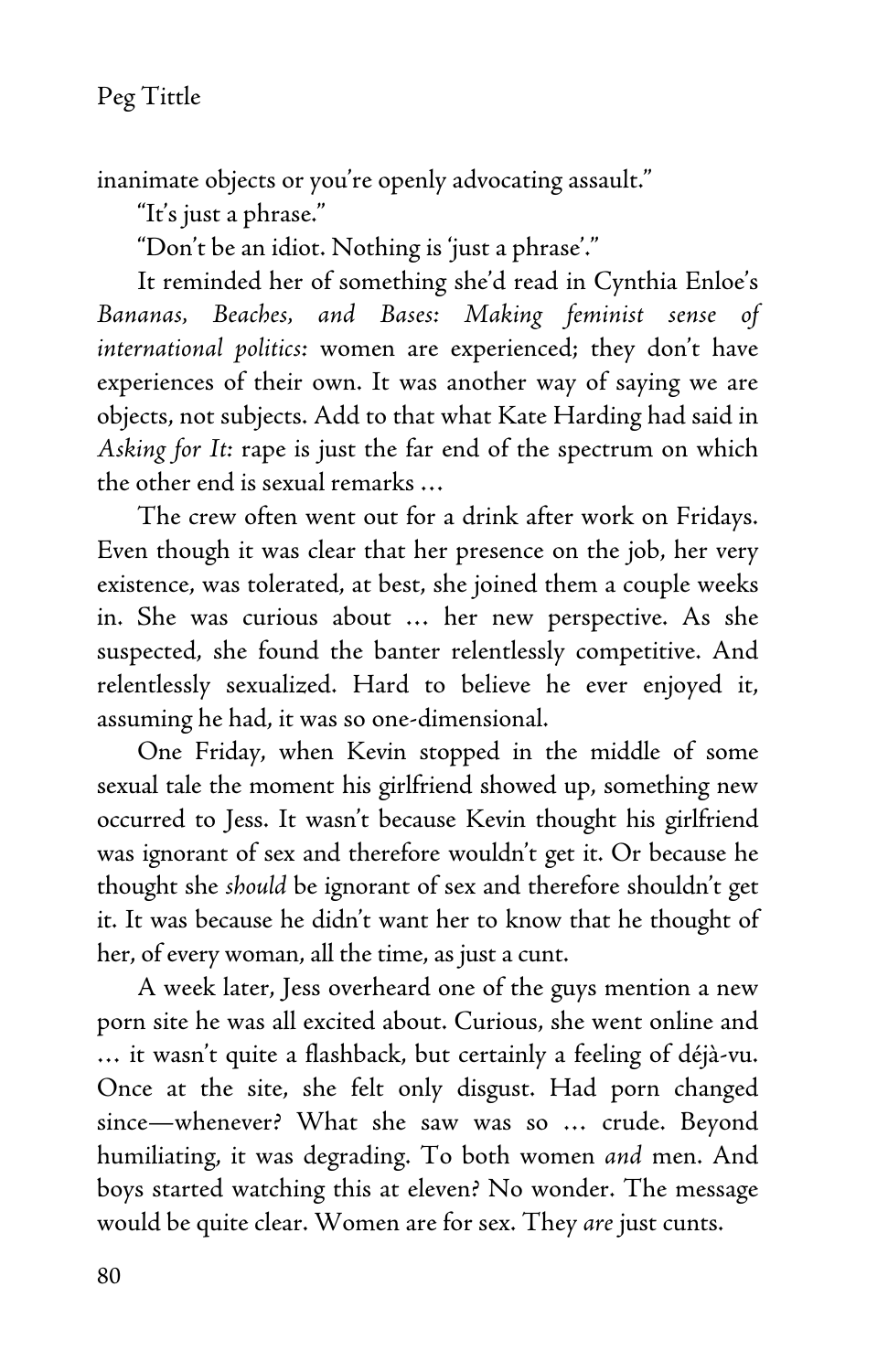inanimate objects or you're openly advocating assault."

"It's just a phrase."

"Don't be an idiot. Nothing is 'just a phrase'."

It reminded her of something she'd read in Cynthia Enloe's *Bananas, Beaches, and Bases: Making feminist sense of international politics:* women are experienced; they don't have experiences of their own. It was another way of saying we are objects, not subjects. Add to that what Kate Harding had said in *Asking for It:* rape is just the far end of the spectrum on which the other end is sexual remarks …

The crew often went out for a drink after work on Fridays. Even though it was clear that her presence on the job, her very existence, was tolerated, at best, she joined them a couple weeks in. She was curious about … her new perspective. As she suspected, she found the banter relentlessly competitive. And relentlessly sexualized. Hard to believe he ever enjoyed it, assuming he had, it was so one-dimensional.

One Friday, when Kevin stopped in the middle of some sexual tale the moment his girlfriend showed up, something new occurred to Jess. It wasn't because Kevin thought his girlfriend was ignorant of sex and therefore wouldn't get it. Or because he thought she *should* be ignorant of sex and therefore shouldn't get it. It was because he didn't want her to know that he thought of her, of every woman, all the time, as just a cunt.

A week later, Jess overheard one of the guys mention a new porn site he was all excited about. Curious, she went online and … it wasn't quite a flashback, but certainly a feeling of déjà-vu. Once at the site, she felt only disgust. Had porn changed since—whenever? What she saw was so … crude. Beyond humiliating, it was degrading. To both women *and* men. And boys started watching this at eleven? No wonder. The message would be quite clear. Women are for sex. They *are* just cunts.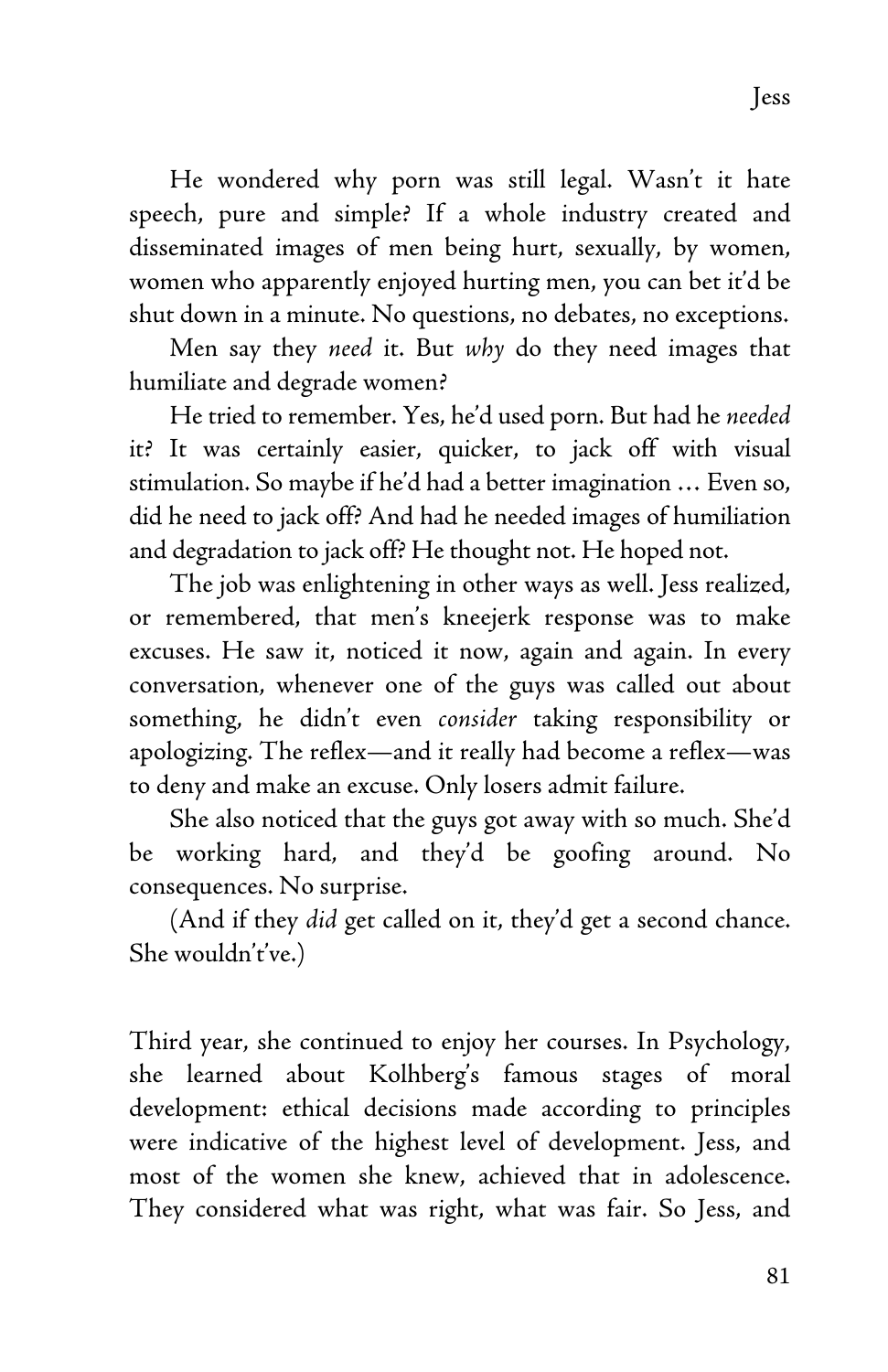He wondered why porn was still legal. Wasn't it hate speech, pure and simple? If a whole industry created and disseminated images of men being hurt, sexually, by women, women who apparently enjoyed hurting men, you can bet it'd be shut down in a minute. No questions, no debates, no exceptions.

Men say they *need* it. But *why* do they need images that humiliate and degrade women?

He tried to remember. Yes, he'd used porn. But had he *needed* it? It was certainly easier, quicker, to jack off with visual stimulation. So maybe if he'd had a better imagination … Even so, did he need to jack off? And had he needed images of humiliation and degradation to jack off? He thought not. He hoped not.

The job was enlightening in other ways as well. Jess realized, or remembered, that men's kneejerk response was to make excuses. He saw it, noticed it now, again and again. In every conversation, whenever one of the guys was called out about something, he didn't even *consider* taking responsibility or apologizing. The reflex—and it really had become a reflex—was to deny and make an excuse. Only losers admit failure.

She also noticed that the guys got away with so much. She'd be working hard, and they'd be goofing around. No consequences. No surprise.

(And if they *did* get called on it, they'd get a second chance. She wouldn't've.)

Third year, she continued to enjoy her courses. In Psychology, she learned about Kolhberg's famous stages of moral development: ethical decisions made according to principles were indicative of the highest level of development. Jess, and most of the women she knew, achieved that in adolescence. They considered what was right, what was fair. So Jess, and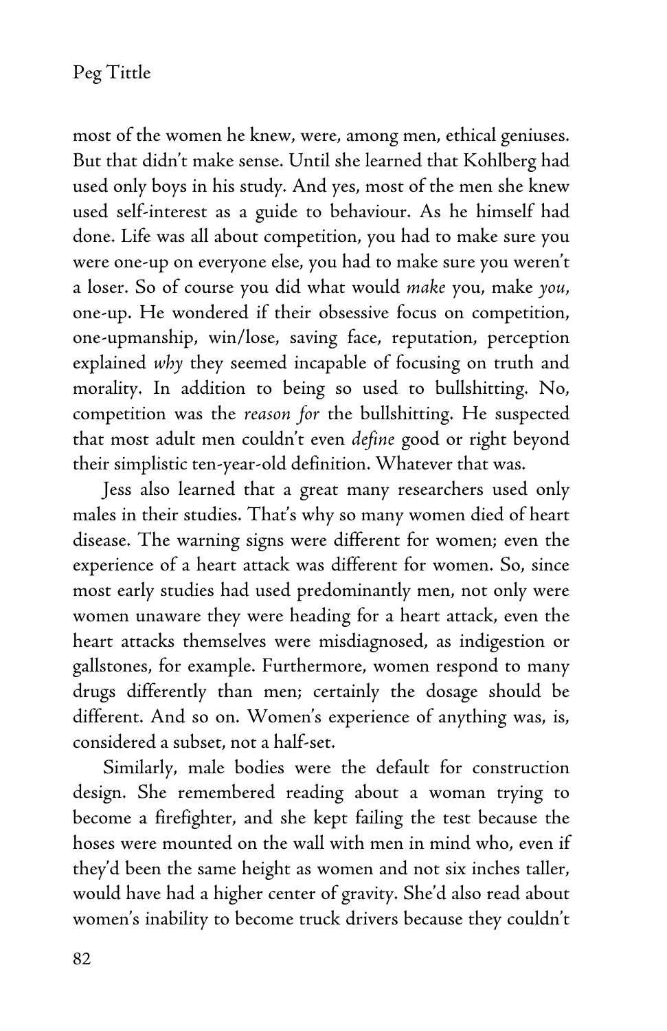most of the women he knew, were, among men, ethical geniuses. But that didn't make sense. Until she learned that Kohlberg had used only boys in his study. And yes, most of the men she knew used self-interest as a guide to behaviour. As he himself had done. Life was all about competition, you had to make sure you were one-up on everyone else, you had to make sure you weren't a loser. So of course you did what would *make* you, make *you*, one-up. He wondered if their obsessive focus on competition, one-upmanship, win/lose, saving face, reputation, perception explained *why* they seemed incapable of focusing on truth and morality. In addition to being so used to bullshitting. No, competition was the *reason for* the bullshitting. He suspected that most adult men couldn't even *define* good or right beyond their simplistic ten-year-old definition. Whatever that was.

Jess also learned that a great many researchers used only males in their studies. That's why so many women died of heart disease. The warning signs were different for women; even the experience of a heart attack was different for women. So, since most early studies had used predominantly men, not only were women unaware they were heading for a heart attack, even the heart attacks themselves were misdiagnosed, as indigestion or gallstones, for example. Furthermore, women respond to many drugs differently than men; certainly the dosage should be different. And so on. Women's experience of anything was, is, considered a subset, not a half-set.

Similarly, male bodies were the default for construction design. She remembered reading about a woman trying to become a firefighter, and she kept failing the test because the hoses were mounted on the wall with men in mind who, even if they'd been the same height as women and not six inches taller, would have had a higher center of gravity. She'd also read about women's inability to become truck drivers because they couldn't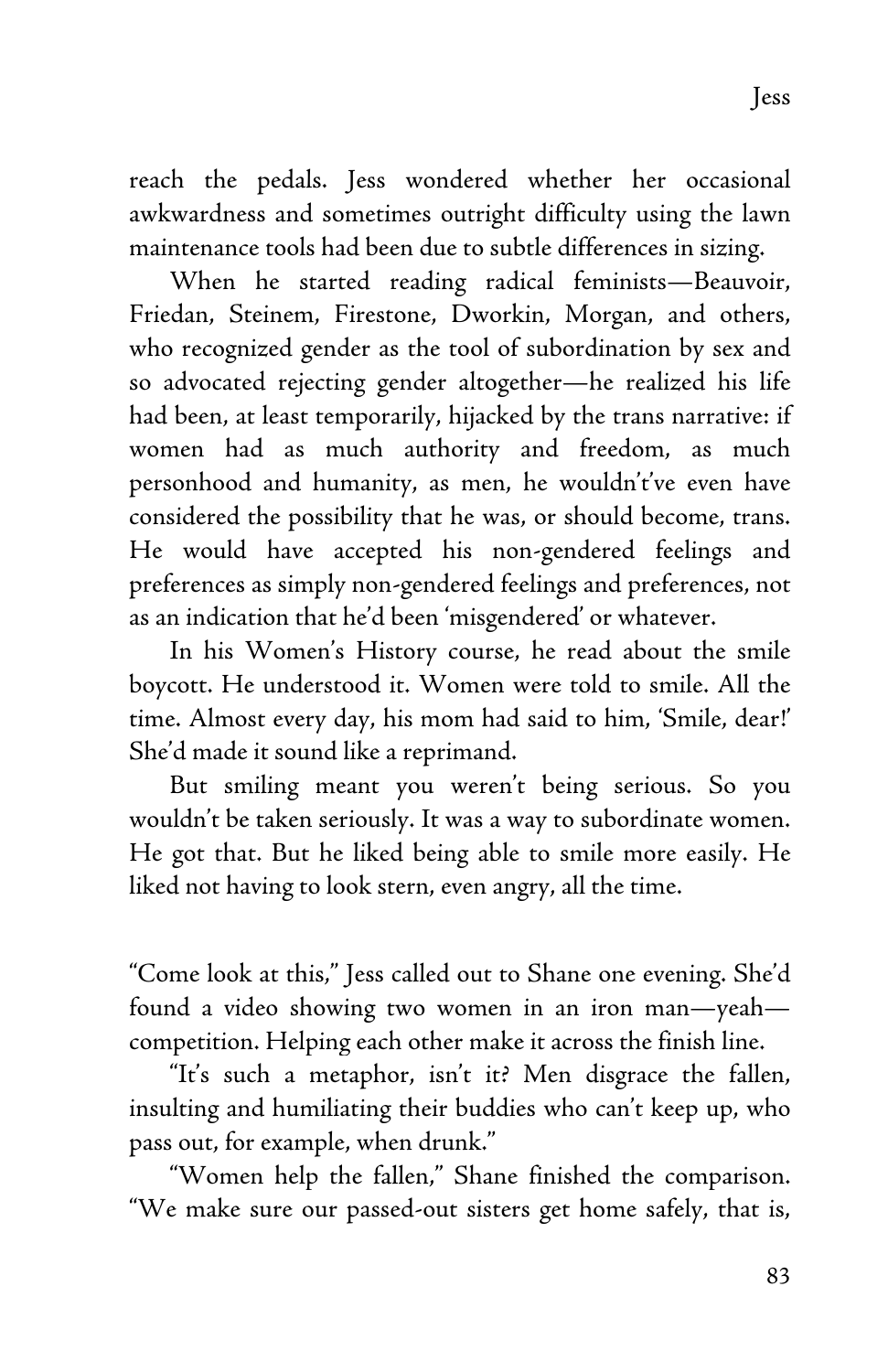reach the pedals. Jess wondered whether her occasional awkwardness and sometimes outright difficulty using the lawn maintenance tools had been due to subtle differences in sizing.

When he started reading radical feminists—Beauvoir, Friedan, Steinem, Firestone, Dworkin, Morgan, and others, who recognized gender as the tool of subordination by sex and so advocated rejecting gender altogether—he realized his life had been, at least temporarily, hijacked by the trans narrative: if women had as much authority and freedom, as much personhood and humanity, as men, he wouldn't've even have considered the possibility that he was, or should become, trans. He would have accepted his non-gendered feelings and preferences as simply non-gendered feelings and preferences, not as an indication that he'd been 'misgendered' or whatever.

In his Women's History course, he read about the smile boycott. He understood it. Women were told to smile. All the time. Almost every day, his mom had said to him, 'Smile, dear!' She'd made it sound like a reprimand.

But smiling meant you weren't being serious. So you wouldn't be taken seriously. It was a way to subordinate women. He got that. But he liked being able to smile more easily. He liked not having to look stern, even angry, all the time.

"Come look at this," Jess called out to Shane one evening. She'd found a video showing two women in an iron man—yeah—competition. Helping each other make it across the finish line.

"It's such a metaphor, isn't it? Men disgrace the fallen, insulting and humiliating their buddies who can't keep up, who pass out, for example, when drunk."

"Women help the fallen," Shane finished the comparison. "We make sure our passed-out sisters get home safely, that is,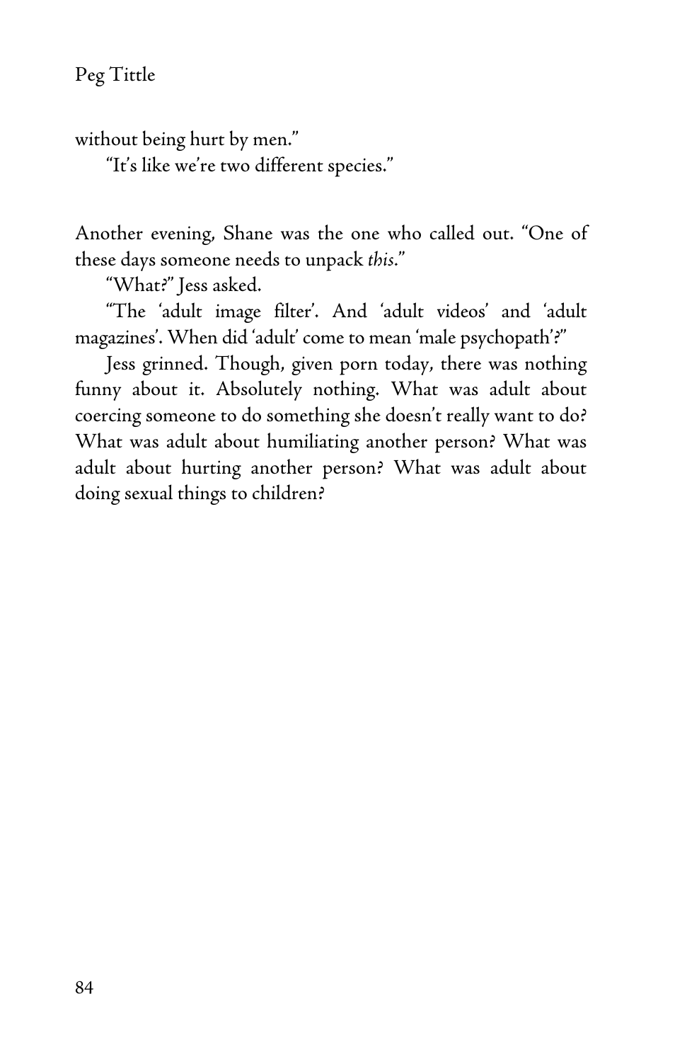without being hurt by men."

"It's like we're two different species."

Another evening, Shane was the one who called out. "One of these days someone needs to unpack *this*."

"What?" Jess asked.

"The 'adult image filter'. And 'adult videos' and 'adult magazines'. When did 'adult' come to mean 'male psychopath'?"

Jess grinned. Though, given porn today, there was nothing funny about it. Absolutely nothing. What was adult about coercing someone to do something she doesn't really want to do? What was adult about humiliating another person? What was adult about hurting another person? What was adult about doing sexual things to children?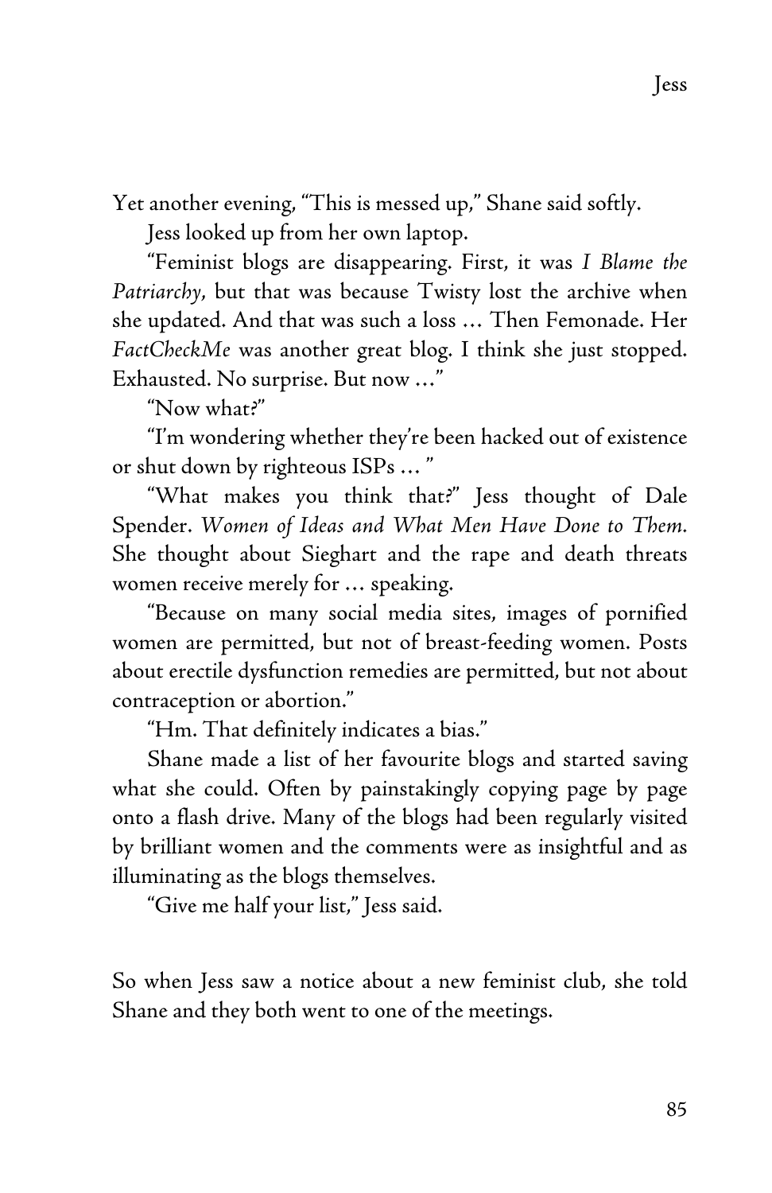Yet another evening, "This is messed up," Shane said softly.

Jess looked up from her own laptop.

"Feminist blogs are disappearing. First, it was *I Blame the Patriarchy*, but that was because Twisty lost the archive when she updated. And that was such a loss … Then Femonade. Her *FactCheckMe* was another great blog. I think she just stopped. Exhausted. No surprise. But now …"

"Now what?"

"I'm wondering whether they're been hacked out of existence or shut down by righteous ISPs … "

"What makes you think that?" Jess thought of Dale Spender. *Women of Ideas and What Men Have Done to Them.* She thought about Sieghart and the rape and death threats women receive merely for … speaking.

"Because on many social media sites, images of pornified women are permitted, but not of breast-feeding women. Posts about erectile dysfunction remedies are permitted, but not about contraception or abortion."

"Hm. That definitely indicates a bias."

Shane made a list of her favourite blogs and started saving what she could. Often by painstakingly copying page by page onto a flash drive. Many of the blogs had been regularly visited by brilliant women and the comments were as insightful and as illuminating as the blogs themselves.

"Give me half your list," Jess said.

So when Jess saw a notice about a new feminist club, she told Shane and they both went to one of the meetings.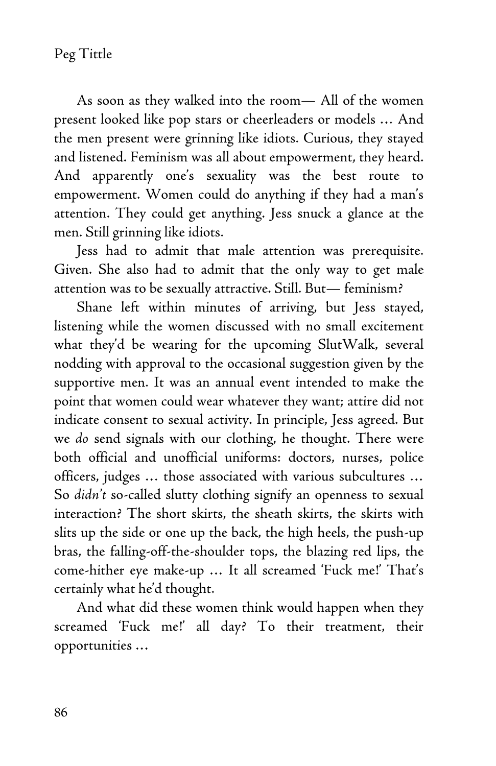As soon as they walked into the room— All of the women present looked like pop stars or cheerleaders or models … And the men present were grinning like idiots. Curious, they stayed and listened. Feminism was all about empowerment, they heard. And apparently one's sexuality was the best route to empowerment. Women could do anything if they had a man's attention. They could get anything. Jess snuck a glance at the men. Still grinning like idiots.

Jess had to admit that male attention was prerequisite. Given. She also had to admit that the only way to get male attention was to be sexually attractive. Still. But— feminism?

Shane left within minutes of arriving, but Jess stayed, listening while the women discussed with no small excitement what they'd be wearing for the upcoming SlutWalk, several nodding with approval to the occasional suggestion given by the supportive men. It was an annual event intended to make the point that women could wear whatever they want; attire did not indicate consent to sexual activity. In principle, Jess agreed. But we *do* send signals with our clothing, he thought. There were both official and unofficial uniforms: doctors, nurses, police officers, judges … those associated with various subcultures … So *didn't* so-called slutty clothing signify an openness to sexual interaction? The short skirts, the sheath skirts, the skirts with slits up the side or one up the back, the high heels, the push-up bras, the falling-off-the-shoulder tops, the blazing red lips, the come-hither eye make-up … It all screamed 'Fuck me!' That's certainly what he'd thought.

And what did these women think would happen when they screamed 'Fuck me!' all day? To their treatment, their opportunities …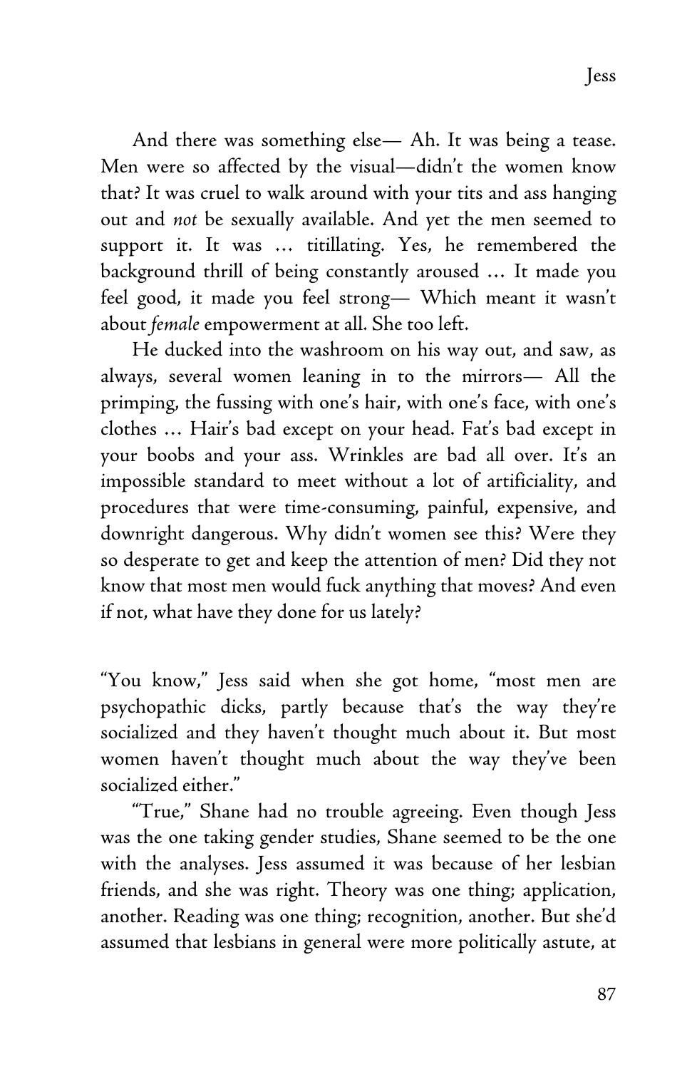And there was something else— Ah. It was being a tease. Men were so affected by the visual—didn't the women know that? It was cruel to walk around with your tits and ass hanging out and *not* be sexually available. And yet the men seemed to support it. It was … titillating. Yes, he remembered the background thrill of being constantly aroused … It made you feel good, it made you feel strong— Which meant it wasn't about *female* empowerment at all. She too left.

He ducked into the washroom on his way out, and saw, as always, several women leaning in to the mirrors— All the primping, the fussing with one's hair, with one's face, with one's clothes … Hair's bad except on your head. Fat's bad except in your boobs and your ass. Wrinkles are bad all over. It's an impossible standard to meet without a lot of artificiality, and procedures that were time-consuming, painful, expensive, and downright dangerous. Why didn't women see this? Were they so desperate to get and keep the attention of men? Did they not know that most men would fuck anything that moves? And even if not, what have they done for us lately?

"You know," Jess said when she got home, "most men are psychopathic dicks, partly because that's the way they're socialized and they haven't thought much about it. But most women haven't thought much about the way they've been socialized either."

"True," Shane had no trouble agreeing. Even though Jess was the one taking gender studies, Shane seemed to be the one with the analyses. Jess assumed it was because of her lesbian friends, and she was right. Theory was one thing; application, another. Reading was one thing; recognition, another. But she'd assumed that lesbians in general were more politically astute, at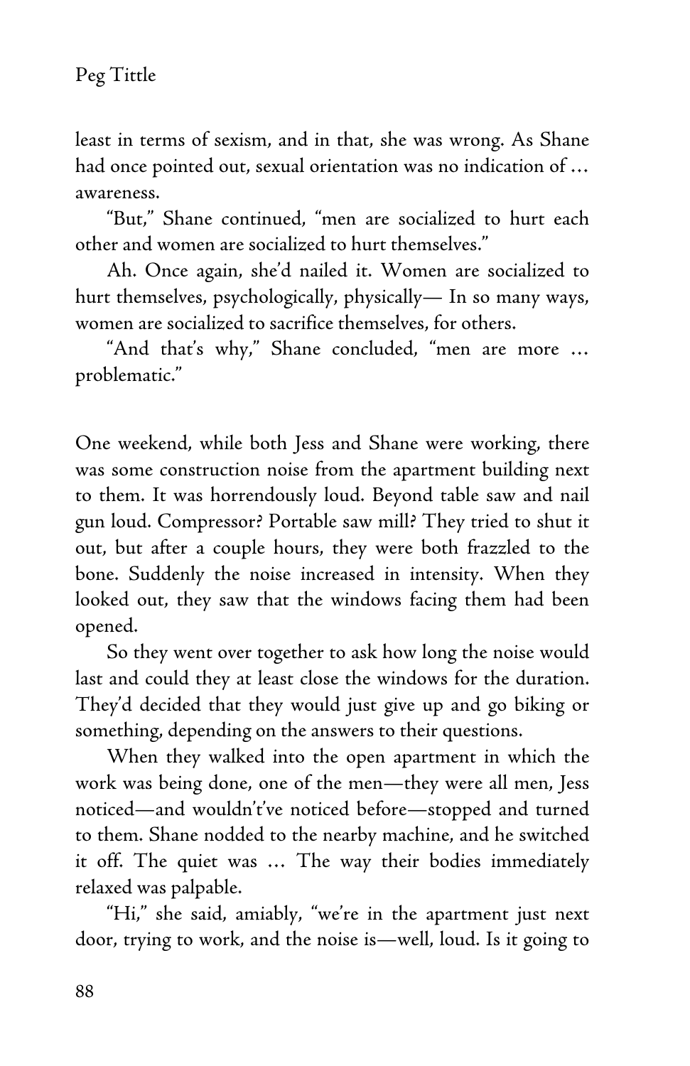least in terms of sexism, and in that, she was wrong. As Shane had once pointed out, sexual orientation was no indication of … awareness.

"But," Shane continued, "men are socialized to hurt each other and women are socialized to hurt themselves."

Ah. Once again, she'd nailed it. Women are socialized to hurt themselves, psychologically, physically— In so many ways, women are socialized to sacrifice themselves, for others.

"And that's why," Shane concluded, "men are more … problematic."

One weekend, while both Jess and Shane were working, there was some construction noise from the apartment building next to them. It was horrendously loud. Beyond table saw and nail gun loud. Compressor? Portable saw mill? They tried to shut it out, but after a couple hours, they were both frazzled to the bone. Suddenly the noise increased in intensity. When they looked out, they saw that the windows facing them had been opened.

So they went over together to ask how long the noise would last and could they at least close the windows for the duration. They'd decided that they would just give up and go biking or something, depending on the answers to their questions.

When they walked into the open apartment in which the work was being done, one of the men—they were all men, Jess noticed—and wouldn't've noticed before—stopped and turned to them. Shane nodded to the nearby machine, and he switched it off. The quiet was … The way their bodies immediately relaxed was palpable.

"Hi," she said, amiably, "we're in the apartment just next door, trying to work, and the noise is—well, loud. Is it going to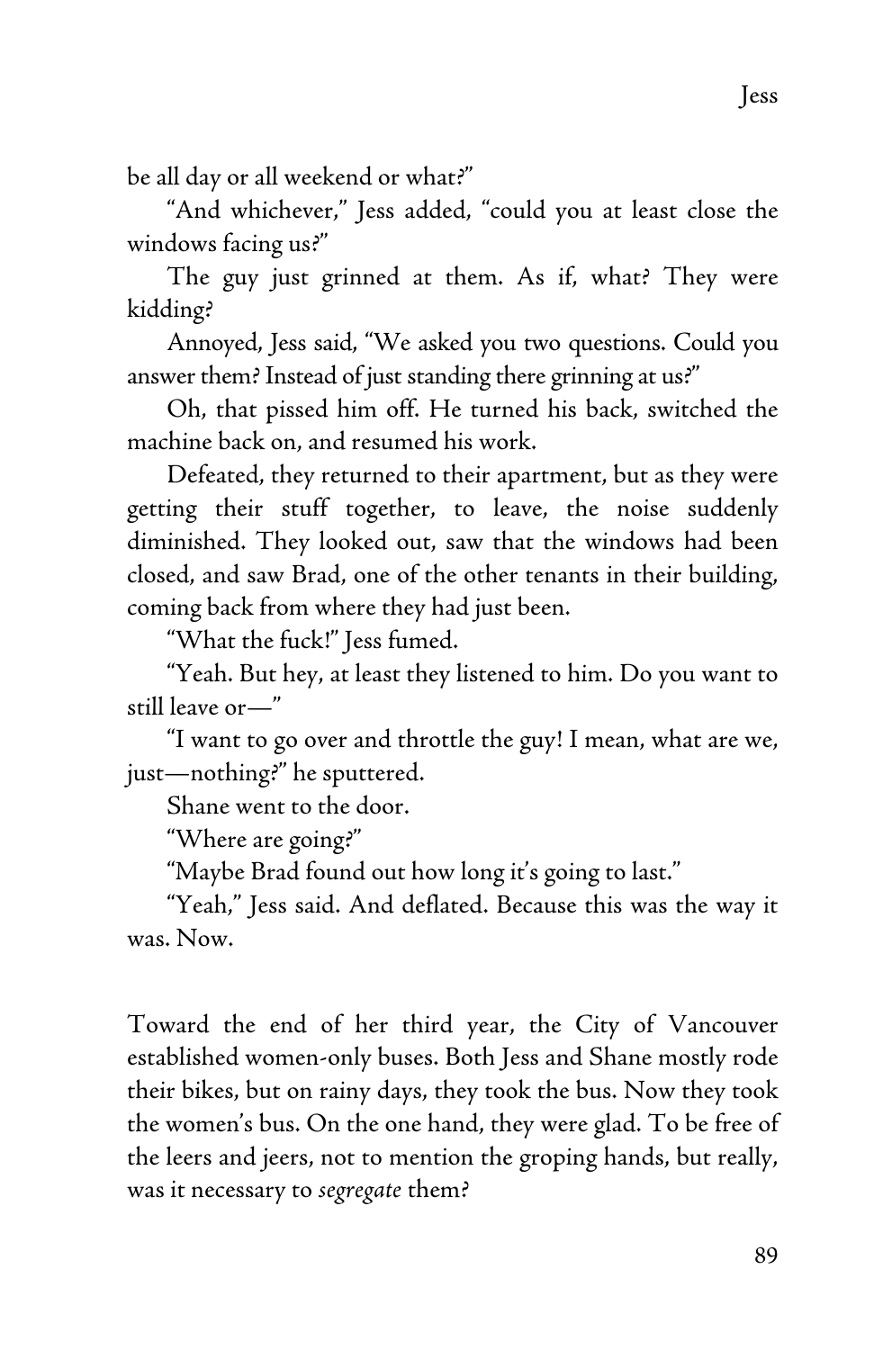be all day or all weekend or what?"

"And whichever," Jess added, "could you at least close the windows facing us?"

The guy just grinned at them. As if, what? They were kidding?

Annoyed, Jess said, "We asked you two questions. Could you answer them? Instead of just standing there grinning at us?"

Oh, that pissed him off. He turned his back, switched the machine back on, and resumed his work.

Defeated, they returned to their apartment, but as they were getting their stuff together, to leave, the noise suddenly diminished. They looked out, saw that the windows had been closed, and saw Brad, one of the other tenants in their building, coming back from where they had just been.

"What the fuck!" Jess fumed.

"Yeah. But hey, at least they listened to him. Do you want to still leave or—"

"I want to go over and throttle the guy! I mean, what are we, just—nothing?" he sputtered.

Shane went to the door.

"Where are going?"

"Maybe Brad found out how long it's going to last."

"Yeah," Jess said. And deflated. Because this was the way it was. Now.

Toward the end of her third year, the City of Vancouver established women-only buses. Both Jess and Shane mostly rode their bikes, but on rainy days, they took the bus. Now they took the women's bus. On the one hand, they were glad. To be free of the leers and jeers, not to mention the groping hands, but really, was it necessary to *segregate* them?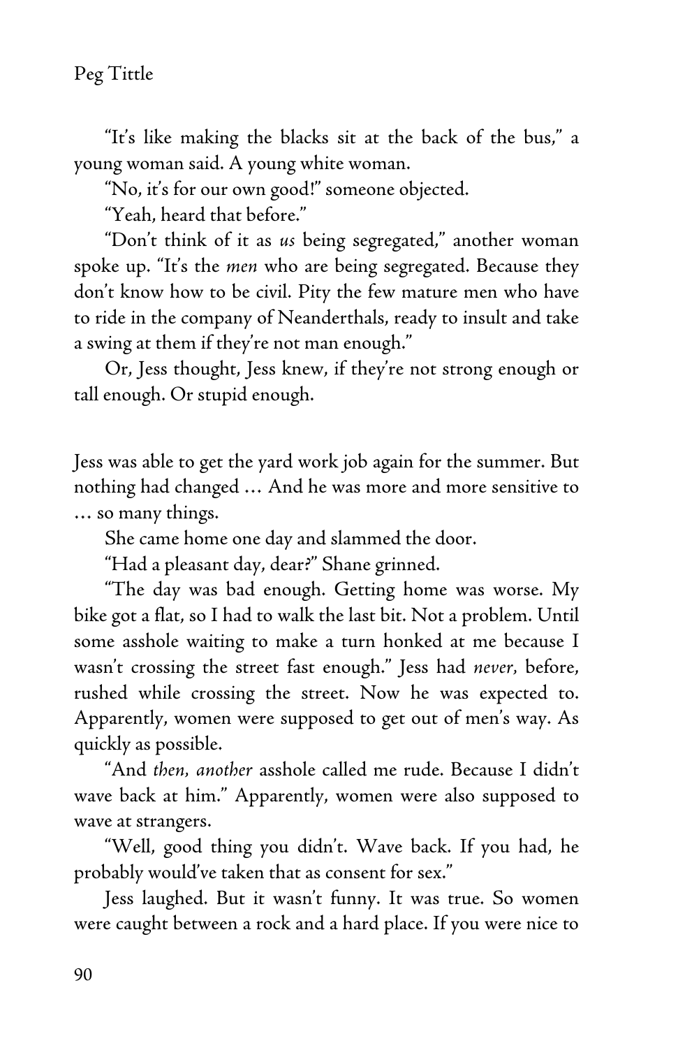"It's like making the blacks sit at the back of the bus," a young woman said. A young white woman.

"No, it's for our own good!" someone objected.

"Yeah, heard that before."

"Don't think of it as *us* being segregated," another woman spoke up. "It's the *men* who are being segregated. Because they don't know how to be civil. Pity the few mature men who have to ride in the company of Neanderthals, ready to insult and take a swing at them if they're not man enough."

Or, Jess thought, Jess knew, if they're not strong enough or tall enough. Or stupid enough.

Jess was able to get the yard work job again for the summer. But nothing had changed … And he was more and more sensitive to … so many things.

She came home one day and slammed the door.

"Had a pleasant day, dear?" Shane grinned.

"The day was bad enough. Getting home was worse. My bike got a flat, so I had to walk the last bit. Not a problem. Until some asshole waiting to make a turn honked at me because I wasn't crossing the street fast enough." Jess had *never,* before, rushed while crossing the street. Now he was expected to. Apparently, women were supposed to get out of men's way. As quickly as possible.

"And *then, another* asshole called me rude. Because I didn't wave back at him." Apparently, women were also supposed to wave at strangers.

"Well, good thing you didn't. Wave back. If you had, he probably would've taken that as consent for sex."

Jess laughed. But it wasn't funny. It was true. So women were caught between a rock and a hard place. If you were nice to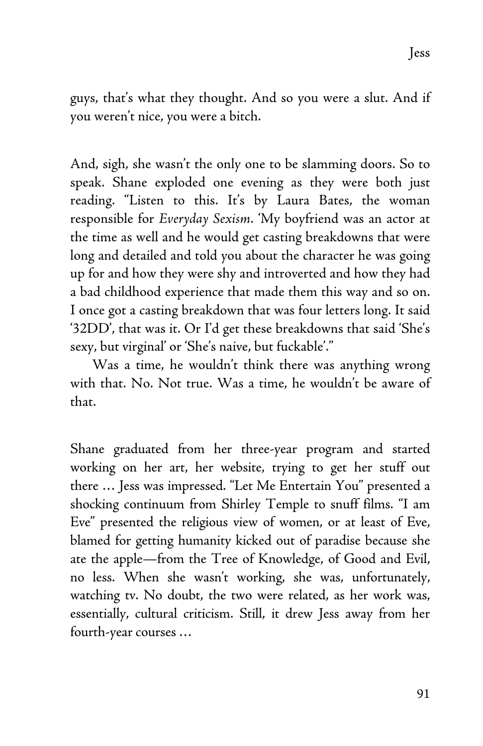guys, that's what they thought. And so you were a slut. And if you weren't nice, you were a bitch.

And, sigh, she wasn't the only one to be slamming doors. So to speak. Shane exploded one evening as they were both just reading. "Listen to this. It's by Laura Bates, the woman responsible for *Everyday Sexism*. 'My boyfriend was an actor at the time as well and he would get casting breakdowns that were long and detailed and told you about the character he was going up for and how they were shy and introverted and how they had a bad childhood experience that made them this way and so on. I once got a casting breakdown that was four letters long. It said '32DD', that was it. Or I'd get these breakdowns that said 'She's sexy, but virginal' or 'She's naive, but fuckable'."

Was a time, he wouldn't think there was anything wrong with that. No. Not true. Was a time, he wouldn't be aware of that.

Shane graduated from her three-year program and started working on her art, her website, trying to get her stuff out there … Jess was impressed. "Let Me Entertain You" presented a shocking continuum from Shirley Temple to snuff films. "I am Eve" presented the religious view of women, or at least of Eve, blamed for getting humanity kicked out of paradise because she ate the apple—from the Tree of Knowledge, of Good and Evil, no less. When she wasn't working, she was, unfortunately, watching tv. No doubt, the two were related, as her work was, essentially, cultural criticism. Still, it drew Jess away from her fourth-year courses …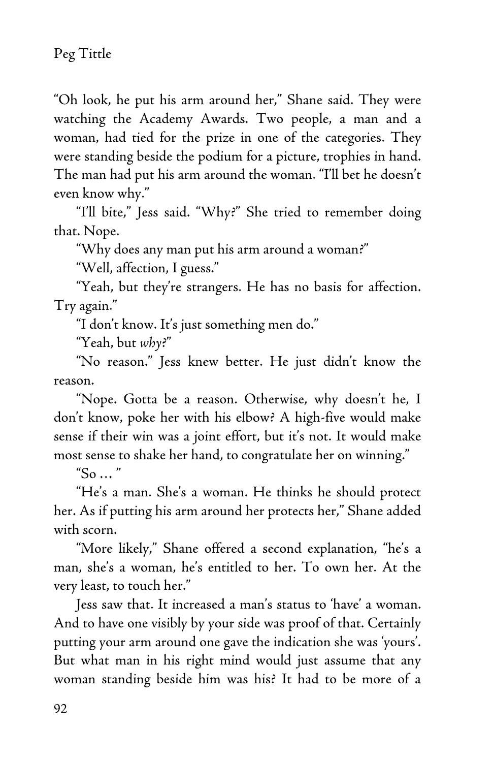"Oh look, he put his arm around her," Shane said. They were watching the Academy Awards. Two people, a man and a woman, had tied for the prize in one of the categories. They were standing beside the podium for a picture, trophies in hand. The man had put his arm around the woman. "I'll bet he doesn't even know why."

"I'll bite," Jess said. "Why?" She tried to remember doing that. Nope.

"Why does any man put his arm around a woman?"

"Well, affection, I guess."

"Yeah, but they're strangers. He has no basis for affection. Try again."

"I don't know. It's just something men do."

"Yeah, but *why*?"

"No reason." Jess knew better. He just didn't know the reason.

"Nope. Gotta be a reason. Otherwise, why doesn't he, I don't know, poke her with his elbow? A high-five would make sense if their win was a joint effort, but it's not. It would make most sense to shake her hand, to congratulate her on winning."

"So ... "

"He's a man. She's a woman. He thinks he should protect her. As if putting his arm around her protects her," Shane added with scorn.

"More likely," Shane offered a second explanation, "he's a man, she's a woman, he's entitled to her. To own her. At the very least, to touch her."

Jess saw that. It increased a man's status to 'have' a woman. And to have one visibly by your side was proof of that. Certainly putting your arm around one gave the indication she was 'yours'. But what man in his right mind would just assume that any woman standing beside him was his? It had to be more of a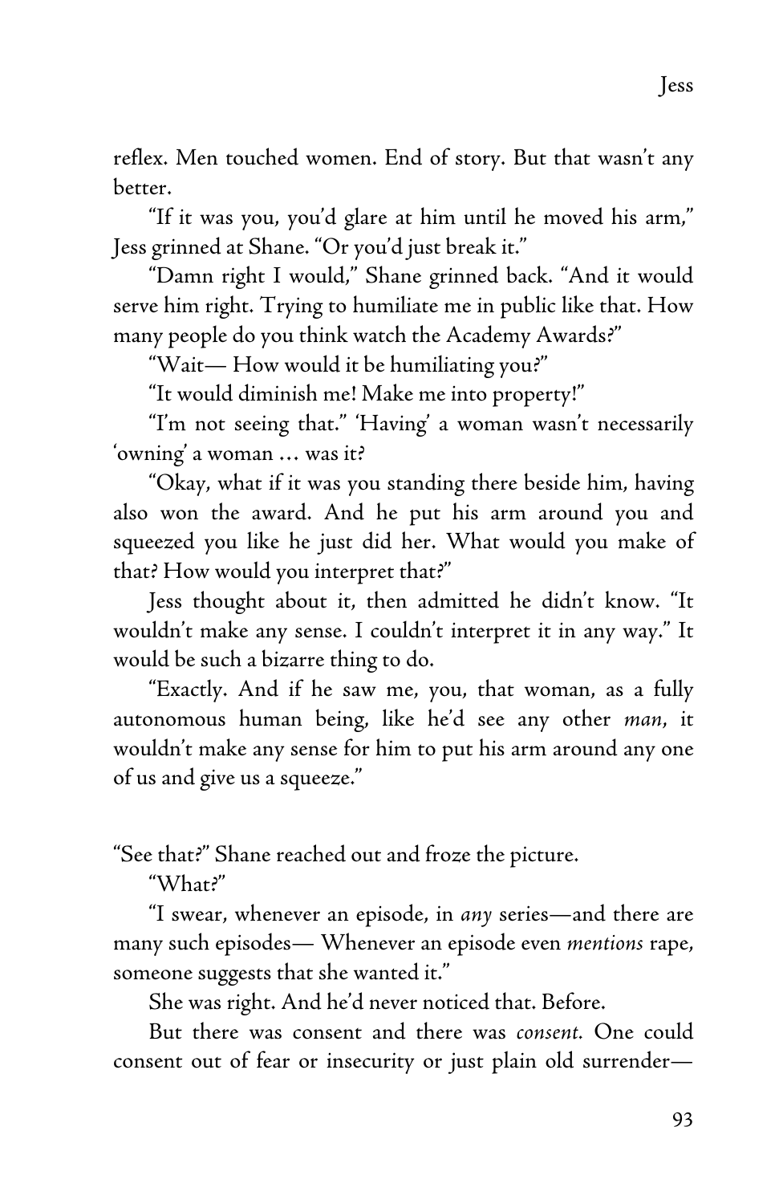reflex. Men touched women. End of story. But that wasn't any better.

"If it was you, you'd glare at him until he moved his arm," Jess grinned at Shane. "Or you'd just break it."

"Damn right I would," Shane grinned back. "And it would serve him right. Trying to humiliate me in public like that. How many people do you think watch the Academy Awards?"

"Wait— How would it be humiliating you?"

"It would diminish me! Make me into property!"

"I'm not seeing that." 'Having' a woman wasn't necessarily 'owning' a woman … was it?

"Okay, what if it was you standing there beside him, having also won the award. And he put his arm around you and squeezed you like he just did her. What would you make of that? How would you interpret that?"

Jess thought about it, then admitted he didn't know. "It wouldn't make any sense. I couldn't interpret it in any way." It would be such a bizarre thing to do.

"Exactly. And if he saw me, you, that woman, as a fully autonomous human being, like he'd see any other *man*, it wouldn't make any sense for him to put his arm around any one of us and give us a squeeze."

"See that?" Shane reached out and froze the picture.

"What?"

"I swear, whenever an episode, in *any* series—and there are many such episodes— Whenever an episode even *mentions* rape, someone suggests that she wanted it."

She was right. And he'd never noticed that. Before.

But there was consent and there was *consent.* One could consent out of fear or insecurity or just plain old surrender—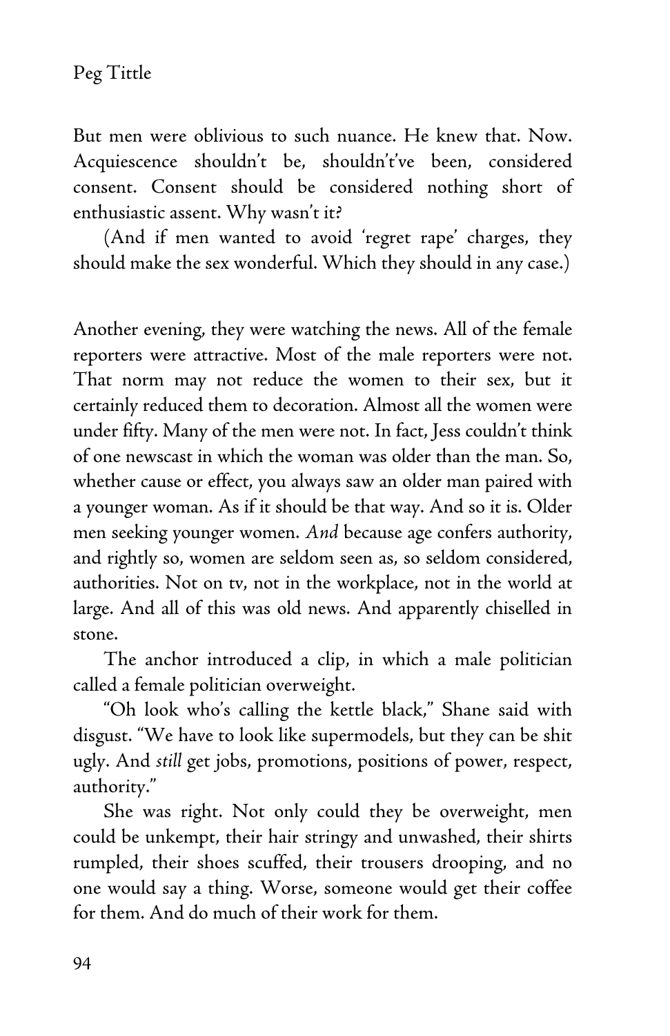But men were oblivious to such nuance. He knew that. Now. Acquiescence shouldn't be, shouldn't've been, considered consent. Consent should be considered nothing short of enthusiastic assent. Why wasn't it?

(And if men wanted to avoid 'regret rape' charges, they should make the sex wonderful. Which they should in any case.)

Another evening, they were watching the news. All of the female reporters were attractive. Most of the male reporters were not. That norm may not reduce the women to their sex, but it certainly reduced them to decoration. Almost all the women were under fifty. Many of the men were not. In fact, Jess couldn't think of one newscast in which the woman was older than the man. So, whether cause or effect, you always saw an older man paired with a younger woman. As if it should be that way. And so it is. Older men seeking younger women. *And* because age confers authority, and rightly so, women are seldom seen as, so seldom considered, authorities. Not on tv, not in the workplace, not in the world at large. And all of this was old news. And apparently chiselled in stone.

The anchor introduced a clip, in which a male politician called a female politician overweight.

"Oh look who's calling the kettle black," Shane said with disgust. "We have to look like supermodels, but they can be shit ugly. And *still* get jobs, promotions, positions of power, respect, authority."

She was right. Not only could they be overweight, men could be unkempt, their hair stringy and unwashed, their shirts rumpled, their shoes scuffed, their trousers drooping, and no one would say a thing. Worse, someone would get their coffee for them. And do much of their work for them.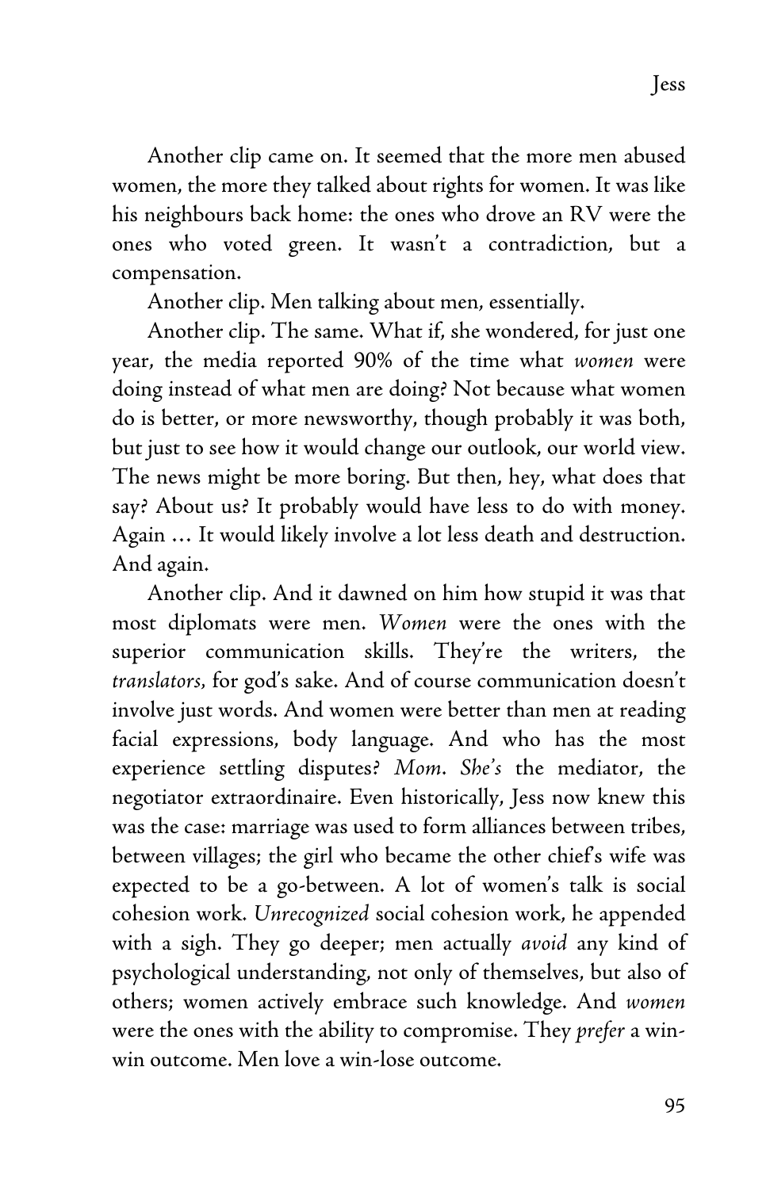Another clip came on. It seemed that the more men abused women, the more they talked about rights for women. It was like his neighbours back home: the ones who drove an RV were the ones who voted green. It wasn't a contradiction, but a compensation.

Another clip. Men talking about men, essentially.

Another clip. The same. What if, she wondered, for just one year, the media reported 90% of the time what *women* were doing instead of what men are doing? Not because what women do is better, or more newsworthy, though probably it was both, but just to see how it would change our outlook, our world view. The news might be more boring. But then, hey, what does that say? About us? It probably would have less to do with money. Again … It would likely involve a lot less death and destruction. And again.

Another clip. And it dawned on him how stupid it was that most diplomats were men. *Women* were the ones with the superior communication skills. They're the writers, the *translators*, for god's sake. And of course communication doesn't involve just words. And women were better than men at reading facial expressions, body language. And who has the most experience settling disputes? *Mom*. *She's* the mediator, the negotiator extraordinaire. Even historically, Jess now knew this was the case: marriage was used to form alliances between tribes, between villages; the girl who became the other chief's wife was expected to be a go-between. A lot of women's talk is social cohesion work. *Unrecognized* social cohesion work, he appended with a sigh. They go deeper; men actually *avoid* any kind of psychological understanding, not only of themselves, but also of others; women actively embrace such knowledge. And *women* were the ones with the ability to compromise. They *prefer* a win-win outcome. Men love a win-lose outcome.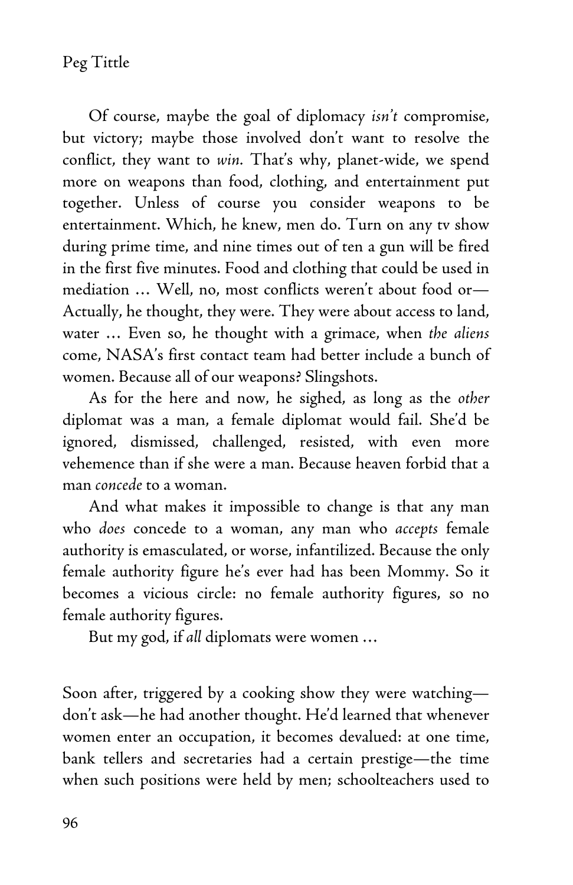Of course, maybe the goal of diplomacy *isn't* compromise, but victory; maybe those involved don't want to resolve the conflict, they want to *win.* That's why, planet-wide, we spend more on weapons than food, clothing, and entertainment put together. Unless of course you consider weapons to be entertainment. Which, he knew, men do. Turn on any tv show during prime time, and nine times out of ten a gun will be fired in the first five minutes. Food and clothing that could be used in mediation … Well, no, most conflicts weren't about food or— Actually, he thought, they were. They were about access to land, water … Even so, he thought with a grimace, when *the aliens* come, NASA's first contact team had better include a bunch of women. Because all of our weapons? Slingshots.

As for the here and now, he sighed, as long as the *other* diplomat was a man, a female diplomat would fail. She'd be ignored, dismissed, challenged, resisted, with even more vehemence than if she were a man. Because heaven forbid that a man *concede* to a woman.

And what makes it impossible to change is that any man who *does* concede to a woman, any man who *accepts* female authority is emasculated, or worse, infantilized. Because the only female authority figure he's ever had has been Mommy. So it becomes a vicious circle: no female authority figures, so no female authority figures.

But my god, if *all* diplomats were women …

Soon after, triggered by a cooking show they were watching—don't ask—he had another thought. He'd learned that whenever women enter an occupation, it becomes devalued: at one time, bank tellers and secretaries had a certain prestige—the time when such positions were held by men; schoolteachers used to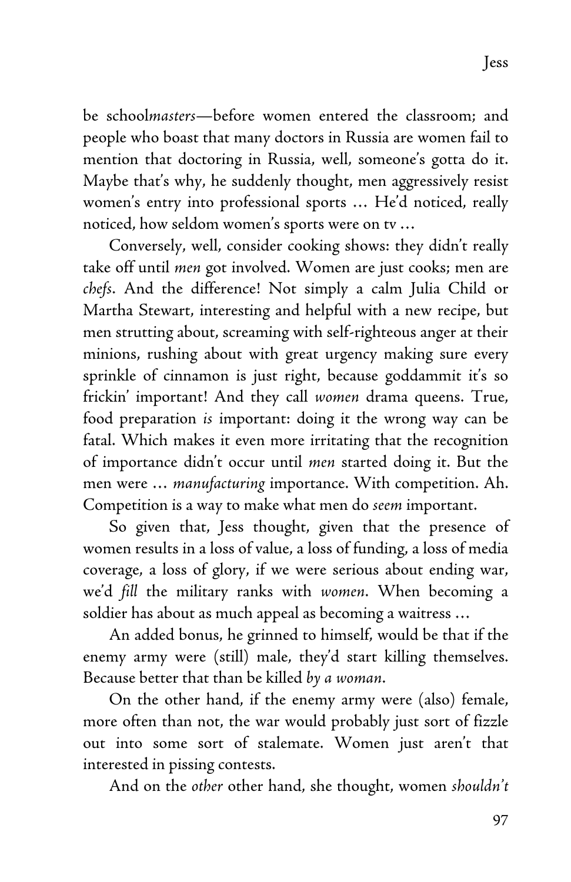be school*masters*—before women entered the classroom; and people who boast that many doctors in Russia are women fail to mention that doctoring in Russia, well, someone's gotta do it. Maybe that's why, he suddenly thought, men aggressively resist women's entry into professional sports … He'd noticed, really noticed, how seldom women's sports were on tv …

Conversely, well, consider cooking shows: they didn't really take off until *men* got involved. Women are just cooks; men are *chefs*. And the difference! Not simply a calm Julia Child or Martha Stewart, interesting and helpful with a new recipe, but men strutting about, screaming with self-righteous anger at their minions, rushing about with great urgency making sure every sprinkle of cinnamon is just right, because goddammit it's so frickin' important! And they call *women* drama queens. True, food preparation *is* important: doing it the wrong way can be fatal. Which makes it even more irritating that the recognition of importance didn't occur until *men* started doing it. But the men were … *manufacturing* importance. With competition. Ah. Competition is a way to make what men do *seem* important.

So given that, Jess thought, given that the presence of women results in a loss of value, a loss of funding, a loss of media coverage, a loss of glory, if we were serious about ending war, we'd *fill* the military ranks with *women*. When becoming a soldier has about as much appeal as becoming a waitress …

An added bonus, he grinned to himself, would be that if the enemy army were (still) male, they'd start killing themselves. Because better that than be killed *by a woman*.

On the other hand, if the enemy army were (also) female, more often than not, the war would probably just sort of fizzle out into some sort of stalemate. Women just aren't that interested in pissing contests.

And on the *other* other hand, she thought, women *shouldn't*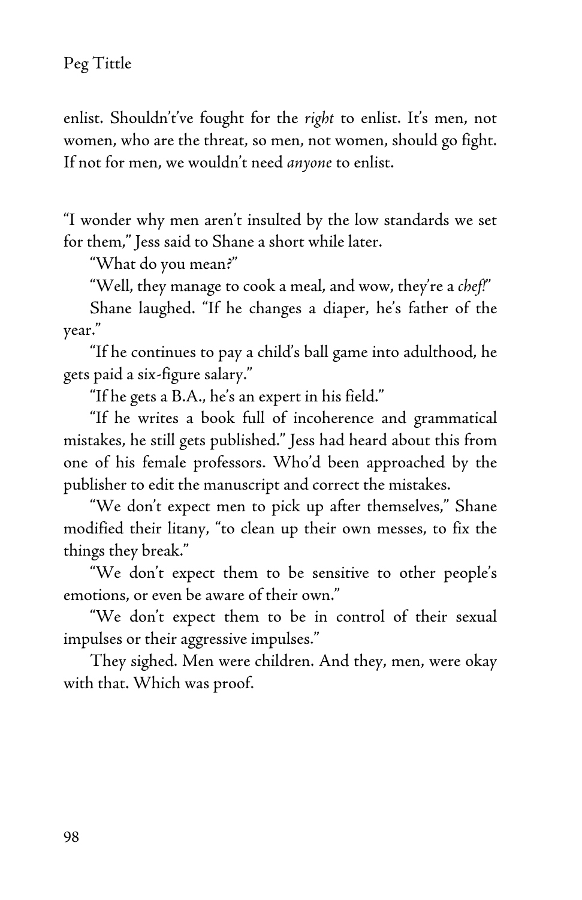enlist. Shouldn't've fought for the *right* to enlist. It's men, not women, who are the threat, so men, not women, should go fight. If not for men, we wouldn't need *anyone* to enlist.

"I wonder why men aren't insulted by the low standards we set for them," Jess said to Shane a short while later.

"What do you mean?"

"Well, they manage to cook a meal, and wow, they're a *chef!*"

Shane laughed. "If he changes a diaper, he's father of the year."

"If he continues to pay a child's ball game into adulthood, he gets paid a six-figure salary."

"If he gets a B.A., he's an expert in his field."

"If he writes a book full of incoherence and grammatical mistakes, he still gets published." Jess had heard about this from one of his female professors. Who'd been approached by the publisher to edit the manuscript and correct the mistakes.

"We don't expect men to pick up after themselves," Shane modified their litany, "to clean up their own messes, to fix the things they break."

"We don't expect them to be sensitive to other people's emotions, or even be aware of their own."

"We don't expect them to be in control of their sexual impulses or their aggressive impulses."

They sighed. Men were children. And they, men, were okay with that. Which was proof.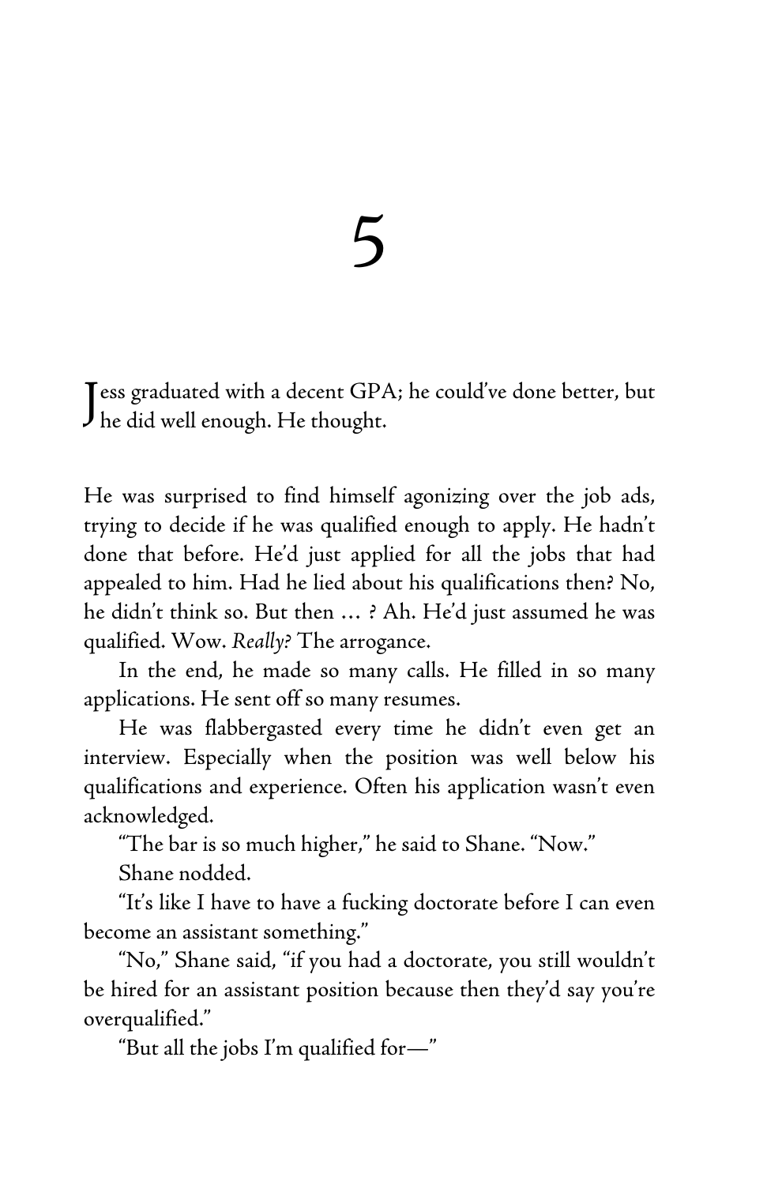# 5

Jess graduated with a decent GPA; he could've done better, but he did well enough. He thought.

He was surprised to find himself agonizing over the job ads, trying to decide if he was qualified enough to apply. He hadn't done that before. He'd just applied for all the jobs that had appealed to him. Had he lied about his qualifications then? No, he didn't think so. But then … ? Ah. He'd just assumed he was qualified. Wow. *Really?* The arrogance.

In the end, he made so many calls. He filled in so many applications. He sent off so many resumes.

He was flabbergasted every time he didn't even get an interview. Especially when the position was well below his qualifications and experience. Often his application wasn't even acknowledged.

"The bar is so much higher," he said to Shane. "Now."

Shane nodded.

"It's like I have to have a fucking doctorate before I can even become an assistant something."

"No," Shane said, "if you had a doctorate, you still wouldn't be hired for an assistant position because then they'd say you're overqualified."

"But all the jobs I'm qualified for—"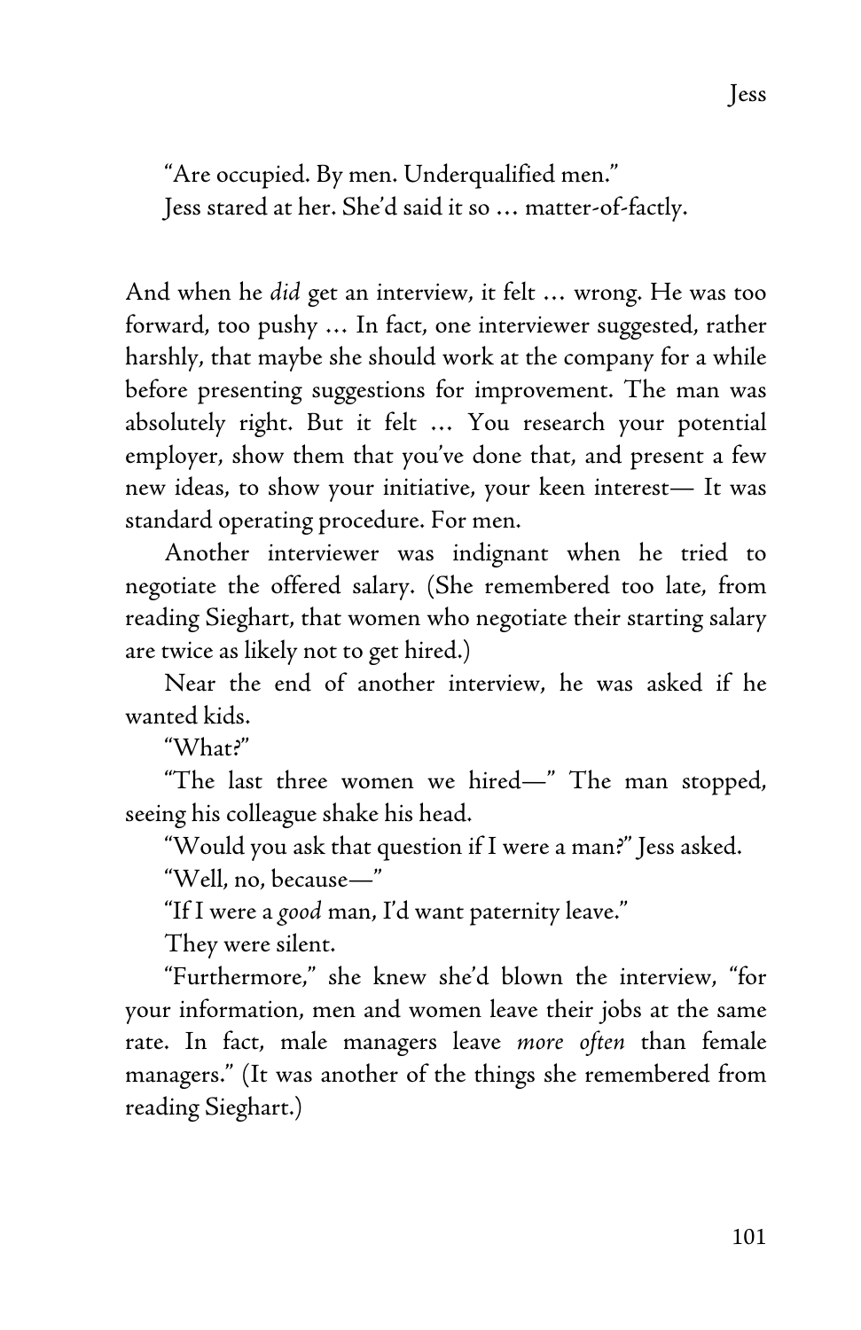"Are occupied. By men. Underqualified men."

Jess stared at her. She'd said it so … matter-of-factly.

And when he *did* get an interview, it felt … wrong. He was too forward, too pushy … In fact, one interviewer suggested, rather harshly, that maybe she should work at the company for a while before presenting suggestions for improvement. The man was absolutely right. But it felt … You research your potential employer, show them that you've done that, and present a few new ideas, to show your initiative, your keen interest— It was standard operating procedure. For men.

Another interviewer was indignant when he tried to negotiate the offered salary. (She remembered too late, from reading Sieghart, that women who negotiate their starting salary are twice as likely not to get hired.)

Near the end of another interview, he was asked if he wanted kids.

"What?"

"The last three women we hired—" The man stopped, seeing his colleague shake his head.

"Would you ask that question if I were a man?" Jess asked.

"Well, no, because—"

"If I were a *good* man, I'd want paternity leave."

They were silent.

"Furthermore," she knew she'd blown the interview, "for your information, men and women leave their jobs at the same rate. In fact, male managers leave *more often* than female managers." (It was another of the things she remembered from reading Sieghart.)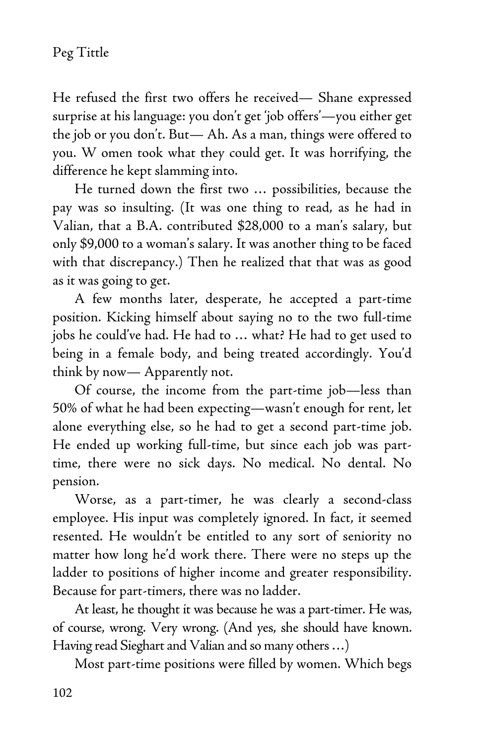He refused the first two offers he received— Shane expressed surprise at his language: you don't get 'job offers'—you either get the job or you don't. But— Ah. As a man, things were offered to you. Women took what they could get. It was horrifying, the difference he kept slamming into.

He turned down the first two … possibilities, because the pay was so insulting. (It was one thing to read, as he had in Valian, that a B.A. contributed $28,000 to a man's salary, but only $9,000 to a woman's salary. It was another thing to be faced with that discrepancy.) Then he realized that that was as good as it was going to get.

A few months later, desperate, he accepted a part-time position. Kicking himself about saying no to the two full-time jobs he could've had. He had to … what? He had to get used to being in a female body, and being treated accordingly. You'd think by now— Apparently not.

Of course, the income from the part-time job—less than 50% of what he had been expecting—wasn't enough for rent, let alone everything else, so he had to get a second part-time job. He ended up working full-time, but since each job was part-time, there were no sick days. No medical. No dental. No pension.

Worse, as a part-timer, he was clearly a second-class employee. His input was completely ignored. In fact, it seemed resented. He wouldn't be entitled to any sort of seniority no matter how long he'd work there. There were no steps up the ladder to positions of higher income and greater responsibility. Because for part-timers, there was no ladder.

At least, he thought it was because he was a part-timer. He was, of course, wrong. Very wrong. (And yes, she should have known. Having read Sieghart and Valian and so many others …)

Most part-time positions were filled by women. Which begs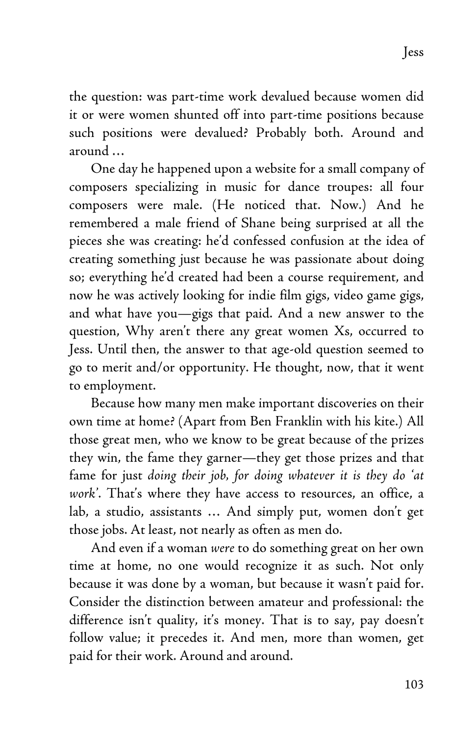the question: was part-time work devalued because women did it or were women shunted off into part-time positions because such positions were devalued? Probably both. Around and around …

One day he happened upon a website for a small company of composers specializing in music for dance troupes: all four composers were male. (He noticed that. Now.) And he remembered a male friend of Shane being surprised at all the pieces she was creating: he'd confessed confusion at the idea of creating something just because he was passionate about doing so; everything he'd created had been a course requirement, and now he was actively looking for indie film gigs, video game gigs, and what have you—gigs that paid. And a new answer to the question, Why aren't there any great women Xs, occurred to Jess. Until then, the answer to that age-old question seemed to go to merit and/or opportunity. He thought, now, that it went to employment.

Because how many men make important discoveries on their own time at home? (Apart from Ben Franklin with his kite.) All those great men, who we know to be great because of the prizes they win, the fame they garner—they get those prizes and that fame for just *doing their job, for doing whatever it is they do 'at work'*. That's where they have access to resources, an office, a lab, a studio, assistants … And simply put, women don't get those jobs. At least, not nearly as often as men do.

And even if a woman *were* to do something great on her own time at home, no one would recognize it as such. Not only because it was done by a woman, but because it wasn't paid for. Consider the distinction between amateur and professional: the difference isn't quality, it's money. That is to say, pay doesn't follow value; it precedes it. And men, more than women, get paid for their work. Around and around.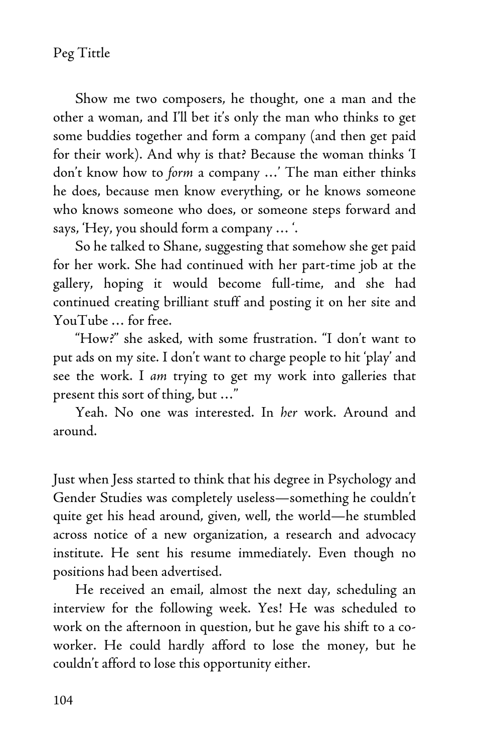Show me two composers, he thought, one a man and the other a woman, and I'll bet it's only the man who thinks to get some buddies together and form a company (and then get paid for their work). And why is that? Because the woman thinks 'I don't know how to *form* a company …' The man either thinks he does, because men know everything, or he knows someone who knows someone who does, or someone steps forward and says, 'Hey, you should form a company … '.

So he talked to Shane, suggesting that somehow she get paid for her work. She had continued with her part-time job at the gallery, hoping it would become full-time, and she had continued creating brilliant stuff and posting it on her site and YouTube … for free.

"How?" she asked, with some frustration. "I don't want to put ads on my site. I don't want to charge people to hit 'play' and see the work. I *am* trying to get my work into galleries that present this sort of thing, but …"

Yeah. No one was interested. In *her* work. Around and around.

Just when Jess started to think that his degree in Psychology and Gender Studies was completely useless—something he couldn't quite get his head around, given, well, the world—he stumbled across notice of a new organization, a research and advocacy institute. He sent his resume immediately. Even though no positions had been advertised.

He received an email, almost the next day, scheduling an interview for the following week. Yes! He was scheduled to work on the afternoon in question, but he gave his shift to a co-worker. He could hardly afford to lose the money, but he couldn't afford to lose this opportunity either.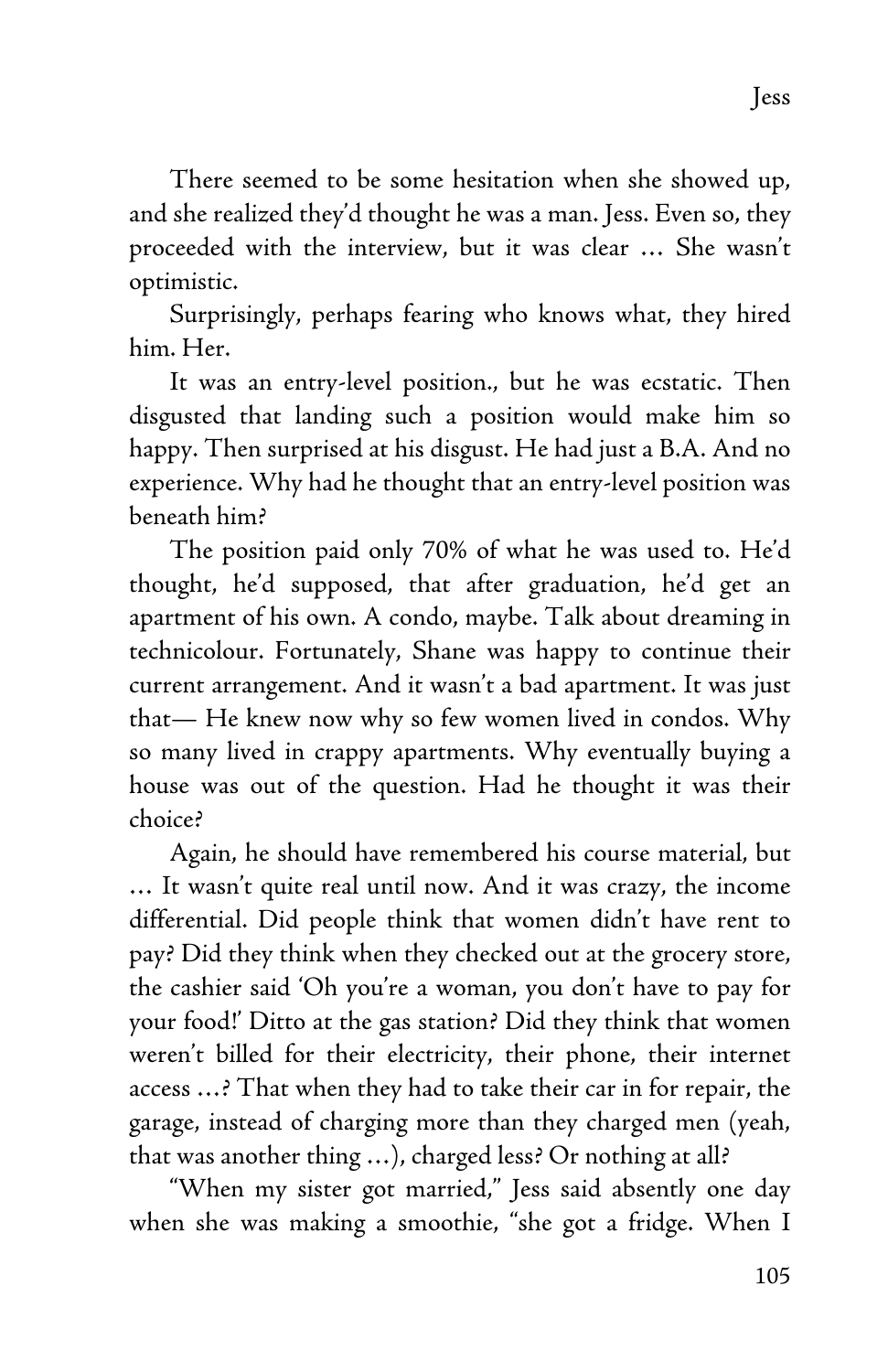There seemed to be some hesitation when she showed up, and she realized they'd thought he was a man. Jess. Even so, they proceeded with the interview, but it was clear … She wasn't optimistic.

Surprisingly, perhaps fearing who knows what, they hired him. Her.

It was an entry-level position., but he was ecstatic. Then disgusted that landing such a position would make him so happy. Then surprised at his disgust. He had just a B.A. And no experience. Why had he thought that an entry-level position was beneath him?

The position paid only 70% of what he was used to. He'd thought, he'd supposed, that after graduation, he'd get an apartment of his own. A condo, maybe. Talk about dreaming in technicolour. Fortunately, Shane was happy to continue their current arrangement. And it wasn't a bad apartment. It was just that— He knew now why so few women lived in condos. Why so many lived in crappy apartments. Why eventually buying a house was out of the question. Had he thought it was their choice?

Again, he should have remembered his course material, but … It wasn't quite real until now. And it was crazy, the income differential. Did people think that women didn't have rent to pay? Did they think when they checked out at the grocery store, the cashier said 'Oh you're a woman, you don't have to pay for your food!' Ditto at the gas station? Did they think that women weren't billed for their electricity, their phone, their internet access …? That when they had to take their car in for repair, the garage, instead of charging more than they charged men (yeah, that was another thing …), charged less? Or nothing at all?

"When my sister got married," Jess said absently one day when she was making a smoothie, "she got a fridge. When I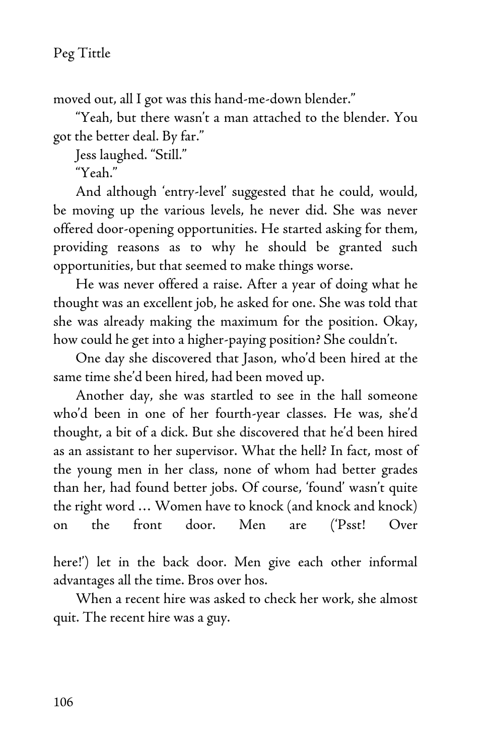moved out, all I got was this hand-me-down blender."

"Yeah, but there wasn't a man attached to the blender. You got the better deal. By far."

Jess laughed. "Still."

"Yeah."

And although 'entry-level' suggested that he could, would, be moving up the various levels, he never did. She was never offered door-opening opportunities. He started asking for them, providing reasons as to why he should be granted such opportunities, but that seemed to make things worse.

He was never offered a raise. After a year of doing what he thought was an excellent job, he asked for one. She was told that she was already making the maximum for the position. Okay, how could he get into a higher-paying position? She couldn't.

One day she discovered that Jason, who'd been hired at the same time she'd been hired, had been moved up.

Another day, she was startled to see in the hall someone who'd been in one of her fourth-year classes. He was, she'd thought, a bit of a dick. But she discovered that he'd been hired as an assistant to her supervisor. What the hell? In fact, most of the young men in her class, none of whom had better grades than her, had found better jobs. Of course, 'found' wasn't quite the right word … Women have to knock (and knock and knock) on the front door. Men are ('Psst! Over here!') let in the back door. Men give each other informal advantages all the time. Bros over hos.

When a recent hire was asked to check her work, she almost quit. The recent hire was a guy.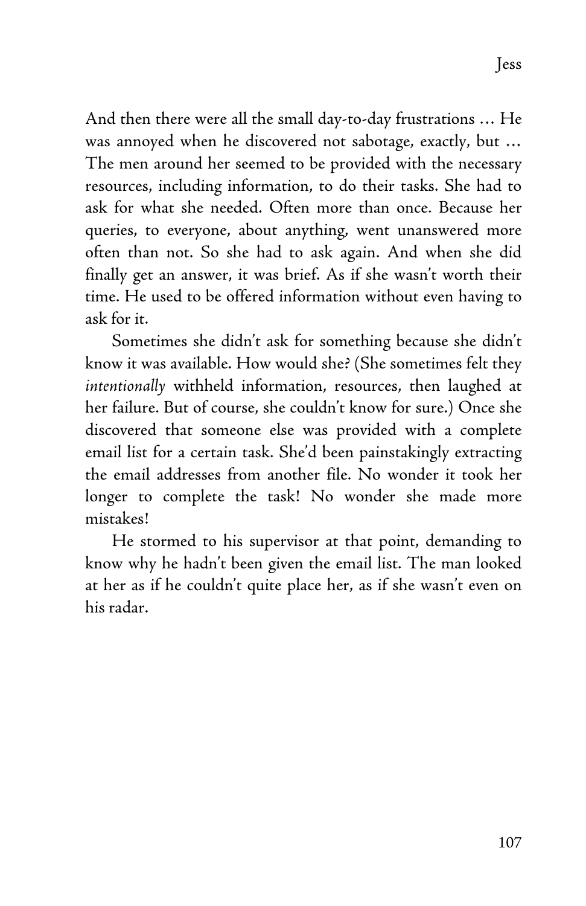And then there were all the small day-to-day frustrations … He was annoyed when he discovered not sabotage, exactly, but … The men around her seemed to be provided with the necessary resources, including information, to do their tasks. She had to ask for what she needed. Often more than once. Because her queries, to everyone, about anything, went unanswered more often than not. So she had to ask again. And when she did finally get an answer, it was brief. As if she wasn't worth their time. He used to be offered information without even having to ask for it.

Sometimes she didn't ask for something because she didn't know it was available. How would she? (She sometimes felt they *intentionally* withheld information, resources, then laughed at her failure. But of course, she couldn't know for sure.) Once she discovered that someone else was provided with a complete email list for a certain task. She'd been painstakingly extracting the email addresses from another file. No wonder it took her longer to complete the task! No wonder she made more mistakes!

He stormed to his supervisor at that point, demanding to know why he hadn't been given the email list. The man looked at her as if he couldn't quite place her, as if she wasn't even on his radar.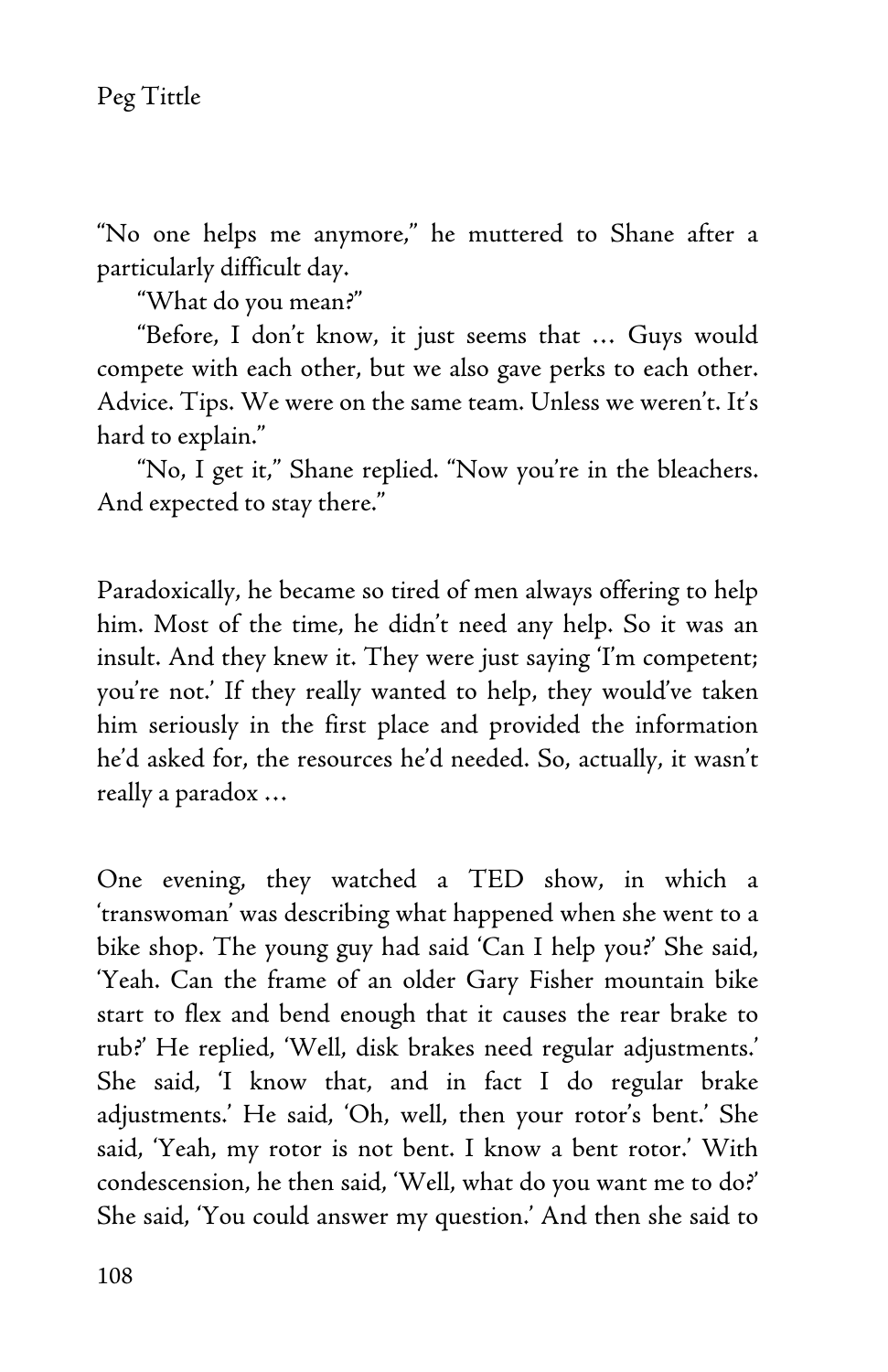"No one helps me anymore," he muttered to Shane after a particularly difficult day.

"What do you mean?"

"Before, I don't know, it just seems that … Guys would compete with each other, but we also gave perks to each other. Advice. Tips. We were on the same team. Unless we weren't. It's hard to explain."

"No, I get it," Shane replied. "Now you're in the bleachers. And expected to stay there."

Paradoxically, he became so tired of men always offering to help him. Most of the time, he didn't need any help. So it was an insult. And they knew it. They were just saying 'I'm competent; you're not.' If they really wanted to help, they would've taken him seriously in the first place and provided the information he'd asked for, the resources he'd needed. So, actually, it wasn't really a paradox …

One evening, they watched a TED show, in which a 'transwoman' was describing what happened when she went to a bike shop. The young guy had said 'Can I help you?' She said, 'Yeah. Can the frame of an older Gary Fisher mountain bike start to flex and bend enough that it causes the rear brake to rub?' He replied, 'Well, disk brakes need regular adjustments.' She said, 'I know that, and in fact I do regular brake adjustments.' He said, 'Oh, well, then your rotor's bent.' She said, 'Yeah, my rotor is not bent. I know a bent rotor.' With condescension, he then said, 'Well, what do you want me to do?' She said, 'You could answer my question.' And then she said to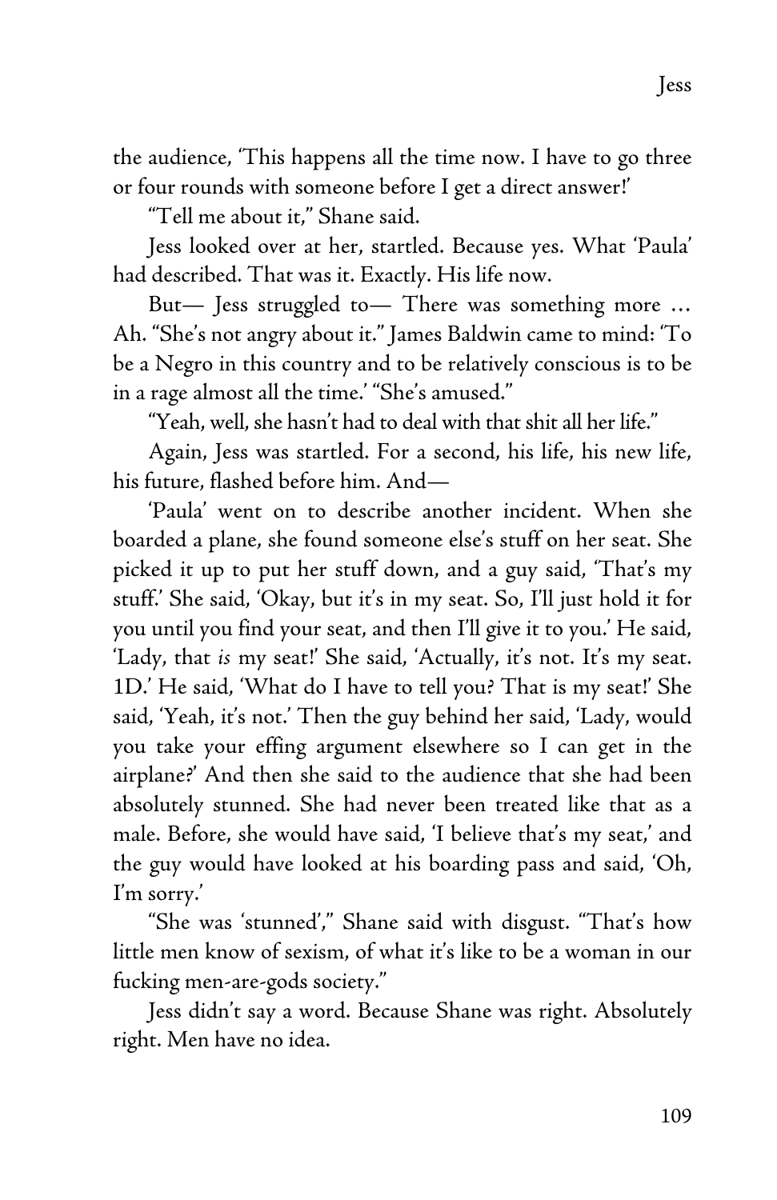the audience, 'This happens all the time now. I have to go three or four rounds with someone before I get a direct answer!'

"Tell me about it," Shane said.

Jess looked over at her, startled. Because yes. What 'Paula' had described. That was it. Exactly. His life now.

But— Jess struggled to— There was something more ... Ah. "She's not angry about it." James Baldwin came to mind: 'To be a Negro in this country and to be relatively conscious is to be in a rage almost all the time.' "She's amused."

"Yeah, well, she hasn't had to deal with that shit all her life."

Again, Jess was startled. For a second, his life, his new life, his future, flashed before him. And—

'Paula' went on to describe another incident. When she boarded a plane, she found someone else's stuff on her seat. She picked it up to put her stuff down, and a guy said, 'That's my stuff.' She said, 'Okay, but it's in my seat. So, I'll just hold it for you until you find your seat, and then I'll give it to you.' He said, 'Lady, that *is* my seat!' She said, 'Actually, it's not. It's my seat. 1D.' He said, 'What do I have to tell you? That is my seat!' She said, 'Yeah, it's not.' Then the guy behind her said, 'Lady, would you take your effing argument elsewhere so I can get in the airplane?' And then she said to the audience that she had been absolutely stunned. She had never been treated like that as a male. Before, she would have said, 'I believe that's my seat,' and the guy would have looked at his boarding pass and said, 'Oh, I'm sorry.'

"She was 'stunned'," Shane said with disgust. "That's how little men know of sexism, of what it's like to be a woman in our fucking men-are-gods society."

Jess didn't say a word. Because Shane was right. Absolutely right. Men have no idea.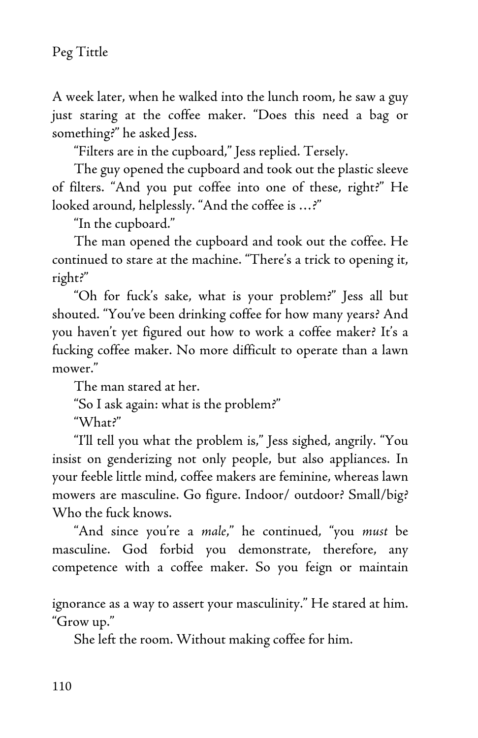A week later, when he walked into the lunch room, he saw a guy just staring at the coffee maker. "Does this need a bag or something?" he asked Jess.

"Filters are in the cupboard," Jess replied. Tersely.

The guy opened the cupboard and took out the plastic sleeve of filters. "And you put coffee into one of these, right?" He looked around, helplessly. "And the coffee is …?"

"In the cupboard."

The man opened the cupboard and took out the coffee. He continued to stare at the machine. "There's a trick to opening it, right?"

"Oh for fuck's sake, what is your problem?" Jess all but shouted. "You've been drinking coffee for how many years? And you haven't yet figured out how to work a coffee maker? It's a fucking coffee maker. No more difficult to operate than a lawn mower."

The man stared at her.

"So I ask again: what is the problem?"

"What?"

"I'll tell you what the problem is," Jess sighed, angrily. "You insist on genderizing not only people, but also appliances. In your feeble little mind, coffee makers are feminine, whereas lawn mowers are masculine. Go figure. Indoor/ outdoor? Small/big? Who the fuck knows.

"And since you're a *male*," he continued, "you *must* be masculine. God forbid you demonstrate, therefore, any competence with a coffee maker. So you feign or maintain ignorance as a way to assert your masculinity." He stared at him. "Grow up."

She left the room. Without making coffee for him.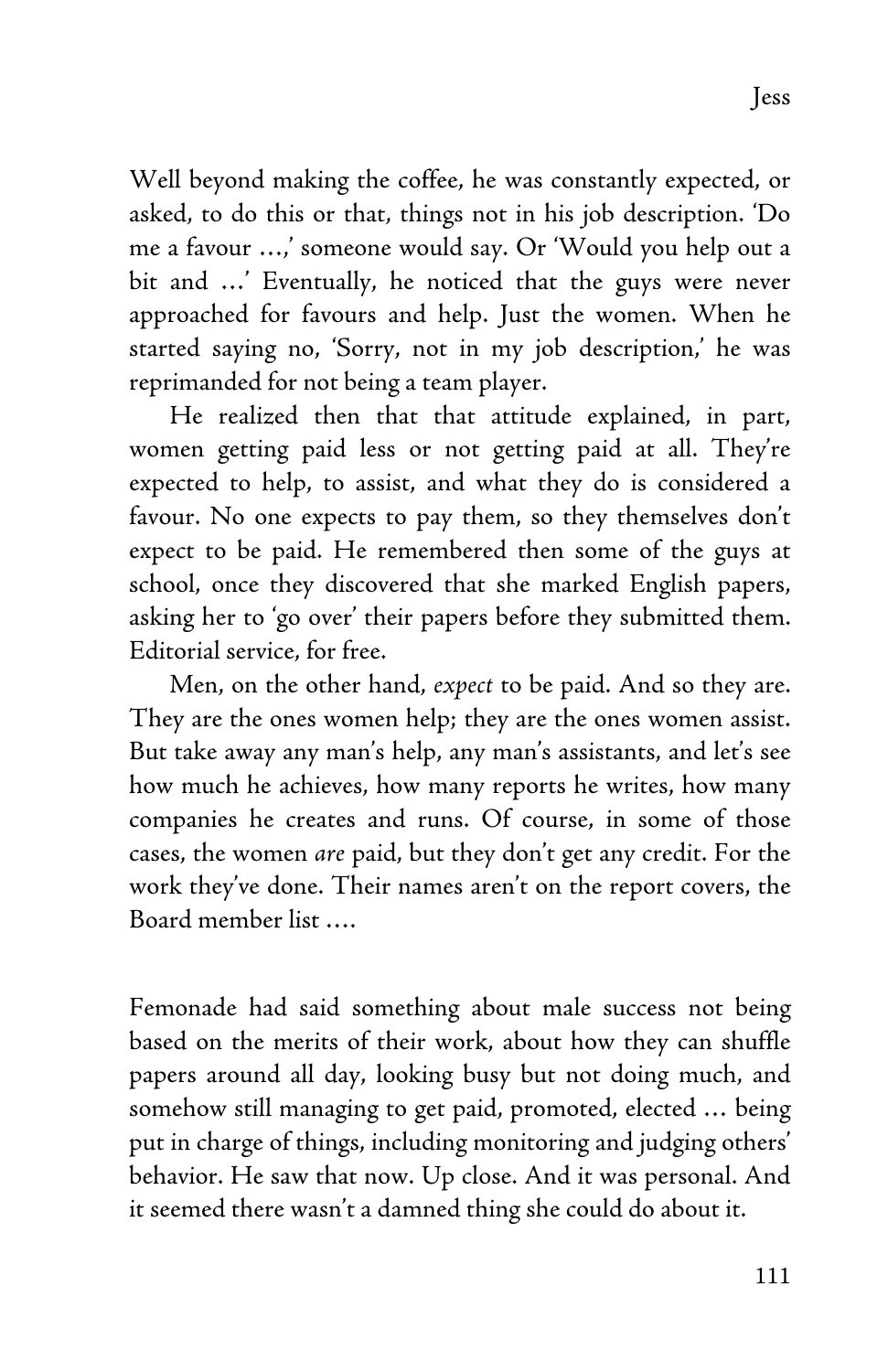Well beyond making the coffee, he was constantly expected, or asked, to do this or that, things not in his job description. 'Do me a favour …,' someone would say. Or 'Would you help out a bit and …' Eventually, he noticed that the guys were never approached for favours and help. Just the women. When he started saying no, 'Sorry, not in my job description,' he was reprimanded for not being a team player.

He realized then that that attitude explained, in part, women getting paid less or not getting paid at all. They're expected to help, to assist, and what they do is considered a favour. No one expects to pay them, so they themselves don't expect to be paid. He remembered then some of the guys at school, once they discovered that she marked English papers, asking her to 'go over' their papers before they submitted them. Editorial service, for free.

Men, on the other hand, *expect* to be paid. And so they are. They are the ones women help; they are the ones women assist. But take away any man's help, any man's assistants, and let's see how much he achieves, how many reports he writes, how many companies he creates and runs. Of course, in some of those cases, the women *are* paid, but they don't get any credit. For the work they've done. Their names aren't on the report covers, the Board member list ….

Femonade had said something about male success not being based on the merits of their work, about how they can shuffle papers around all day, looking busy but not doing much, and somehow still managing to get paid, promoted, elected … being put in charge of things, including monitoring and judging others' behavior. He saw that now. Up close. And it was personal. And it seemed there wasn't a damned thing she could do about it.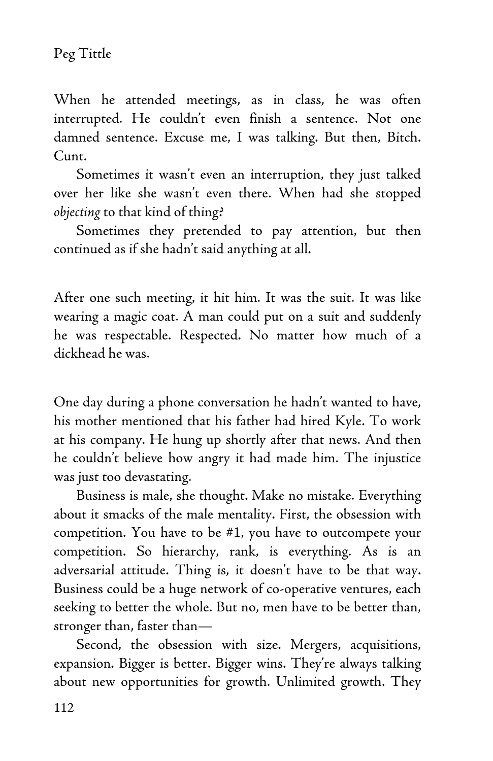When he attended meetings, as in class, he was often interrupted. He couldn't even finish a sentence. Not one damned sentence. Excuse me, I was talking. But then, Bitch. Cunt.

Sometimes it wasn't even an interruption, they just talked over her like she wasn't even there. When had she stopped *objecting* to that kind of thing?

Sometimes they pretended to pay attention, but then continued as if she hadn't said anything at all.

After one such meeting, it hit him. It was the suit. It was like wearing a magic coat. A man could put on a suit and suddenly he was respectable. Respected. No matter how much of a dickhead he was.

One day during a phone conversation he hadn't wanted to have, his mother mentioned that his father had hired Kyle. To work at his company. He hung up shortly after that news. And then he couldn't believe how angry it had made him. The injustice was just too devastating.

Business is male, she thought. Make no mistake. Everything about it smacks of the male mentality. First, the obsession with competition. You have to be #1, you have to outcompete your competition. So hierarchy, rank, is everything. As is an adversarial attitude. Thing is, it doesn't have to be that way. Business could be a huge network of co-operative ventures, each seeking to better the whole. But no, men have to be better than, stronger than, faster than—

Second, the obsession with size. Mergers, acquisitions, expansion. Bigger is better. Bigger wins. They're always talking about new opportunities for growth. Unlimited growth. They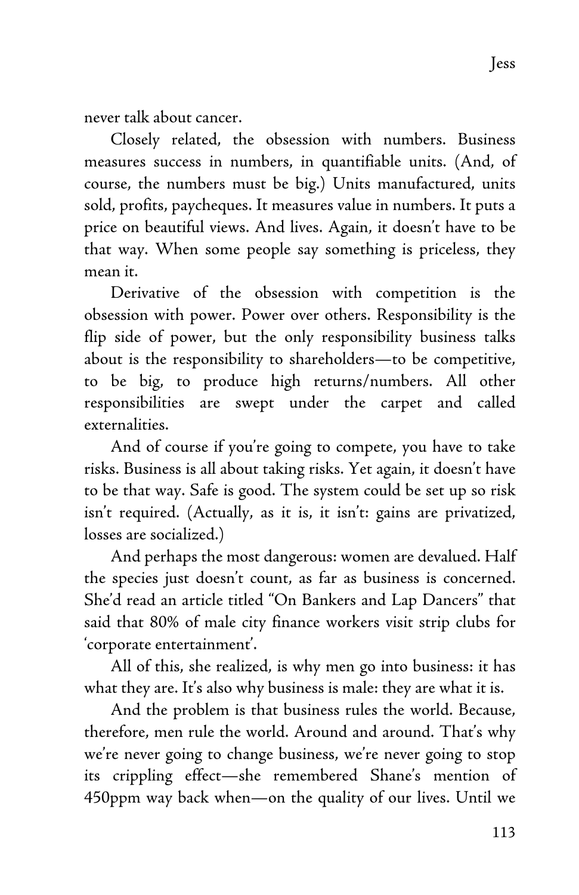never talk about cancer.

Closely related, the obsession with numbers. Business measures success in numbers, in quantifiable units. (And, of course, the numbers must be big.) Units manufactured, units sold, profits, paycheques. It measures value in numbers. It puts a price on beautiful views. And lives. Again, it doesn't have to be that way. When some people say something is priceless, they mean it.

Derivative of the obsession with competition is the obsession with power. Power over others. Responsibility is the flip side of power, but the only responsibility business talks about is the responsibility to shareholders—to be competitive, to be big, to produce high returns/numbers. All other responsibilities are swept under the carpet and called externalities.

And of course if you're going to compete, you have to take risks. Business is all about taking risks. Yet again, it doesn't have to be that way. Safe is good. The system could be set up so risk isn't required. (Actually, as it is, it isn't: gains are privatized, losses are socialized.)

And perhaps the most dangerous: women are devalued. Half the species just doesn't count, as far as business is concerned. She'd read an article titled "On Bankers and Lap Dancers" that said that 80% of male city finance workers visit strip clubs for 'corporate entertainment'.

All of this, she realized, is why men go into business: it has what they are. It's also why business is male: they are what it is.

And the problem is that business rules the world. Because, therefore, men rule the world. Around and around. That's why we're never going to change business, we're never going to stop its crippling effect—she remembered Shane's mention of 450ppm way back when—on the quality of our lives. Until we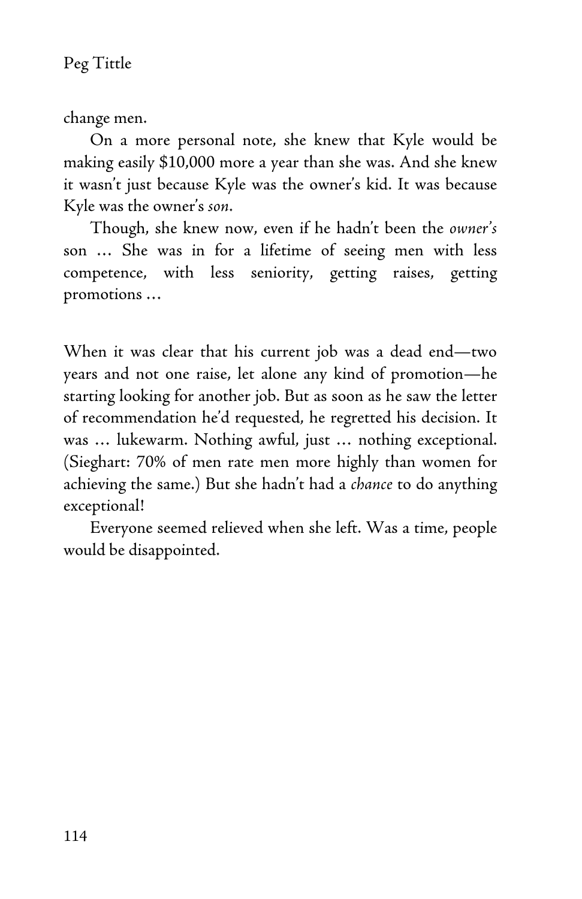change men.

On a more personal note, she knew that Kyle would be making easily $10,000 more a year than she was. And she knew it wasn't just because Kyle was the owner's kid. It was because Kyle was the owner's *son*.

Though, she knew now, even if he hadn't been the *owner's* son … She was in for a lifetime of seeing men with less competence, with less seniority, getting raises, getting promotions …

When it was clear that his current job was a dead end—two years and not one raise, let alone any kind of promotion—he starting looking for another job. But as soon as he saw the letter of recommendation he'd requested, he regretted his decision. It was … lukewarm. Nothing awful, just … nothing exceptional. (Sieghart: 70% of men rate men more highly than women for achieving the same.) But she hadn't had a *chance* to do anything exceptional!

Everyone seemed relieved when she left. Was a time, people would be disappointed.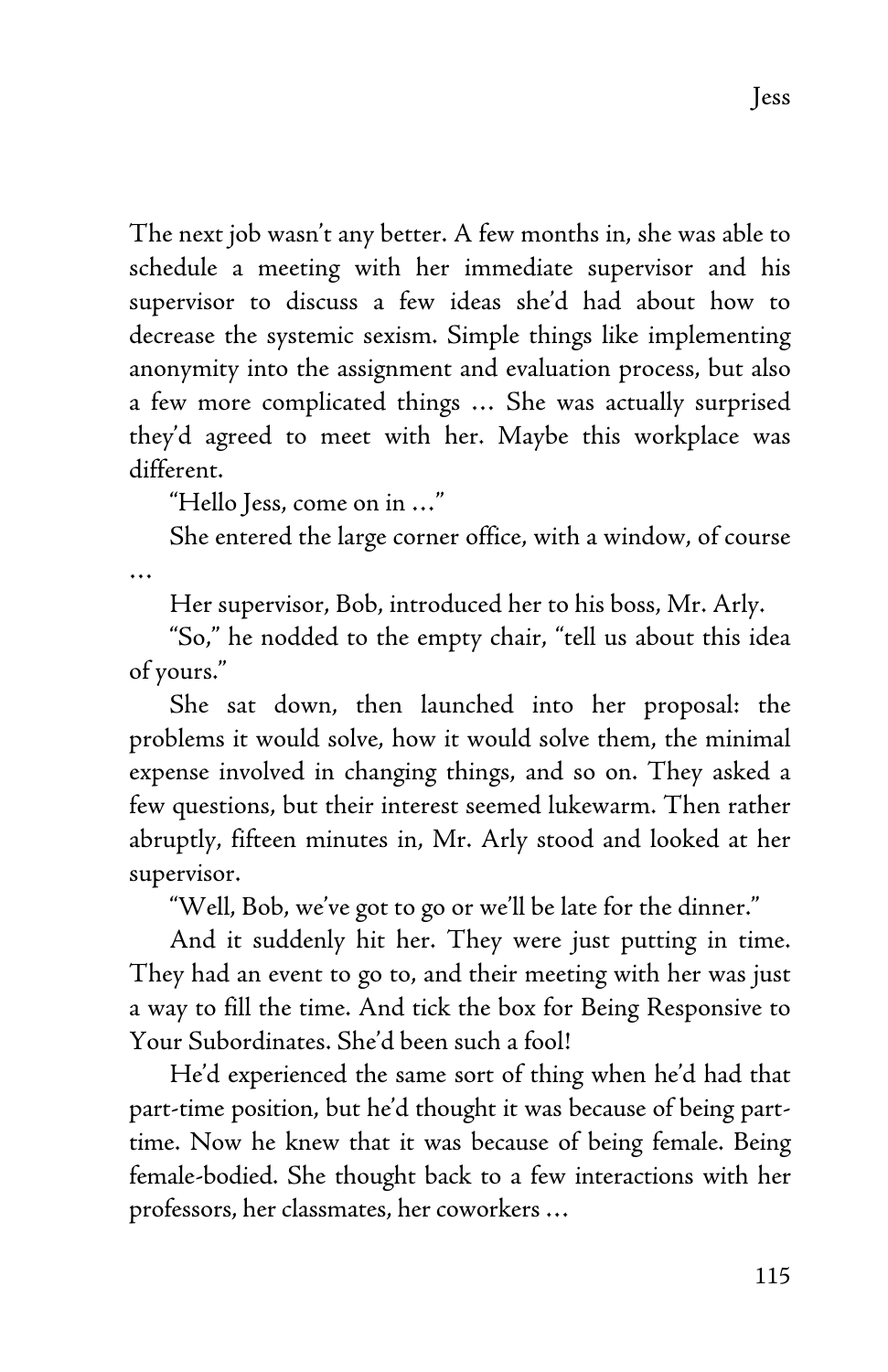The next job wasn't any better. A few months in, she was able to schedule a meeting with her immediate supervisor and his supervisor to discuss a few ideas she'd had about how to decrease the systemic sexism. Simple things like implementing anonymity into the assignment and evaluation process, but also a few more complicated things … She was actually surprised they'd agreed to meet with her. Maybe this workplace was different.

"Hello Jess, come on in …"

She entered the large corner office, with a window, of course …

Her supervisor, Bob, introduced her to his boss, Mr. Arly.

"So," he nodded to the empty chair, "tell us about this idea of yours."

She sat down, then launched into her proposal: the problems it would solve, how it would solve them, the minimal expense involved in changing things, and so on. They asked a few questions, but their interest seemed lukewarm. Then rather abruptly, fifteen minutes in, Mr. Arly stood and looked at her supervisor.

"Well, Bob, we've got to go or we'll be late for the dinner."

And it suddenly hit her. They were just putting in time. They had an event to go to, and their meeting with her was just a way to fill the time. And tick the box for Being Responsive to Your Subordinates. She'd been such a fool!

He'd experienced the same sort of thing when he'd had that part-time position, but he'd thought it was because of being part-time. Now he knew that it was because of being female. Being female-bodied. She thought back to a few interactions with her professors, her classmates, her coworkers …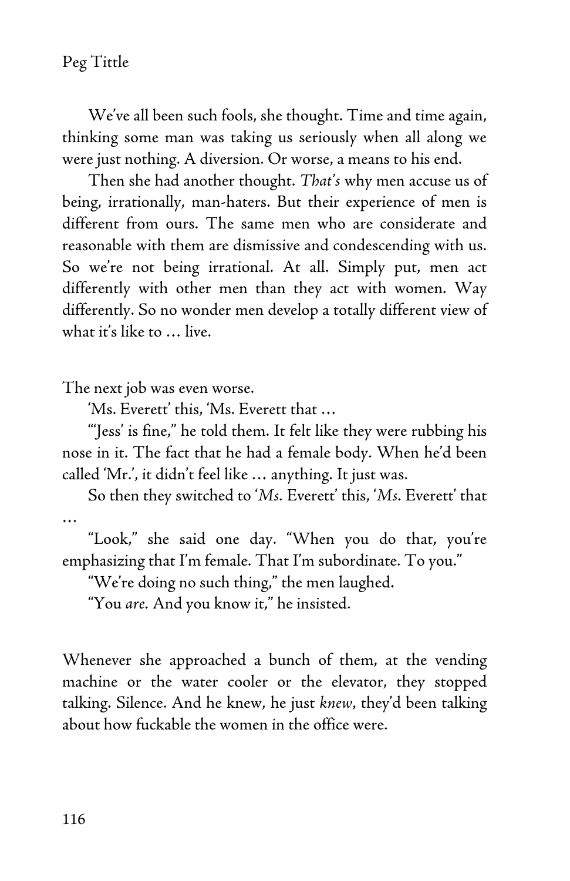We've all been such fools, she thought. Time and time again, thinking some man was taking us seriously when all along we were just nothing. A diversion. Or worse, a means to his end.

Then she had another thought. *That's* why men accuse us of being, irrationally, man-haters. But their experience of men is different from ours. The same men who are considerate and reasonable with them are dismissive and condescending with us. So we're not being irrational. At all. Simply put, men act differently with other men than they act with women. Way differently. So no wonder men develop a totally different view of what it's like to … live.

The next job was even worse.

'Ms. Everett' this, 'Ms. Everett that …

"'Jess' is fine," he told them. It felt like they were rubbing his nose in it. The fact that he had a female body. When he'd been called 'Mr.', it didn't feel like … anything. It just was.

So then they switched to '*Ms.* Everett' this, '*Ms.* Everett' that …

"Look," she said one day. "When you do that, you're emphasizing that I'm female. That I'm subordinate. To you."

"We're doing no such thing," the men laughed.

"You *are.* And you know it," he insisted.

Whenever she approached a bunch of them, at the vending machine or the water cooler or the elevator, they stopped talking. Silence. And he knew, he just *knew*, they'd been talking about how fuckable the women in the office were.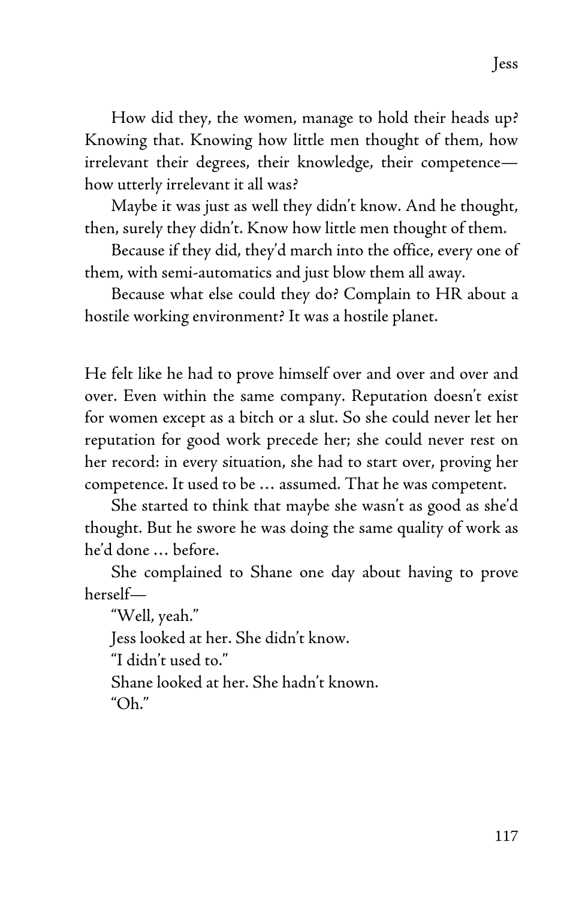How did they, the women, manage to hold their heads up? Knowing that. Knowing how little men thought of them, how irrelevant their degrees, their knowledge, their competence—how utterly irrelevant it all was?

Maybe it was just as well they didn't know. And he thought, then, surely they didn't. Know how little men thought of them.

Because if they did, they'd march into the office, every one of them, with semi-automatics and just blow them all away.

Because what else could they do? Complain to HR about a hostile working environment? It was a hostile planet.

He felt like he had to prove himself over and over and over and over. Even within the same company. Reputation doesn't exist for women except as a bitch or a slut. So she could never let her reputation for good work precede her; she could never rest on her record: in every situation, she had to start over, proving her competence. It used to be … assumed. That he was competent.

She started to think that maybe she wasn't as good as she'd thought. But he swore he was doing the same quality of work as he'd done … before.

She complained to Shane one day about having to prove herself—

"Well, yeah."

Jess looked at her. She didn't know.

"I didn't used to."

Shane looked at her. She hadn't known.

"Oh."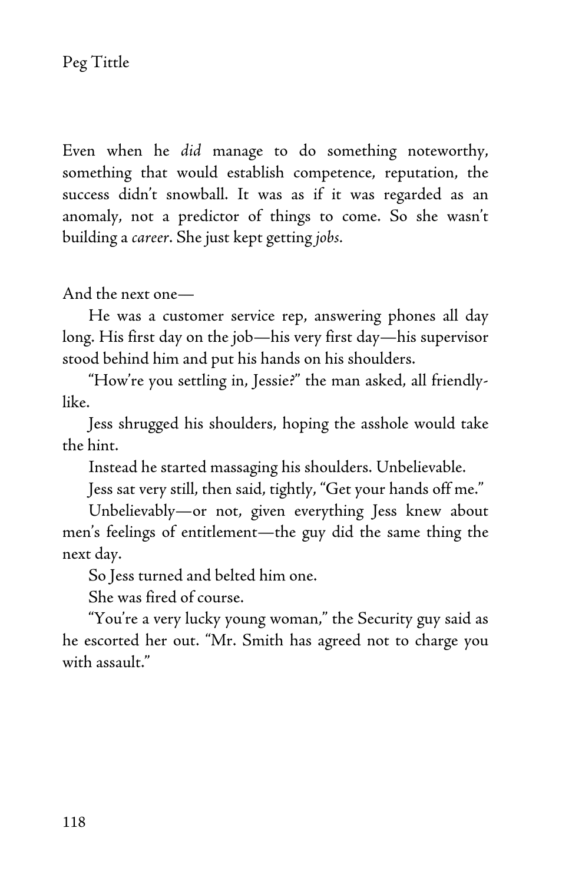Even when he *did* manage to do something noteworthy, something that would establish competence, reputation, the success didn't snowball. It was as if it was regarded as an anomaly, not a predictor of things to come. So she wasn't building a *career*. She just kept getting *jobs*.

And the next one—

He was a customer service rep, answering phones all day long. His first day on the job—his very first day—his supervisor stood behind him and put his hands on his shoulders.

"How're you settling in, Jessie?" the man asked, all friendly-like.

Jess shrugged his shoulders, hoping the asshole would take the hint.

Instead he started massaging his shoulders. Unbelievable.

Jess sat very still, then said, tightly, "Get your hands off me."

Unbelievably—or not, given everything Jess knew about men's feelings of entitlement—the guy did the same thing the next day.

So Jess turned and belted him one.

She was fired of course.

"You're a very lucky young woman," the Security guy said as he escorted her out. "Mr. Smith has agreed not to charge you with assault."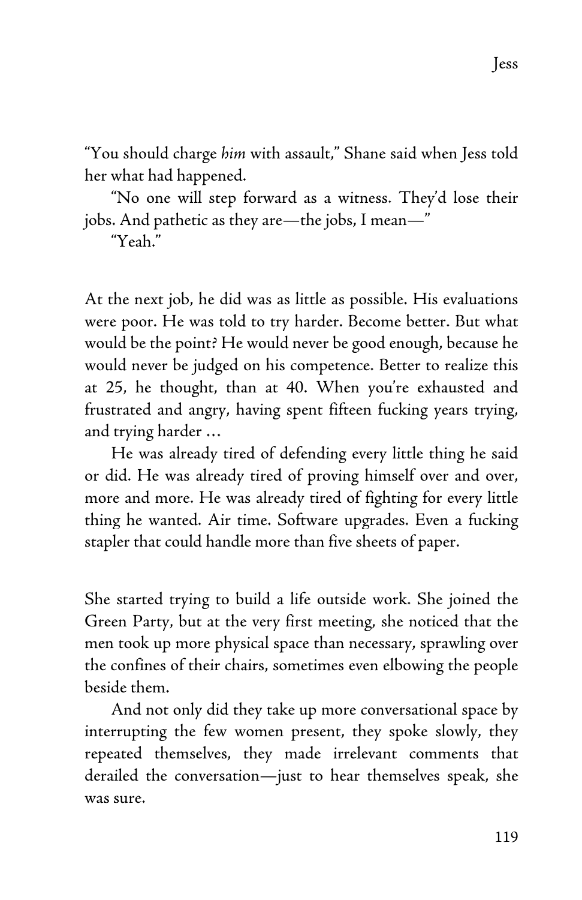"You should charge *him* with assault," Shane said when Jess told her what had happened.

"No one will step forward as a witness. They'd lose their jobs. And pathetic as they are—the jobs, I mean—"

"Yeah."

At the next job, he did was as little as possible. His evaluations were poor. He was told to try harder. Become better. But what would be the point? He would never be good enough, because he would never be judged on his competence. Better to realize this at 25, he thought, than at 40. When you're exhausted and frustrated and angry, having spent fifteen fucking years trying, and trying harder …

He was already tired of defending every little thing he said or did. He was already tired of proving himself over and over, more and more. He was already tired of fighting for every little thing he wanted. Air time. Software upgrades. Even a fucking stapler that could handle more than five sheets of paper.

She started trying to build a life outside work. She joined the Green Party, but at the very first meeting, she noticed that the men took up more physical space than necessary, sprawling over the confines of their chairs, sometimes even elbowing the people beside them.

And not only did they take up more conversational space by interrupting the few women present, they spoke slowly, they repeated themselves, they made irrelevant comments that derailed the conversation—just to hear themselves speak, she was sure.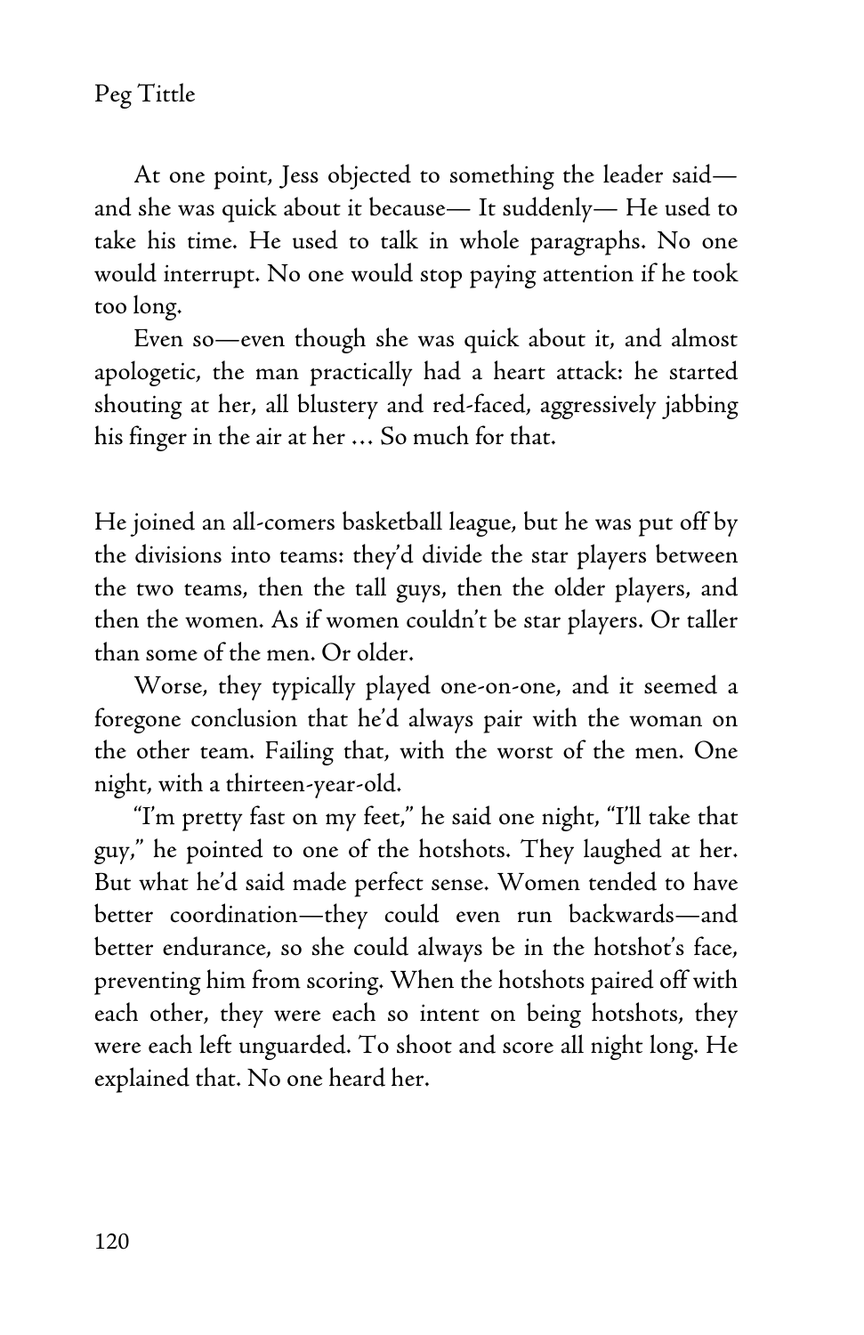At one point, Jess objected to something the leader said—and she was quick about it because— It suddenly— He used to take his time. He used to talk in whole paragraphs. No one would interrupt. No one would stop paying attention if he took too long.

Even so—even though she was quick about it, and almost apologetic, the man practically had a heart attack: he started shouting at her, all blustery and red-faced, aggressively jabbing his finger in the air at her … So much for that.

He joined an all-comers basketball league, but he was put off by the divisions into teams: they'd divide the star players between the two teams, then the tall guys, then the older players, and then the women. As if women couldn't be star players. Or taller than some of the men. Or older.

Worse, they typically played one-on-one, and it seemed a foregone conclusion that he'd always pair with the woman on the other team. Failing that, with the worst of the men. One night, with a thirteen-year-old.

"I'm pretty fast on my feet," he said one night, "I'll take that guy," he pointed to one of the hotshots. They laughed at her. But what he'd said made perfect sense. Women tended to have better coordination—they could even run backwards—and better endurance, so she could always be in the hotshot's face, preventing him from scoring. When the hotshots paired off with each other, they were each so intent on being hotshots, they were each left unguarded. To shoot and score all night long. He explained that. No one heard her.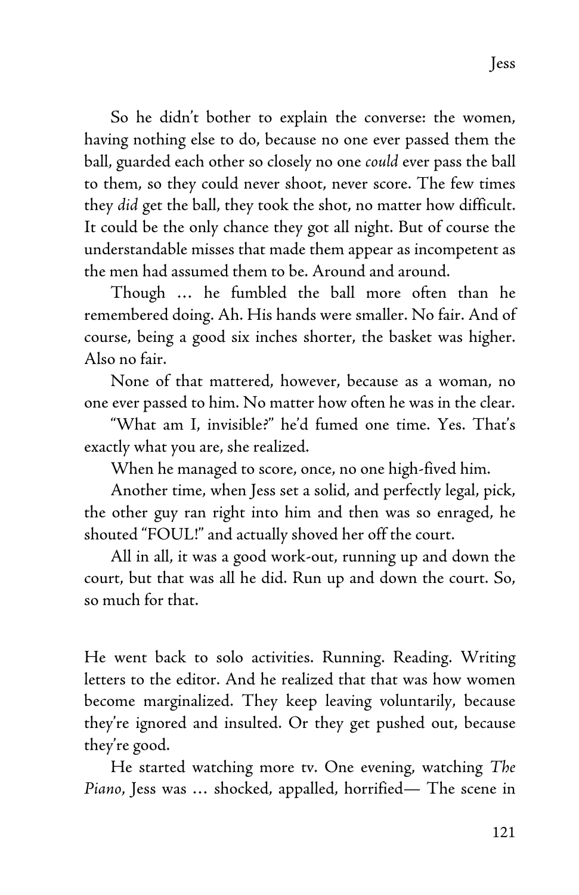So he didn't bother to explain the converse: the women, having nothing else to do, because no one ever passed them the ball, guarded each other so closely no one *could* ever pass the ball to them, so they could never shoot, never score. The few times they *did* get the ball, they took the shot, no matter how difficult. It could be the only chance they got all night. But of course the understandable misses that made them appear as incompetent as the men had assumed them to be. Around and around.

Though … he fumbled the ball more often than he remembered doing. Ah. His hands were smaller. No fair. And of course, being a good six inches shorter, the basket was higher. Also no fair.

None of that mattered, however, because as a woman, no one ever passed to him. No matter how often he was in the clear.

"What am I, invisible?" he'd fumed one time. Yes. That's exactly what you are, she realized.

When he managed to score, once, no one high-fived him.

Another time, when Jess set a solid, and perfectly legal, pick, the other guy ran right into him and then was so enraged, he shouted "FOUL!" and actually shoved her off the court.

All in all, it was a good work-out, running up and down the court, but that was all he did. Run up and down the court. So, so much for that.

He went back to solo activities. Running. Reading. Writing letters to the editor. And he realized that that was how women become marginalized. They keep leaving voluntarily, because they're ignored and insulted. Or they get pushed out, because they're good.

He started watching more tv. One evening, watching *The Piano*, Jess was … shocked, appalled, horrified— The scene in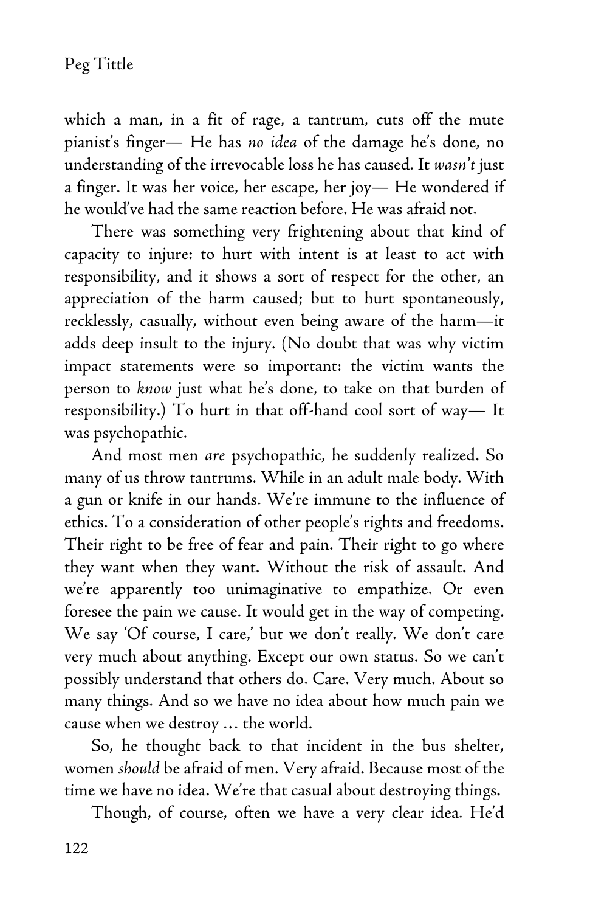which a man, in a fit of rage, a tantrum, cuts off the mute pianist's finger— He has *no idea* of the damage he's done, no understanding of the irrevocable loss he has caused. It *wasn't* just a finger. It was her voice, her escape, her joy— He wondered if he would've had the same reaction before. He was afraid not.

There was something very frightening about that kind of capacity to injure: to hurt with intent is at least to act with responsibility, and it shows a sort of respect for the other, an appreciation of the harm caused; but to hurt spontaneously, recklessly, casually, without even being aware of the harm—it adds deep insult to the injury. (No doubt that was why victim impact statements were so important: the victim wants the person to *know* just what he's done, to take on that burden of responsibility.) To hurt in that off-hand cool sort of way— It was psychopathic.

And most men *are* psychopathic, he suddenly realized. So many of us throw tantrums. While in an adult male body. With a gun or knife in our hands. We're immune to the influence of ethics. To a consideration of other people's rights and freedoms. Their right to be free of fear and pain. Their right to go where they want when they want. Without the risk of assault. And we're apparently too unimaginative to empathize. Or even foresee the pain we cause. It would get in the way of competing. We say 'Of course, I care,' but we don't really. We don't care very much about anything. Except our own status. So we can't possibly understand that others do. Care. Very much. About so many things. And so we have no idea about how much pain we cause when we destroy … the world.

So, he thought back to that incident in the bus shelter, women *should* be afraid of men. Very afraid. Because most of the time we have no idea. We're that casual about destroying things.

Though, of course, often we have a very clear idea. He'd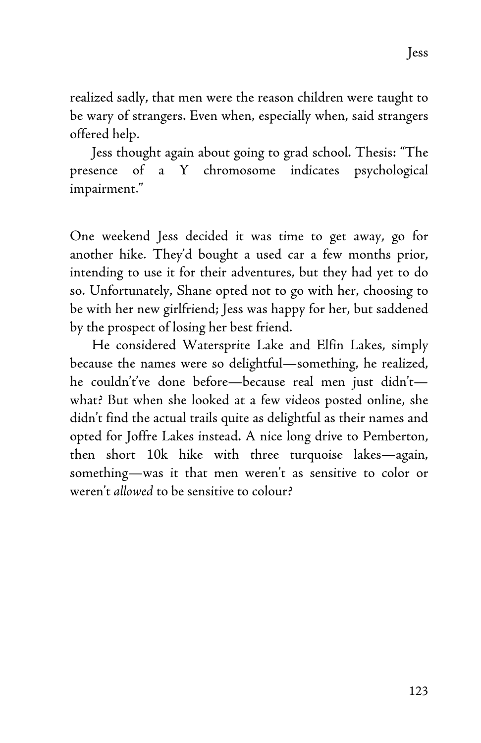realized sadly, that men were the reason children were taught to be wary of strangers. Even when, especially when, said strangers offered help.

Jess thought again about going to grad school. Thesis: "The presence of a Y chromosome indicates psychological impairment."

One weekend Jess decided it was time to get away, go for another hike. They'd bought a used car a few months prior, intending to use it for their adventures, but they had yet to do so. Unfortunately, Shane opted not to go with her, choosing to be with her new girlfriend; Jess was happy for her, but saddened by the prospect of losing her best friend.

He considered Watersprite Lake and Elfin Lakes, simply because the names were so delightful—something, he realized, he couldn't've done before—because real men just didn't—what? But when she looked at a few videos posted online, she didn't find the actual trails quite as delightful as their names and opted for Joffre Lakes instead. A nice long drive to Pemberton, then short 10k hike with three turquoise lakes—again, something—was it that men weren't as sensitive to color or weren't *allowed* to be sensitive to colour?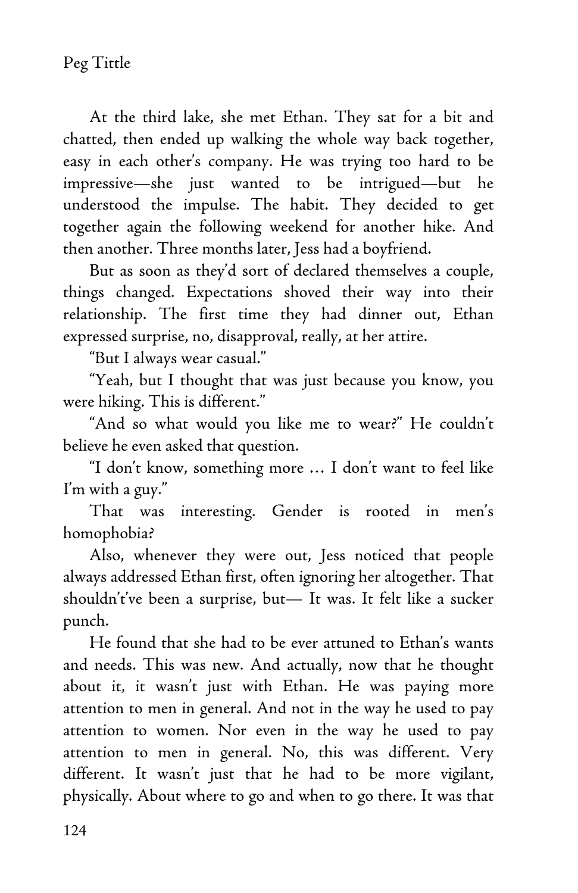At the third lake, she met Ethan. They sat for a bit and chatted, then ended up walking the whole way back together, easy in each other's company. He was trying too hard to be impressive—she just wanted to be intrigued—but he understood the impulse. The habit. They decided to get together again the following weekend for another hike. And then another. Three months later, Jess had a boyfriend.

But as soon as they'd sort of declared themselves a couple, things changed. Expectations shoved their way into their relationship. The first time they had dinner out, Ethan expressed surprise, no, disapproval, really, at her attire.

"But I always wear casual."

"Yeah, but I thought that was just because you know, you were hiking. This is different."

"And so what would you like me to wear?" He couldn't believe he even asked that question.

"I don't know, something more … I don't want to feel like I'm with a guy."

That was interesting. Gender is rooted in men's homophobia?

Also, whenever they were out, Jess noticed that people always addressed Ethan first, often ignoring her altogether. That shouldn't've been a surprise, but— It was. It felt like a sucker punch.

He found that she had to be ever attuned to Ethan's wants and needs. This was new. And actually, now that he thought about it, it wasn't just with Ethan. He was paying more attention to men in general. And not in the way he used to pay attention to women. Nor even in the way he used to pay attention to men in general. No, this was different. Very different. It wasn't just that he had to be more vigilant, physically. About where to go and when to go there. It was that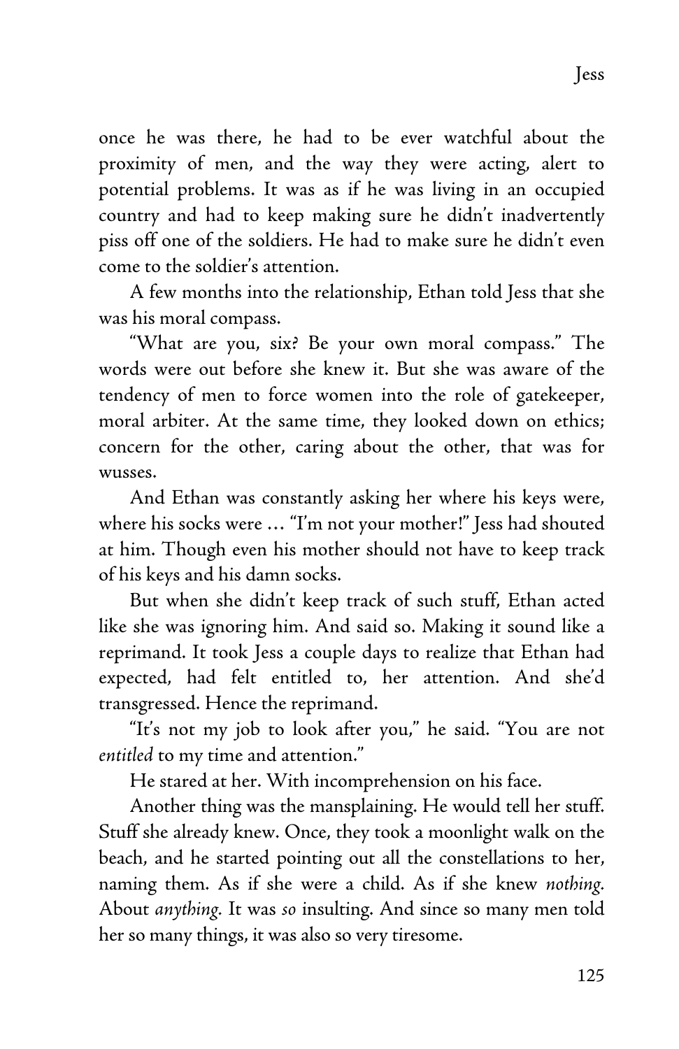once he was there, he had to be ever watchful about the proximity of men, and the way they were acting, alert to potential problems. It was as if he was living in an occupied country and had to keep making sure he didn't inadvertently piss off one of the soldiers. He had to make sure he didn't even come to the soldier's attention.

A few months into the relationship, Ethan told Jess that she was his moral compass.

"What are you, six? Be your own moral compass." The words were out before she knew it. But she was aware of the tendency of men to force women into the role of gatekeeper, moral arbiter. At the same time, they looked down on ethics; concern for the other, caring about the other, that was for wusses.

And Ethan was constantly asking her where his keys were, where his socks were ... "I'm not your mother!" Jess had shouted at him. Though even his mother should not have to keep track of his keys and his damn socks.

But when she didn't keep track of such stuff, Ethan acted like she was ignoring him. And said so. Making it sound like a reprimand. It took Jess a couple days to realize that Ethan had expected, had felt entitled to, her attention. And she'd transgressed. Hence the reprimand.

"It's not my job to look after you," he said. "You are not *entitled* to my time and attention."

He stared at her. With incomprehension on his face.

Another thing was the mansplaining. He would tell her stuff. Stuff she already knew. Once, they took a moonlight walk on the beach, and he started pointing out all the constellations to her, naming them. As if she were a child. As if she knew *nothing*. About *anything*. It was *so* insulting. And since so many men told her so many things, it was also so very tiresome.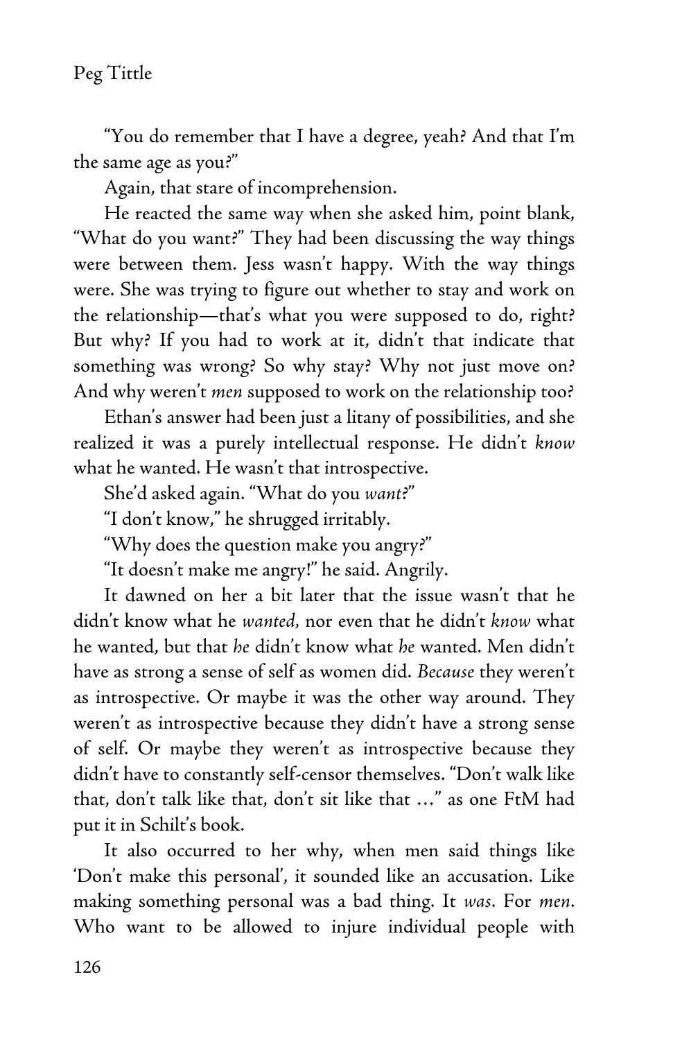"You do remember that I have a degree, yeah? And that I'm the same age as you?"

Again, that stare of incomprehension.

He reacted the same way when she asked him, point blank, "What do you want?" They had been discussing the way things were between them. Jess wasn't happy. With the way things were. She was trying to figure out whether to stay and work on the relationship—that's what you were supposed to do, right? But why? If you had to work at it, didn't that indicate that something was wrong? So why stay? Why not just move on? And why weren't *men* supposed to work on the relationship too?

Ethan's answer had been just a litany of possibilities, and she realized it was a purely intellectual response. He didn't *know* what he wanted. He wasn't that introspective.

She'd asked again. "What do you *want*?"

"I don't know," he shrugged irritably.

"Why does the question make you angry?"

"It doesn't make me angry!" he said. Angrily.

It dawned on her a bit later that the issue wasn't that he didn't know what he *wanted*, nor even that he didn't *know* what he wanted, but that *he* didn't know what *he* wanted. Men didn't have as strong a sense of self as women did. *Because* they weren't as introspective. Or maybe it was the other way around. They weren't as introspective because they didn't have a strong sense of self. Or maybe they weren't as introspective because they didn't have to constantly self-censor themselves. "Don't walk like that, don't talk like that, don't sit like that …" as one FtM had put it in Schilt's book.

It also occurred to her why, when men said things like 'Don't make this personal', it sounded like an accusation. Like making something personal was a bad thing. It *was*. For *men*. Who want to be allowed to injure individual people with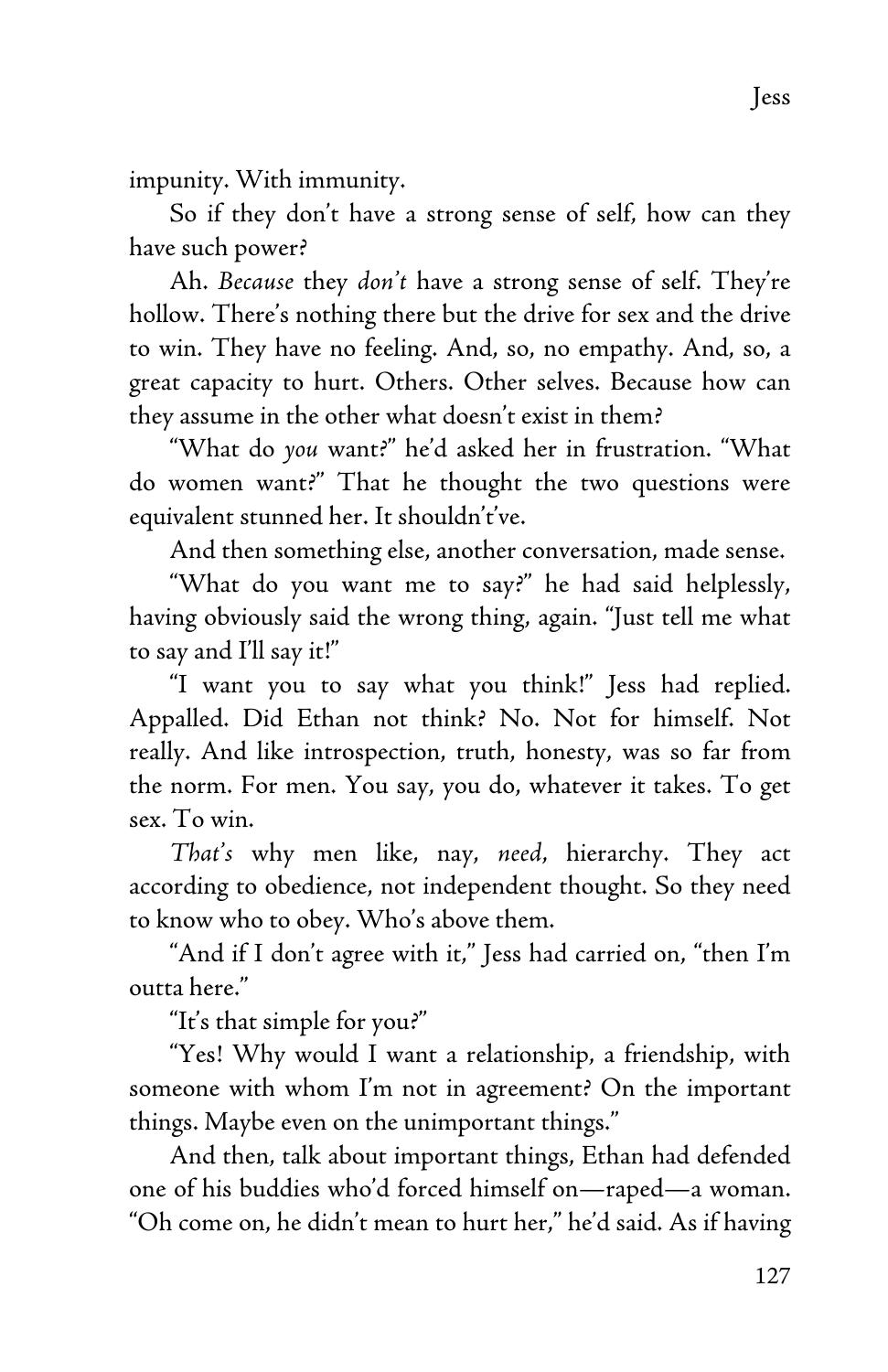impunity. With immunity.

So if they don't have a strong sense of self, how can they have such power?

Ah. *Because* they *don't* have a strong sense of self. They're hollow. There's nothing there but the drive for sex and the drive to win. They have no feeling. And, so, no empathy. And, so, a great capacity to hurt. Others. Other selves. Because how can they assume in the other what doesn't exist in them?

"What do *you* want?" he'd asked her in frustration. "What do women want?" That he thought the two questions were equivalent stunned her. It shouldn't've.

And then something else, another conversation, made sense.

"What do you want me to say?" he had said helplessly, having obviously said the wrong thing, again. "Just tell me what to say and I'll say it!"

"I want you to say what you think!" Jess had replied. Appalled. Did Ethan not think? No. Not for himself. Not really. And like introspection, truth, honesty, was so far from the norm. For men. You say, you do, whatever it takes. To get sex. To win.

*That's* why men like, nay, *need*, hierarchy. They act according to obedience, not independent thought. So they need to know who to obey. Who's above them.

"And if I don't agree with it," Jess had carried on, "then I'm outta here."

"It's that simple for you?"

"Yes! Why would I want a relationship, a friendship, with someone with whom I'm not in agreement? On the important things. Maybe even on the unimportant things."

And then, talk about important things, Ethan had defended one of his buddies who'd forced himself on—raped—a woman. "Oh come on, he didn't mean to hurt her," he'd said. As if having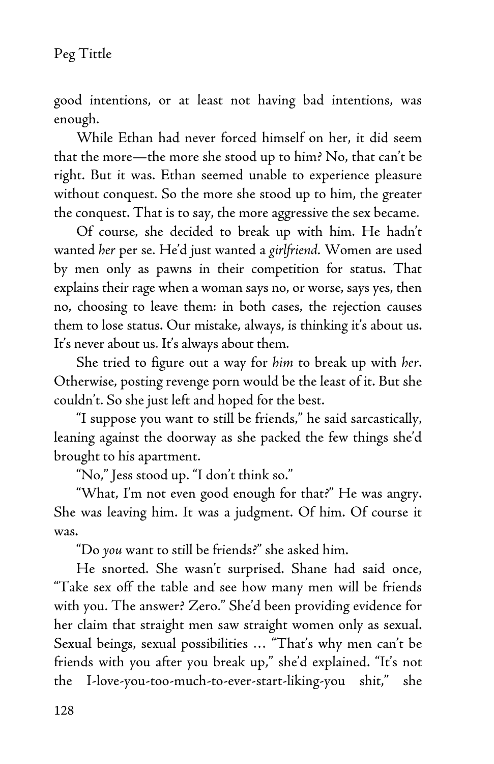good intentions, or at least not having bad intentions, was enough.

While Ethan had never forced himself on her, it did seem that the more—the more she stood up to him? No, that can't be right. But it was. Ethan seemed unable to experience pleasure without conquest. So the more she stood up to him, the greater the conquest. That is to say, the more aggressive the sex became.

Of course, she decided to break up with him. He hadn't wanted *her* per se. He'd just wanted a *girlfriend.* Women are used by men only as pawns in their competition for status. That explains their rage when a woman says no, or worse, says yes, then no, choosing to leave them: in both cases, the rejection causes them to lose status. Our mistake, always, is thinking it's about us. It's never about us. It's always about them.

She tried to figure out a way for *him* to break up with *her*. Otherwise, posting revenge porn would be the least of it. But she couldn't. So she just left and hoped for the best.

"I suppose you want to still be friends," he said sarcastically, leaning against the doorway as she packed the few things she'd brought to his apartment.

"No," Jess stood up. "I don't think so."

"What, I'm not even good enough for that?" He was angry. She was leaving him. It was a judgment. Of him. Of course it was.

"Do *you* want to still be friends?" she asked him.

He snorted. She wasn't surprised. Shane had said once, "Take sex off the table and see how many men will be friends with you. The answer? Zero." She'd been providing evidence for her claim that straight men saw straight women only as sexual. Sexual beings, sexual possibilities … "That's why men can't be friends with you after you break up," she'd explained. "It's not the I-love-you-too-much-to-ever-start-liking-you shit," she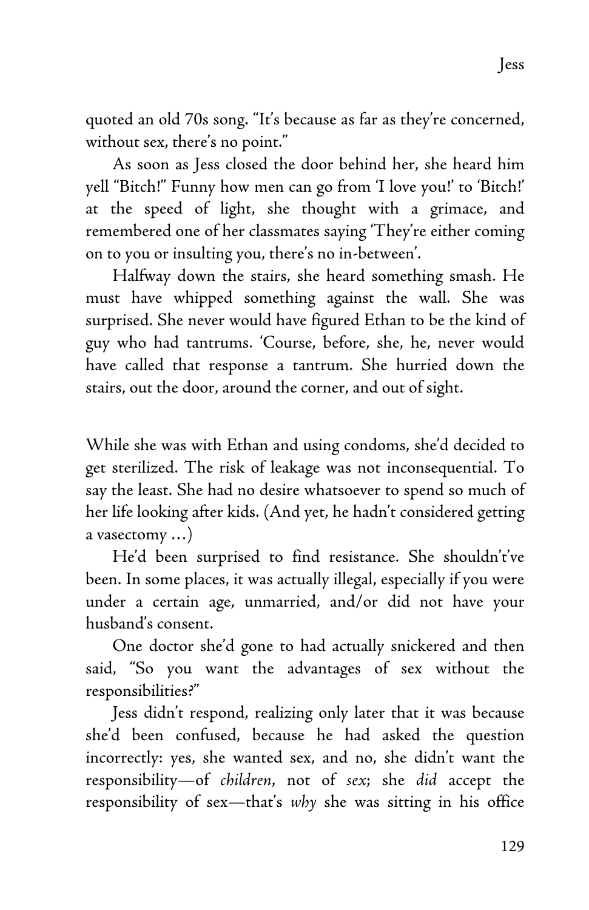quoted an old 70s song. "It's because as far as they're concerned, without sex, there's no point."

As soon as Jess closed the door behind her, she heard him yell "Bitch!" Funny how men can go from 'I love you!' to 'Bitch!' at the speed of light, she thought with a grimace, and remembered one of her classmates saying 'They're either coming on to you or insulting you, there's no in-between'.

Halfway down the stairs, she heard something smash. He must have whipped something against the wall. She was surprised. She never would have figured Ethan to be the kind of guy who had tantrums. 'Course, before, she, he, never would have called that response a tantrum. She hurried down the stairs, out the door, around the corner, and out of sight.

While she was with Ethan and using condoms, she'd decided to get sterilized. The risk of leakage was not inconsequential. To say the least. She had no desire whatsoever to spend so much of her life looking after kids. (And yet, he hadn't considered getting a vasectomy …)

He'd been surprised to find resistance. She shouldn't've been. In some places, it was actually illegal, especially if you were under a certain age, unmarried, and/or did not have your husband's consent.

One doctor she'd gone to had actually snickered and then said, "So you want the advantages of sex without the responsibilities?"

Jess didn't respond, realizing only later that it was because she'd been confused, because he had asked the question incorrectly: yes, she wanted sex, and no, she didn't want the responsibility—of *children*, not of *sex*; she *did* accept the responsibility of sex—that's *why* she was sitting in his office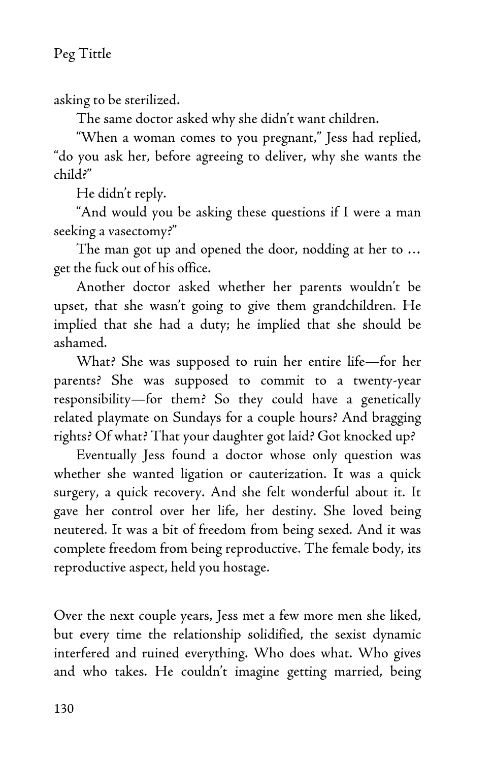asking to be sterilized.

The same doctor asked why she didn't want children.

"When a woman comes to you pregnant," Jess had replied, "do you ask her, before agreeing to deliver, why she wants the child?"

He didn't reply.

"And would you be asking these questions if I were a man seeking a vasectomy?"

The man got up and opened the door, nodding at her to … get the fuck out of his office.

Another doctor asked whether her parents wouldn't be upset, that she wasn't going to give them grandchildren. He implied that she had a duty; he implied that she should be ashamed.

What? She was supposed to ruin her entire life—for her parents? She was supposed to commit to a twenty-year responsibility—for them? So they could have a genetically related playmate on Sundays for a couple hours? And bragging rights? Of what? That your daughter got laid? Got knocked up?

Eventually Jess found a doctor whose only question was whether she wanted ligation or cauterization. It was a quick surgery, a quick recovery. And she felt wonderful about it. It gave her control over her life, her destiny. She loved being neutered. It was a bit of freedom from being sexed. And it was complete freedom from being reproductive. The female body, its reproductive aspect, held you hostage.

Over the next couple years, Jess met a few more men she liked, but every time the relationship solidified, the sexist dynamic interfered and ruined everything. Who does what. Who gives and who takes. He couldn't imagine getting married, being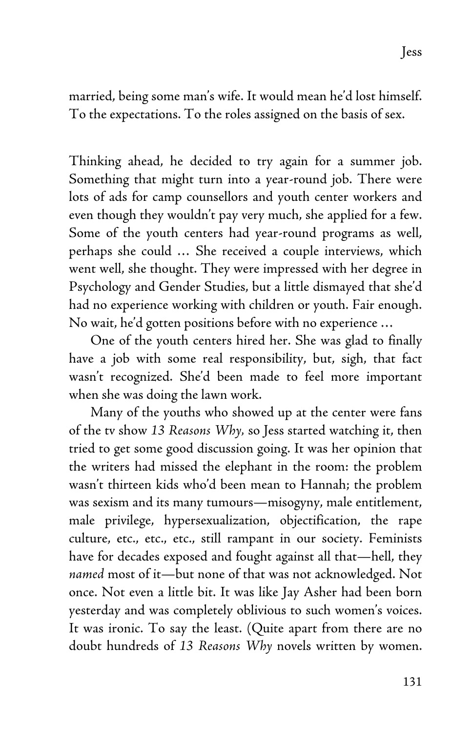married, being some man's wife. It would mean he'd lost himself. To the expectations. To the roles assigned on the basis of sex.

Thinking ahead, he decided to try again for a summer job. Something that might turn into a year-round job. There were lots of ads for camp counsellors and youth center workers and even though they wouldn't pay very much, she applied for a few. Some of the youth centers had year-round programs as well, perhaps she could … She received a couple interviews, which went well, she thought. They were impressed with her degree in Psychology and Gender Studies, but a little dismayed that she'd had no experience working with children or youth. Fair enough. No wait, he'd gotten positions before with no experience …

One of the youth centers hired her. She was glad to finally have a job with some real responsibility, but, sigh, that fact wasn't recognized. She'd been made to feel more important when she was doing the lawn work.

Many of the youths who showed up at the center were fans of the tv show *13 Reasons Why*, so Jess started watching it, then tried to get some good discussion going. It was her opinion that the writers had missed the elephant in the room: the problem wasn't thirteen kids who'd been mean to Hannah; the problem was sexism and its many tumours—misogyny, male entitlement, male privilege, hypersexualization, objectification, the rape culture, etc., etc., etc., still rampant in our society. Feminists have for decades exposed and fought against all that—hell, they *named* most of it—but none of that was not acknowledged. Not once. Not even a little bit. It was like Jay Asher had been born yesterday and was completely oblivious to such women's voices. It was ironic. To say the least. (Quite apart from there are no doubt hundreds of *13 Reasons Why* novels written by women.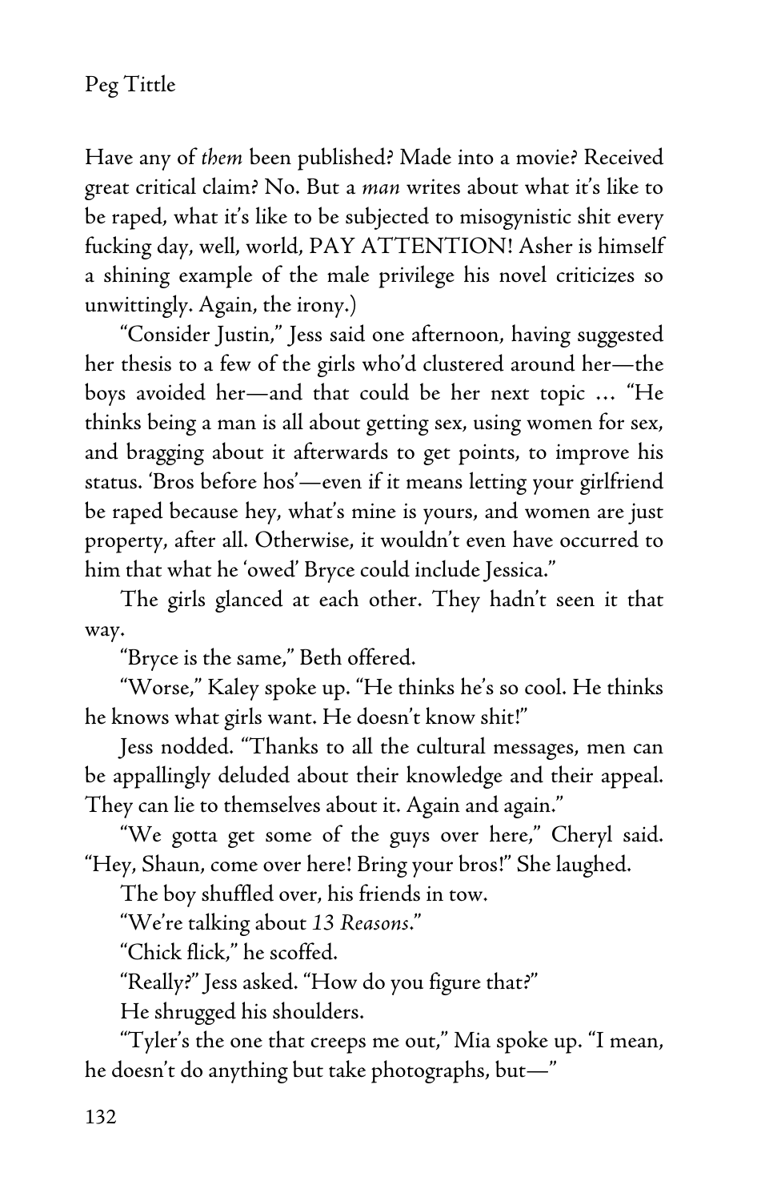Have any of *them* been published? Made into a movie? Received great critical claim? No. But a *man* writes about what it's like to be raped, what it's like to be subjected to misogynistic shit every fucking day, well, world, PAY ATTENTION! Asher is himself a shining example of the male privilege his novel criticizes so unwittingly. Again, the irony.)

"Consider Justin," Jess said one afternoon, having suggested her thesis to a few of the girls who'd clustered around her—the boys avoided her—and that could be her next topic … "He thinks being a man is all about getting sex, using women for sex, and bragging about it afterwards to get points, to improve his status. 'Bros before hos'—even if it means letting your girlfriend be raped because hey, what's mine is yours, and women are just property, after all. Otherwise, it wouldn't even have occurred to him that what he 'owed' Bryce could include Jessica."

The girls glanced at each other. They hadn't seen it that way.

"Bryce is the same," Beth offered.

"Worse," Kaley spoke up. "He thinks he's so cool. He thinks he knows what girls want. He doesn't know shit!"

Jess nodded. "Thanks to all the cultural messages, men can be appallingly deluded about their knowledge and their appeal. They can lie to themselves about it. Again and again."

"We gotta get some of the guys over here," Cheryl said. "Hey, Shaun, come over here! Bring your bros!" She laughed.

The boy shuffled over, his friends in tow.

"We're talking about *13 Reasons*."

"Chick flick," he scoffed.

"Really?" Jess asked. "How do you figure that?"

He shrugged his shoulders.

"Tyler's the one that creeps me out," Mia spoke up. "I mean, he doesn't do anything but take photographs, but—"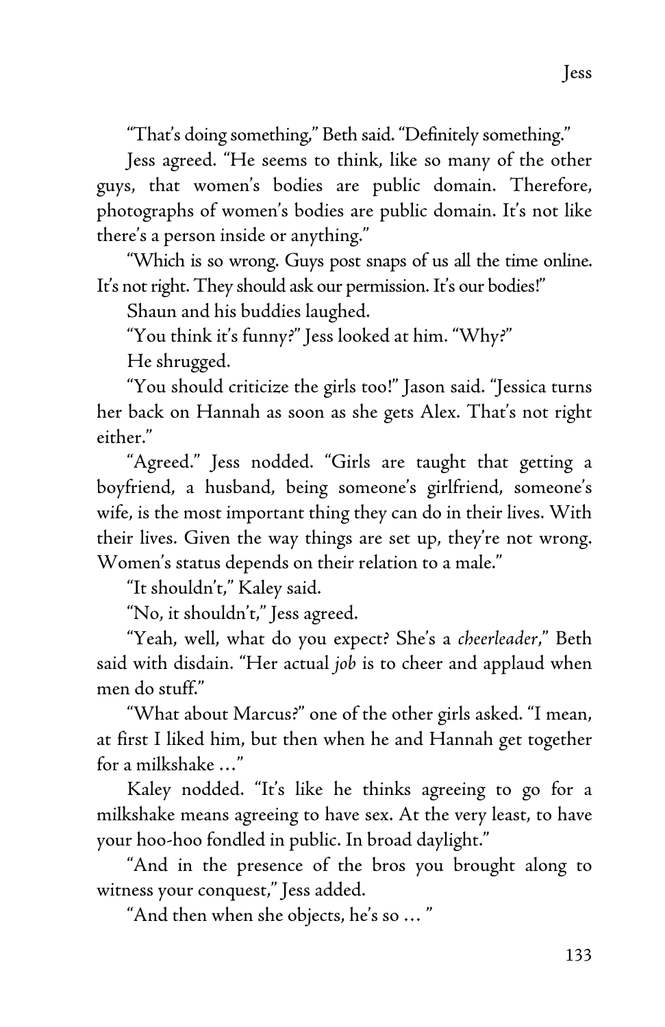"That's doing something," Beth said. "Definitely something."

Jess agreed. "He seems to think, like so many of the other guys, that women's bodies are public domain. Therefore, photographs of women's bodies are public domain. It's not like there's a person inside or anything."

"Which is so wrong. Guys post snaps of us all the time online. It's not right. They should ask our permission. It's our bodies!"

Shaun and his buddies laughed.

"You think it's funny?" Jess looked at him. "Why?"

He shrugged.

"You should criticize the girls too!" Jason said. "Jessica turns her back on Hannah as soon as she gets Alex. That's not right either."

"Agreed." Jess nodded. "Girls are taught that getting a boyfriend, a husband, being someone's girlfriend, someone's wife, is the most important thing they can do in their lives. With their lives. Given the way things are set up, they're not wrong. Women's status depends on their relation to a male."

"It shouldn't," Kaley said.

"No, it shouldn't," Jess agreed.

"Yeah, well, what do you expect? She's a *cheerleader*," Beth said with disdain. "Her actual *job* is to cheer and applaud when men do stuff."

"What about Marcus?" one of the other girls asked. "I mean, at first I liked him, but then when he and Hannah get together for a milkshake …"

Kaley nodded. "It's like he thinks agreeing to go for a milkshake means agreeing to have sex. At the very least, to have your hoo-hoo fondled in public. In broad daylight."

"And in the presence of the bros you brought along to witness your conquest," Jess added.

"And then when she objects, he's so … "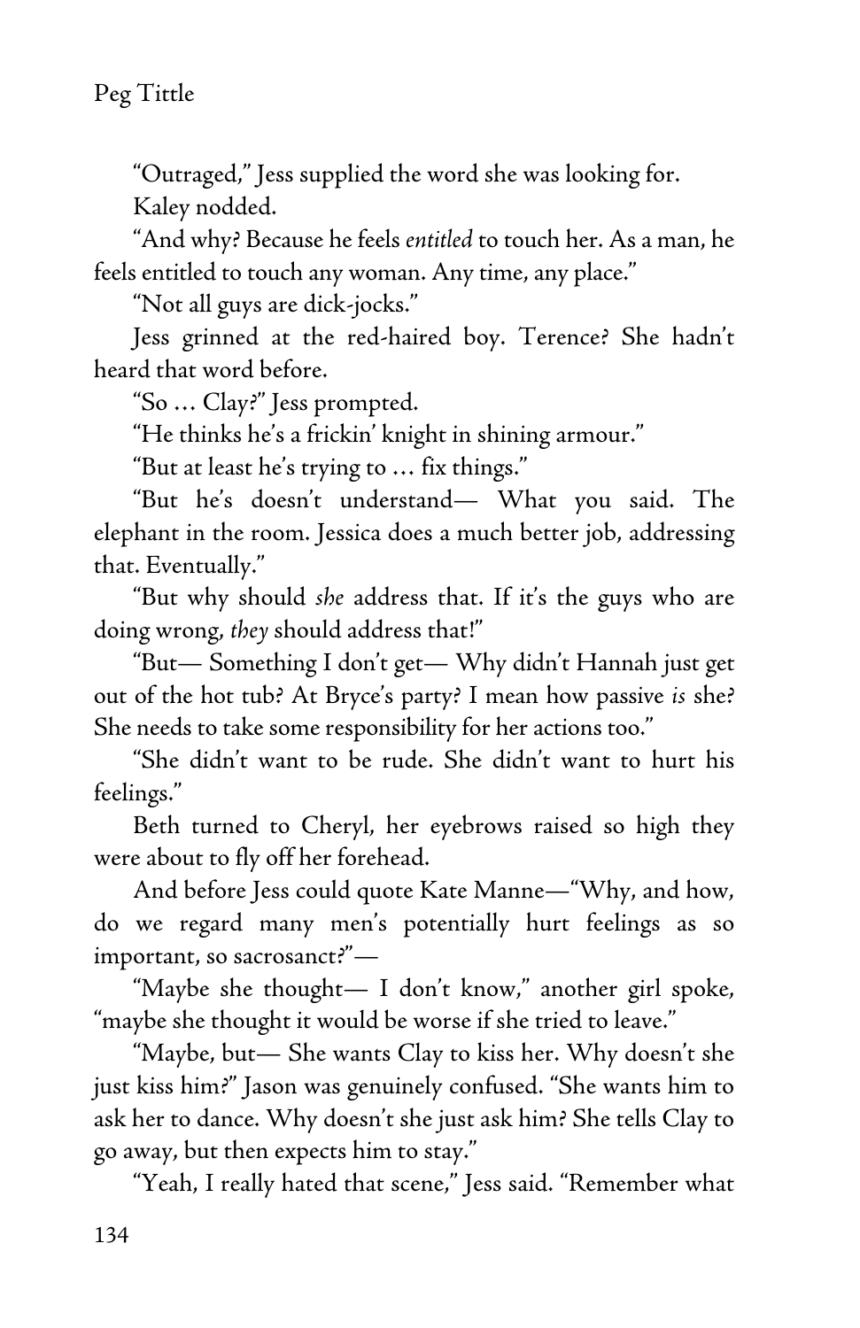"Outraged," Jess supplied the word she was looking for.

Kaley nodded.

"And why? Because he feels *entitled* to touch her. As a man, he feels entitled to touch any woman. Any time, any place."

"Not all guys are dick-jocks."

Jess grinned at the red-haired boy. Terence? She hadn't heard that word before.

"So … Clay?" Jess prompted.

"He thinks he's a frickin' knight in shining armour."

"But at least he's trying to … fix things."

"But he's doesn't understand— What you said. The elephant in the room. Jessica does a much better job, addressing that. Eventually."

"But why should *she* address that. If it's the guys who are doing wrong, *they* should address that!"

"But— Something I don't get— Why didn't Hannah just get out of the hot tub? At Bryce's party? I mean how passive *is* she? She needs to take some responsibility for her actions too."

"She didn't want to be rude. She didn't want to hurt his feelings."

Beth turned to Cheryl, her eyebrows raised so high they were about to fly off her forehead.

And before Jess could quote Kate Manne—"Why, and how, do we regard many men's potentially hurt feelings as so important, so sacrosanct?"—

"Maybe she thought— I don't know," another girl spoke, "maybe she thought it would be worse if she tried to leave."

"Maybe, but— She wants Clay to kiss her. Why doesn't she just kiss him?" Jason was genuinely confused. "She wants him to ask her to dance. Why doesn't she just ask him? She tells Clay to go away, but then expects him to stay."

"Yeah, I really hated that scene," Jess said. "Remember what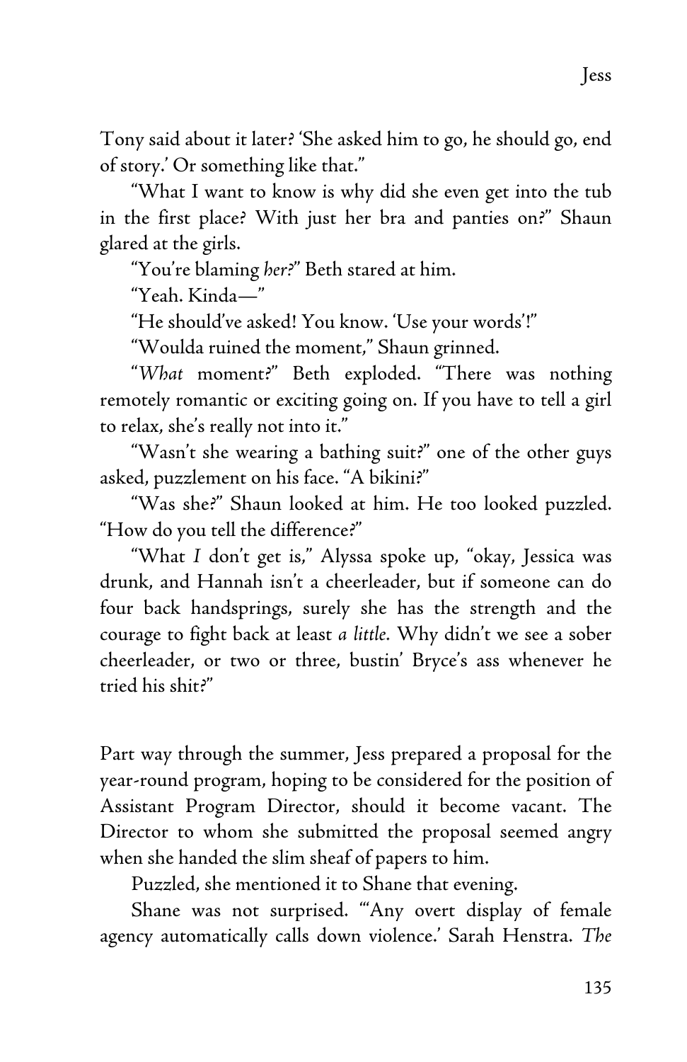Tony said about it later? 'She asked him to go, he should go, end of story.' Or something like that."

"What I want to know is why did she even get into the tub in the first place? With just her bra and panties on?" Shaun glared at the girls.

"You're blaming *her*?" Beth stared at him.

"Yeah. Kinda—"

"He should've asked! You know. 'Use your words'!"

"Woulda ruined the moment," Shaun grinned.

"*What* moment?" Beth exploded. "There was nothing remotely romantic or exciting going on. If you have to tell a girl to relax, she's really not into it."

"Wasn't she wearing a bathing suit?" one of the other guys asked, puzzlement on his face. "A bikini?"

"Was she?" Shaun looked at him. He too looked puzzled. "How do you tell the difference?"

"What *I* don't get is," Alyssa spoke up, "okay, Jessica was drunk, and Hannah isn't a cheerleader, but if someone can do four back handsprings, surely she has the strength and the courage to fight back at least *a little*. Why didn't we see a sober cheerleader, or two or three, bustin' Bryce's ass whenever he tried his shit?"

Part way through the summer, Jess prepared a proposal for the year-round program, hoping to be considered for the position of Assistant Program Director, should it become vacant. The Director to whom she submitted the proposal seemed angry when she handed the slim sheaf of papers to him.

Puzzled, she mentioned it to Shane that evening.

Shane was not surprised. "'Any overt display of female agency automatically calls down violence.' Sarah Henstra. *The*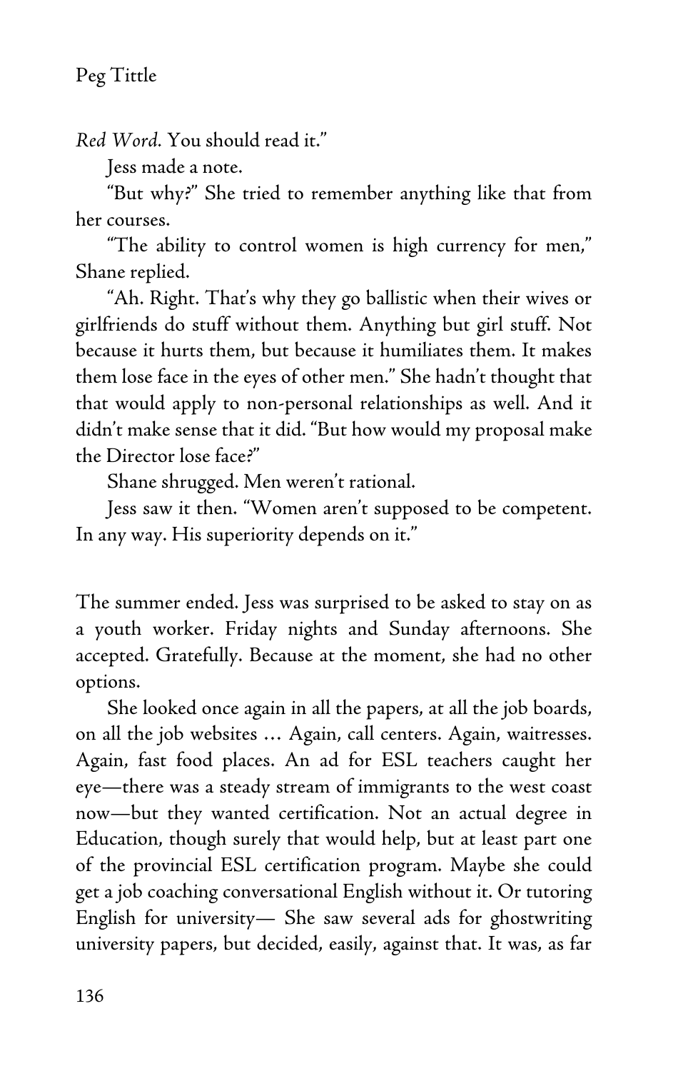*Red Word*. You should read it."

Jess made a note.

"But why?" She tried to remember anything like that from her courses.

"The ability to control women is high currency for men," Shane replied.

"Ah. Right. That's why they go ballistic when their wives or girlfriends do stuff without them. Anything but girl stuff. Not because it hurts them, but because it humiliates them. It makes them lose face in the eyes of other men." She hadn't thought that that would apply to non-personal relationships as well. And it didn't make sense that it did. "But how would my proposal make the Director lose face?"

Shane shrugged. Men weren't rational.

Jess saw it then. "Women aren't supposed to be competent. In any way. His superiority depends on it."

The summer ended. Jess was surprised to be asked to stay on as a youth worker. Friday nights and Sunday afternoons. She accepted. Gratefully. Because at the moment, she had no other options.

She looked once again in all the papers, at all the job boards, on all the job websites … Again, call centers. Again, waitresses. Again, fast food places. An ad for ESL teachers caught her eye—there was a steady stream of immigrants to the west coast now—but they wanted certification. Not an actual degree in Education, though surely that would help, but at least part one of the provincial ESL certification program. Maybe she could get a job coaching conversational English without it. Or tutoring English for university— She saw several ads for ghostwriting university papers, but decided, easily, against that. It was, as far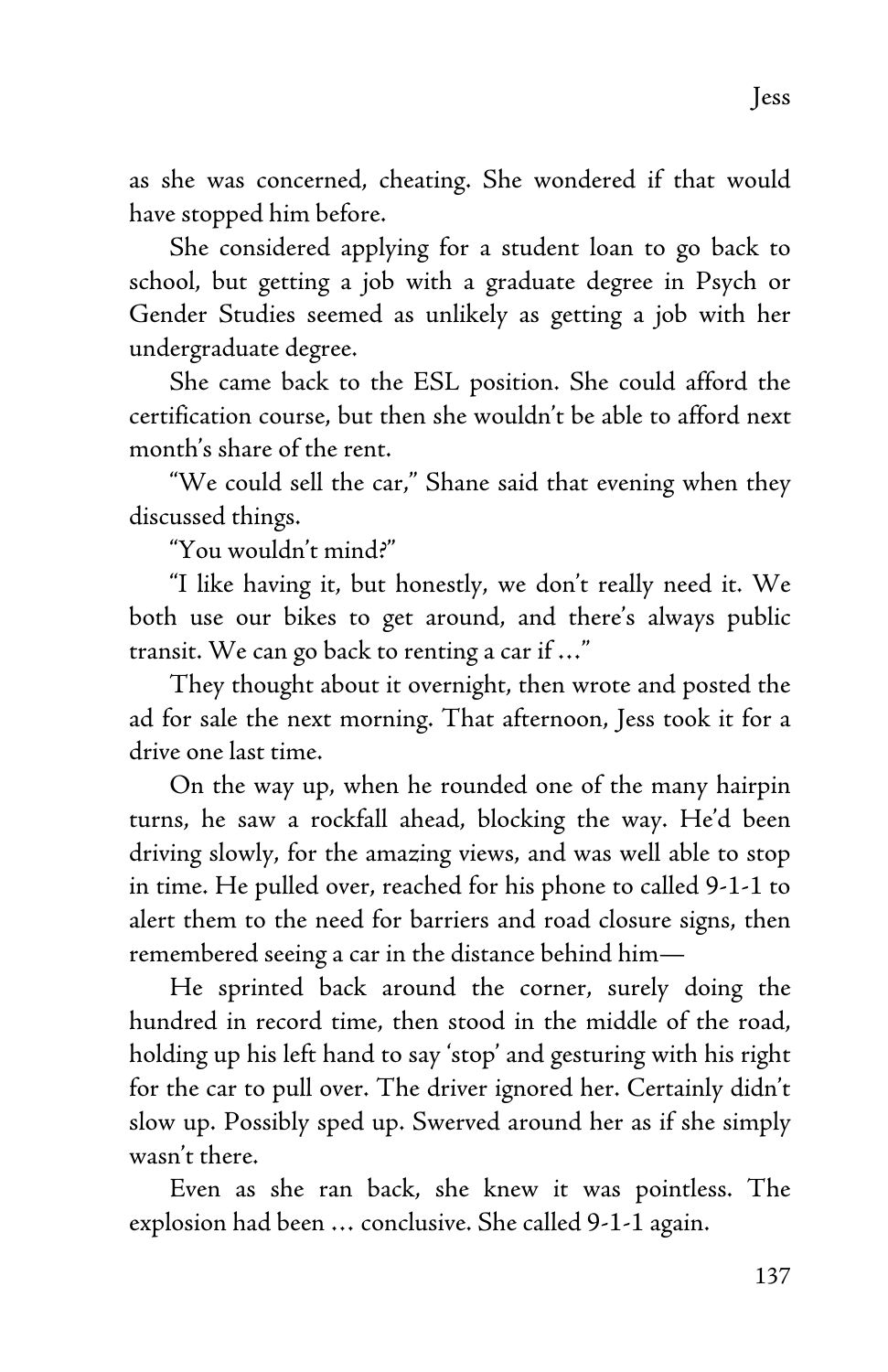as she was concerned, cheating. She wondered if that would have stopped him before.

She considered applying for a student loan to go back to school, but getting a job with a graduate degree in Psych or Gender Studies seemed as unlikely as getting a job with her undergraduate degree.

She came back to the ESL position. She could afford the certification course, but then she wouldn't be able to afford next month's share of the rent.

"We could sell the car," Shane said that evening when they discussed things.

"You wouldn't mind?"

"I like having it, but honestly, we don't really need it. We both use our bikes to get around, and there's always public transit. We can go back to renting a car if …"

They thought about it overnight, then wrote and posted the ad for sale the next morning. That afternoon, Jess took it for a drive one last time.

On the way up, when he rounded one of the many hairpin turns, he saw a rockfall ahead, blocking the way. He'd been driving slowly, for the amazing views, and was well able to stop in time. He pulled over, reached for his phone to called 9-1-1 to alert them to the need for barriers and road closure signs, then remembered seeing a car in the distance behind him—

He sprinted back around the corner, surely doing the hundred in record time, then stood in the middle of the road, holding up his left hand to say 'stop' and gesturing with his right for the car to pull over. The driver ignored her. Certainly didn't slow up. Possibly sped up. Swerved around her as if she simply wasn't there.

Even as she ran back, she knew it was pointless. The explosion had been … conclusive. She called 9-1-1 again.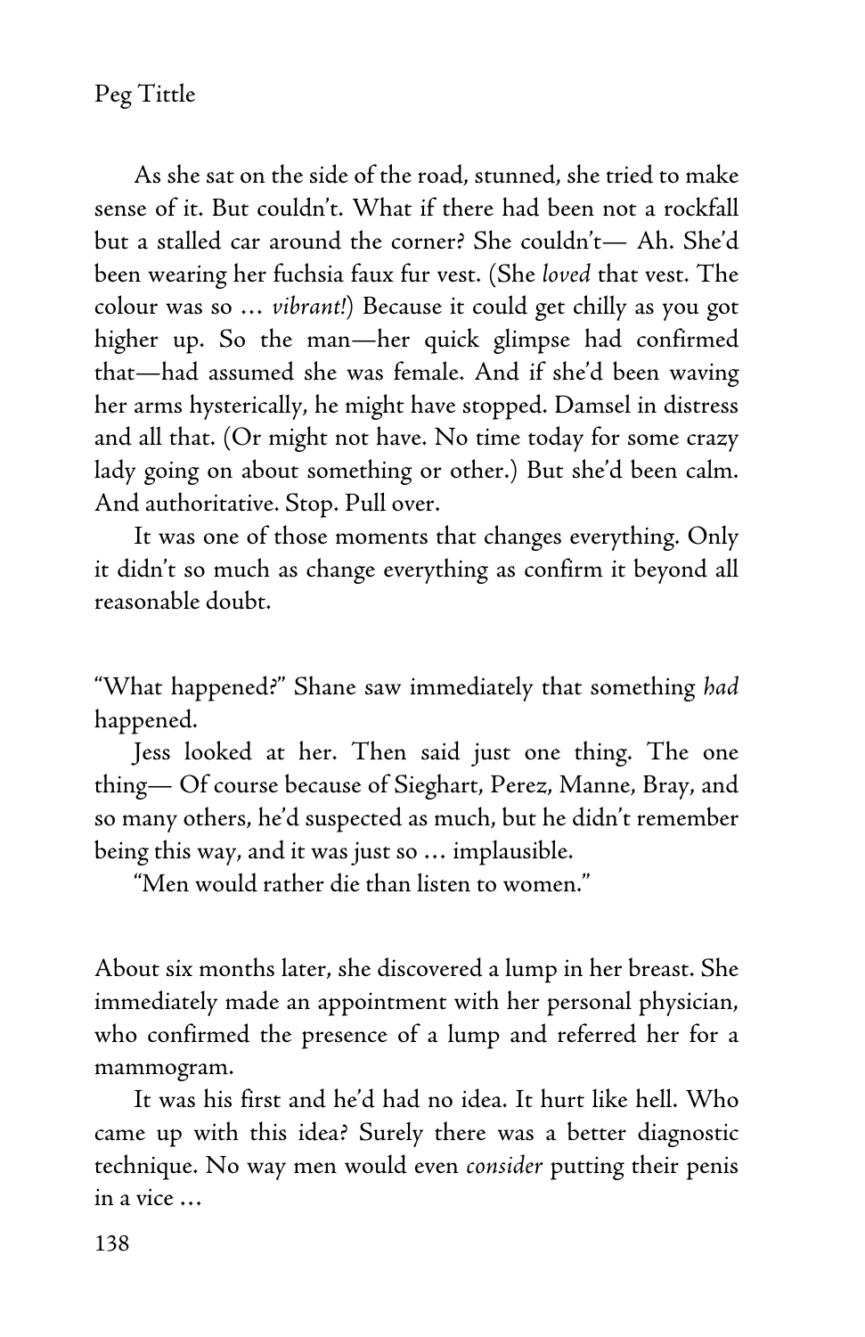As she sat on the side of the road, stunned, she tried to make sense of it. But couldn't. What if there had been not a rockfall but a stalled car around the corner? She couldn't— Ah. She'd been wearing her fuchsia faux fur vest. (She *loved* that vest. The colour was so … *vibrant!*) Because it could get chilly as you got higher up. So the man—her quick glimpse had confirmed that—had assumed she was female. And if she'd been waving her arms hysterically, he might have stopped. Damsel in distress and all that. (Or might not have. No time today for some crazy lady going on about something or other.) But she'd been calm. And authoritative. Stop. Pull over.

It was one of those moments that changes everything. Only it didn't so much as change everything as confirm it beyond all reasonable doubt.

"What happened?" Shane saw immediately that something *had* happened.

Jess looked at her. Then said just one thing. The one thing— Of course because of Sieghart, Perez, Manne, Bray, and so many others, he'd suspected as much, but he didn't remember being this way, and it was just so … implausible.

"Men would rather die than listen to women."

About six months later, she discovered a lump in her breast. She immediately made an appointment with her personal physician, who confirmed the presence of a lump and referred her for a mammogram.

It was his first and he'd had no idea. It hurt like hell. Who came up with this idea? Surely there was a better diagnostic technique. No way men would even *consider* putting their penis in a vice …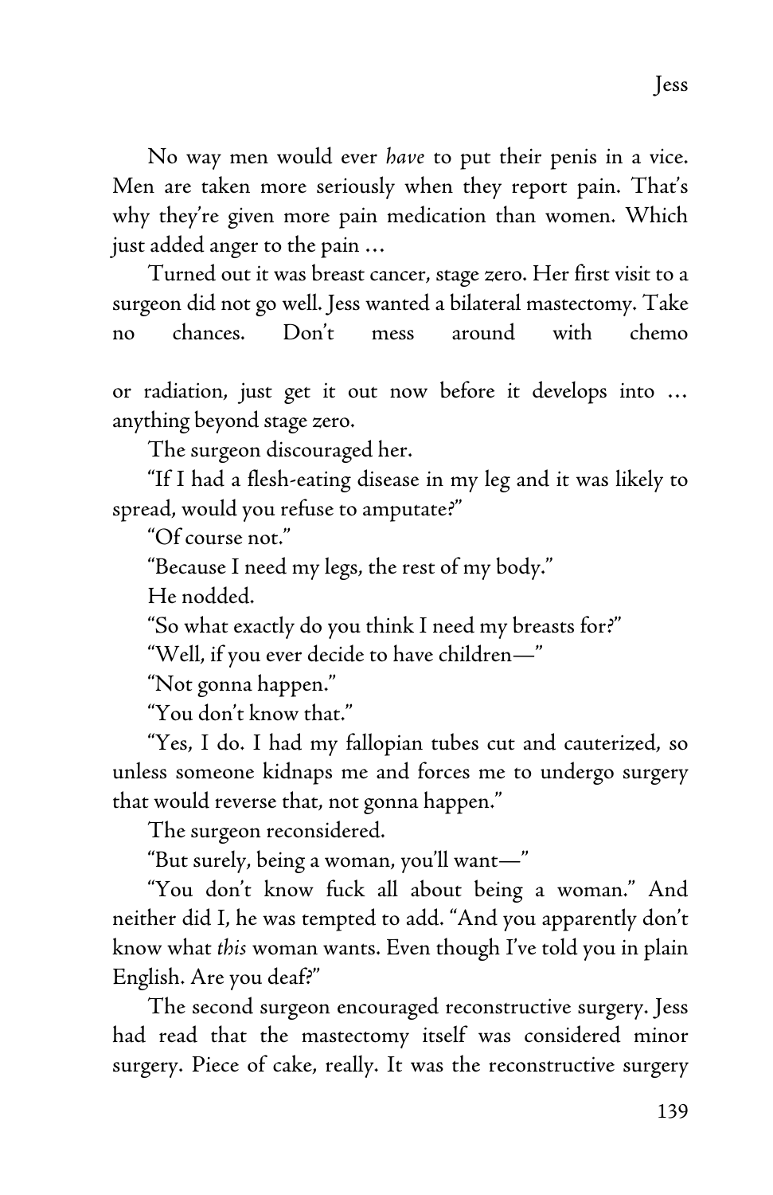No way men would ever *have* to put their penis in a vice. Men are taken more seriously when they report pain. That's why they're given more pain medication than women. Which just added anger to the pain …

Turned out it was breast cancer, stage zero. Her first visit to a surgeon did not go well. Jess wanted a bilateral mastectomy. Take no chances. Don't mess around with chemo or radiation, just get it out now before it develops into … anything beyond stage zero.

The surgeon discouraged her.

"If I had a flesh-eating disease in my leg and it was likely to spread, would you refuse to amputate?"

"Of course not."

"Because I need my legs, the rest of my body."

He nodded.

"So what exactly do you think I need my breasts for?"

"Well, if you ever decide to have children—"

"Not gonna happen."

"You don't know that."

"Yes, I do. I had my fallopian tubes cut and cauterized, so unless someone kidnaps me and forces me to undergo surgery that would reverse that, not gonna happen."

The surgeon reconsidered.

"But surely, being a woman, you'll want—"

"You don't know fuck all about being a woman." And neither did I, he was tempted to add. "And you apparently don't know what *this* woman wants. Even though I've told you in plain English. Are you deaf?"

The second surgeon encouraged reconstructive surgery. Jess had read that the mastectomy itself was considered minor surgery. Piece of cake, really. It was the reconstructive surgery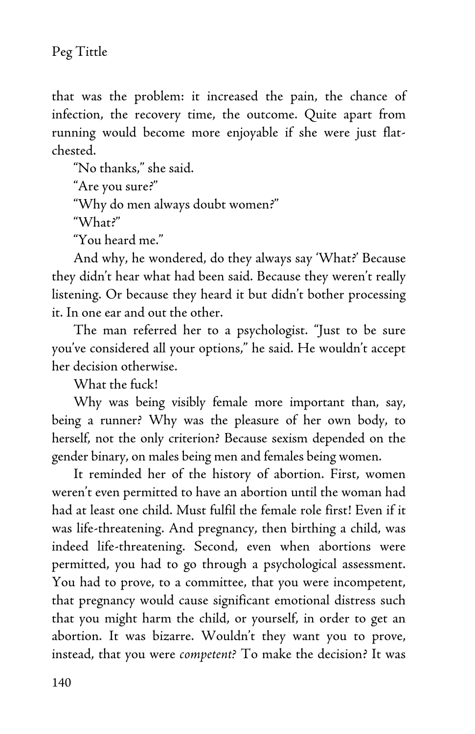that was the problem: it increased the pain, the chance of infection, the recovery time, the outcome. Quite apart from running would become more enjoyable if she were just flat-chested.

"No thanks," she said.

"Are you sure?"

"Why do men always doubt women?"

"What?"

"You heard me."

And why, he wondered, do they always say 'What?' Because they didn't hear what had been said. Because they weren't really listening. Or because they heard it but didn't bother processing it. In one ear and out the other.

The man referred her to a psychologist. "Just to be sure you've considered all your options," he said. He wouldn't accept her decision otherwise.

What the fuck!

Why was being visibly female more important than, say, being a runner? Why was the pleasure of her own body, to herself, not the only criterion? Because sexism depended on the gender binary, on males being men and females being women.

It reminded her of the history of abortion. First, women weren't even permitted to have an abortion until the woman had had at least one child. Must fulfil the female role first! Even if it was life-threatening. And pregnancy, then birthing a child, was indeed life-threatening. Second, even when abortions were permitted, you had to go through a psychological assessment. You had to prove, to a committee, that you were incompetent, that pregnancy would cause significant emotional distress such that you might harm the child, or yourself, in order to get an abortion. It was bizarre. Wouldn't they want you to prove, instead, that you were *competent?* To make the decision? It was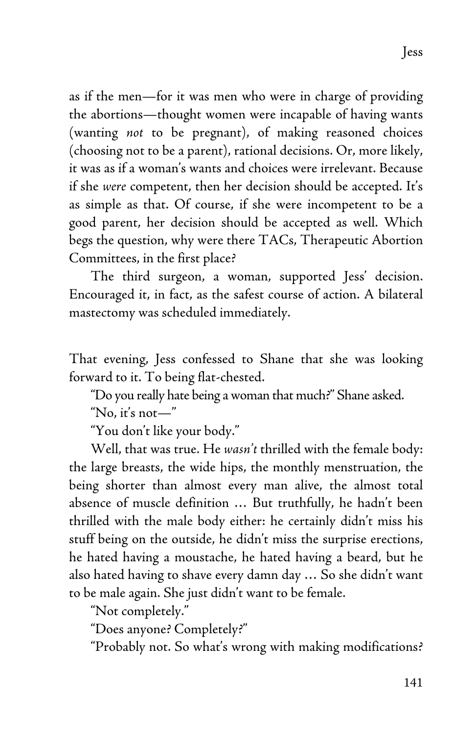as if the men—for it was men who were in charge of providing the abortions—thought women were incapable of having wants (wanting *not* to be pregnant), of making reasoned choices (choosing not to be a parent), rational decisions. Or, more likely, it was as if a woman's wants and choices were irrelevant. Because if she *were* competent, then her decision should be accepted. It's as simple as that. Of course, if she were incompetent to be a good parent, her decision should be accepted as well. Which begs the question, why were there TACs, Therapeutic Abortion Committees, in the first place?

The third surgeon, a woman, supported Jess' decision. Encouraged it, in fact, as the safest course of action. A bilateral mastectomy was scheduled immediately.

That evening, Jess confessed to Shane that she was looking forward to it. To being flat-chested.

"Do you really hate being a woman that much?" Shane asked.

"No, it's not—"

"You don't like your body."

Well, that was true. He *wasn't* thrilled with the female body: the large breasts, the wide hips, the monthly menstruation, the being shorter than almost every man alive, the almost total absence of muscle definition … But truthfully, he hadn't been thrilled with the male body either: he certainly didn't miss his stuff being on the outside, he didn't miss the surprise erections, he hated having a moustache, he hated having a beard, but he also hated having to shave every damn day … So she didn't want to be male again. She just didn't want to be female.

"Not completely."

"Does anyone? Completely?"

"Probably not. So what's wrong with making modifications?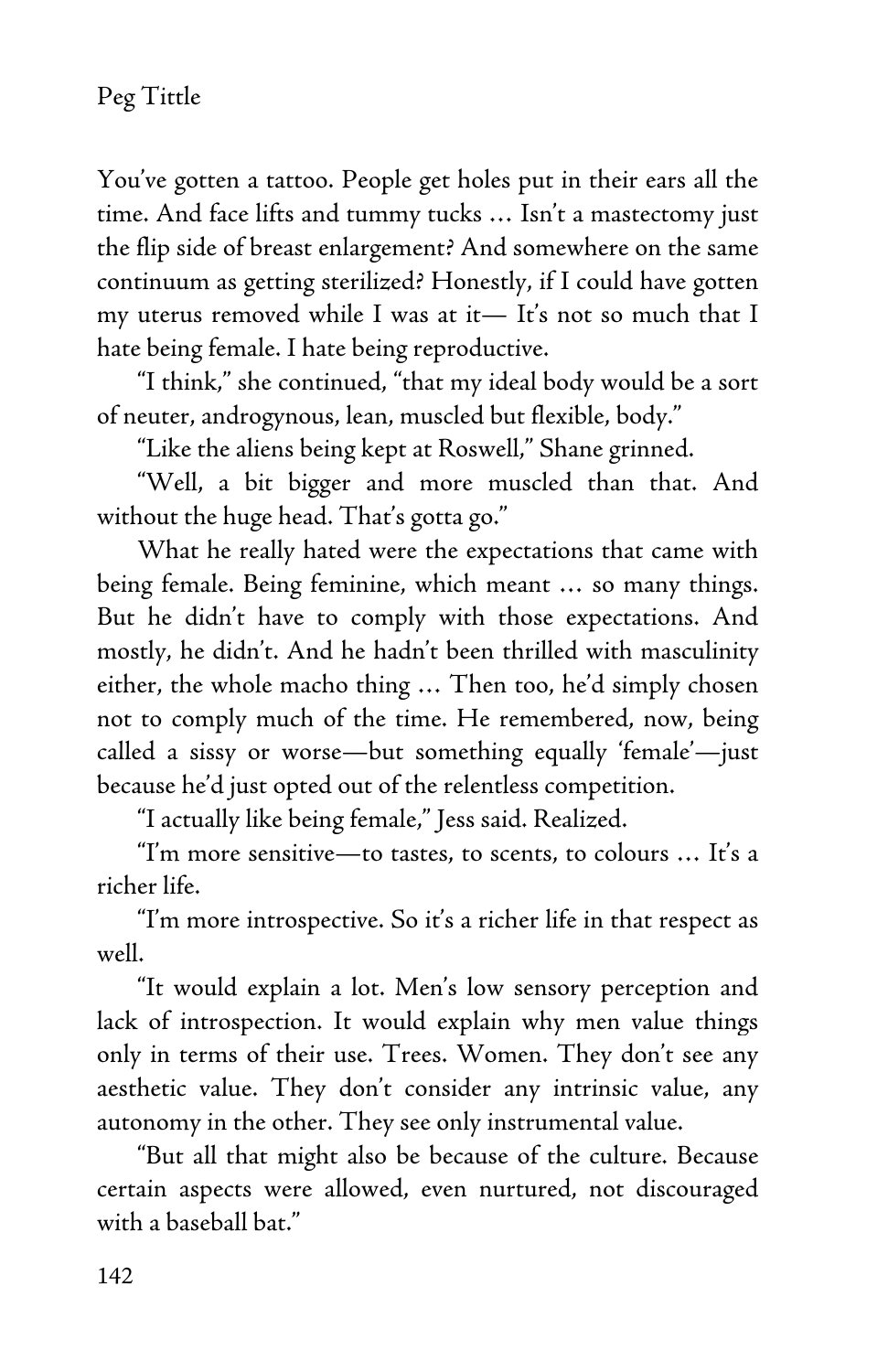You've gotten a tattoo. People get holes put in their ears all the time. And face lifts and tummy tucks … Isn't a mastectomy just the flip side of breast enlargement? And somewhere on the same continuum as getting sterilized? Honestly, if I could have gotten my uterus removed while I was at it— It's not so much that I hate being female. I hate being reproductive.

"I think," she continued, "that my ideal body would be a sort of neuter, androgynous, lean, muscled but flexible, body."

"Like the aliens being kept at Roswell," Shane grinned.

"Well, a bit bigger and more muscled than that. And without the huge head. That's gotta go."

What he really hated were the expectations that came with being female. Being feminine, which meant … so many things. But he didn't have to comply with those expectations. And mostly, he didn't. And he hadn't been thrilled with masculinity either, the whole macho thing … Then too, he'd simply chosen not to comply much of the time. He remembered, now, being called a sissy or worse—but something equally 'female'—just because he'd just opted out of the relentless competition.

"I actually like being female," Jess said. Realized.

"I'm more sensitive—to tastes, to scents, to colours … It's a richer life.

"I'm more introspective. So it's a richer life in that respect as well.

"It would explain a lot. Men's low sensory perception and lack of introspection. It would explain why men value things only in terms of their use. Trees. Women. They don't see any aesthetic value. They don't consider any intrinsic value, any autonomy in the other. They see only instrumental value.

"But all that might also be because of the culture. Because certain aspects were allowed, even nurtured, not discouraged with a baseball bat."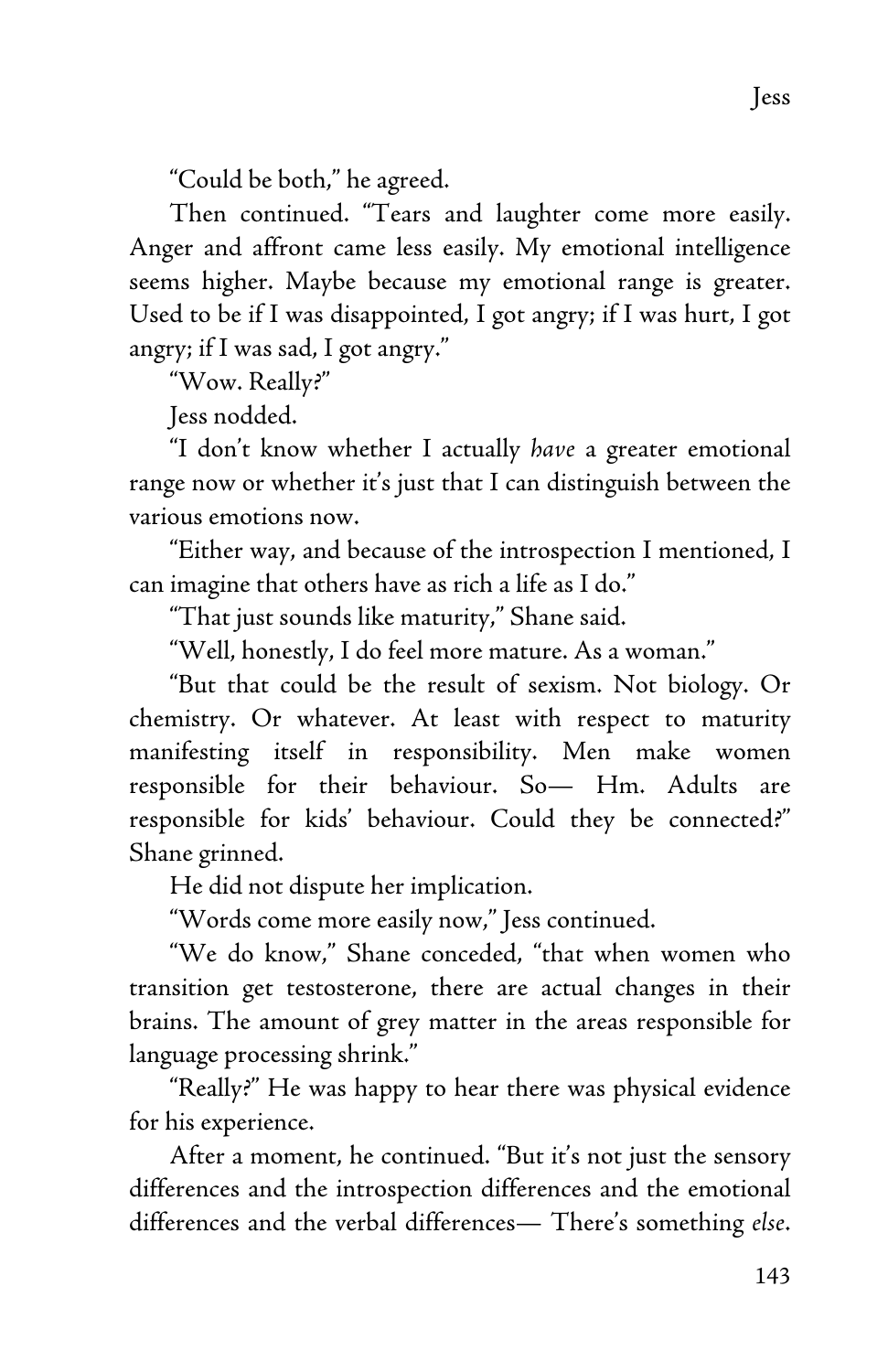"Could be both," he agreed.

Then continued. "Tears and laughter come more easily. Anger and affront came less easily. My emotional intelligence seems higher. Maybe because my emotional range is greater. Used to be if I was disappointed, I got angry; if I was hurt, I got angry; if I was sad, I got angry."

"Wow. Really?"

Jess nodded.

"I don't know whether I actually *have* a greater emotional range now or whether it's just that I can distinguish between the various emotions now.

"Either way, and because of the introspection I mentioned, I can imagine that others have as rich a life as I do."

"That just sounds like maturity," Shane said.

"Well, honestly, I do feel more mature. As a woman."

"But that could be the result of sexism. Not biology. Or chemistry. Or whatever. At least with respect to maturity manifesting itself in responsibility. Men make women responsible for their behaviour. So— Hm. Adults are responsible for kids' behaviour. Could they be connected?" Shane grinned.

He did not dispute her implication.

"Words come more easily now," Jess continued.

"We do know," Shane conceded, "that when women who transition get testosterone, there are actual changes in their brains. The amount of grey matter in the areas responsible for language processing shrink."

"Really?" He was happy to hear there was physical evidence for his experience.

After a moment, he continued. "But it's not just the sensory differences and the introspection differences and the emotional differences and the verbal differences— There's something *else*.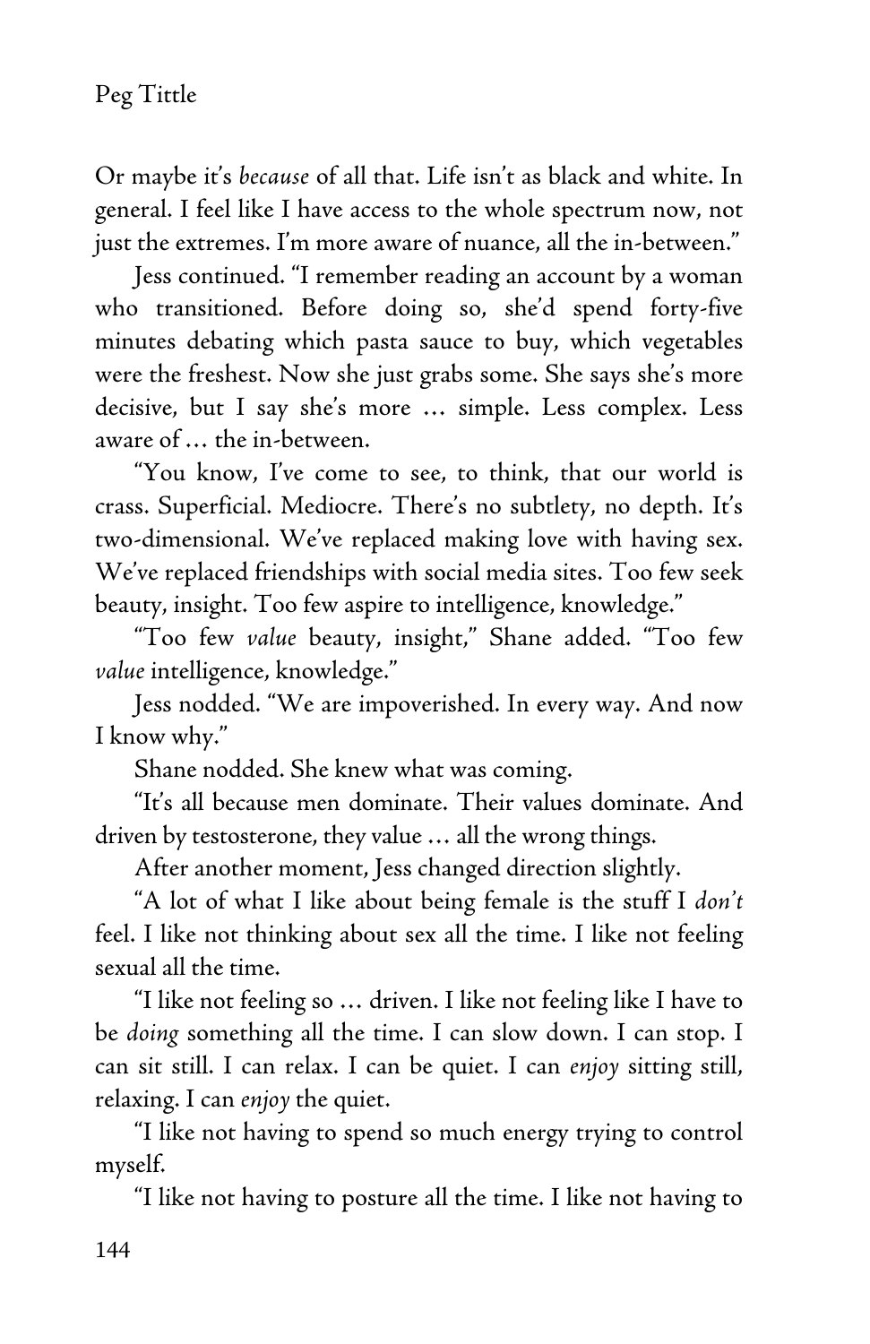Or maybe it's *because* of all that. Life isn't as black and white. In general. I feel like I have access to the whole spectrum now, not just the extremes. I'm more aware of nuance, all the in-between."

Jess continued. "I remember reading an account by a woman who transitioned. Before doing so, she'd spend forty-five minutes debating which pasta sauce to buy, which vegetables were the freshest. Now she just grabs some. She says she's more decisive, but I say she's more … simple. Less complex. Less aware of … the in-between.

"You know, I've come to see, to think, that our world is crass. Superficial. Mediocre. There's no subtlety, no depth. It's two-dimensional. We've replaced making love with having sex. We've replaced friendships with social media sites. Too few seek beauty, insight. Too few aspire to intelligence, knowledge."

"Too few *value* beauty, insight," Shane added. "Too few *value* intelligence, knowledge."

Jess nodded. "We are impoverished. In every way. And now I know why."

Shane nodded. She knew what was coming.

"It's all because men dominate. Their values dominate. And driven by testosterone, they value … all the wrong things.

After another moment, Jess changed direction slightly.

"A lot of what I like about being female is the stuff I *don't* feel. I like not thinking about sex all the time. I like not feeling sexual all the time.

"I like not feeling so … driven. I like not feeling like I have to be *doing* something all the time. I can slow down. I can stop. I can sit still. I can relax. I can be quiet. I can *enjoy* sitting still, relaxing. I can *enjoy* the quiet.

"I like not having to spend so much energy trying to control myself.

"I like not having to posture all the time. I like not having to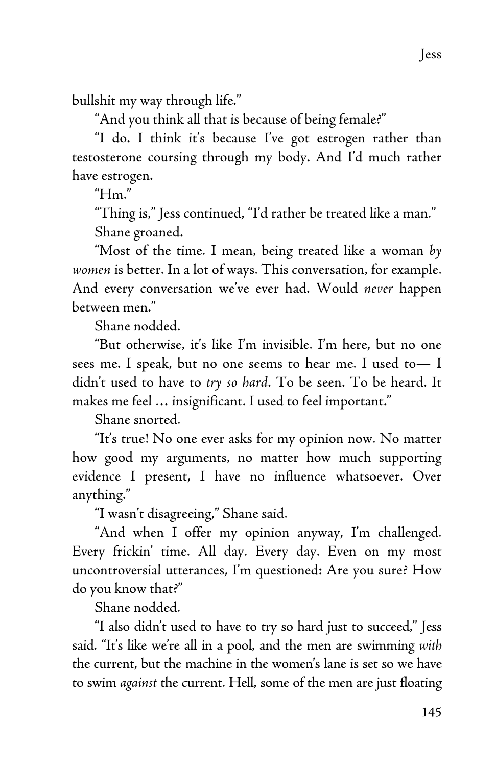bullshit my way through life."

"And you think all that is because of being female?"

"I do. I think it's because I've got estrogen rather than testosterone coursing through my body. And I'd much rather have estrogen.

"Hm."

"Thing is," Jess continued, "I'd rather be treated like a man."

Shane groaned.

"Most of the time. I mean, being treated like a woman *by women* is better. In a lot of ways. This conversation, for example. And every conversation we've ever had. Would *never* happen between men."

Shane nodded.

"But otherwise, it's like I'm invisible. I'm here, but no one sees me. I speak, but no one seems to hear me. I used to— I didn't used to have to *try so hard*. To be seen. To be heard. It makes me feel … insignificant. I used to feel important."

Shane snorted.

"It's true! No one ever asks for my opinion now. No matter how good my arguments, no matter how much supporting evidence I present, I have no influence whatsoever. Over anything."

"I wasn't disagreeing," Shane said.

"And when I offer my opinion anyway, I'm challenged. Every frickin' time. All day. Every day. Even on my most uncontroversial utterances, I'm questioned: Are you sure? How do you know that?"

Shane nodded.

"I also didn't used to have to try so hard just to succeed," Jess said. "It's like we're all in a pool, and the men are swimming *with* the current, but the machine in the women's lane is set so we have to swim *against* the current. Hell, some of the men are just floating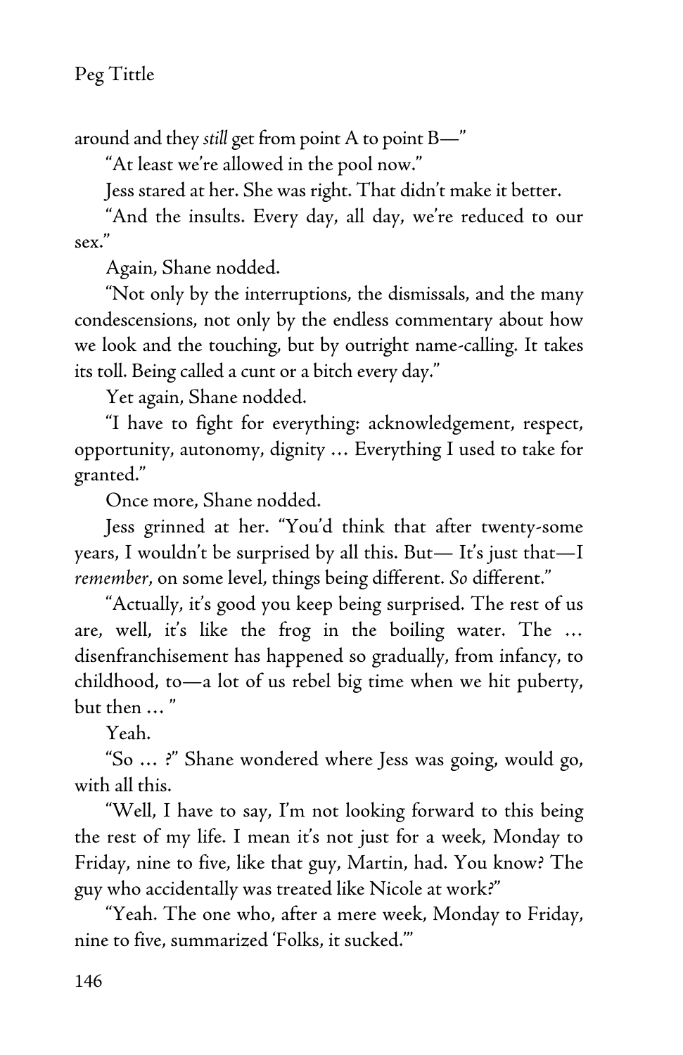around and they *still* get from point A to point B—"

"At least we're allowed in the pool now."

Jess stared at her. She was right. That didn't make it better.

"And the insults. Every day, all day, we're reduced to our sex."

Again, Shane nodded.

"Not only by the interruptions, the dismissals, and the many condescensions, not only by the endless commentary about how we look and the touching, but by outright name-calling. It takes its toll. Being called a cunt or a bitch every day."

Yet again, Shane nodded.

"I have to fight for everything: acknowledgement, respect, opportunity, autonomy, dignity … Everything I used to take for granted."

Once more, Shane nodded.

Jess grinned at her. "You'd think that after twenty-some years, I wouldn't be surprised by all this. But— It's just that—I *remember*, on some level, things being different. *So* different."

"Actually, it's good you keep being surprised. The rest of us are, well, it's like the frog in the boiling water. The … disenfranchisement has happened so gradually, from infancy, to childhood, to—a lot of us rebel big time when we hit puberty, but then … "

Yeah.

"So … ?" Shane wondered where Jess was going, would go, with all this.

"Well, I have to say, I'm not looking forward to this being the rest of my life. I mean it's not just for a week, Monday to Friday, nine to five, like that guy, Martin, had. You know? The guy who accidentally was treated like Nicole at work?"

"Yeah. The one who, after a mere week, Monday to Friday, nine to five, summarized 'Folks, it sucked.'"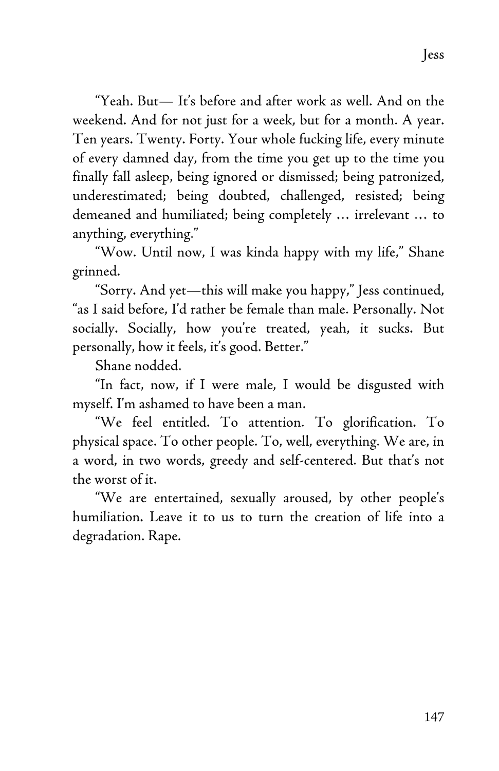"Yeah. But— It's before and after work as well. And on the weekend. And for not just for a week, but for a month. A year. Ten years. Twenty. Forty. Your whole fucking life, every minute of every damned day, from the time you get up to the time you finally fall asleep, being ignored or dismissed; being patronized, underestimated; being doubted, challenged, resisted; being demeaned and humiliated; being completely … irrelevant … to anything, everything."

"Wow. Until now, I was kinda happy with my life," Shane grinned.

"Sorry. And yet—this will make you happy," Jess continued, "as I said before, I'd rather be female than male. Personally. Not socially. Socially, how you're treated, yeah, it sucks. But personally, how it feels, it's good. Better."

Shane nodded.

"In fact, now, if I were male, I would be disgusted with myself. I'm ashamed to have been a man.

"We feel entitled. To attention. To glorification. To physical space. To other people. To, well, everything. We are, in a word, in two words, greedy and self-centered. But that's not the worst of it.

"We are entertained, sexually aroused, by other people's humiliation. Leave it to us to turn the creation of life into a degradation. Rape.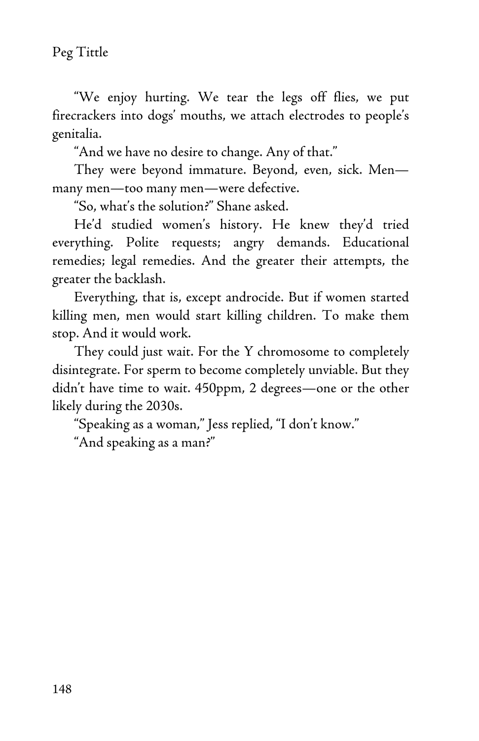"We enjoy hurting. We tear the legs off flies, we put firecrackers into dogs' mouths, we attach electrodes to people's genitalia.

"And we have no desire to change. Any of that."

They were beyond immature. Beyond, even, sick. Men—many men—too many men—were defective.

"So, what's the solution?" Shane asked.

He'd studied women's history. He knew they'd tried everything. Polite requests; angry demands. Educational remedies; legal remedies. And the greater their attempts, the greater the backlash.

Everything, that is, except androcide. But if women started killing men, men would start killing children. To make them stop. And it would work.

They could just wait. For the Y chromosome to completely disintegrate. For sperm to become completely unviable. But they didn't have time to wait. 450ppm, 2 degrees—one or the other likely during the 2030s.

"Speaking as a woman," Jess replied, "I don't know."

"And speaking as a man?"